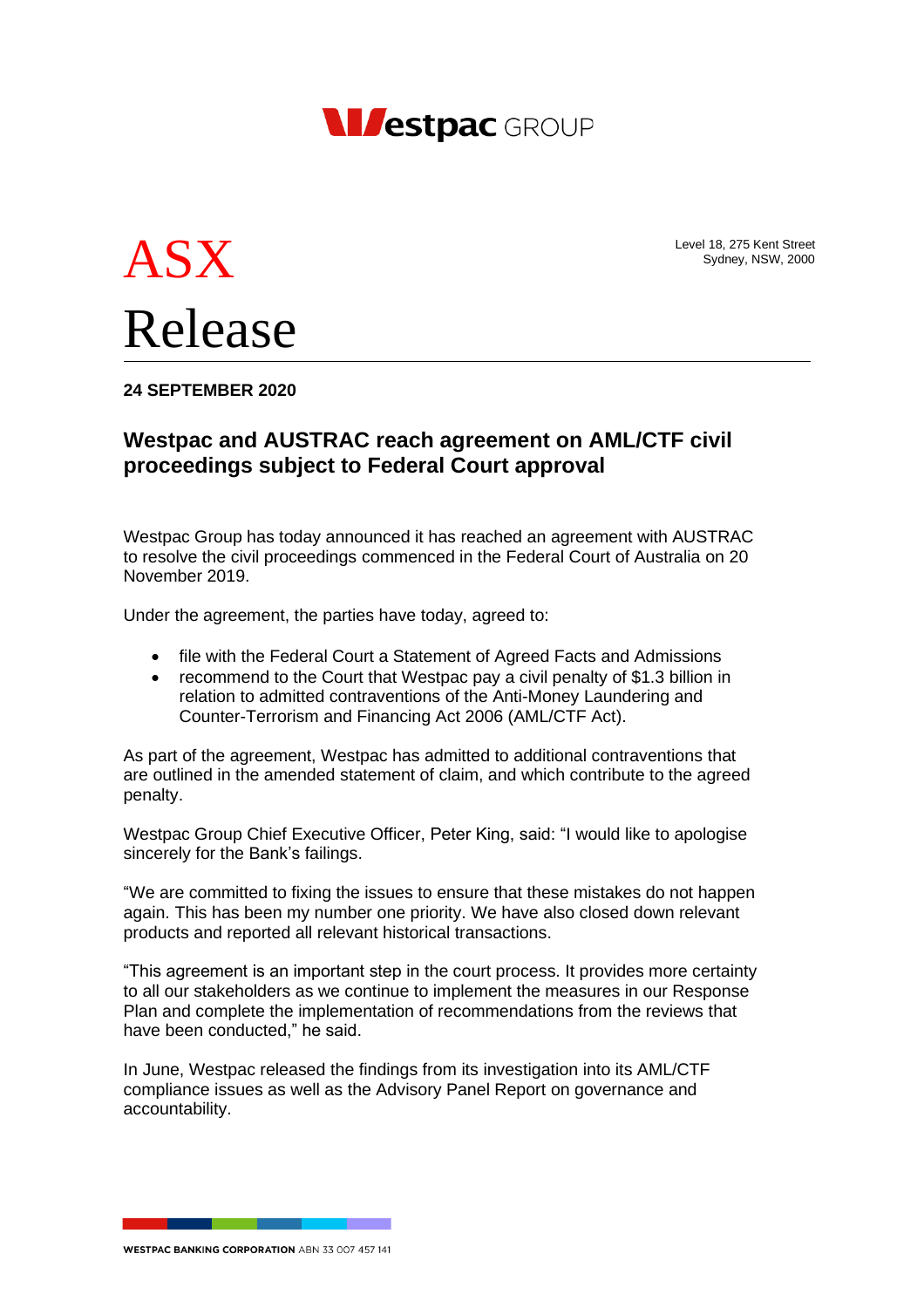Westpac GROUP

# ASX Release

Level 18, 275 Kent Street
Sydney, NSW, 2000

**24 SEPTEMBER 2020**

## Westpac and AUSTRAC reach agreement on AML/CTF civil proceedings subject to Federal Court approval

Westpac Group has today announced it has reached an agreement with AUSTRAC to resolve the civil proceedings commenced in the Federal Court of Australia on 20 November 2019.

Under the agreement, the parties have today, agreed to:

- file with the Federal Court a Statement of Agreed Facts and Admissions
- recommend to the Court that Westpac pay a civil penalty of $1.3 billion in relation to admitted contraventions of the Anti-Money Laundering and Counter-Terrorism and Financing Act 2006 (AML/CTF Act).

As part of the agreement, Westpac has admitted to additional contraventions that are outlined in the amended statement of claim, and which contribute to the agreed penalty.

Westpac Group Chief Executive Officer, Peter King, said: "I would like to apologise sincerely for the Bank's failings.

"We are committed to fixing the issues to ensure that these mistakes do not happen again. This has been my number one priority. We have also closed down relevant products and reported all relevant historical transactions.

"This agreement is an important step in the court process. It provides more certainty to all our stakeholders as we continue to implement the measures in our Response Plan and complete the implementation of recommendations from the reviews that have been conducted," he said.

In June, Westpac released the findings from its investigation into its AML/CTF compliance issues as well as the Advisory Panel Report on governance and accountability.

**WESTPAC BANKING CORPORATION** ABN 33 007 457 141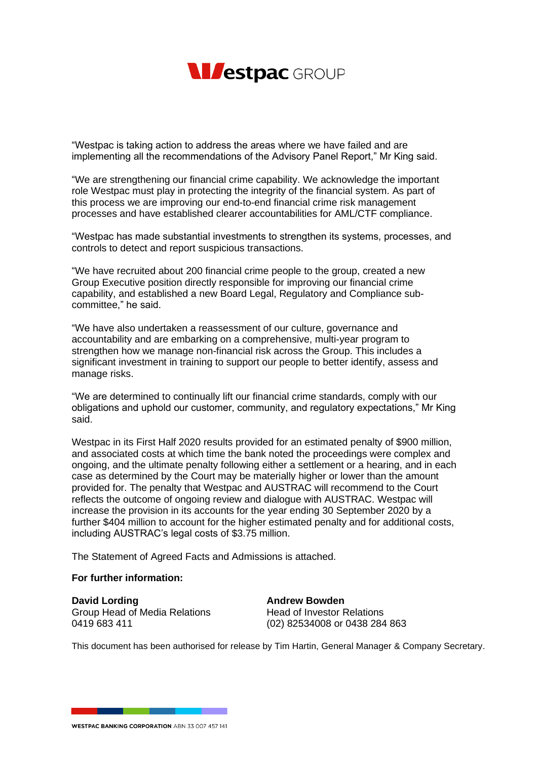"Westpac is taking action to address the areas where we have failed and are implementing all the recommendations of the Advisory Panel Report," Mr King said.

"We are strengthening our financial crime capability. We acknowledge the important role Westpac must play in protecting the integrity of the financial system. As part of this process we are improving our end-to-end financial crime risk management processes and have established clearer accountabilities for AML/CTF compliance.

"Westpac has made substantial investments to strengthen its systems, processes, and controls to detect and report suspicious transactions.

"We have recruited about 200 financial crime people to the group, created a new Group Executive position directly responsible for improving our financial crime capability, and established a new Board Legal, Regulatory and Compliance sub-committee," he said.

"We have also undertaken a reassessment of our culture, governance and accountability and are embarking on a comprehensive, multi-year program to strengthen how we manage non-financial risk across the Group. This includes a significant investment in training to support our people to better identify, assess and manage risks.

"We are determined to continually lift our financial crime standards, comply with our obligations and uphold our customer, community, and regulatory expectations," Mr King said.

Westpac in its First Half 2020 results provided for an estimated penalty of $900 million, and associated costs at which time the bank noted the proceedings were complex and ongoing, and the ultimate penalty following either a settlement or a hearing, and in each case as determined by the Court may be materially higher or lower than the amount provided for. The penalty that Westpac and AUSTRAC will recommend to the Court reflects the outcome of ongoing review and dialogue with AUSTRAC. Westpac will increase the provision in its accounts for the year ending 30 September 2020 by a further $404 million to account for the higher estimated penalty and for additional costs, including AUSTRAC's legal costs of $3.75 million.

The Statement of Agreed Facts and Admissions is attached.

**For further information:**

**David Lording**
Group Head of Media Relations
0419 683 411

**Andrew Bowden**
Head of Investor Relations
(02) 82534008 or 0438 284 863

This document has been authorised for release by Tim Hartin, General Manager & Company Secretary.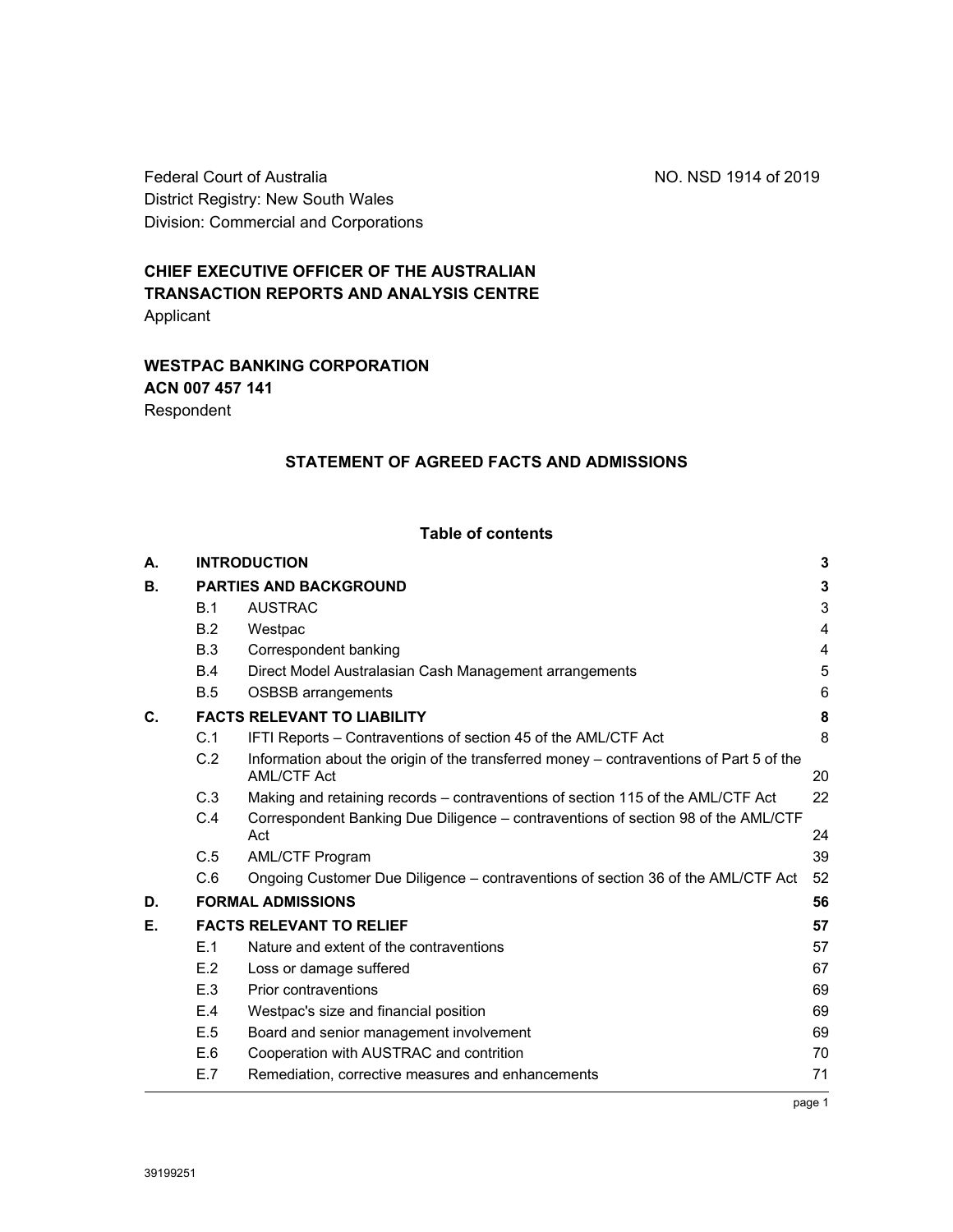Federal Court of Australia
District Registry: New South Wales
Division: Commercial and Corporations

NO. NSD 1914 of 2019

**CHIEF EXECUTIVE OFFICER OF THE AUSTRALIAN TRANSACTION REPORTS AND ANALYSIS CENTRE**
Applicant

**WESTPAC BANKING CORPORATION**
**ACN 007 457 141**
Respondent

## STATEMENT OF AGREED FACTS AND ADMISSIONS

### Table of contents

| | | | |
|---|---|---|---|
| **A.** | **INTRODUCTION** | | **3** |
| **B.** | **PARTIES AND BACKGROUND** | | **3** |
| | B.1 | AUSTRAC | 3 |
| | B.2 | Westpac | 4 |
| | B.3 | Correspondent banking | 4 |
| | B.4 | Direct Model Australasian Cash Management arrangements | 5 |
| | B.5 | OSBSB arrangements | 6 |
| **C.** | **FACTS RELEVANT TO LIABILITY** | | **8** |
| | C.1 | IFTI Reports – Contraventions of section 45 of the AML/CTF Act | 8 |
| | C.2 | Information about the origin of the transferred money – contraventions of Part 5 of the AML/CTF Act | 20 |
| | C.3 | Making and retaining records – contraventions of section 115 of the AML/CTF Act | 22 |
| | C.4 | Correspondent Banking Due Diligence – contraventions of section 98 of the AML/CTF Act | 24 |
| | C.5 | AML/CTF Program | 39 |
| | C.6 | Ongoing Customer Due Diligence – contraventions of section 36 of the AML/CTF Act | 52 |
| **D.** | **FORMAL ADMISSIONS** | | **56** |
| **E.** | **FACTS RELEVANT TO RELIEF** | | **57** |
| | E.1 | Nature and extent of the contraventions | 57 |
| | E.2 | Loss or damage suffered | 67 |
| | E.3 | Prior contraventions | 69 |
| | E.4 | Westpac's size and financial position | 69 |
| | E.5 | Board and senior management involvement | 69 |
| | E.6 | Cooperation with AUSTRAC and contrition | 70 |
| | E.7 | Remediation, corrective measures and enhancements | 71 |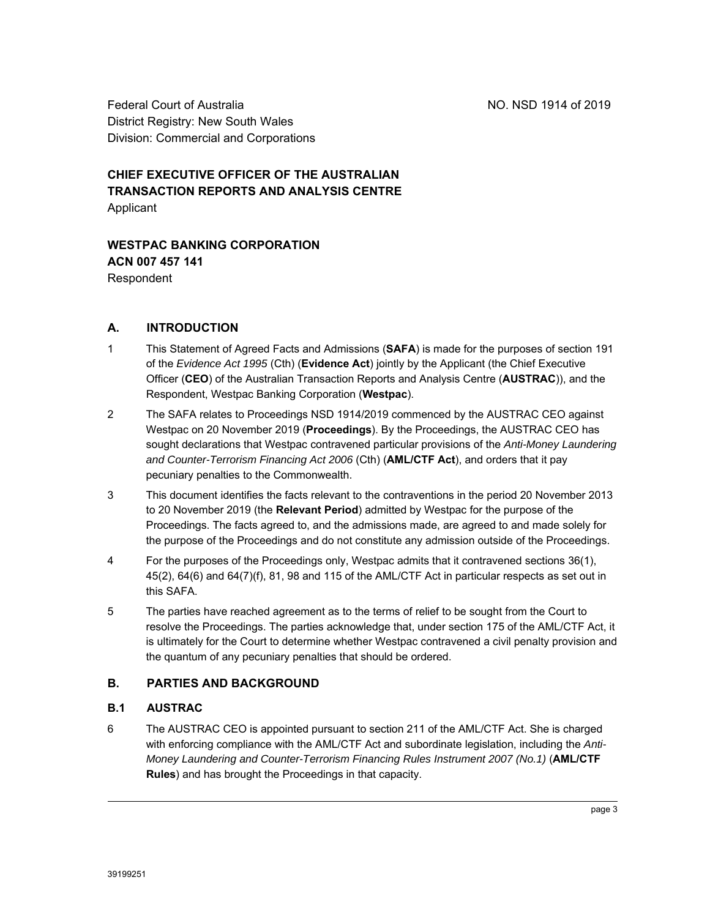Federal Court of Australia
District Registry: New South Wales
Division: Commercial and Corporations

NO. NSD 1914 of 2019

**CHIEF EXECUTIVE OFFICER OF THE AUSTRALIAN TRANSACTION REPORTS AND ANALYSIS CENTRE**
Applicant

**WESTPAC BANKING CORPORATION**
**ACN 007 457 141**
Respondent

## A. INTRODUCTION

1 This Statement of Agreed Facts and Admissions (**SAFA**) is made for the purposes of section 191 of the *Evidence Act 1995* (Cth) (**Evidence Act**) jointly by the Applicant (the Chief Executive Officer (**CEO**) of the Australian Transaction Reports and Analysis Centre (**AUSTRAC**)), and the Respondent, Westpac Banking Corporation (**Westpac**).

2 The SAFA relates to Proceedings NSD 1914/2019 commenced by the AUSTRAC CEO against Westpac on 20 November 2019 (**Proceedings**). By the Proceedings, the AUSTRAC CEO has sought declarations that Westpac contravened particular provisions of the *Anti-Money Laundering and Counter-Terrorism Financing Act 2006* (Cth) (**AML/CTF Act**), and orders that it pay pecuniary penalties to the Commonwealth.

3 This document identifies the facts relevant to the contraventions in the period 20 November 2013 to 20 November 2019 (the **Relevant Period**) admitted by Westpac for the purpose of the Proceedings. The facts agreed to, and the admissions made, are agreed to and made solely for the purpose of the Proceedings and do not constitute any admission outside of the Proceedings.

4 For the purposes of the Proceedings only, Westpac admits that it contravened sections 36(1), 45(2), 64(6) and 64(7)(f), 81, 98 and 115 of the AML/CTF Act in particular respects as set out in this SAFA.

5 The parties have reached agreement as to the terms of relief to be sought from the Court to resolve the Proceedings. The parties acknowledge that, under section 175 of the AML/CTF Act, it is ultimately for the Court to determine whether Westpac contravened a civil penalty provision and the quantum of any pecuniary penalties that should be ordered.

## B. PARTIES AND BACKGROUND

### B.1 AUSTRAC

6 The AUSTRAC CEO is appointed pursuant to section 211 of the AML/CTF Act. She is charged with enforcing compliance with the AML/CTF Act and subordinate legislation, including the *Anti-Money Laundering and Counter-Terrorism Financing Rules Instrument 2007 (No.1)* (**AML/CTF Rules**) and has brought the Proceedings in that capacity.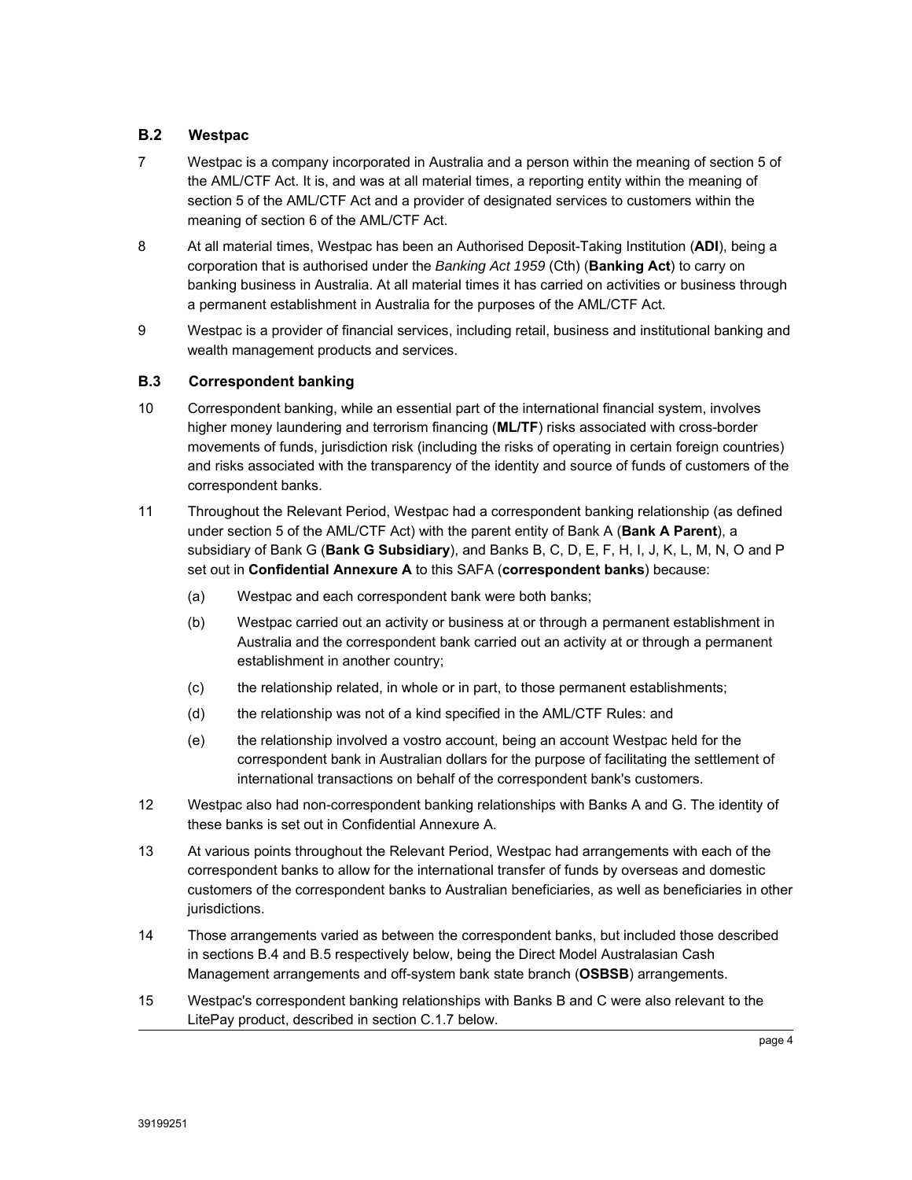### B.2 Westpac

7 Westpac is a company incorporated in Australia and a person within the meaning of section 5 of the AML/CTF Act. It is, and was at all material times, a reporting entity within the meaning of section 5 of the AML/CTF Act and a provider of designated services to customers within the meaning of section 6 of the AML/CTF Act.

8 At all material times, Westpac has been an Authorised Deposit-Taking Institution (**ADI**), being a corporation that is authorised under the *Banking Act 1959* (Cth) (**Banking Act**) to carry on banking business in Australia. At all material times it has carried on activities or business through a permanent establishment in Australia for the purposes of the AML/CTF Act.

9 Westpac is a provider of financial services, including retail, business and institutional banking and wealth management products and services.

### B.3 Correspondent banking

10 Correspondent banking, while an essential part of the international financial system, involves higher money laundering and terrorism financing (**ML/TF**) risks associated with cross-border movements of funds, jurisdiction risk (including the risks of operating in certain foreign countries) and risks associated with the transparency of the identity and source of funds of customers of the correspondent banks.

11 Throughout the Relevant Period, Westpac had a correspondent banking relationship (as defined under section 5 of the AML/CTF Act) with the parent entity of Bank A (**Bank A Parent**), a subsidiary of Bank G (**Bank G Subsidiary**), and Banks B, C, D, E, F, H, I, J, K, L, M, N, O and P set out in **Confidential Annexure A** to this SAFA (**correspondent banks**) because:

(a) Westpac and each correspondent bank were both banks;

(b) Westpac carried out an activity or business at or through a permanent establishment in Australia and the correspondent bank carried out an activity at or through a permanent establishment in another country;

(c) the relationship related, in whole or in part, to those permanent establishments;

(d) the relationship was not of a kind specified in the AML/CTF Rules: and

(e) the relationship involved a vostro account, being an account Westpac held for the correspondent bank in Australian dollars for the purpose of facilitating the settlement of international transactions on behalf of the correspondent bank's customers.

12 Westpac also had non-correspondent banking relationships with Banks A and G. The identity of these banks is set out in Confidential Annexure A.

13 At various points throughout the Relevant Period, Westpac had arrangements with each of the correspondent banks to allow for the international transfer of funds by overseas and domestic customers of the correspondent banks to Australian beneficiaries, as well as beneficiaries in other jurisdictions.

14 Those arrangements varied as between the correspondent banks, but included those described in sections B.4 and B.5 respectively below, being the Direct Model Australasian Cash Management arrangements and off-system bank state branch (**OSBSB**) arrangements.

15 Westpac's correspondent banking relationships with Banks B and C were also relevant to the LitePay product, described in section C.1.7 below.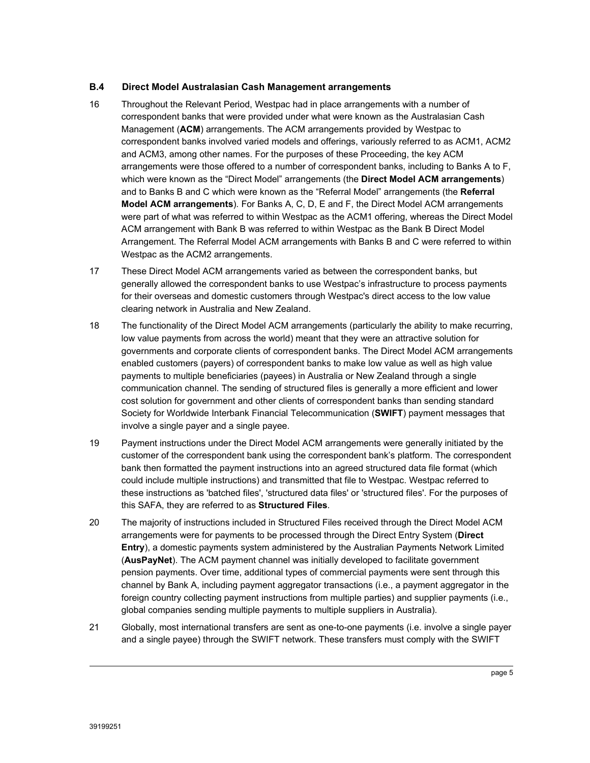### B.4 Direct Model Australasian Cash Management arrangements

16 Throughout the Relevant Period, Westpac had in place arrangements with a number of correspondent banks that were provided under what were known as the Australasian Cash Management (**ACM**) arrangements. The ACM arrangements provided by Westpac to correspondent banks involved varied models and offerings, variously referred to as ACM1, ACM2 and ACM3, among other names. For the purposes of these Proceeding, the key ACM arrangements were those offered to a number of correspondent banks, including to Banks A to F, which were known as the "Direct Model" arrangements (the **Direct Model ACM arrangements**) and to Banks B and C which were known as the "Referral Model" arrangements (the **Referral Model ACM arrangements**). For Banks A, C, D, E and F, the Direct Model ACM arrangements were part of what was referred to within Westpac as the ACM1 offering, whereas the Direct Model ACM arrangement with Bank B was referred to within Westpac as the Bank B Direct Model Arrangement. The Referral Model ACM arrangements with Banks B and C were referred to within Westpac as the ACM2 arrangements.

17 These Direct Model ACM arrangements varied as between the correspondent banks, but generally allowed the correspondent banks to use Westpac's infrastructure to process payments for their overseas and domestic customers through Westpac's direct access to the low value clearing network in Australia and New Zealand.

18 The functionality of the Direct Model ACM arrangements (particularly the ability to make recurring, low value payments from across the world) meant that they were an attractive solution for governments and corporate clients of correspondent banks. The Direct Model ACM arrangements enabled customers (payers) of correspondent banks to make low value as well as high value payments to multiple beneficiaries (payees) in Australia or New Zealand through a single communication channel. The sending of structured files is generally a more efficient and lower cost solution for government and other clients of correspondent banks than sending standard Society for Worldwide Interbank Financial Telecommunication (**SWIFT**) payment messages that involve a single payer and a single payee.

19 Payment instructions under the Direct Model ACM arrangements were generally initiated by the customer of the correspondent bank using the correspondent bank's platform. The correspondent bank then formatted the payment instructions into an agreed structured data file format (which could include multiple instructions) and transmitted that file to Westpac. Westpac referred to these instructions as 'batched files', 'structured data files' or 'structured files'. For the purposes of this SAFA, they are referred to as **Structured Files**.

20 The majority of instructions included in Structured Files received through the Direct Model ACM arrangements were for payments to be processed through the Direct Entry System (**Direct Entry**), a domestic payments system administered by the Australian Payments Network Limited (**AusPayNet**). The ACM payment channel was initially developed to facilitate government pension payments. Over time, additional types of commercial payments were sent through this channel by Bank A, including payment aggregator transactions (i.e., a payment aggregator in the foreign country collecting payment instructions from multiple parties) and supplier payments (i.e., global companies sending multiple payments to multiple suppliers in Australia).

21 Globally, most international transfers are sent as one-to-one payments (i.e. involve a single payer and a single payee) through the SWIFT network. These transfers must comply with the SWIFT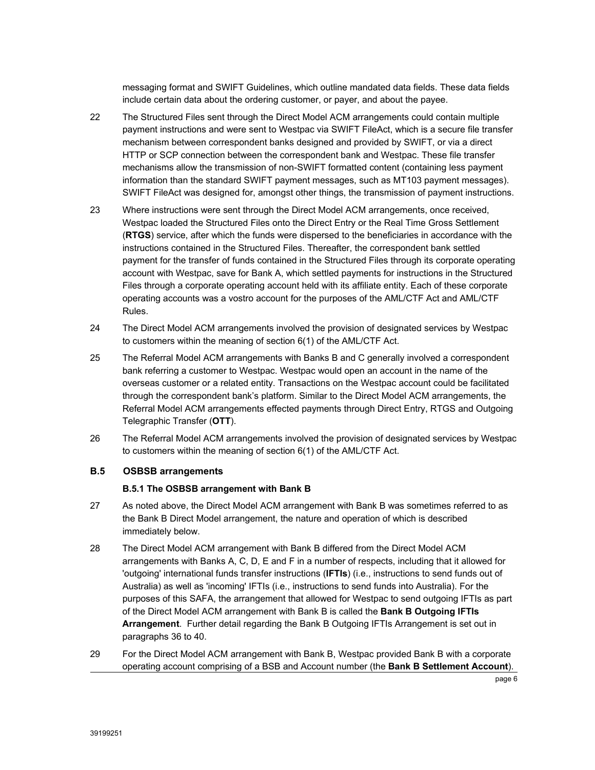messaging format and SWIFT Guidelines, which outline mandated data fields. These data fields include certain data about the ordering customer, or payer, and about the payee.

22 The Structured Files sent through the Direct Model ACM arrangements could contain multiple payment instructions and were sent to Westpac via SWIFT FileAct, which is a secure file transfer mechanism between correspondent banks designed and provided by SWIFT, or via a direct HTTP or SCP connection between the correspondent bank and Westpac. These file transfer mechanisms allow the transmission of non-SWIFT formatted content (containing less payment information than the standard SWIFT payment messages, such as MT103 payment messages). SWIFT FileAct was designed for, amongst other things, the transmission of payment instructions.

23 Where instructions were sent through the Direct Model ACM arrangements, once received, Westpac loaded the Structured Files onto the Direct Entry or the Real Time Gross Settlement (**RTGS**) service, after which the funds were dispersed to the beneficiaries in accordance with the instructions contained in the Structured Files. Thereafter, the correspondent bank settled payment for the transfer of funds contained in the Structured Files through its corporate operating account with Westpac, save for Bank A, which settled payments for instructions in the Structured Files through a corporate operating account held with its affiliate entity. Each of these corporate operating accounts was a vostro account for the purposes of the AML/CTF Act and AML/CTF Rules.

24 The Direct Model ACM arrangements involved the provision of designated services by Westpac to customers within the meaning of section 6(1) of the AML/CTF Act.

25 The Referral Model ACM arrangements with Banks B and C generally involved a correspondent bank referring a customer to Westpac. Westpac would open an account in the name of the overseas customer or a related entity. Transactions on the Westpac account could be facilitated through the correspondent bank's platform. Similar to the Direct Model ACM arrangements, the Referral Model ACM arrangements effected payments through Direct Entry, RTGS and Outgoing Telegraphic Transfer (**OTT**).

26 The Referral Model ACM arrangements involved the provision of designated services by Westpac to customers within the meaning of section 6(1) of the AML/CTF Act.

### B.5 OSBSB arrangements

#### B.5.1 The OSBSB arrangement with Bank B

27 As noted above, the Direct Model ACM arrangement with Bank B was sometimes referred to as the Bank B Direct Model arrangement, the nature and operation of which is described immediately below.

28 The Direct Model ACM arrangement with Bank B differed from the Direct Model ACM arrangements with Banks A, C, D, E and F in a number of respects, including that it allowed for 'outgoing' international funds transfer instructions (**IFTIs**) (i.e., instructions to send funds out of Australia) as well as 'incoming' IFTIs (i.e., instructions to send funds into Australia). For the purposes of this SAFA, the arrangement that allowed for Westpac to send outgoing IFTIs as part of the Direct Model ACM arrangement with Bank B is called the **Bank B Outgoing IFTIs Arrangement**. Further detail regarding the Bank B Outgoing IFTIs Arrangement is set out in paragraphs 36 to 40.

29 For the Direct Model ACM arrangement with Bank B, Westpac provided Bank B with a corporate operating account comprising of a BSB and Account number (the **Bank B Settlement Account**).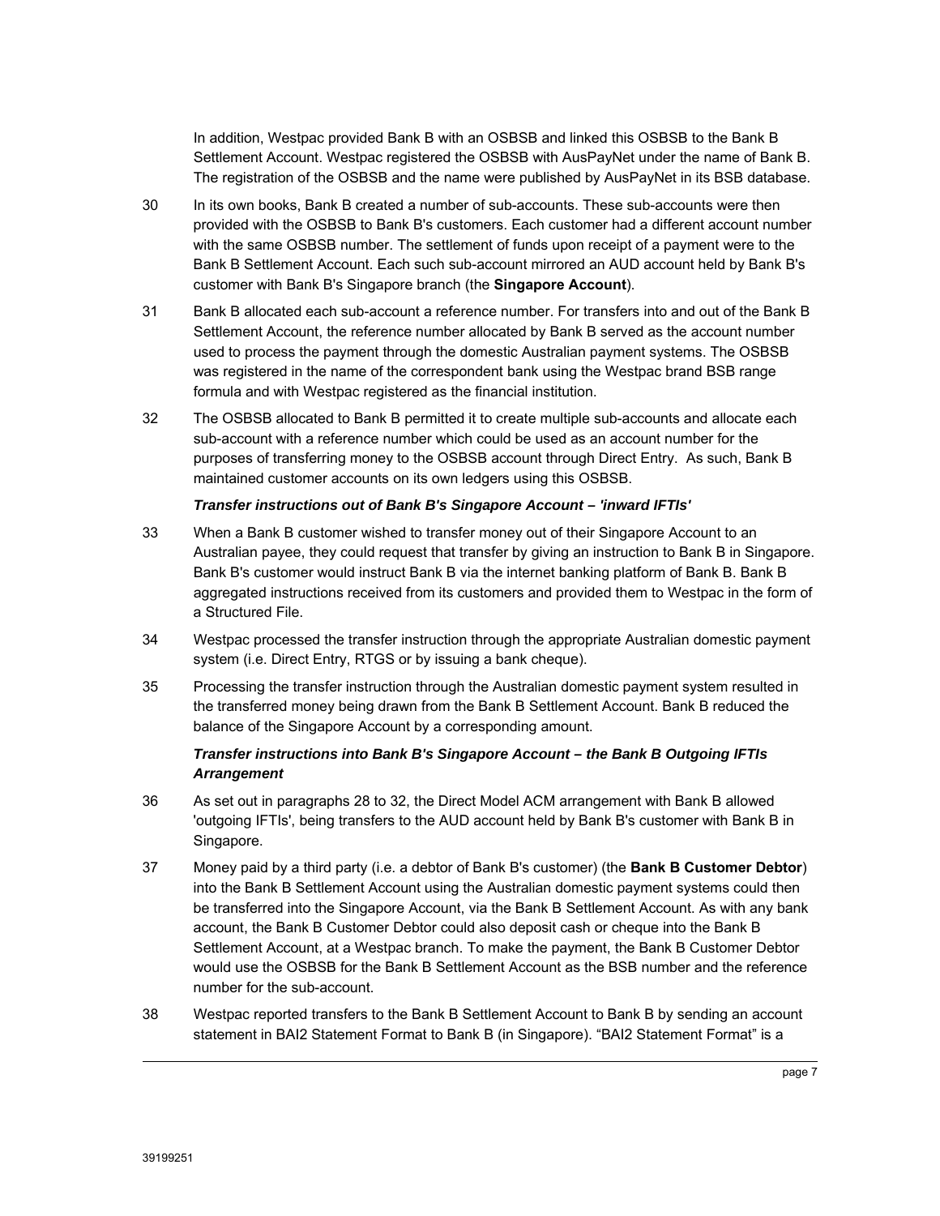In addition, Westpac provided Bank B with an OSBSB and linked this OSBSB to the Bank B Settlement Account. Westpac registered the OSBSB with AusPayNet under the name of Bank B. The registration of the OSBSB and the name were published by AusPayNet in its BSB database.

30 In its own books, Bank B created a number of sub-accounts. These sub-accounts were then provided with the OSBSB to Bank B's customers. Each customer had a different account number with the same OSBSB number. The settlement of funds upon receipt of a payment were to the Bank B Settlement Account. Each such sub-account mirrored an AUD account held by Bank B's customer with Bank B's Singapore branch (the **Singapore Account**).

31 Bank B allocated each sub-account a reference number. For transfers into and out of the Bank B Settlement Account, the reference number allocated by Bank B served as the account number used to process the payment through the domestic Australian payment systems. The OSBSB was registered in the name of the correspondent bank using the Westpac brand BSB range formula and with Westpac registered as the financial institution.

32 The OSBSB allocated to Bank B permitted it to create multiple sub-accounts and allocate each sub-account with a reference number which could be used as an account number for the purposes of transferring money to the OSBSB account through Direct Entry. As such, Bank B maintained customer accounts on its own ledgers using this OSBSB.

***Transfer instructions out of Bank B's Singapore Account – 'inward IFTIs'***

33 When a Bank B customer wished to transfer money out of their Singapore Account to an Australian payee, they could request that transfer by giving an instruction to Bank B in Singapore. Bank B's customer would instruct Bank B via the internet banking platform of Bank B. Bank B aggregated instructions received from its customers and provided them to Westpac in the form of a Structured File.

34 Westpac processed the transfer instruction through the appropriate Australian domestic payment system (i.e. Direct Entry, RTGS or by issuing a bank cheque).

35 Processing the transfer instruction through the Australian domestic payment system resulted in the transferred money being drawn from the Bank B Settlement Account. Bank B reduced the balance of the Singapore Account by a corresponding amount.

***Transfer instructions into Bank B's Singapore Account – the Bank B Outgoing IFTIs Arrangement***

36 As set out in paragraphs 28 to 32, the Direct Model ACM arrangement with Bank B allowed 'outgoing IFTIs', being transfers to the AUD account held by Bank B's customer with Bank B in Singapore.

37 Money paid by a third party (i.e. a debtor of Bank B's customer) (the **Bank B Customer Debtor**) into the Bank B Settlement Account using the Australian domestic payment systems could then be transferred into the Singapore Account, via the Bank B Settlement Account. As with any bank account, the Bank B Customer Debtor could also deposit cash or cheque into the Bank B Settlement Account, at a Westpac branch. To make the payment, the Bank B Customer Debtor would use the OSBSB for the Bank B Settlement Account as the BSB number and the reference number for the sub-account.

38 Westpac reported transfers to the Bank B Settlement Account to Bank B by sending an account statement in BAI2 Statement Format to Bank B (in Singapore). “BAI2 Statement Format” is a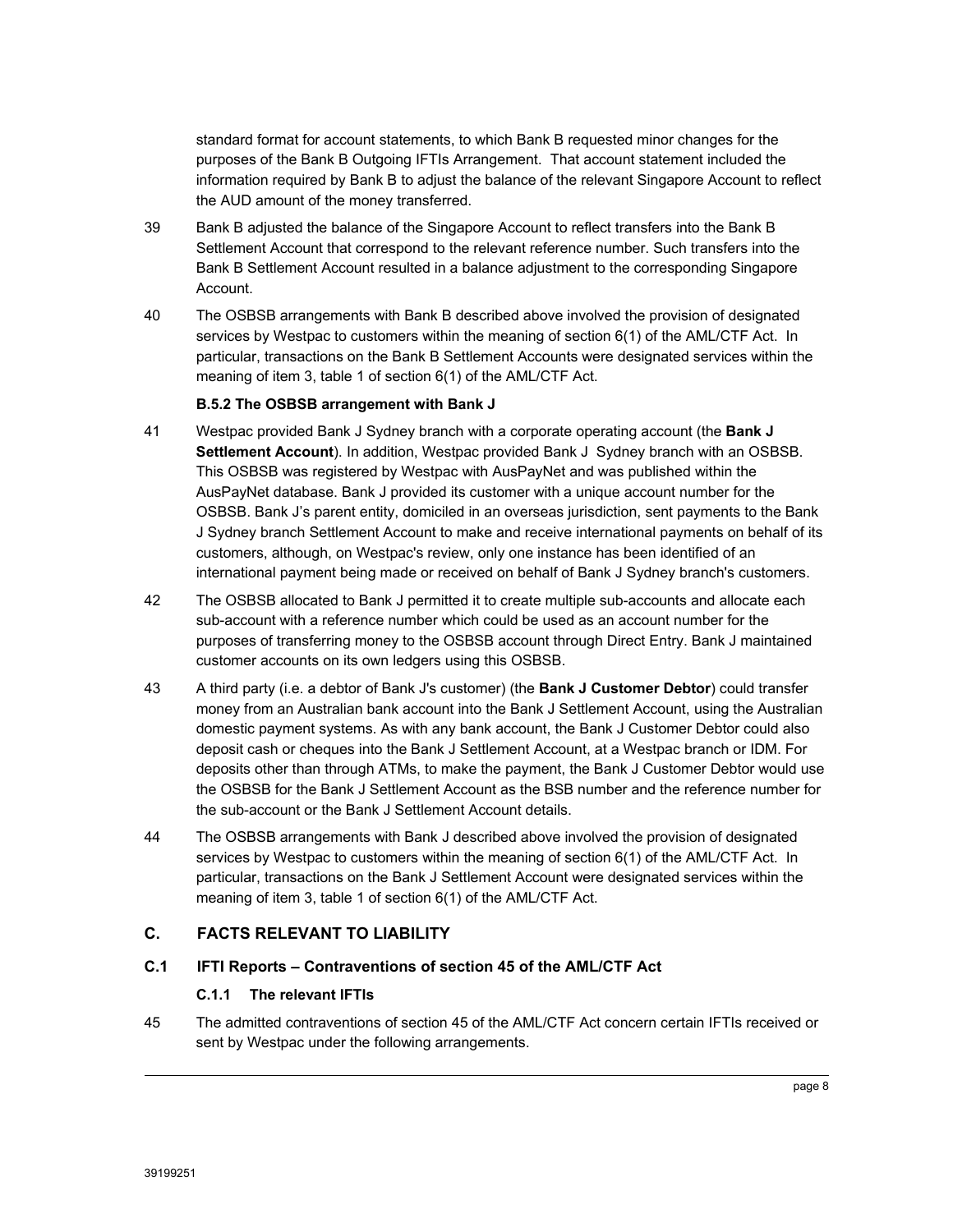standard format for account statements, to which Bank B requested minor changes for the purposes of the Bank B Outgoing IFTIs Arrangement. That account statement included the information required by Bank B to adjust the balance of the relevant Singapore Account to reflect the AUD amount of the money transferred.

39 Bank B adjusted the balance of the Singapore Account to reflect transfers into the Bank B Settlement Account that correspond to the relevant reference number. Such transfers into the Bank B Settlement Account resulted in a balance adjustment to the corresponding Singapore Account.

40 The OSBSB arrangements with Bank B described above involved the provision of designated services by Westpac to customers within the meaning of section 6(1) of the AML/CTF Act. In particular, transactions on the Bank B Settlement Accounts were designated services within the meaning of item 3, table 1 of section 6(1) of the AML/CTF Act.

**B.5.2 The OSBSB arrangement with Bank J**

41 Westpac provided Bank J Sydney branch with a corporate operating account (the **Bank J Settlement Account**). In addition, Westpac provided Bank J Sydney branch with an OSBSB. This OSBSB was registered by Westpac with AusPayNet and was published within the AusPayNet database. Bank J provided its customer with a unique account number for the OSBSB. Bank J's parent entity, domiciled in an overseas jurisdiction, sent payments to the Bank J Sydney branch Settlement Account to make and receive international payments on behalf of its customers, although, on Westpac's review, only one instance has been identified of an international payment being made or received on behalf of Bank J Sydney branch's customers.

42 The OSBSB allocated to Bank J permitted it to create multiple sub-accounts and allocate each sub-account with a reference number which could be used as an account number for the purposes of transferring money to the OSBSB account through Direct Entry. Bank J maintained customer accounts on its own ledgers using this OSBSB.

43 A third party (i.e. a debtor of Bank J's customer) (the **Bank J Customer Debtor**) could transfer money from an Australian bank account into the Bank J Settlement Account, using the Australian domestic payment systems. As with any bank account, the Bank J Customer Debtor could also deposit cash or cheques into the Bank J Settlement Account, at a Westpac branch or IDM. For deposits other than through ATMs, to make the payment, the Bank J Customer Debtor would use the OSBSB for the Bank J Settlement Account as the BSB number and the reference number for the sub-account or the Bank J Settlement Account details.

44 The OSBSB arrangements with Bank J described above involved the provision of designated services by Westpac to customers within the meaning of section 6(1) of the AML/CTF Act. In particular, transactions on the Bank J Settlement Account were designated services within the meaning of item 3, table 1 of section 6(1) of the AML/CTF Act.

## C. FACTS RELEVANT TO LIABILITY

### C.1 IFTI Reports – Contraventions of section 45 of the AML/CTF Act

#### C.1.1 The relevant IFTIs

45 The admitted contraventions of section 45 of the AML/CTF Act concern certain IFTIs received or sent by Westpac under the following arrangements.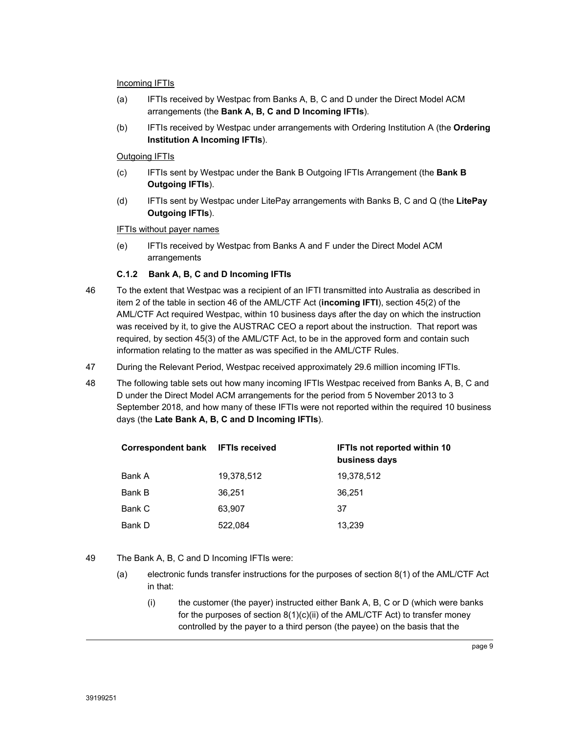Incoming IFTIs

(a) IFTIs received by Westpac from Banks A, B, C and D under the Direct Model ACM arrangements (the **Bank A, B, C and D Incoming IFTIs**).

(b) IFTIs received by Westpac under arrangements with Ordering Institution A (the **Ordering Institution A Incoming IFTIs**).

Outgoing IFTIs

(c) IFTIs sent by Westpac under the Bank B Outgoing IFTIs Arrangement (the **Bank B Outgoing IFTIs**).

(d) IFTIs sent by Westpac under LitePay arrangements with Banks B, C and Q (the **LitePay Outgoing IFTIs**).

IFTIs without payer names

(e) IFTIs received by Westpac from Banks A and F under the Direct Model ACM arrangements

### C.1.2 Bank A, B, C and D Incoming IFTIs

46 To the extent that Westpac was a recipient of an IFTI transmitted into Australia as described in item 2 of the table in section 46 of the AML/CTF Act (**incoming IFTI**), section 45(2) of the AML/CTF Act required Westpac, within 10 business days after the day on which the instruction was received by it, to give the AUSTRAC CEO a report about the instruction. That report was required, by section 45(3) of the AML/CTF Act, to be in the approved form and contain such information relating to the matter as was specified in the AML/CTF Rules.

47 During the Relevant Period, Westpac received approximately 29.6 million incoming IFTIs.

48 The following table sets out how many incoming IFTIs Westpac received from Banks A, B, C and D under the Direct Model ACM arrangements for the period from 5 November 2013 to 3 September 2018, and how many of these IFTIs were not reported within the required 10 business days (the **Late Bank A, B, C and D Incoming IFTIs**).

| Correspondent bank | IFTIs received | IFTIs not reported within 10 business days |
|---|---|---|
| Bank A | 19,378,512 | 19,378,512 |
| Bank B | 36,251 | 36,251 |
| Bank C | 63,907 | 37 |
| Bank D | 522,084 | 13,239 |

49 The Bank A, B, C and D Incoming IFTIs were:

(a) electronic funds transfer instructions for the purposes of section 8(1) of the AML/CTF Act in that:

(i) the customer (the payer) instructed either Bank A, B, C or D (which were banks for the purposes of section 8(1)(c)(ii) of the AML/CTF Act) to transfer money controlled by the payer to a third person (the payee) on the basis that the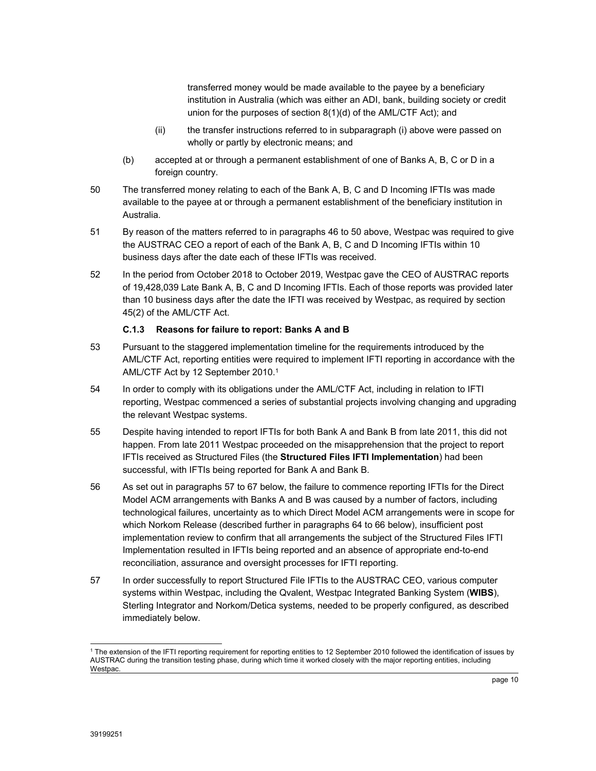transferred money would be made available to the payee by a beneficiary institution in Australia (which was either an ADI, bank, building society or credit union for the purposes of section 8(1)(d) of the AML/CTF Act); and

(ii) the transfer instructions referred to in subparagraph (i) above were passed on wholly or partly by electronic means; and

(b) accepted at or through a permanent establishment of one of Banks A, B, C or D in a foreign country.

50 The transferred money relating to each of the Bank A, B, C and D Incoming IFTIs was made available to the payee at or through a permanent establishment of the beneficiary institution in Australia.

51 By reason of the matters referred to in paragraphs 46 to 50 above, Westpac was required to give the AUSTRAC CEO a report of each of the Bank A, B, C and D Incoming IFTIs within 10 business days after the date each of these IFTIs was received.

52 In the period from October 2018 to October 2019, Westpac gave the CEO of AUSTRAC reports of 19,428,039 Late Bank A, B, C and D Incoming IFTIs. Each of those reports was provided later than 10 business days after the date the IFTI was received by Westpac, as required by section 45(2) of the AML/CTF Act.

### C.1.3 Reasons for failure to report: Banks A and B

53 Pursuant to the staggered implementation timeline for the requirements introduced by the AML/CTF Act, reporting entities were required to implement IFTI reporting in accordance with the AML/CTF Act by 12 September 2010.[1]

54 In order to comply with its obligations under the AML/CTF Act, including in relation to IFTI reporting, Westpac commenced a series of substantial projects involving changing and upgrading the relevant Westpac systems.

55 Despite having intended to report IFTIs for both Bank A and Bank B from late 2011, this did not happen. From late 2011 Westpac proceeded on the misapprehension that the project to report IFTIs received as Structured Files (the **Structured Files IFTI Implementation**) had been successful, with IFTIs being reported for Bank A and Bank B.

56 As set out in paragraphs 57 to 67 below, the failure to commence reporting IFTIs for the Direct Model ACM arrangements with Banks A and B was caused by a number of factors, including technological failures, uncertainty as to which Direct Model ACM arrangements were in scope for which Norkom Release (described further in paragraphs 64 to 66 below), insufficient post implementation review to confirm that all arrangements the subject of the Structured Files IFTI Implementation resulted in IFTIs being reported and an absence of appropriate end-to-end reconciliation, assurance and oversight processes for IFTI reporting.

57 In order successfully to report Structured File IFTIs to the AUSTRAC CEO, various computer systems within Westpac, including the Qvalent, Westpac Integrated Banking System (**WIBS**), Sterling Integrator and Norkom/Detica systems, needed to be properly configured, as described immediately below.

[1] The extension of the IFTI reporting requirement for reporting entities to 12 September 2010 followed the identification of issues by AUSTRAC during the transition testing phase, during which time it worked closely with the major reporting entities, including Westpac.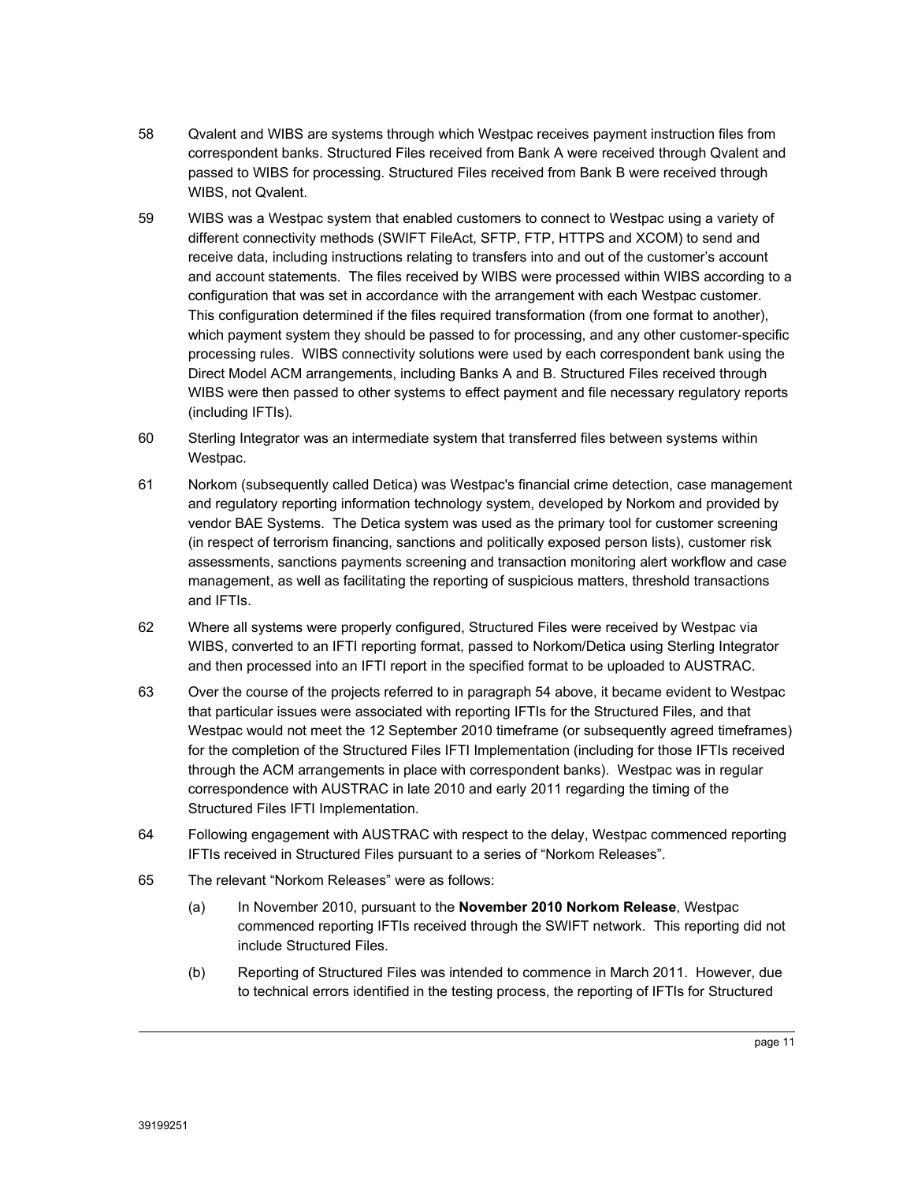58 Qvalent and WIBS are systems through which Westpac receives payment instruction files from correspondent banks. Structured Files received from Bank A were received through Qvalent and passed to WIBS for processing. Structured Files received from Bank B were received through WIBS, not Qvalent.

59 WIBS was a Westpac system that enabled customers to connect to Westpac using a variety of different connectivity methods (SWIFT FileAct, SFTP, FTP, HTTPS and XCOM) to send and receive data, including instructions relating to transfers into and out of the customer's account and account statements. The files received by WIBS were processed within WIBS according to a configuration that was set in accordance with the arrangement with each Westpac customer. This configuration determined if the files required transformation (from one format to another), which payment system they should be passed to for processing, and any other customer-specific processing rules. WIBS connectivity solutions were used by each correspondent bank using the Direct Model ACM arrangements, including Banks A and B. Structured Files received through WIBS were then passed to other systems to effect payment and file necessary regulatory reports (including IFTIs).

60 Sterling Integrator was an intermediate system that transferred files between systems within Westpac.

61 Norkom (subsequently called Detica) was Westpac's financial crime detection, case management and regulatory reporting information technology system, developed by Norkom and provided by vendor BAE Systems. The Detica system was used as the primary tool for customer screening (in respect of terrorism financing, sanctions and politically exposed person lists), customer risk assessments, sanctions payments screening and transaction monitoring alert workflow and case management, as well as facilitating the reporting of suspicious matters, threshold transactions and IFTIs.

62 Where all systems were properly configured, Structured Files were received by Westpac via WIBS, converted to an IFTI reporting format, passed to Norkom/Detica using Sterling Integrator and then processed into an IFTI report in the specified format to be uploaded to AUSTRAC.

63 Over the course of the projects referred to in paragraph 54 above, it became evident to Westpac that particular issues were associated with reporting IFTIs for the Structured Files, and that Westpac would not meet the 12 September 2010 timeframe (or subsequently agreed timeframes) for the completion of the Structured Files IFTI Implementation (including for those IFTIs received through the ACM arrangements in place with correspondent banks). Westpac was in regular correspondence with AUSTRAC in late 2010 and early 2011 regarding the timing of the Structured Files IFTI Implementation.

64 Following engagement with AUSTRAC with respect to the delay, Westpac commenced reporting IFTIs received in Structured Files pursuant to a series of "Norkom Releases".

65 The relevant "Norkom Releases" were as follows:

(a) In November 2010, pursuant to the **November 2010 Norkom Release**, Westpac commenced reporting IFTIs received through the SWIFT network. This reporting did not include Structured Files.

(b) Reporting of Structured Files was intended to commence in March 2011. However, due to technical errors identified in the testing process, the reporting of IFTIs for Structured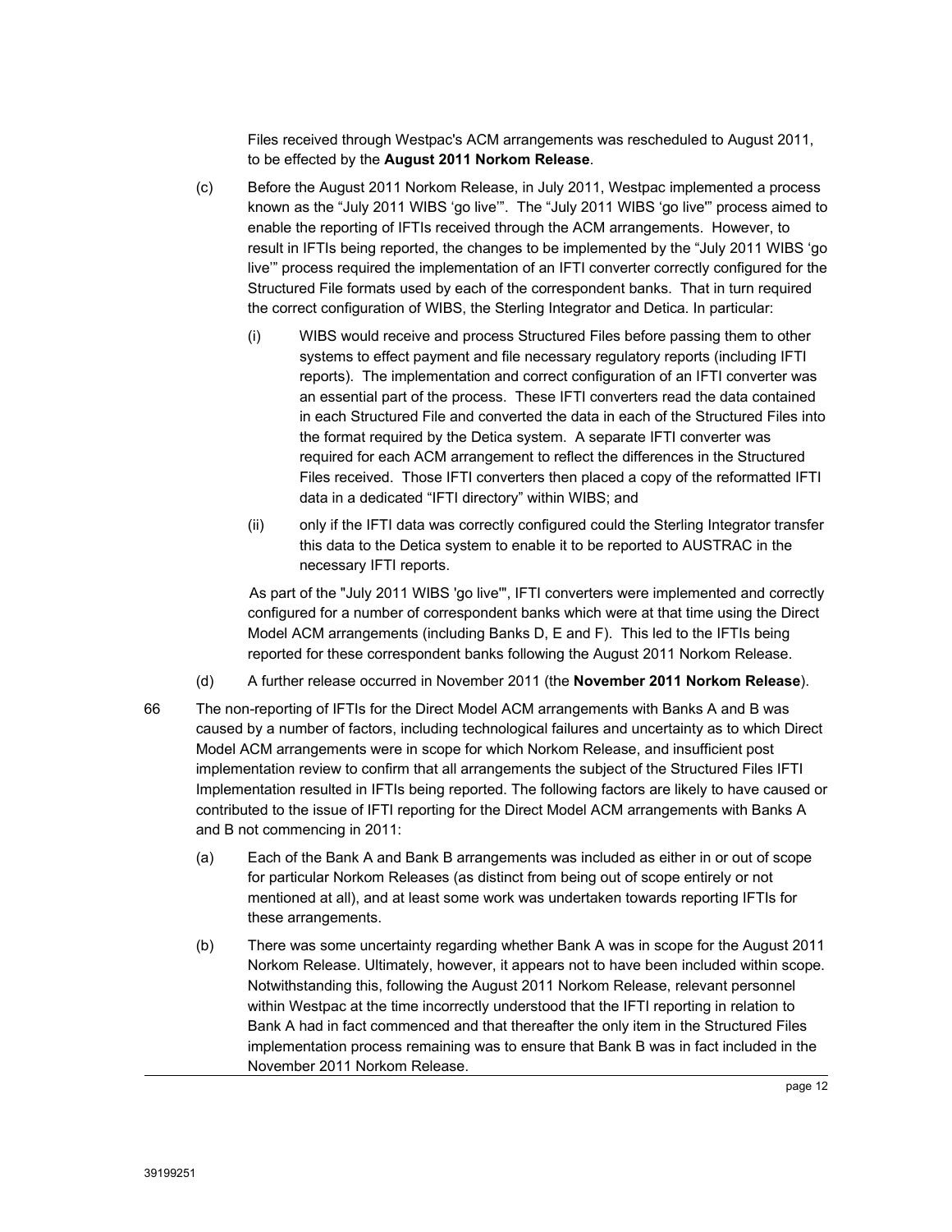Files received through Westpac's ACM arrangements was rescheduled to August 2011, to be effected by the **August 2011 Norkom Release**.

(c) Before the August 2011 Norkom Release, in July 2011, Westpac implemented a process known as the "July 2011 WIBS 'go live'". The "July 2011 WIBS 'go live'" process aimed to enable the reporting of IFTIs received through the ACM arrangements. However, to result in IFTIs being reported, the changes to be implemented by the "July 2011 WIBS 'go live'" process required the implementation of an IFTI converter correctly configured for the Structured File formats used by each of the correspondent banks. That in turn required the correct configuration of WIBS, the Sterling Integrator and Detica. In particular:

(i) WIBS would receive and process Structured Files before passing them to other systems to effect payment and file necessary regulatory reports (including IFTI reports). The implementation and correct configuration of an IFTI converter was an essential part of the process. These IFTI converters read the data contained in each Structured File and converted the data in each of the Structured Files into the format required by the Detica system. A separate IFTI converter was required for each ACM arrangement to reflect the differences in the Structured Files received. Those IFTI converters then placed a copy of the reformatted IFTI data in a dedicated "IFTI directory" within WIBS; and

(ii) only if the IFTI data was correctly configured could the Sterling Integrator transfer this data to the Detica system to enable it to be reported to AUSTRAC in the necessary IFTI reports.

As part of the "July 2011 WIBS 'go live'", IFTI converters were implemented and correctly configured for a number of correspondent banks which were at that time using the Direct Model ACM arrangements (including Banks D, E and F). This led to the IFTIs being reported for these correspondent banks following the August 2011 Norkom Release.

(d) A further release occurred in November 2011 (the **November 2011 Norkom Release**).

66 The non-reporting of IFTIs for the Direct Model ACM arrangements with Banks A and B was caused by a number of factors, including technological failures and uncertainty as to which Direct Model ACM arrangements were in scope for which Norkom Release, and insufficient post implementation review to confirm that all arrangements the subject of the Structured Files IFTI Implementation resulted in IFTIs being reported. The following factors are likely to have caused or contributed to the issue of IFTI reporting for the Direct Model ACM arrangements with Banks A and B not commencing in 2011:

(a) Each of the Bank A and Bank B arrangements was included as either in or out of scope for particular Norkom Releases (as distinct from being out of scope entirely or not mentioned at all), and at least some work was undertaken towards reporting IFTIs for these arrangements.

(b) There was some uncertainty regarding whether Bank A was in scope for the August 2011 Norkom Release. Ultimately, however, it appears not to have been included within scope. Notwithstanding this, following the August 2011 Norkom Release, relevant personnel within Westpac at the time incorrectly understood that the IFTI reporting in relation to Bank A had in fact commenced and that thereafter the only item in the Structured Files implementation process remaining was to ensure that Bank B was in fact included in the November 2011 Norkom Release.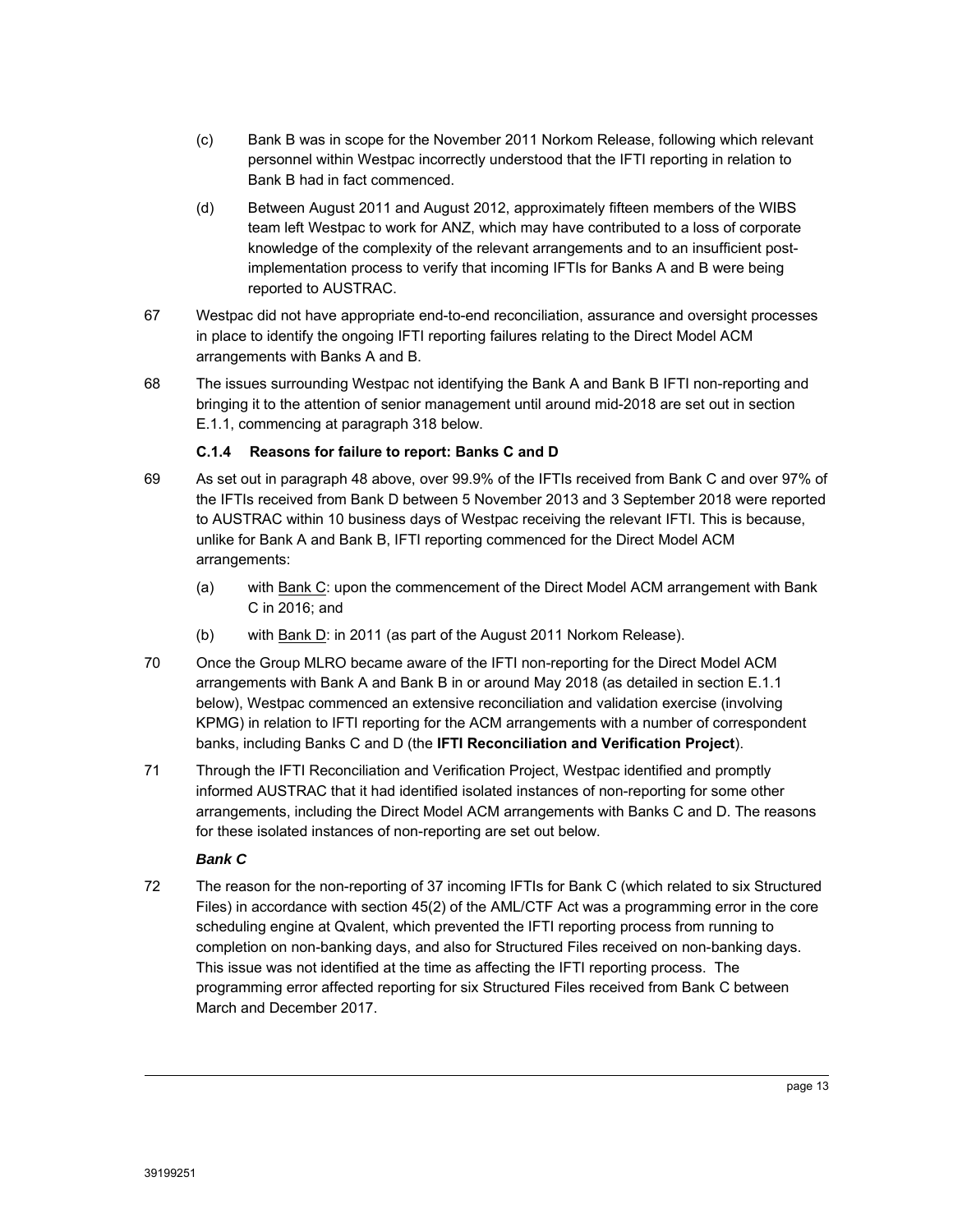(c) Bank B was in scope for the November 2011 Norkom Release, following which relevant personnel within Westpac incorrectly understood that the IFTI reporting in relation to Bank B had in fact commenced.

(d) Between August 2011 and August 2012, approximately fifteen members of the WIBS team left Westpac to work for ANZ, which may have contributed to a loss of corporate knowledge of the complexity of the relevant arrangements and to an insufficient post-implementation process to verify that incoming IFTIs for Banks A and B were being reported to AUSTRAC.

67 Westpac did not have appropriate end-to-end reconciliation, assurance and oversight processes in place to identify the ongoing IFTI reporting failures relating to the Direct Model ACM arrangements with Banks A and B.

68 The issues surrounding Westpac not identifying the Bank A and Bank B IFTI non-reporting and bringing it to the attention of senior management until around mid-2018 are set out in section E.1.1, commencing at paragraph 318 below.

### C.1.4 Reasons for failure to report: Banks C and D

69 As set out in paragraph 48 above, over 99.9% of the IFTIs received from Bank C and over 97% of the IFTIs received from Bank D between 5 November 2013 and 3 September 2018 were reported to AUSTRAC within 10 business days of Westpac receiving the relevant IFTI. This is because, unlike for Bank A and Bank B, IFTI reporting commenced for the Direct Model ACM arrangements:

(a) with Bank C: upon the commencement of the Direct Model ACM arrangement with Bank C in 2016; and

(b) with Bank D: in 2011 (as part of the August 2011 Norkom Release).

70 Once the Group MLRO became aware of the IFTI non-reporting for the Direct Model ACM arrangements with Bank A and Bank B in or around May 2018 (as detailed in section E.1.1 below), Westpac commenced an extensive reconciliation and validation exercise (involving KPMG) in relation to IFTI reporting for the ACM arrangements with a number of correspondent banks, including Banks C and D (the **IFTI Reconciliation and Verification Project**).

71 Through the IFTI Reconciliation and Verification Project, Westpac identified and promptly informed AUSTRAC that it had identified isolated instances of non-reporting for some other arrangements, including the Direct Model ACM arrangements with Banks C and D. The reasons for these isolated instances of non-reporting are set out below.

***Bank C***

72 The reason for the non-reporting of 37 incoming IFTIs for Bank C (which related to six Structured Files) in accordance with section 45(2) of the AML/CTF Act was a programming error in the core scheduling engine at Qvalent, which prevented the IFTI reporting process from running to completion on non-banking days, and also for Structured Files received on non-banking days. This issue was not identified at the time as affecting the IFTI reporting process. The programming error affected reporting for six Structured Files received from Bank C between March and December 2017.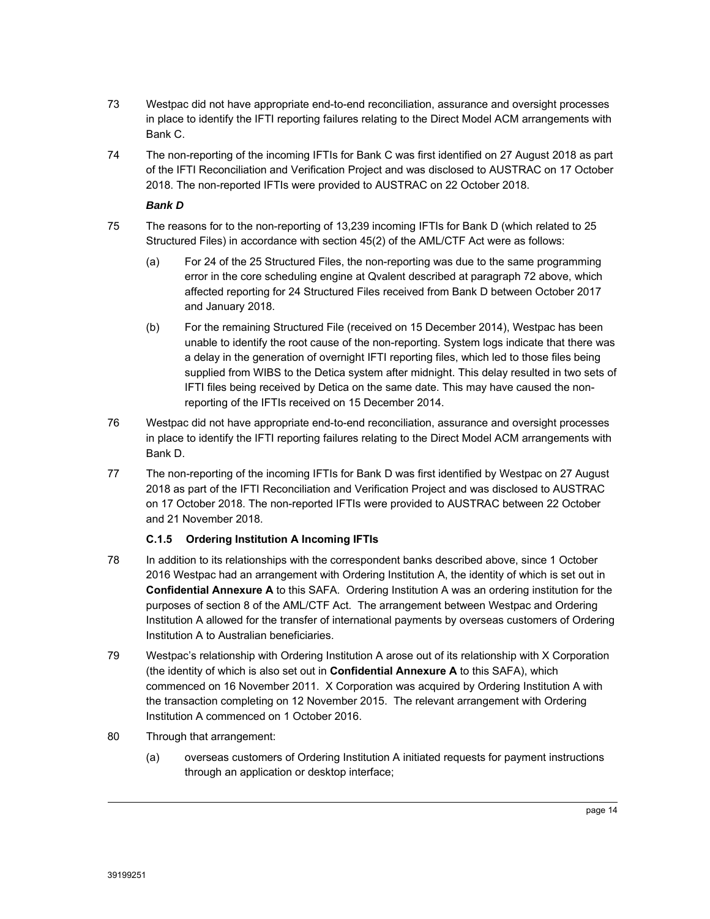73 Westpac did not have appropriate end-to-end reconciliation, assurance and oversight processes in place to identify the IFTI reporting failures relating to the Direct Model ACM arrangements with Bank C.

74 The non-reporting of the incoming IFTIs for Bank C was first identified on 27 August 2018 as part of the IFTI Reconciliation and Verification Project and was disclosed to AUSTRAC on 17 October 2018. The non-reported IFTIs were provided to AUSTRAC on 22 October 2018.

***Bank D***

75 The reasons for to the non-reporting of 13,239 incoming IFTIs for Bank D (which related to 25 Structured Files) in accordance with section 45(2) of the AML/CTF Act were as follows:

(a) For 24 of the 25 Structured Files, the non-reporting was due to the same programming error in the core scheduling engine at Qvalent described at paragraph 72 above, which affected reporting for 24 Structured Files received from Bank D between October 2017 and January 2018.

(b) For the remaining Structured File (received on 15 December 2014), Westpac has been unable to identify the root cause of the non-reporting. System logs indicate that there was a delay in the generation of overnight IFTI reporting files, which led to those files being supplied from WIBS to the Detica system after midnight. This delay resulted in two sets of IFTI files being received by Detica on the same date. This may have caused the non-reporting of the IFTIs received on 15 December 2014.

76 Westpac did not have appropriate end-to-end reconciliation, assurance and oversight processes in place to identify the IFTI reporting failures relating to the Direct Model ACM arrangements with Bank D.

77 The non-reporting of the incoming IFTIs for Bank D was first identified by Westpac on 27 August 2018 as part of the IFTI Reconciliation and Verification Project and was disclosed to AUSTRAC on 17 October 2018. The non-reported IFTIs were provided to AUSTRAC between 22 October and 21 November 2018.

#### C.1.5 Ordering Institution A Incoming IFTIs

78 In addition to its relationships with the correspondent banks described above, since 1 October 2016 Westpac had an arrangement with Ordering Institution A, the identity of which is set out in **Confidential Annexure A** to this SAFA. Ordering Institution A was an ordering institution for the purposes of section 8 of the AML/CTF Act. The arrangement between Westpac and Ordering Institution A allowed for the transfer of international payments by overseas customers of Ordering Institution A to Australian beneficiaries.

79 Westpac's relationship with Ordering Institution A arose out of its relationship with X Corporation (the identity of which is also set out in **Confidential Annexure A** to this SAFA), which commenced on 16 November 2011. X Corporation was acquired by Ordering Institution A with the transaction completing on 12 November 2015. The relevant arrangement with Ordering Institution A commenced on 1 October 2016.

80 Through that arrangement:

(a) overseas customers of Ordering Institution A initiated requests for payment instructions through an application or desktop interface;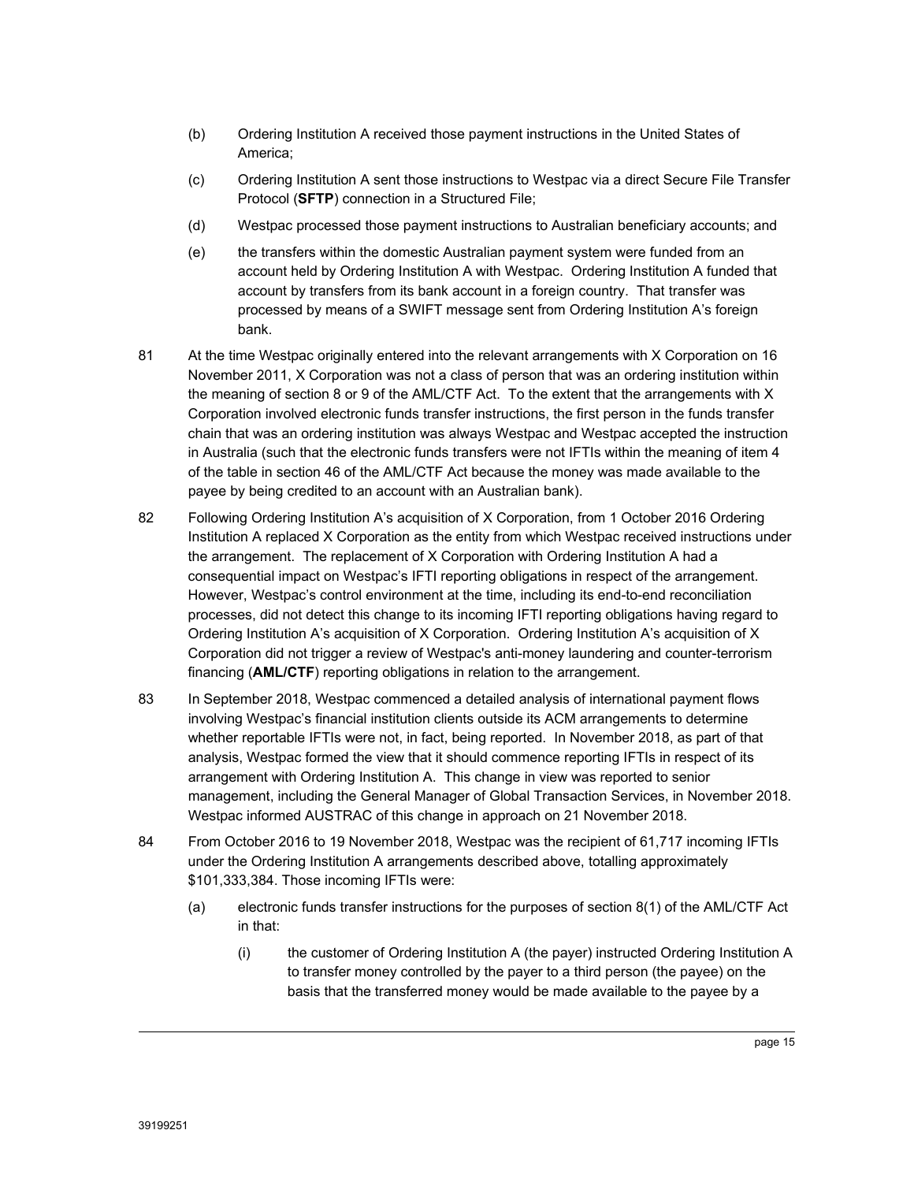(b) Ordering Institution A received those payment instructions in the United States of America;

(c) Ordering Institution A sent those instructions to Westpac via a direct Secure File Transfer Protocol (**SFTP**) connection in a Structured File;

(d) Westpac processed those payment instructions to Australian beneficiary accounts; and

(e) the transfers within the domestic Australian payment system were funded from an account held by Ordering Institution A with Westpac. Ordering Institution A funded that account by transfers from its bank account in a foreign country. That transfer was processed by means of a SWIFT message sent from Ordering Institution A's foreign bank.

81 At the time Westpac originally entered into the relevant arrangements with X Corporation on 16 November 2011, X Corporation was not a class of person that was an ordering institution within the meaning of section 8 or 9 of the AML/CTF Act. To the extent that the arrangements with X Corporation involved electronic funds transfer instructions, the first person in the funds transfer chain that was an ordering institution was always Westpac and Westpac accepted the instruction in Australia (such that the electronic funds transfers were not IFTIs within the meaning of item 4 of the table in section 46 of the AML/CTF Act because the money was made available to the payee by being credited to an account with an Australian bank).

82 Following Ordering Institution A's acquisition of X Corporation, from 1 October 2016 Ordering Institution A replaced X Corporation as the entity from which Westpac received instructions under the arrangement. The replacement of X Corporation with Ordering Institution A had a consequential impact on Westpac's IFTI reporting obligations in respect of the arrangement. However, Westpac's control environment at the time, including its end-to-end reconciliation processes, did not detect this change to its incoming IFTI reporting obligations having regard to Ordering Institution A's acquisition of X Corporation. Ordering Institution A's acquisition of X Corporation did not trigger a review of Westpac's anti-money laundering and counter-terrorism financing (**AML/CTF**) reporting obligations in relation to the arrangement.

83 In September 2018, Westpac commenced a detailed analysis of international payment flows involving Westpac's financial institution clients outside its ACM arrangements to determine whether reportable IFTIs were not, in fact, being reported. In November 2018, as part of that analysis, Westpac formed the view that it should commence reporting IFTIs in respect of its arrangement with Ordering Institution A. This change in view was reported to senior management, including the General Manager of Global Transaction Services, in November 2018. Westpac informed AUSTRAC of this change in approach on 21 November 2018.

84 From October 2016 to 19 November 2018, Westpac was the recipient of 61,717 incoming IFTIs under the Ordering Institution A arrangements described above, totalling approximately $101,333,384. Those incoming IFTIs were:

(a) electronic funds transfer instructions for the purposes of section 8(1) of the AML/CTF Act in that:

(i) the customer of Ordering Institution A (the payer) instructed Ordering Institution A to transfer money controlled by the payer to a third person (the payee) on the basis that the transferred money would be made available to the payee by a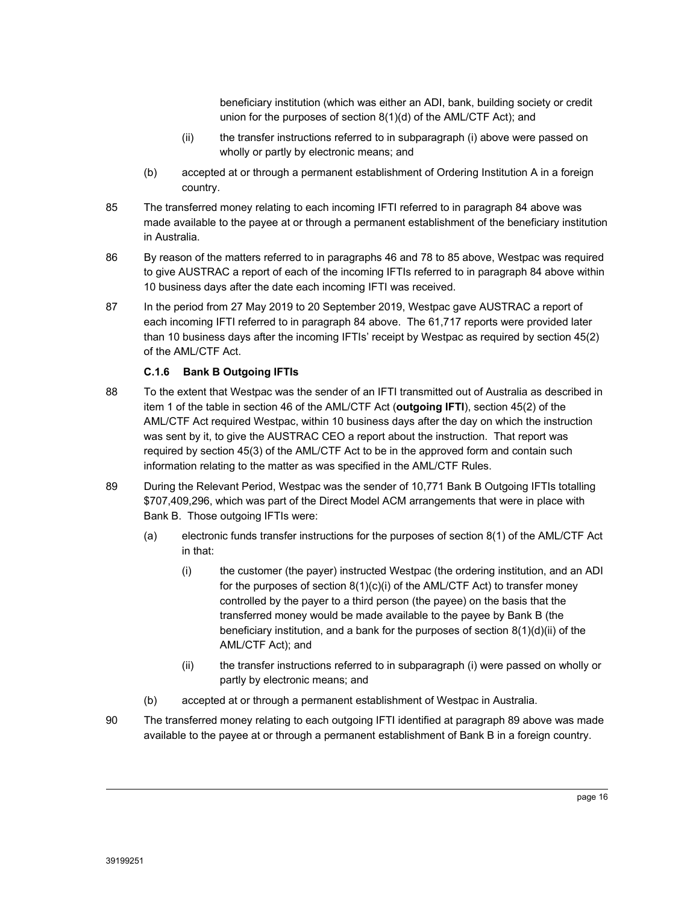beneficiary institution (which was either an ADI, bank, building society or credit union for the purposes of section 8(1)(d) of the AML/CTF Act); and

(ii) the transfer instructions referred to in subparagraph (i) above were passed on wholly or partly by electronic means; and

(b) accepted at or through a permanent establishment of Ordering Institution A in a foreign country.

85 The transferred money relating to each incoming IFTI referred to in paragraph 84 above was made available to the payee at or through a permanent establishment of the beneficiary institution in Australia.

86 By reason of the matters referred to in paragraphs 46 and 78 to 85 above, Westpac was required to give AUSTRAC a report of each of the incoming IFTIs referred to in paragraph 84 above within 10 business days after the date each incoming IFTI was received.

87 In the period from 27 May 2019 to 20 September 2019, Westpac gave AUSTRAC a report of each incoming IFTI referred to in paragraph 84 above. The 61,717 reports were provided later than 10 business days after the incoming IFTIs' receipt by Westpac as required by section 45(2) of the AML/CTF Act.

#### C.1.6 Bank B Outgoing IFTIs

88 To the extent that Westpac was the sender of an IFTI transmitted out of Australia as described in item 1 of the table in section 46 of the AML/CTF Act (**outgoing IFTI**), section 45(2) of the AML/CTF Act required Westpac, within 10 business days after the day on which the instruction was sent by it, to give the AUSTRAC CEO a report about the instruction. That report was required by section 45(3) of the AML/CTF Act to be in the approved form and contain such information relating to the matter as was specified in the AML/CTF Rules.

89 During the Relevant Period, Westpac was the sender of 10,771 Bank B Outgoing IFTIs totalling $707,409,296, which was part of the Direct Model ACM arrangements that were in place with Bank B. Those outgoing IFTIs were:

(a) electronic funds transfer instructions for the purposes of section 8(1) of the AML/CTF Act in that:

(i) the customer (the payer) instructed Westpac (the ordering institution, and an ADI for the purposes of section 8(1)(c)(i) of the AML/CTF Act) to transfer money controlled by the payer to a third person (the payee) on the basis that the transferred money would be made available to the payee by Bank B (the beneficiary institution, and a bank for the purposes of section 8(1)(d)(ii) of the AML/CTF Act); and

(ii) the transfer instructions referred to in subparagraph (i) were passed on wholly or partly by electronic means; and

(b) accepted at or through a permanent establishment of Westpac in Australia.

90 The transferred money relating to each outgoing IFTI identified at paragraph 89 above was made available to the payee at or through a permanent establishment of Bank B in a foreign country.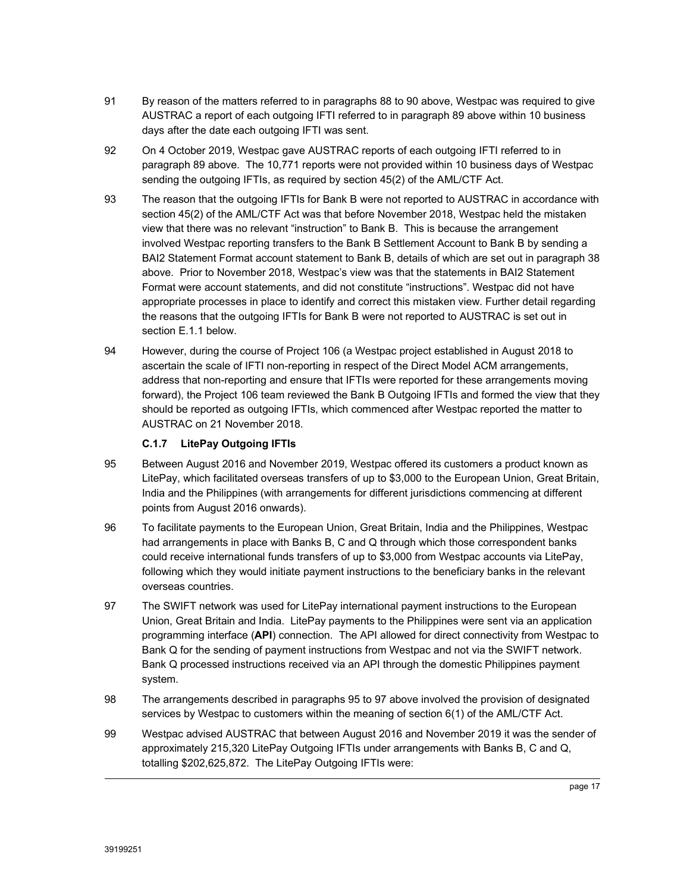91 By reason of the matters referred to in paragraphs 88 to 90 above, Westpac was required to give AUSTRAC a report of each outgoing IFTI referred to in paragraph 89 above within 10 business days after the date each outgoing IFTI was sent.

92 On 4 October 2019, Westpac gave AUSTRAC reports of each outgoing IFTI referred to in paragraph 89 above. The 10,771 reports were not provided within 10 business days of Westpac sending the outgoing IFTIs, as required by section 45(2) of the AML/CTF Act.

93 The reason that the outgoing IFTIs for Bank B were not reported to AUSTRAC in accordance with section 45(2) of the AML/CTF Act was that before November 2018, Westpac held the mistaken view that there was no relevant "instruction" to Bank B. This is because the arrangement involved Westpac reporting transfers to the Bank B Settlement Account to Bank B by sending a BAI2 Statement Format account statement to Bank B, details of which are set out in paragraph 38 above. Prior to November 2018, Westpac's view was that the statements in BAI2 Statement Format were account statements, and did not constitute "instructions". Westpac did not have appropriate processes in place to identify and correct this mistaken view. Further detail regarding the reasons that the outgoing IFTIs for Bank B were not reported to AUSTRAC is set out in section E.1.1 below.

94 However, during the course of Project 106 (a Westpac project established in August 2018 to ascertain the scale of IFTI non-reporting in respect of the Direct Model ACM arrangements, address that non-reporting and ensure that IFTIs were reported for these arrangements moving forward), the Project 106 team reviewed the Bank B Outgoing IFTIs and formed the view that they should be reported as outgoing IFTIs, which commenced after Westpac reported the matter to AUSTRAC on 21 November 2018.

### C.1.7 LitePay Outgoing IFTIs

95 Between August 2016 and November 2019, Westpac offered its customers a product known as LitePay, which facilitated overseas transfers of up to $3,000 to the European Union, Great Britain, India and the Philippines (with arrangements for different jurisdictions commencing at different points from August 2016 onwards).

96 To facilitate payments to the European Union, Great Britain, India and the Philippines, Westpac had arrangements in place with Banks B, C and Q through which those correspondent banks could receive international funds transfers of up to $3,000 from Westpac accounts via LitePay, following which they would initiate payment instructions to the beneficiary banks in the relevant overseas countries.

97 The SWIFT network was used for LitePay international payment instructions to the European Union, Great Britain and India. LitePay payments to the Philippines were sent via an application programming interface (**API**) connection. The API allowed for direct connectivity from Westpac to Bank Q for the sending of payment instructions from Westpac and not via the SWIFT network. Bank Q processed instructions received via an API through the domestic Philippines payment system.

98 The arrangements described in paragraphs 95 to 97 above involved the provision of designated services by Westpac to customers within the meaning of section 6(1) of the AML/CTF Act.

99 Westpac advised AUSTRAC that between August 2016 and November 2019 it was the sender of approximately 215,320 LitePay Outgoing IFTIs under arrangements with Banks B, C and Q, totalling $202,625,872. The LitePay Outgoing IFTIs were: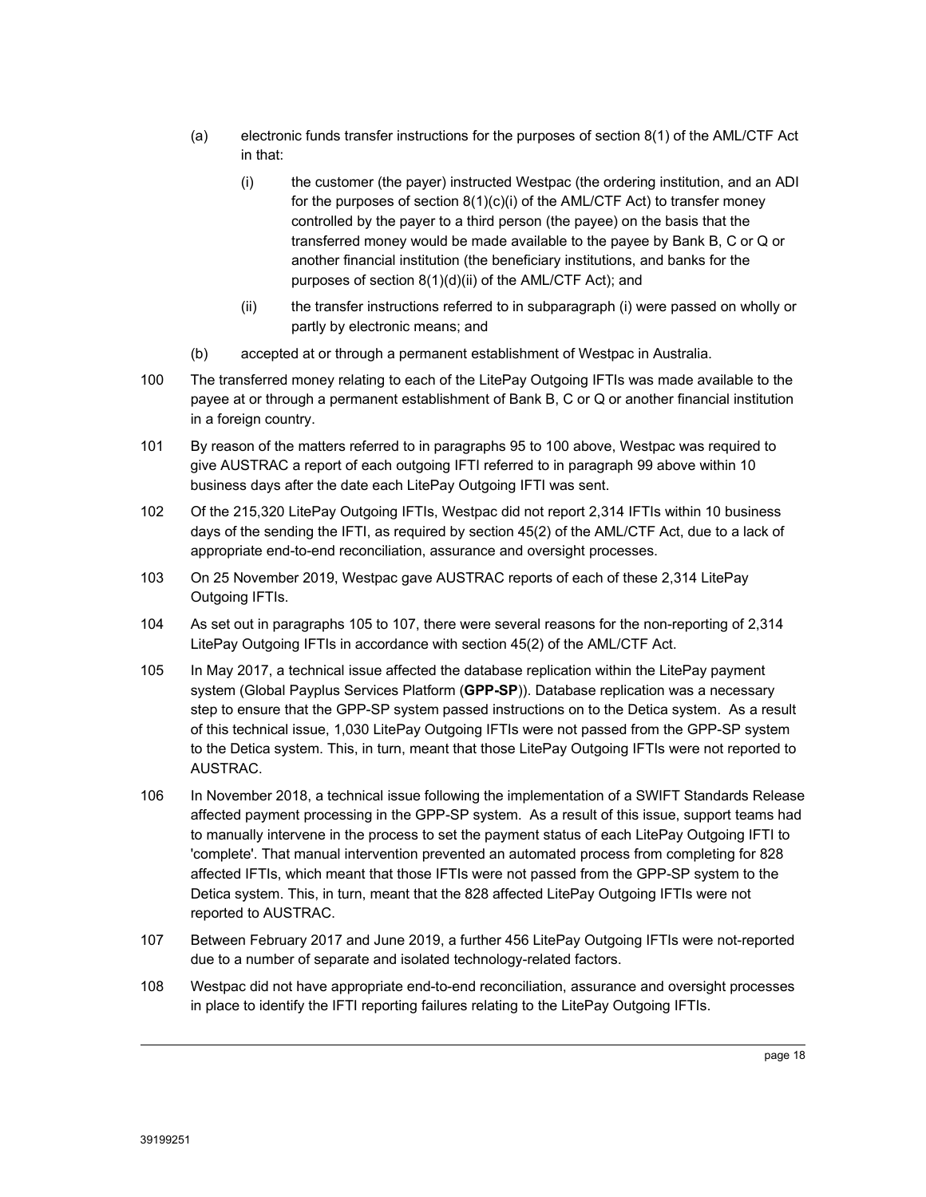(a) electronic funds transfer instructions for the purposes of section 8(1) of the AML/CTF Act in that:

   (i) the customer (the payer) instructed Westpac (the ordering institution, and an ADI for the purposes of section 8(1)(c)(i) of the AML/CTF Act) to transfer money controlled by the payer to a third person (the payee) on the basis that the transferred money would be made available to the payee by Bank B, C or Q or another financial institution (the beneficiary institutions, and banks for the purposes of section 8(1)(d)(ii) of the AML/CTF Act); and

   (ii) the transfer instructions referred to in subparagraph (i) were passed on wholly or partly by electronic means; and

(b) accepted at or through a permanent establishment of Westpac in Australia.

100 The transferred money relating to each of the LitePay Outgoing IFTIs was made available to the payee at or through a permanent establishment of Bank B, C or Q or another financial institution in a foreign country.

101 By reason of the matters referred to in paragraphs 95 to 100 above, Westpac was required to give AUSTRAC a report of each outgoing IFTI referred to in paragraph 99 above within 10 business days after the date each LitePay Outgoing IFTI was sent.

102 Of the 215,320 LitePay Outgoing IFTIs, Westpac did not report 2,314 IFTIs within 10 business days of the sending the IFTI, as required by section 45(2) of the AML/CTF Act, due to a lack of appropriate end-to-end reconciliation, assurance and oversight processes.

103 On 25 November 2019, Westpac gave AUSTRAC reports of each of these 2,314 LitePay Outgoing IFTIs.

104 As set out in paragraphs 105 to 107, there were several reasons for the non-reporting of 2,314 LitePay Outgoing IFTIs in accordance with section 45(2) of the AML/CTF Act.

105 In May 2017, a technical issue affected the database replication within the LitePay payment system (Global Payplus Services Platform (**GPP-SP**)). Database replication was a necessary step to ensure that the GPP-SP system passed instructions on to the Detica system. As a result of this technical issue, 1,030 LitePay Outgoing IFTIs were not passed from the GPP-SP system to the Detica system. This, in turn, meant that those LitePay Outgoing IFTIs were not reported to AUSTRAC.

106 In November 2018, a technical issue following the implementation of a SWIFT Standards Release affected payment processing in the GPP-SP system. As a result of this issue, support teams had to manually intervene in the process to set the payment status of each LitePay Outgoing IFTI to 'complete'. That manual intervention prevented an automated process from completing for 828 affected IFTIs, which meant that those IFTIs were not passed from the GPP-SP system to the Detica system. This, in turn, meant that the 828 affected LitePay Outgoing IFTIs were not reported to AUSTRAC.

107 Between February 2017 and June 2019, a further 456 LitePay Outgoing IFTIs were not-reported due to a number of separate and isolated technology-related factors.

108 Westpac did not have appropriate end-to-end reconciliation, assurance and oversight processes in place to identify the IFTI reporting failures relating to the LitePay Outgoing IFTIs.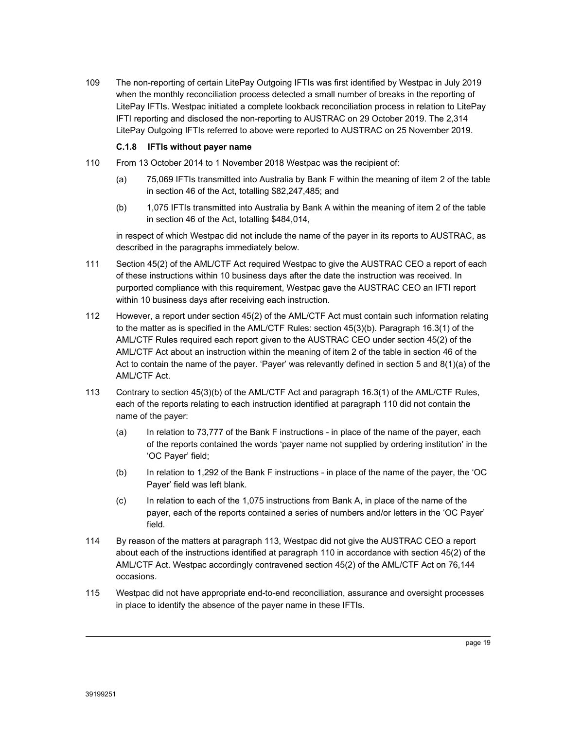109 The non-reporting of certain LitePay Outgoing IFTIs was first identified by Westpac in July 2019 when the monthly reconciliation process detected a small number of breaks in the reporting of LitePay IFTIs. Westpac initiated a complete lookback reconciliation process in relation to LitePay IFTI reporting and disclosed the non-reporting to AUSTRAC on 29 October 2019. The 2,314 LitePay Outgoing IFTIs referred to above were reported to AUSTRAC on 25 November 2019.

### C.1.8 IFTIs without payer name

110 From 13 October 2014 to 1 November 2018 Westpac was the recipient of:

(a) 75,069 IFTIs transmitted into Australia by Bank F within the meaning of item 2 of the table in section 46 of the Act, totalling $82,247,485; and

(b) 1,075 IFTIs transmitted into Australia by Bank A within the meaning of item 2 of the table in section 46 of the Act, totalling $484,014,

in respect of which Westpac did not include the name of the payer in its reports to AUSTRAC, as described in the paragraphs immediately below.

111 Section 45(2) of the AML/CTF Act required Westpac to give the AUSTRAC CEO a report of each of these instructions within 10 business days after the date the instruction was received. In purported compliance with this requirement, Westpac gave the AUSTRAC CEO an IFTI report within 10 business days after receiving each instruction.

112 However, a report under section 45(2) of the AML/CTF Act must contain such information relating to the matter as is specified in the AML/CTF Rules: section 45(3)(b). Paragraph 16.3(1) of the AML/CTF Rules required each report given to the AUSTRAC CEO under section 45(2) of the AML/CTF Act about an instruction within the meaning of item 2 of the table in section 46 of the Act to contain the name of the payer. 'Payer' was relevantly defined in section 5 and 8(1)(a) of the AML/CTF Act.

113 Contrary to section 45(3)(b) of the AML/CTF Act and paragraph 16.3(1) of the AML/CTF Rules, each of the reports relating to each instruction identified at paragraph 110 did not contain the name of the payer:

(a) In relation to 73,777 of the Bank F instructions - in place of the name of the payer, each of the reports contained the words 'payer name not supplied by ordering institution' in the 'OC Payer' field;

(b) In relation to 1,292 of the Bank F instructions - in place of the name of the payer, the 'OC Payer' field was left blank.

(c) In relation to each of the 1,075 instructions from Bank A, in place of the name of the payer, each of the reports contained a series of numbers and/or letters in the 'OC Payer' field.

114 By reason of the matters at paragraph 113, Westpac did not give the AUSTRAC CEO a report about each of the instructions identified at paragraph 110 in accordance with section 45(2) of the AML/CTF Act. Westpac accordingly contravened section 45(2) of the AML/CTF Act on 76,144 occasions.

115 Westpac did not have appropriate end-to-end reconciliation, assurance and oversight processes in place to identify the absence of the payer name in these IFTIs.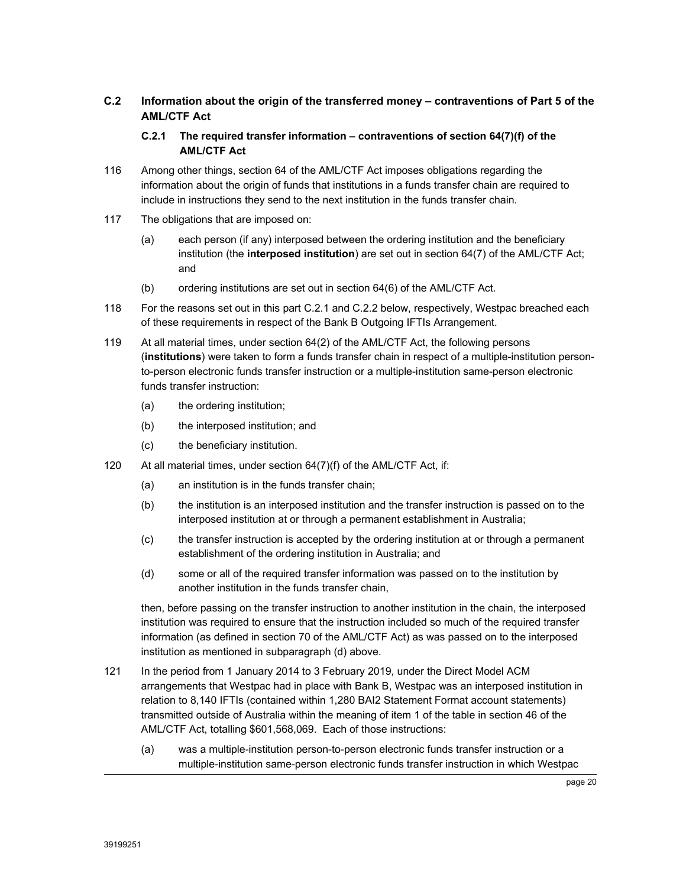## C.2 Information about the origin of the transferred money – contraventions of Part 5 of the AML/CTF Act

### C.2.1 The required transfer information – contraventions of section 64(7)(f) of the AML/CTF Act

116 Among other things, section 64 of the AML/CTF Act imposes obligations regarding the information about the origin of funds that institutions in a funds transfer chain are required to include in instructions they send to the next institution in the funds transfer chain.

117 The obligations that are imposed on:

(a) each person (if any) interposed between the ordering institution and the beneficiary institution (the **interposed institution**) are set out in section 64(7) of the AML/CTF Act; and

(b) ordering institutions are set out in section 64(6) of the AML/CTF Act.

118 For the reasons set out in this part C.2.1 and C.2.2 below, respectively, Westpac breached each of these requirements in respect of the Bank B Outgoing IFTIs Arrangement.

119 At all material times, under section 64(2) of the AML/CTF Act, the following persons (**institutions**) were taken to form a funds transfer chain in respect of a multiple-institution person-to-person electronic funds transfer instruction or a multiple-institution same-person electronic funds transfer instruction:

(a) the ordering institution;

(b) the interposed institution; and

(c) the beneficiary institution.

120 At all material times, under section 64(7)(f) of the AML/CTF Act, if:

(a) an institution is in the funds transfer chain;

(b) the institution is an interposed institution and the transfer instruction is passed on to the interposed institution at or through a permanent establishment in Australia;

(c) the transfer instruction is accepted by the ordering institution at or through a permanent establishment of the ordering institution in Australia; and

(d) some or all of the required transfer information was passed on to the institution by another institution in the funds transfer chain,

then, before passing on the transfer instruction to another institution in the chain, the interposed institution was required to ensure that the instruction included so much of the required transfer information (as defined in section 70 of the AML/CTF Act) as was passed on to the interposed institution as mentioned in subparagraph (d) above.

121 In the period from 1 January 2014 to 3 February 2019, under the Direct Model ACM arrangements that Westpac had in place with Bank B, Westpac was an interposed institution in relation to 8,140 IFTIs (contained within 1,280 BAI2 Statement Format account statements) transmitted outside of Australia within the meaning of item 1 of the table in section 46 of the AML/CTF Act, totalling $601,568,069. Each of those instructions:

(a) was a multiple-institution person-to-person electronic funds transfer instruction or a multiple-institution same-person electronic funds transfer instruction in which Westpac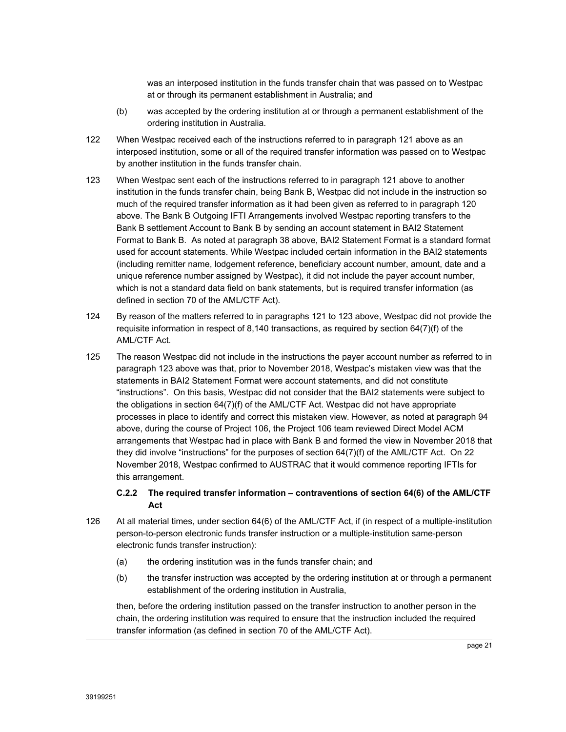was an interposed institution in the funds transfer chain that was passed on to Westpac at or through its permanent establishment in Australia; and

(b) was accepted by the ordering institution at or through a permanent establishment of the ordering institution in Australia.

122 When Westpac received each of the instructions referred to in paragraph 121 above as an interposed institution, some or all of the required transfer information was passed on to Westpac by another institution in the funds transfer chain.

123 When Westpac sent each of the instructions referred to in paragraph 121 above to another institution in the funds transfer chain, being Bank B, Westpac did not include in the instruction so much of the required transfer information as it had been given as referred to in paragraph 120 above. The Bank B Outgoing IFTI Arrangements involved Westpac reporting transfers to the Bank B settlement Account to Bank B by sending an account statement in BAI2 Statement Format to Bank B. As noted at paragraph 38 above, BAI2 Statement Format is a standard format used for account statements. While Westpac included certain information in the BAI2 statements (including remitter name, lodgement reference, beneficiary account number, amount, date and a unique reference number assigned by Westpac), it did not include the payer account number, which is not a standard data field on bank statements, but is required transfer information (as defined in section 70 of the AML/CTF Act).

124 By reason of the matters referred to in paragraphs 121 to 123 above, Westpac did not provide the requisite information in respect of 8,140 transactions, as required by section 64(7)(f) of the AML/CTF Act.

125 The reason Westpac did not include in the instructions the payer account number as referred to in paragraph 123 above was that, prior to November 2018, Westpac's mistaken view was that the statements in BAI2 Statement Format were account statements, and did not constitute "instructions". On this basis, Westpac did not consider that the BAI2 statements were subject to the obligations in section 64(7)(f) of the AML/CTF Act. Westpac did not have appropriate processes in place to identify and correct this mistaken view. However, as noted at paragraph 94 above, during the course of Project 106, the Project 106 team reviewed Direct Model ACM arrangements that Westpac had in place with Bank B and formed the view in November 2018 that they did involve "instructions" for the purposes of section 64(7)(f) of the AML/CTF Act. On 22 November 2018, Westpac confirmed to AUSTRAC that it would commence reporting IFTIs for this arrangement.

### C.2.2 The required transfer information – contraventions of section 64(6) of the AML/CTF Act

126 At all material times, under section 64(6) of the AML/CTF Act, if (in respect of a multiple-institution person-to-person electronic funds transfer instruction or a multiple-institution same-person electronic funds transfer instruction):

(a) the ordering institution was in the funds transfer chain; and

(b) the transfer instruction was accepted by the ordering institution at or through a permanent establishment of the ordering institution in Australia,

then, before the ordering institution passed on the transfer instruction to another person in the chain, the ordering institution was required to ensure that the instruction included the required transfer information (as defined in section 70 of the AML/CTF Act).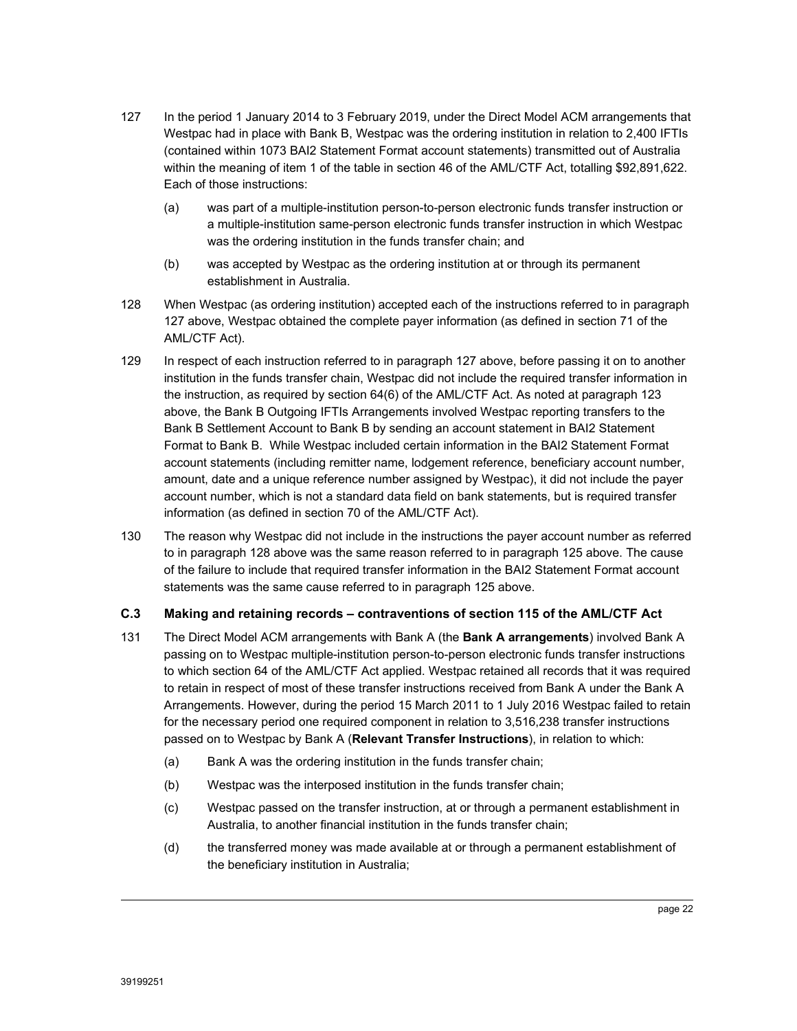127 In the period 1 January 2014 to 3 February 2019, under the Direct Model ACM arrangements that Westpac had in place with Bank B, Westpac was the ordering institution in relation to 2,400 IFTIs (contained within 1073 BAI2 Statement Format account statements) transmitted out of Australia within the meaning of item 1 of the table in section 46 of the AML/CTF Act, totalling $92,891,622. Each of those instructions:

(a) was part of a multiple-institution person-to-person electronic funds transfer instruction or a multiple-institution same-person electronic funds transfer instruction in which Westpac was the ordering institution in the funds transfer chain; and

(b) was accepted by Westpac as the ordering institution at or through its permanent establishment in Australia.

128 When Westpac (as ordering institution) accepted each of the instructions referred to in paragraph 127 above, Westpac obtained the complete payer information (as defined in section 71 of the AML/CTF Act).

129 In respect of each instruction referred to in paragraph 127 above, before passing it on to another institution in the funds transfer chain, Westpac did not include the required transfer information in the instruction, as required by section 64(6) of the AML/CTF Act. As noted at paragraph 123 above, the Bank B Outgoing IFTIs Arrangements involved Westpac reporting transfers to the Bank B Settlement Account to Bank B by sending an account statement in BAI2 Statement Format to Bank B. While Westpac included certain information in the BAI2 Statement Format account statements (including remitter name, lodgement reference, beneficiary account number, amount, date and a unique reference number assigned by Westpac), it did not include the payer account number, which is not a standard data field on bank statements, but is required transfer information (as defined in section 70 of the AML/CTF Act).

130 The reason why Westpac did not include in the instructions the payer account number as referred to in paragraph 128 above was the same reason referred to in paragraph 125 above. The cause of the failure to include that required transfer information in the BAI2 Statement Format account statements was the same cause referred to in paragraph 125 above.

### C.3 Making and retaining records – contraventions of section 115 of the AML/CTF Act

131 The Direct Model ACM arrangements with Bank A (the **Bank A arrangements**) involved Bank A passing on to Westpac multiple-institution person-to-person electronic funds transfer instructions to which section 64 of the AML/CTF Act applied. Westpac retained all records that it was required to retain in respect of most of these transfer instructions received from Bank A under the Bank A Arrangements. However, during the period 15 March 2011 to 1 July 2016 Westpac failed to retain for the necessary period one required component in relation to 3,516,238 transfer instructions passed on to Westpac by Bank A (**Relevant Transfer Instructions**), in relation to which:

(a) Bank A was the ordering institution in the funds transfer chain;

(b) Westpac was the interposed institution in the funds transfer chain;

(c) Westpac passed on the transfer instruction, at or through a permanent establishment in Australia, to another financial institution in the funds transfer chain;

(d) the transferred money was made available at or through a permanent establishment of the beneficiary institution in Australia;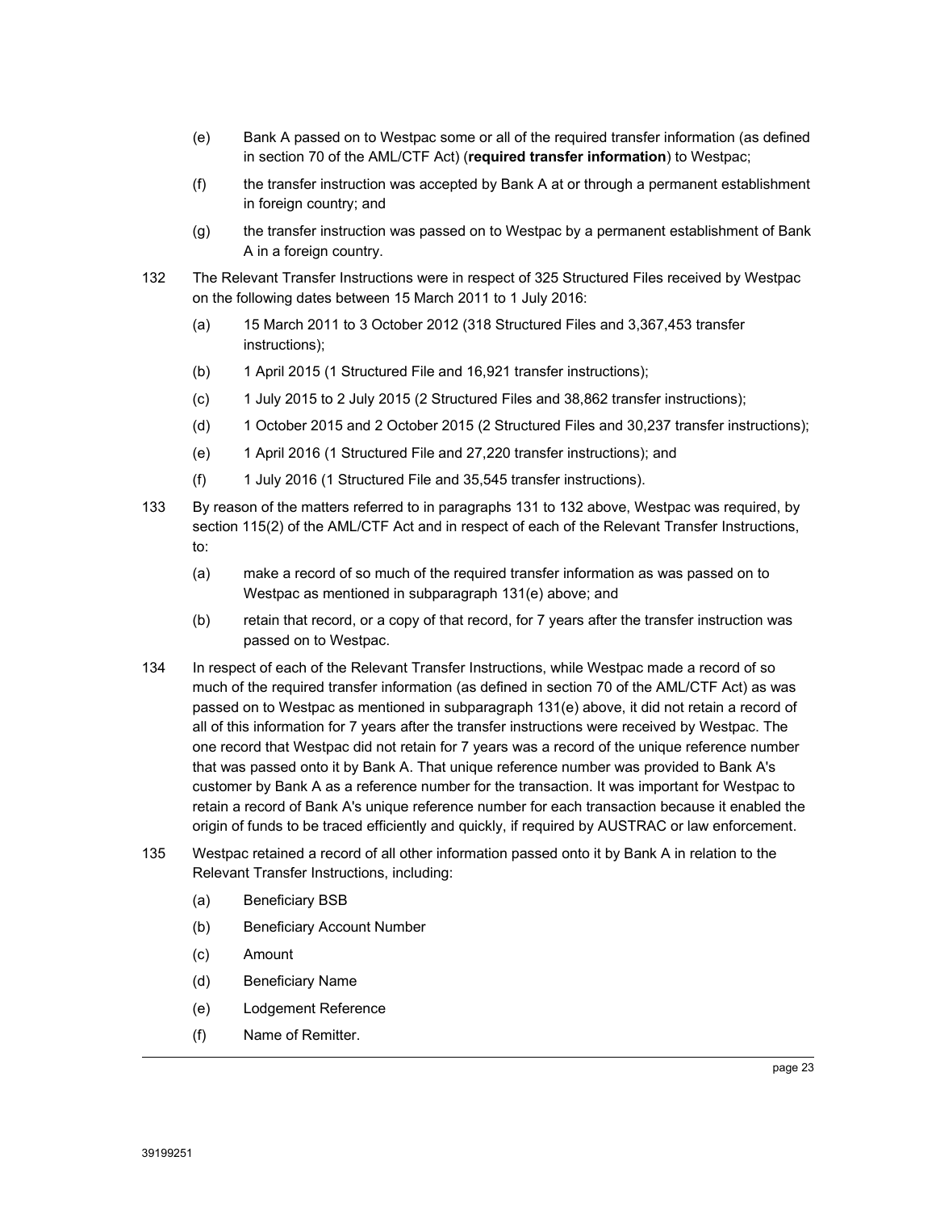(e) Bank A passed on to Westpac some or all of the required transfer information (as defined in section 70 of the AML/CTF Act) (**required transfer information**) to Westpac;

(f) the transfer instruction was accepted by Bank A at or through a permanent establishment in foreign country; and

(g) the transfer instruction was passed on to Westpac by a permanent establishment of Bank A in a foreign country.

132 The Relevant Transfer Instructions were in respect of 325 Structured Files received by Westpac on the following dates between 15 March 2011 to 1 July 2016:

(a) 15 March 2011 to 3 October 2012 (318 Structured Files and 3,367,453 transfer instructions);

(b) 1 April 2015 (1 Structured File and 16,921 transfer instructions);

(c) 1 July 2015 to 2 July 2015 (2 Structured Files and 38,862 transfer instructions);

(d) 1 October 2015 and 2 October 2015 (2 Structured Files and 30,237 transfer instructions);

(e) 1 April 2016 (1 Structured File and 27,220 transfer instructions); and

(f) 1 July 2016 (1 Structured File and 35,545 transfer instructions).

133 By reason of the matters referred to in paragraphs 131 to 132 above, Westpac was required, by section 115(2) of the AML/CTF Act and in respect of each of the Relevant Transfer Instructions, to:

(a) make a record of so much of the required transfer information as was passed on to Westpac as mentioned in subparagraph 131(e) above; and

(b) retain that record, or a copy of that record, for 7 years after the transfer instruction was passed on to Westpac.

134 In respect of each of the Relevant Transfer Instructions, while Westpac made a record of so much of the required transfer information (as defined in section 70 of the AML/CTF Act) as was passed on to Westpac as mentioned in subparagraph 131(e) above, it did not retain a record of all of this information for 7 years after the transfer instructions were received by Westpac. The one record that Westpac did not retain for 7 years was a record of the unique reference number that was passed onto it by Bank A. That unique reference number was provided to Bank A's customer by Bank A as a reference number for the transaction. It was important for Westpac to retain a record of Bank A's unique reference number for each transaction because it enabled the origin of funds to be traced efficiently and quickly, if required by AUSTRAC or law enforcement.

135 Westpac retained a record of all other information passed onto it by Bank A in relation to the Relevant Transfer Instructions, including:

(a) Beneficiary BSB

(b) Beneficiary Account Number

(c) Amount

(d) Beneficiary Name

(e) Lodgement Reference

(f) Name of Remitter.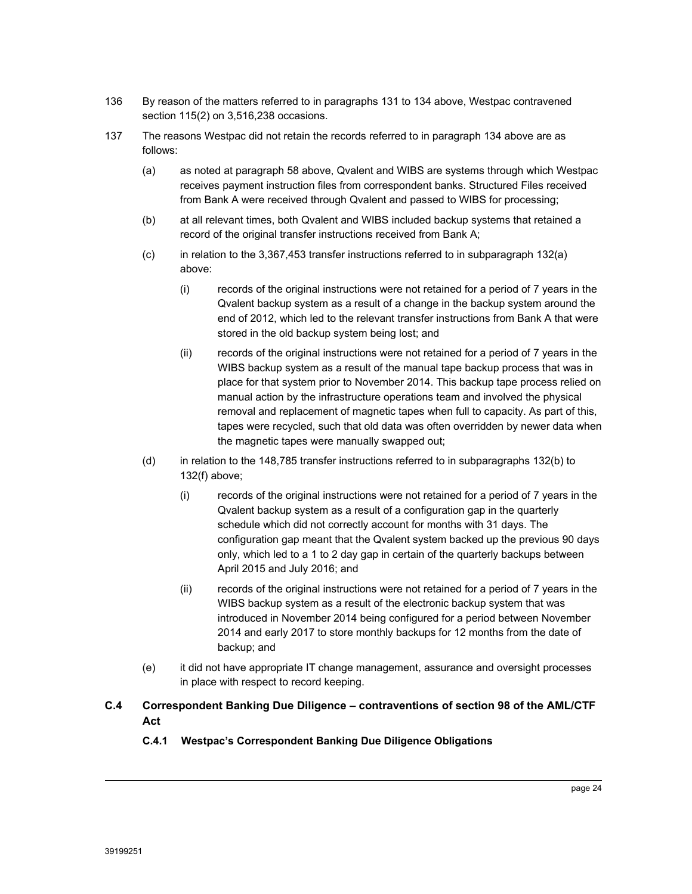136 By reason of the matters referred to in paragraphs 131 to 134 above, Westpac contravened section 115(2) on 3,516,238 occasions.

137 The reasons Westpac did not retain the records referred to in paragraph 134 above are as follows:

(a) as noted at paragraph 58 above, Qvalent and WIBS are systems through which Westpac receives payment instruction files from correspondent banks. Structured Files received from Bank A were received through Qvalent and passed to WIBS for processing;

(b) at all relevant times, both Qvalent and WIBS included backup systems that retained a record of the original transfer instructions received from Bank A;

(c) in relation to the 3,367,453 transfer instructions referred to in subparagraph 132(a) above:

(i) records of the original instructions were not retained for a period of 7 years in the Qvalent backup system as a result of a change in the backup system around the end of 2012, which led to the relevant transfer instructions from Bank A that were stored in the old backup system being lost; and

(ii) records of the original instructions were not retained for a period of 7 years in the WIBS backup system as a result of the manual tape backup process that was in place for that system prior to November 2014. This backup tape process relied on manual action by the infrastructure operations team and involved the physical removal and replacement of magnetic tapes when full to capacity. As part of this, tapes were recycled, such that old data was often overridden by newer data when the magnetic tapes were manually swapped out;

(d) in relation to the 148,785 transfer instructions referred to in subparagraphs 132(b) to 132(f) above;

(i) records of the original instructions were not retained for a period of 7 years in the Qvalent backup system as a result of a configuration gap in the quarterly schedule which did not correctly account for months with 31 days. The configuration gap meant that the Qvalent system backed up the previous 90 days only, which led to a 1 to 2 day gap in certain of the quarterly backups between April 2015 and July 2016; and

(ii) records of the original instructions were not retained for a period of 7 years in the WIBS backup system as a result of the electronic backup system that was introduced in November 2014 being configured for a period between November 2014 and early 2017 to store monthly backups for 12 months from the date of backup; and

(e) it did not have appropriate IT change management, assurance and oversight processes in place with respect to record keeping.

## C.4 Correspondent Banking Due Diligence – contraventions of section 98 of the AML/CTF Act

### C.4.1 Westpac's Correspondent Banking Due Diligence Obligations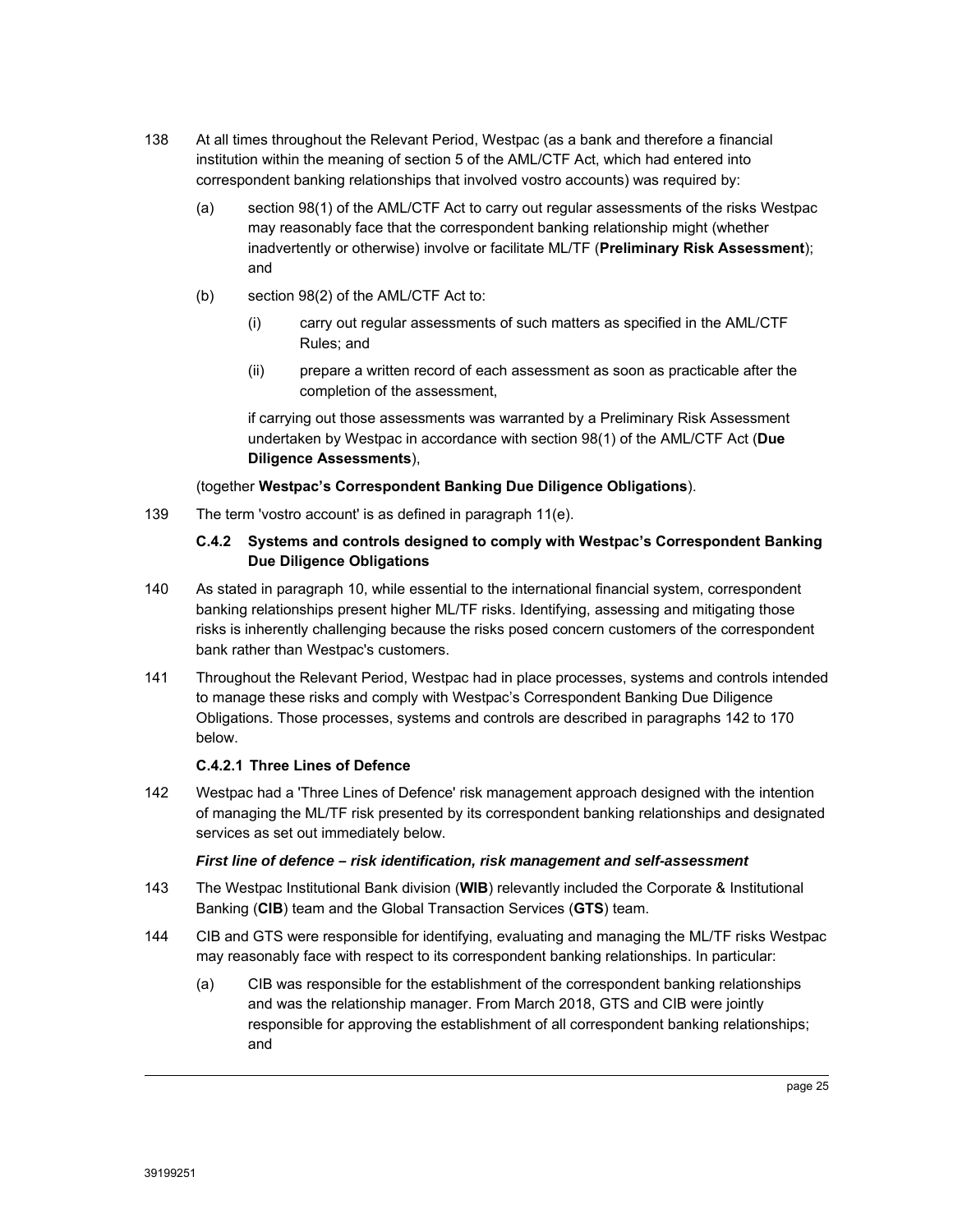138 At all times throughout the Relevant Period, Westpac (as a bank and therefore a financial institution within the meaning of section 5 of the AML/CTF Act, which had entered into correspondent banking relationships that involved vostro accounts) was required by:

(a) section 98(1) of the AML/CTF Act to carry out regular assessments of the risks Westpac may reasonably face that the correspondent banking relationship might (whether inadvertently or otherwise) involve or facilitate ML/TF (**Preliminary Risk Assessment**); and

(b) section 98(2) of the AML/CTF Act to:

(i) carry out regular assessments of such matters as specified in the AML/CTF Rules; and

(ii) prepare a written record of each assessment as soon as practicable after the completion of the assessment,

if carrying out those assessments was warranted by a Preliminary Risk Assessment undertaken by Westpac in accordance with section 98(1) of the AML/CTF Act (**Due Diligence Assessments**),

(together **Westpac's Correspondent Banking Due Diligence Obligations**).

139 The term 'vostro account' is as defined in paragraph 11(e).

### C.4.2 Systems and controls designed to comply with Westpac's Correspondent Banking Due Diligence Obligations

140 As stated in paragraph 10, while essential to the international financial system, correspondent banking relationships present higher ML/TF risks. Identifying, assessing and mitigating those risks is inherently challenging because the risks posed concern customers of the correspondent bank rather than Westpac's customers.

141 Throughout the Relevant Period, Westpac had in place processes, systems and controls intended to manage these risks and comply with Westpac's Correspondent Banking Due Diligence Obligations. Those processes, systems and controls are described in paragraphs 142 to 170 below.

#### C.4.2.1 Three Lines of Defence

142 Westpac had a 'Three Lines of Defence' risk management approach designed with the intention of managing the ML/TF risk presented by its correspondent banking relationships and designated services as set out immediately below.

***First line of defence – risk identification, risk management and self-assessment***

143 The Westpac Institutional Bank division (**WIB**) relevantly included the Corporate & Institutional Banking (**CIB**) team and the Global Transaction Services (**GTS**) team.

144 CIB and GTS were responsible for identifying, evaluating and managing the ML/TF risks Westpac may reasonably face with respect to its correspondent banking relationships. In particular:

(a) CIB was responsible for the establishment of the correspondent banking relationships and was the relationship manager. From March 2018, GTS and CIB were jointly responsible for approving the establishment of all correspondent banking relationships; and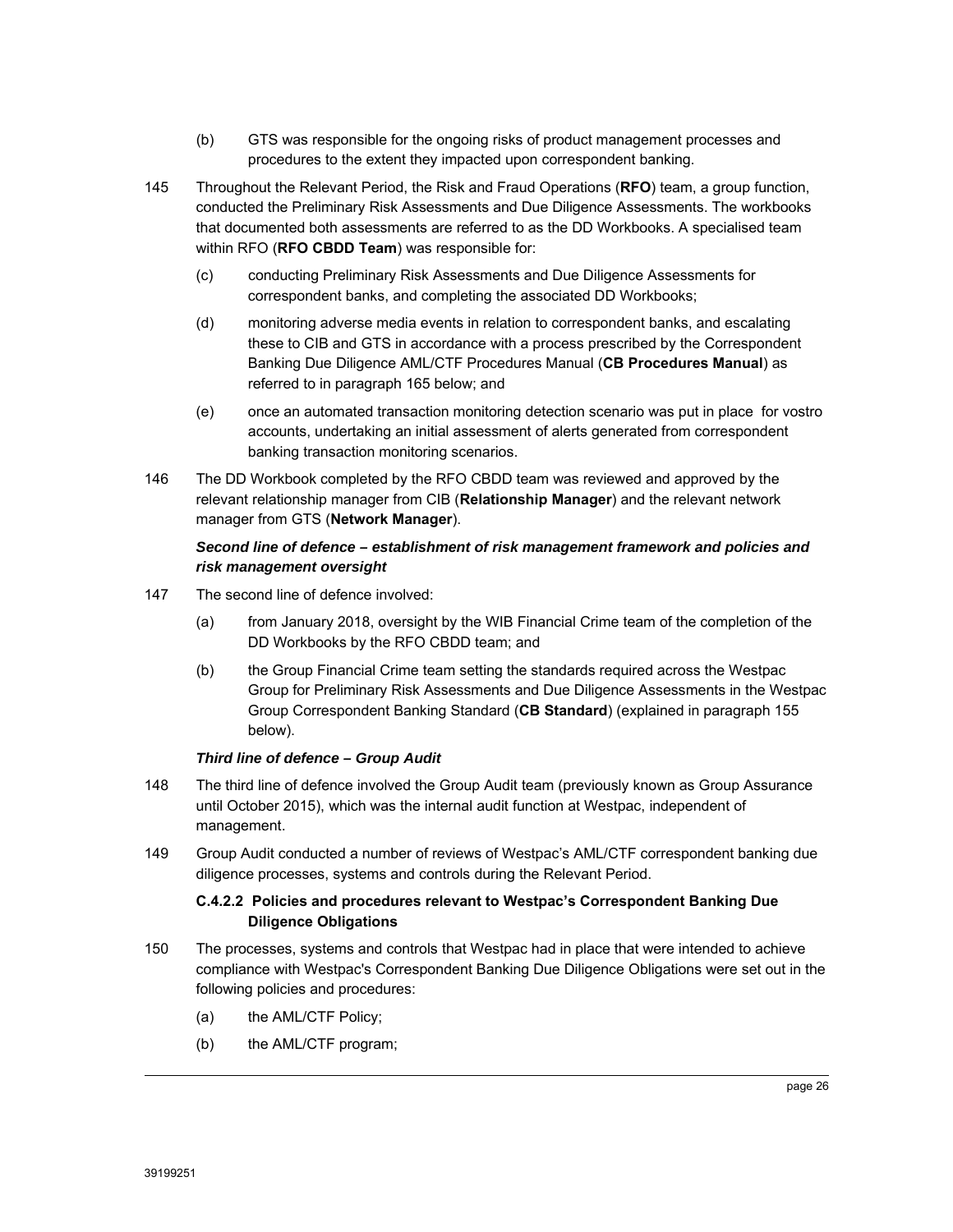(b) GTS was responsible for the ongoing risks of product management processes and procedures to the extent they impacted upon correspondent banking.

145 Throughout the Relevant Period, the Risk and Fraud Operations (**RFO**) team, a group function, conducted the Preliminary Risk Assessments and Due Diligence Assessments. The workbooks that documented both assessments are referred to as the DD Workbooks. A specialised team within RFO (**RFO CBDD Team**) was responsible for:

(c) conducting Preliminary Risk Assessments and Due Diligence Assessments for correspondent banks, and completing the associated DD Workbooks;

(d) monitoring adverse media events in relation to correspondent banks, and escalating these to CIB and GTS in accordance with a process prescribed by the Correspondent Banking Due Diligence AML/CTF Procedures Manual (**CB Procedures Manual**) as referred to in paragraph 165 below; and

(e) once an automated transaction monitoring detection scenario was put in place for vostro accounts, undertaking an initial assessment of alerts generated from correspondent banking transaction monitoring scenarios.

146 The DD Workbook completed by the RFO CBDD team was reviewed and approved by the relevant relationship manager from CIB (**Relationship Manager**) and the relevant network manager from GTS (**Network Manager**).

***Second line of defence – establishment of risk management framework and policies and risk management oversight***

147 The second line of defence involved:

(a) from January 2018, oversight by the WIB Financial Crime team of the completion of the DD Workbooks by the RFO CBDD team; and

(b) the Group Financial Crime team setting the standards required across the Westpac Group for Preliminary Risk Assessments and Due Diligence Assessments in the Westpac Group Correspondent Banking Standard (**CB Standard**) (explained in paragraph 155 below).

***Third line of defence – Group Audit***

148 The third line of defence involved the Group Audit team (previously known as Group Assurance until October 2015), which was the internal audit function at Westpac, independent of management.

149 Group Audit conducted a number of reviews of Westpac's AML/CTF correspondent banking due diligence processes, systems and controls during the Relevant Period.

#### C.4.2.2 Policies and procedures relevant to Westpac's Correspondent Banking Due Diligence Obligations

150 The processes, systems and controls that Westpac had in place that were intended to achieve compliance with Westpac's Correspondent Banking Due Diligence Obligations were set out in the following policies and procedures:

(a) the AML/CTF Policy;

(b) the AML/CTF program;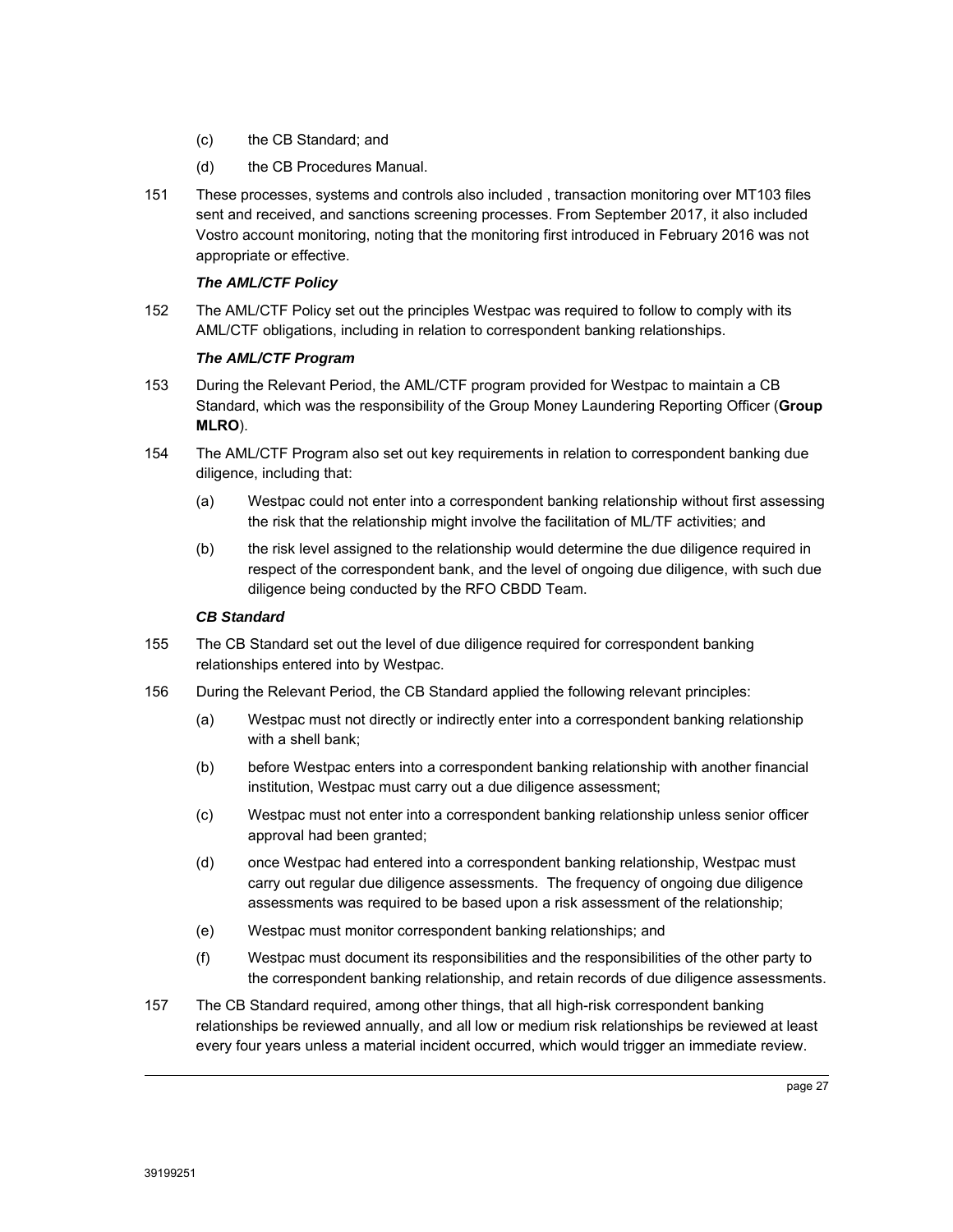(c) the CB Standard; and

(d) the CB Procedures Manual.

151 These processes, systems and controls also included , transaction monitoring over MT103 files sent and received, and sanctions screening processes. From September 2017, it also included Vostro account monitoring, noting that the monitoring first introduced in February 2016 was not appropriate or effective.

***The AML/CTF Policy***

152 The AML/CTF Policy set out the principles Westpac was required to follow to comply with its AML/CTF obligations, including in relation to correspondent banking relationships.

***The AML/CTF Program***

153 During the Relevant Period, the AML/CTF program provided for Westpac to maintain a CB Standard, which was the responsibility of the Group Money Laundering Reporting Officer (**Group MLRO**).

154 The AML/CTF Program also set out key requirements in relation to correspondent banking due diligence, including that:

(a) Westpac could not enter into a correspondent banking relationship without first assessing the risk that the relationship might involve the facilitation of ML/TF activities; and

(b) the risk level assigned to the relationship would determine the due diligence required in respect of the correspondent bank, and the level of ongoing due diligence, with such due diligence being conducted by the RFO CBDD Team.

***CB Standard***

155 The CB Standard set out the level of due diligence required for correspondent banking relationships entered into by Westpac.

156 During the Relevant Period, the CB Standard applied the following relevant principles:

(a) Westpac must not directly or indirectly enter into a correspondent banking relationship with a shell bank;

(b) before Westpac enters into a correspondent banking relationship with another financial institution, Westpac must carry out a due diligence assessment;

(c) Westpac must not enter into a correspondent banking relationship unless senior officer approval had been granted;

(d) once Westpac had entered into a correspondent banking relationship, Westpac must carry out regular due diligence assessments. The frequency of ongoing due diligence assessments was required to be based upon a risk assessment of the relationship;

(e) Westpac must monitor correspondent banking relationships; and

(f) Westpac must document its responsibilities and the responsibilities of the other party to the correspondent banking relationship, and retain records of due diligence assessments.

157 The CB Standard required, among other things, that all high-risk correspondent banking relationships be reviewed annually, and all low or medium risk relationships be reviewed at least every four years unless a material incident occurred, which would trigger an immediate review.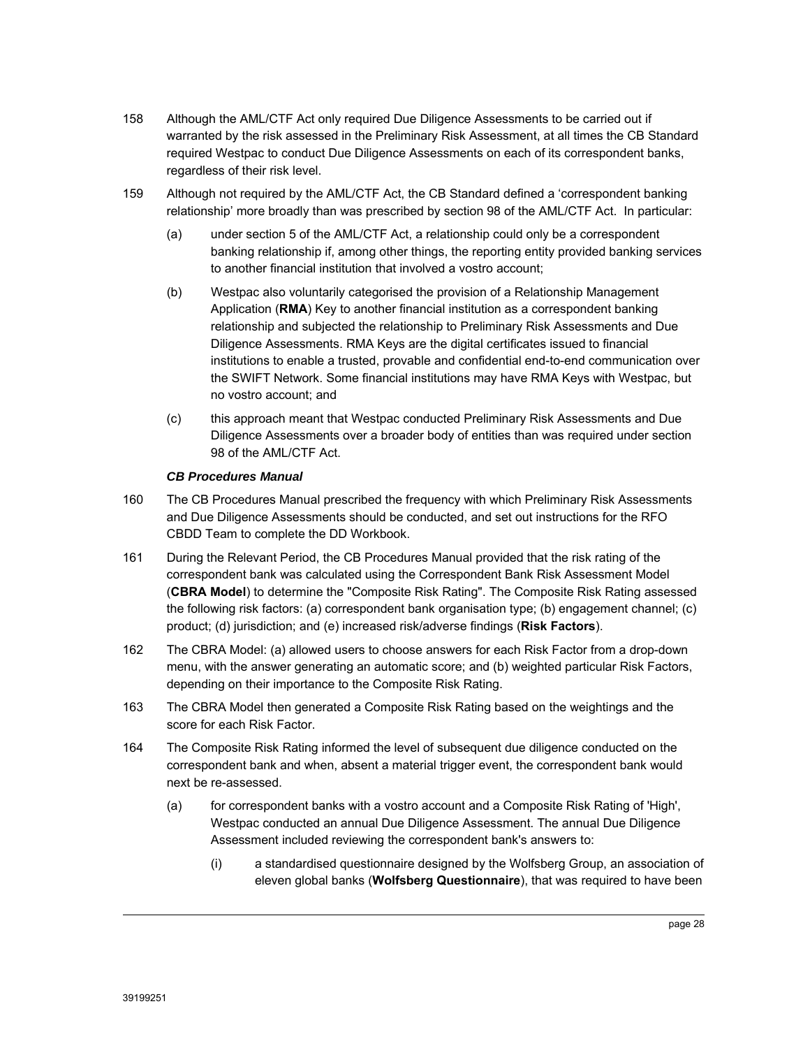158 Although the AML/CTF Act only required Due Diligence Assessments to be carried out if warranted by the risk assessed in the Preliminary Risk Assessment, at all times the CB Standard required Westpac to conduct Due Diligence Assessments on each of its correspondent banks, regardless of their risk level.

159 Although not required by the AML/CTF Act, the CB Standard defined a 'correspondent banking relationship' more broadly than was prescribed by section 98 of the AML/CTF Act. In particular:

(a) under section 5 of the AML/CTF Act, a relationship could only be a correspondent banking relationship if, among other things, the reporting entity provided banking services to another financial institution that involved a vostro account;

(b) Westpac also voluntarily categorised the provision of a Relationship Management Application (**RMA**) Key to another financial institution as a correspondent banking relationship and subjected the relationship to Preliminary Risk Assessments and Due Diligence Assessments. RMA Keys are the digital certificates issued to financial institutions to enable a trusted, provable and confidential end-to-end communication over the SWIFT Network. Some financial institutions may have RMA Keys with Westpac, but no vostro account; and

(c) this approach meant that Westpac conducted Preliminary Risk Assessments and Due Diligence Assessments over a broader body of entities than was required under section 98 of the AML/CTF Act.

***CB Procedures Manual***

160 The CB Procedures Manual prescribed the frequency with which Preliminary Risk Assessments and Due Diligence Assessments should be conducted, and set out instructions for the RFO CBDD Team to complete the DD Workbook.

161 During the Relevant Period, the CB Procedures Manual provided that the risk rating of the correspondent bank was calculated using the Correspondent Bank Risk Assessment Model (**CBRA Model**) to determine the "Composite Risk Rating". The Composite Risk Rating assessed the following risk factors: (a) correspondent bank organisation type; (b) engagement channel; (c) product; (d) jurisdiction; and (e) increased risk/adverse findings (**Risk Factors**).

162 The CBRA Model: (a) allowed users to choose answers for each Risk Factor from a drop-down menu, with the answer generating an automatic score; and (b) weighted particular Risk Factors, depending on their importance to the Composite Risk Rating.

163 The CBRA Model then generated a Composite Risk Rating based on the weightings and the score for each Risk Factor.

164 The Composite Risk Rating informed the level of subsequent due diligence conducted on the correspondent bank and when, absent a material trigger event, the correspondent bank would next be re-assessed.

(a) for correspondent banks with a vostro account and a Composite Risk Rating of 'High', Westpac conducted an annual Due Diligence Assessment. The annual Due Diligence Assessment included reviewing the correspondent bank's answers to:

(i) a standardised questionnaire designed by the Wolfsberg Group, an association of eleven global banks (**Wolfsberg Questionnaire**), that was required to have been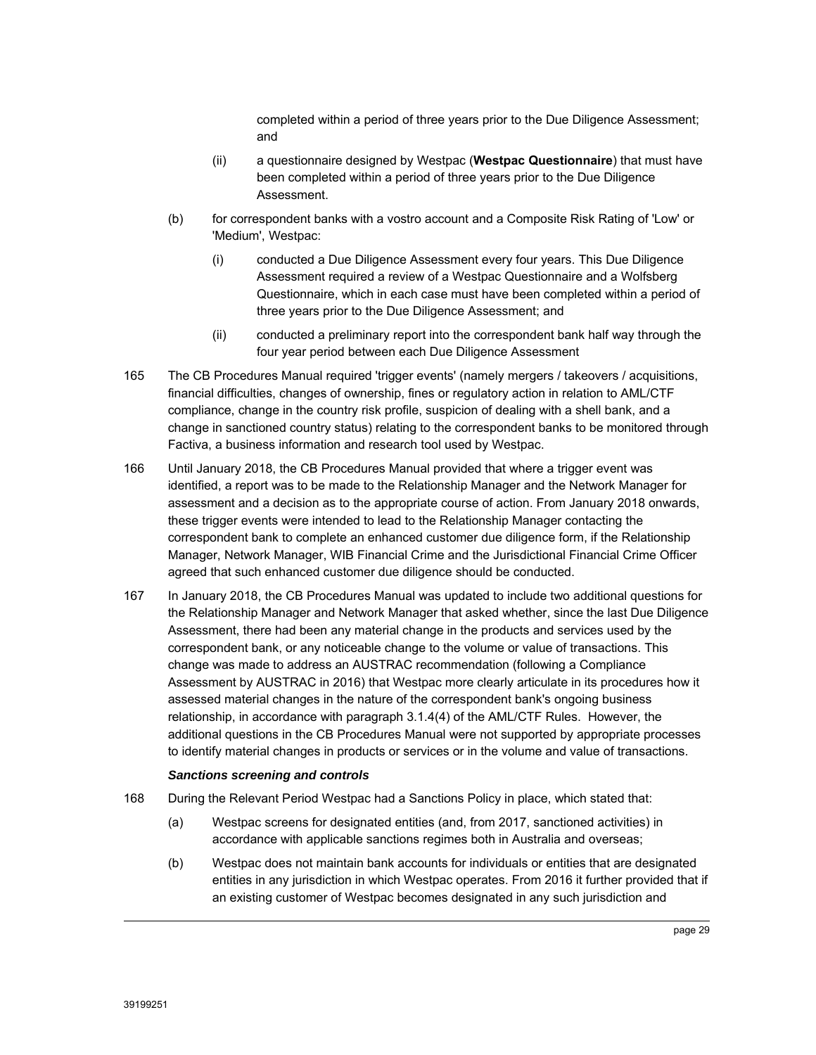completed within a period of three years prior to the Due Diligence Assessment; and

(ii) a questionnaire designed by Westpac (**Westpac Questionnaire**) that must have been completed within a period of three years prior to the Due Diligence Assessment.

(b) for correspondent banks with a vostro account and a Composite Risk Rating of 'Low' or 'Medium', Westpac:

(i) conducted a Due Diligence Assessment every four years. This Due Diligence Assessment required a review of a Westpac Questionnaire and a Wolfsberg Questionnaire, which in each case must have been completed within a period of three years prior to the Due Diligence Assessment; and

(ii) conducted a preliminary report into the correspondent bank half way through the four year period between each Due Diligence Assessment

165 The CB Procedures Manual required 'trigger events' (namely mergers / takeovers / acquisitions, financial difficulties, changes of ownership, fines or regulatory action in relation to AML/CTF compliance, change in the country risk profile, suspicion of dealing with a shell bank, and a change in sanctioned country status) relating to the correspondent banks to be monitored through Factiva, a business information and research tool used by Westpac.

166 Until January 2018, the CB Procedures Manual provided that where a trigger event was identified, a report was to be made to the Relationship Manager and the Network Manager for assessment and a decision as to the appropriate course of action. From January 2018 onwards, these trigger events were intended to lead to the Relationship Manager contacting the correspondent bank to complete an enhanced customer due diligence form, if the Relationship Manager, Network Manager, WIB Financial Crime and the Jurisdictional Financial Crime Officer agreed that such enhanced customer due diligence should be conducted.

167 In January 2018, the CB Procedures Manual was updated to include two additional questions for the Relationship Manager and Network Manager that asked whether, since the last Due Diligence Assessment, there had been any material change in the products and services used by the correspondent bank, or any noticeable change to the volume or value of transactions. This change was made to address an AUSTRAC recommendation (following a Compliance Assessment by AUSTRAC in 2016) that Westpac more clearly articulate in its procedures how it assessed material changes in the nature of the correspondent bank's ongoing business relationship, in accordance with paragraph 3.1.4(4) of the AML/CTF Rules. However, the additional questions in the CB Procedures Manual were not supported by appropriate processes to identify material changes in products or services or in the volume and value of transactions.

***Sanctions screening and controls***

168 During the Relevant Period Westpac had a Sanctions Policy in place, which stated that:

(a) Westpac screens for designated entities (and, from 2017, sanctioned activities) in accordance with applicable sanctions regimes both in Australia and overseas;

(b) Westpac does not maintain bank accounts for individuals or entities that are designated entities in any jurisdiction in which Westpac operates. From 2016 it further provided that if an existing customer of Westpac becomes designated in any such jurisdiction and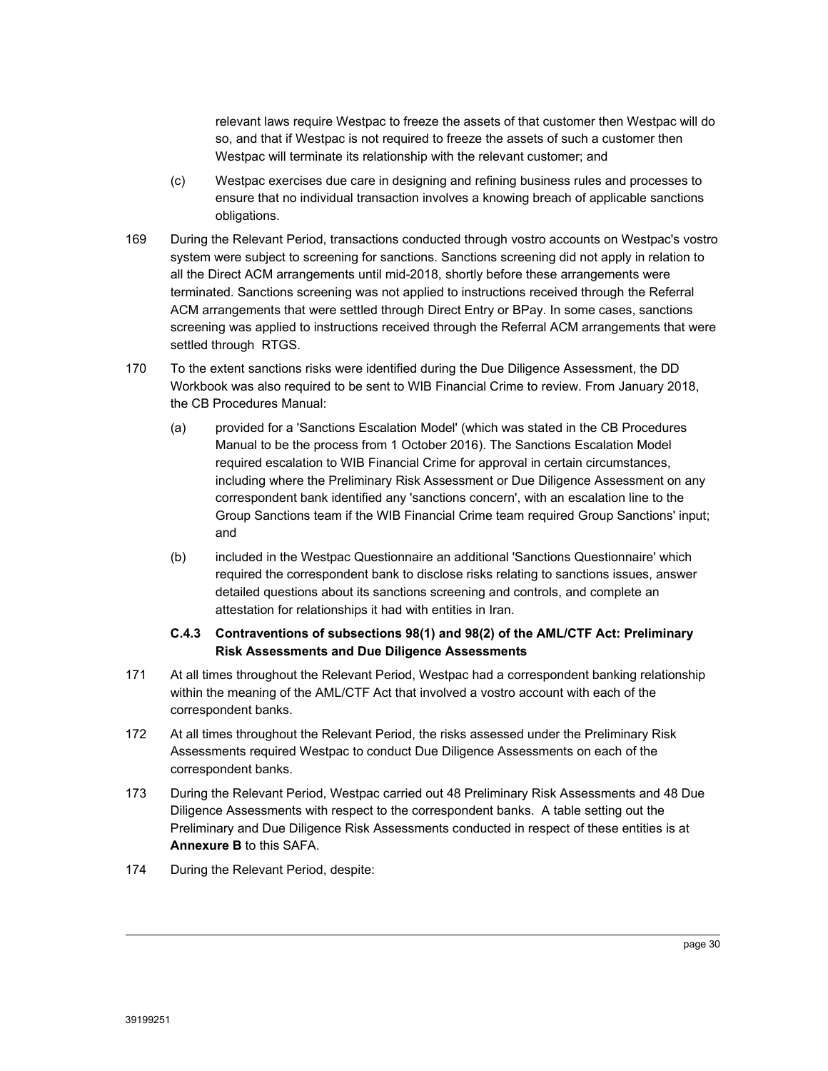relevant laws require Westpac to freeze the assets of that customer then Westpac will do so, and that if Westpac is not required to freeze the assets of such a customer then Westpac will terminate its relationship with the relevant customer; and

(c) Westpac exercises due care in designing and refining business rules and processes to ensure that no individual transaction involves a knowing breach of applicable sanctions obligations.

169 During the Relevant Period, transactions conducted through vostro accounts on Westpac's vostro system were subject to screening for sanctions. Sanctions screening did not apply in relation to all the Direct ACM arrangements until mid-2018, shortly before these arrangements were terminated. Sanctions screening was not applied to instructions received through the Referral ACM arrangements that were settled through Direct Entry or BPay. In some cases, sanctions screening was applied to instructions received through the Referral ACM arrangements that were settled through RTGS.

170 To the extent sanctions risks were identified during the Due Diligence Assessment, the DD Workbook was also required to be sent to WIB Financial Crime to review. From January 2018, the CB Procedures Manual:

(a) provided for a 'Sanctions Escalation Model' (which was stated in the CB Procedures Manual to be the process from 1 October 2016). The Sanctions Escalation Model required escalation to WIB Financial Crime for approval in certain circumstances, including where the Preliminary Risk Assessment or Due Diligence Assessment on any correspondent bank identified any 'sanctions concern', with an escalation line to the Group Sanctions team if the WIB Financial Crime team required Group Sanctions' input; and

(b) included in the Westpac Questionnaire an additional 'Sanctions Questionnaire' which required the correspondent bank to disclose risks relating to sanctions issues, answer detailed questions about its sanctions screening and controls, and complete an attestation for relationships it had with entities in Iran.

### C.4.3 Contraventions of subsections 98(1) and 98(2) of the AML/CTF Act: Preliminary Risk Assessments and Due Diligence Assessments

171 At all times throughout the Relevant Period, Westpac had a correspondent banking relationship within the meaning of the AML/CTF Act that involved a vostro account with each of the correspondent banks.

172 At all times throughout the Relevant Period, the risks assessed under the Preliminary Risk Assessments required Westpac to conduct Due Diligence Assessments on each of the correspondent banks.

173 During the Relevant Period, Westpac carried out 48 Preliminary Risk Assessments and 48 Due Diligence Assessments with respect to the correspondent banks. A table setting out the Preliminary and Due Diligence Risk Assessments conducted in respect of these entities is at **Annexure B** to this SAFA.

174 During the Relevant Period, despite: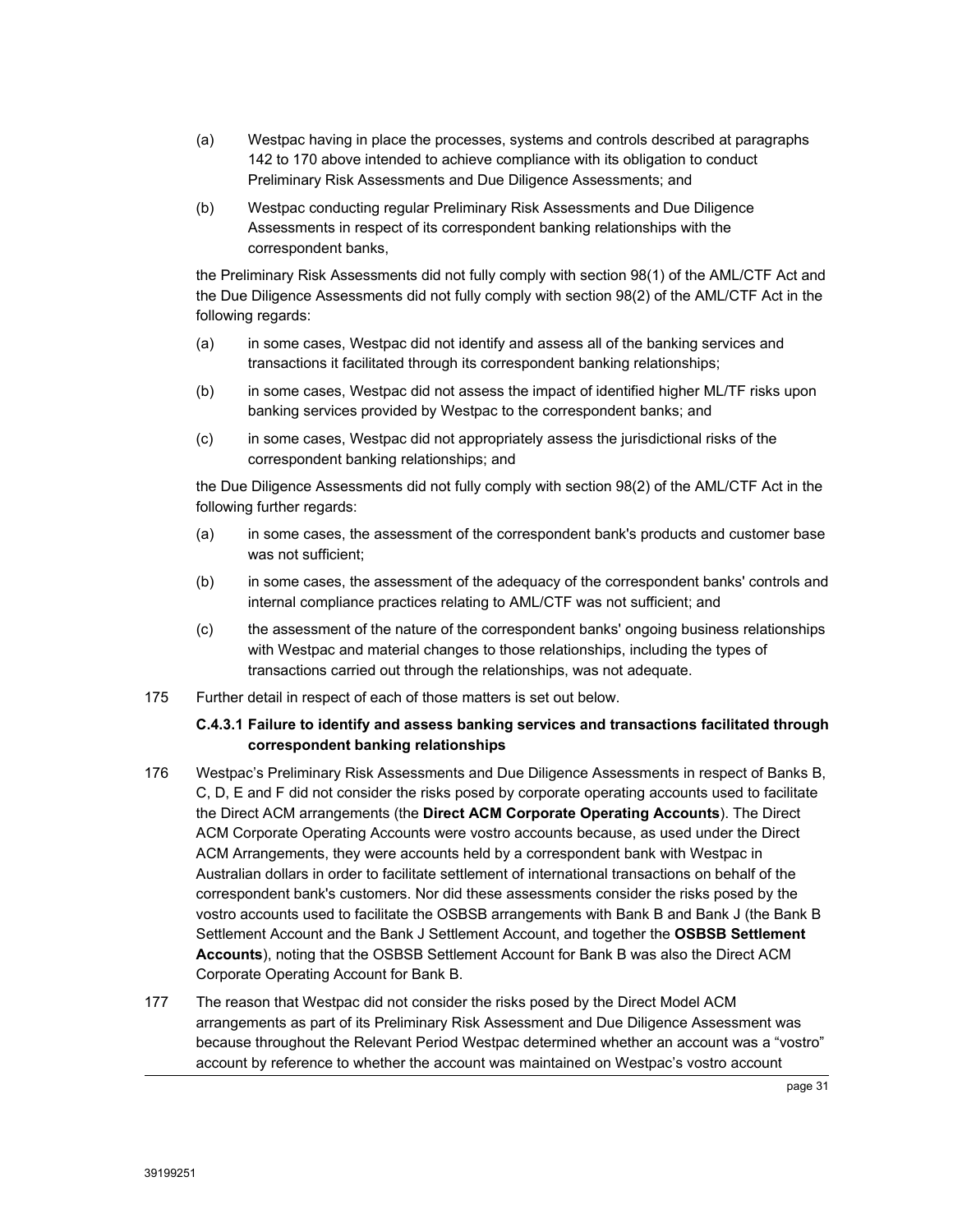(a) Westpac having in place the processes, systems and controls described at paragraphs 142 to 170 above intended to achieve compliance with its obligation to conduct Preliminary Risk Assessments and Due Diligence Assessments; and

(b) Westpac conducting regular Preliminary Risk Assessments and Due Diligence Assessments in respect of its correspondent banking relationships with the correspondent banks,

the Preliminary Risk Assessments did not fully comply with section 98(1) of the AML/CTF Act and the Due Diligence Assessments did not fully comply with section 98(2) of the AML/CTF Act in the following regards:

(a) in some cases, Westpac did not identify and assess all of the banking services and transactions it facilitated through its correspondent banking relationships;

(b) in some cases, Westpac did not assess the impact of identified higher ML/TF risks upon banking services provided by Westpac to the correspondent banks; and

(c) in some cases, Westpac did not appropriately assess the jurisdictional risks of the correspondent banking relationships; and

the Due Diligence Assessments did not fully comply with section 98(2) of the AML/CTF Act in the following further regards:

(a) in some cases, the assessment of the correspondent bank's products and customer base was not sufficient;

(b) in some cases, the assessment of the adequacy of the correspondent banks' controls and internal compliance practices relating to AML/CTF was not sufficient; and

(c) the assessment of the nature of the correspondent banks' ongoing business relationships with Westpac and material changes to those relationships, including the types of transactions carried out through the relationships, was not adequate.

175 Further detail in respect of each of those matters is set out below.

### C.4.3.1 Failure to identify and assess banking services and transactions facilitated through correspondent banking relationships

176 Westpac's Preliminary Risk Assessments and Due Diligence Assessments in respect of Banks B, C, D, E and F did not consider the risks posed by corporate operating accounts used to facilitate the Direct ACM arrangements (the **Direct ACM Corporate Operating Accounts**). The Direct ACM Corporate Operating Accounts were vostro accounts because, as used under the Direct ACM Arrangements, they were accounts held by a correspondent bank with Westpac in Australian dollars in order to facilitate settlement of international transactions on behalf of the correspondent bank's customers. Nor did these assessments consider the risks posed by the vostro accounts used to facilitate the OSBSB arrangements with Bank B and Bank J (the Bank B Settlement Account and the Bank J Settlement Account, and together the **OSBSB Settlement Accounts**), noting that the OSBSB Settlement Account for Bank B was also the Direct ACM Corporate Operating Account for Bank B.

177 The reason that Westpac did not consider the risks posed by the Direct Model ACM arrangements as part of its Preliminary Risk Assessment and Due Diligence Assessment was because throughout the Relevant Period Westpac determined whether an account was a "vostro" account by reference to whether the account was maintained on Westpac's vostro account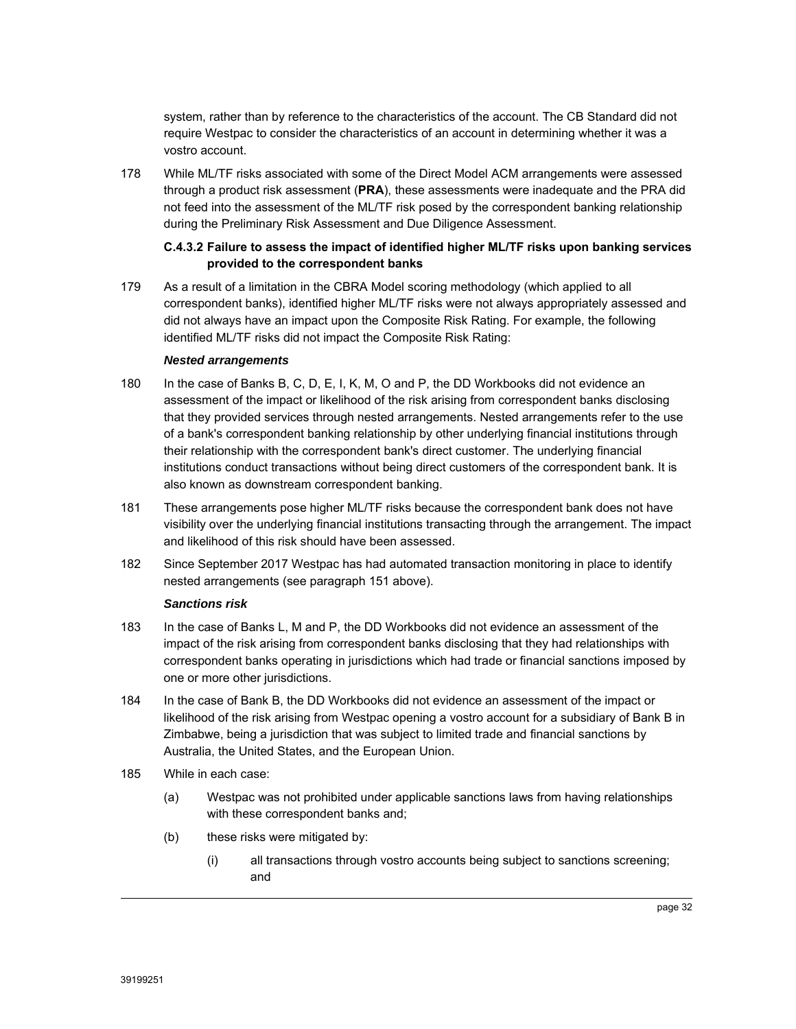system, rather than by reference to the characteristics of the account. The CB Standard did not require Westpac to consider the characteristics of an account in determining whether it was a vostro account.

178 While ML/TF risks associated with some of the Direct Model ACM arrangements were assessed through a product risk assessment (**PRA**), these assessments were inadequate and the PRA did not feed into the assessment of the ML/TF risk posed by the correspondent banking relationship during the Preliminary Risk Assessment and Due Diligence Assessment.

### C.4.3.2 Failure to assess the impact of identified higher ML/TF risks upon banking services provided to the correspondent banks

179 As a result of a limitation in the CBRA Model scoring methodology (which applied to all correspondent banks), identified higher ML/TF risks were not always appropriately assessed and did not always have an impact upon the Composite Risk Rating. For example, the following identified ML/TF risks did not impact the Composite Risk Rating:

***Nested arrangements***

180 In the case of Banks B, C, D, E, I, K, M, O and P, the DD Workbooks did not evidence an assessment of the impact or likelihood of the risk arising from correspondent banks disclosing that they provided services through nested arrangements. Nested arrangements refer to the use of a bank's correspondent banking relationship by other underlying financial institutions through their relationship with the correspondent bank's direct customer. The underlying financial institutions conduct transactions without being direct customers of the correspondent bank. It is also known as downstream correspondent banking.

181 These arrangements pose higher ML/TF risks because the correspondent bank does not have visibility over the underlying financial institutions transacting through the arrangement. The impact and likelihood of this risk should have been assessed.

182 Since September 2017 Westpac has had automated transaction monitoring in place to identify nested arrangements (see paragraph 151 above).

***Sanctions risk***

183 In the case of Banks L, M and P, the DD Workbooks did not evidence an assessment of the impact of the risk arising from correspondent banks disclosing that they had relationships with correspondent banks operating in jurisdictions which had trade or financial sanctions imposed by one or more other jurisdictions.

184 In the case of Bank B, the DD Workbooks did not evidence an assessment of the impact or likelihood of the risk arising from Westpac opening a vostro account for a subsidiary of Bank B in Zimbabwe, being a jurisdiction that was subject to limited trade and financial sanctions by Australia, the United States, and the European Union.

185 While in each case:

(a) Westpac was not prohibited under applicable sanctions laws from having relationships with these correspondent banks and;

(b) these risks were mitigated by:

(i) all transactions through vostro accounts being subject to sanctions screening; and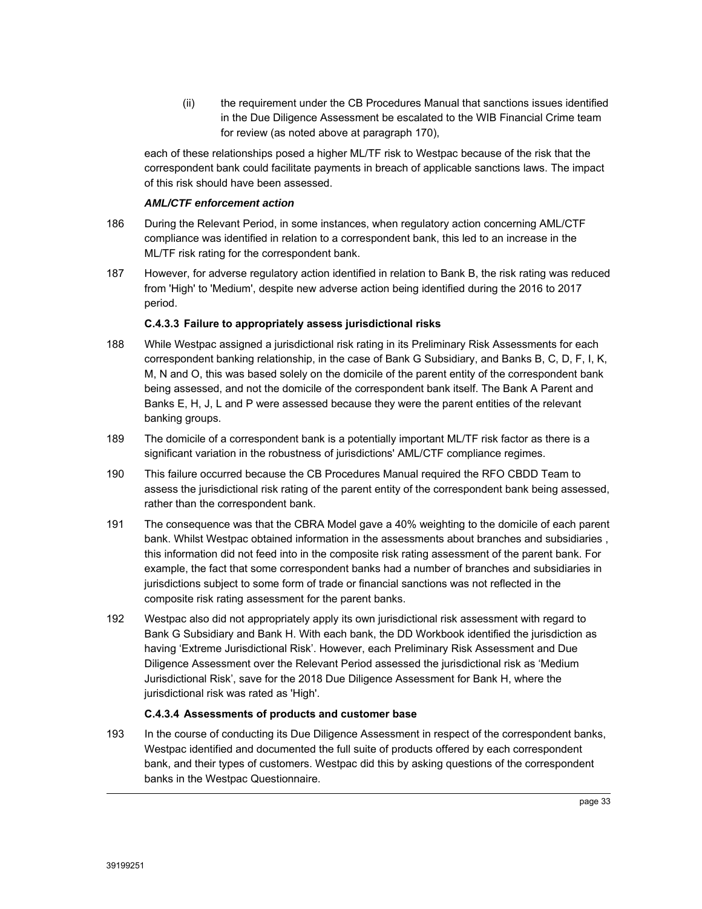(ii) the requirement under the CB Procedures Manual that sanctions issues identified in the Due Diligence Assessment be escalated to the WIB Financial Crime team for review (as noted above at paragraph 170),

each of these relationships posed a higher ML/TF risk to Westpac because of the risk that the correspondent bank could facilitate payments in breach of applicable sanctions laws. The impact of this risk should have been assessed.

***AML/CTF enforcement action***

186 During the Relevant Period, in some instances, when regulatory action concerning AML/CTF compliance was identified in relation to a correspondent bank, this led to an increase in the ML/TF risk rating for the correspondent bank.

187 However, for adverse regulatory action identified in relation to Bank B, the risk rating was reduced from 'High' to 'Medium', despite new adverse action being identified during the 2016 to 2017 period.

#### C.4.3.3 Failure to appropriately assess jurisdictional risks

188 While Westpac assigned a jurisdictional risk rating in its Preliminary Risk Assessments for each correspondent banking relationship, in the case of Bank G Subsidiary, and Banks B, C, D, F, I, K, M, N and O, this was based solely on the domicile of the parent entity of the correspondent bank being assessed, and not the domicile of the correspondent bank itself. The Bank A Parent and Banks E, H, J, L and P were assessed because they were the parent entities of the relevant banking groups.

189 The domicile of a correspondent bank is a potentially important ML/TF risk factor as there is a significant variation in the robustness of jurisdictions' AML/CTF compliance regimes.

190 This failure occurred because the CB Procedures Manual required the RFO CBDD Team to assess the jurisdictional risk rating of the parent entity of the correspondent bank being assessed, rather than the correspondent bank.

191 The consequence was that the CBRA Model gave a 40% weighting to the domicile of each parent bank. Whilst Westpac obtained information in the assessments about branches and subsidiaries , this information did not feed into in the composite risk rating assessment of the parent bank. For example, the fact that some correspondent banks had a number of branches and subsidiaries in jurisdictions subject to some form of trade or financial sanctions was not reflected in the composite risk rating assessment for the parent banks.

192 Westpac also did not appropriately apply its own jurisdictional risk assessment with regard to Bank G Subsidiary and Bank H. With each bank, the DD Workbook identified the jurisdiction as having 'Extreme Jurisdictional Risk'. However, each Preliminary Risk Assessment and Due Diligence Assessment over the Relevant Period assessed the jurisdictional risk as 'Medium Jurisdictional Risk', save for the 2018 Due Diligence Assessment for Bank H, where the jurisdictional risk was rated as 'High'.

#### C.4.3.4 Assessments of products and customer base

193 In the course of conducting its Due Diligence Assessment in respect of the correspondent banks, Westpac identified and documented the full suite of products offered by each correspondent bank, and their types of customers. Westpac did this by asking questions of the correspondent banks in the Westpac Questionnaire.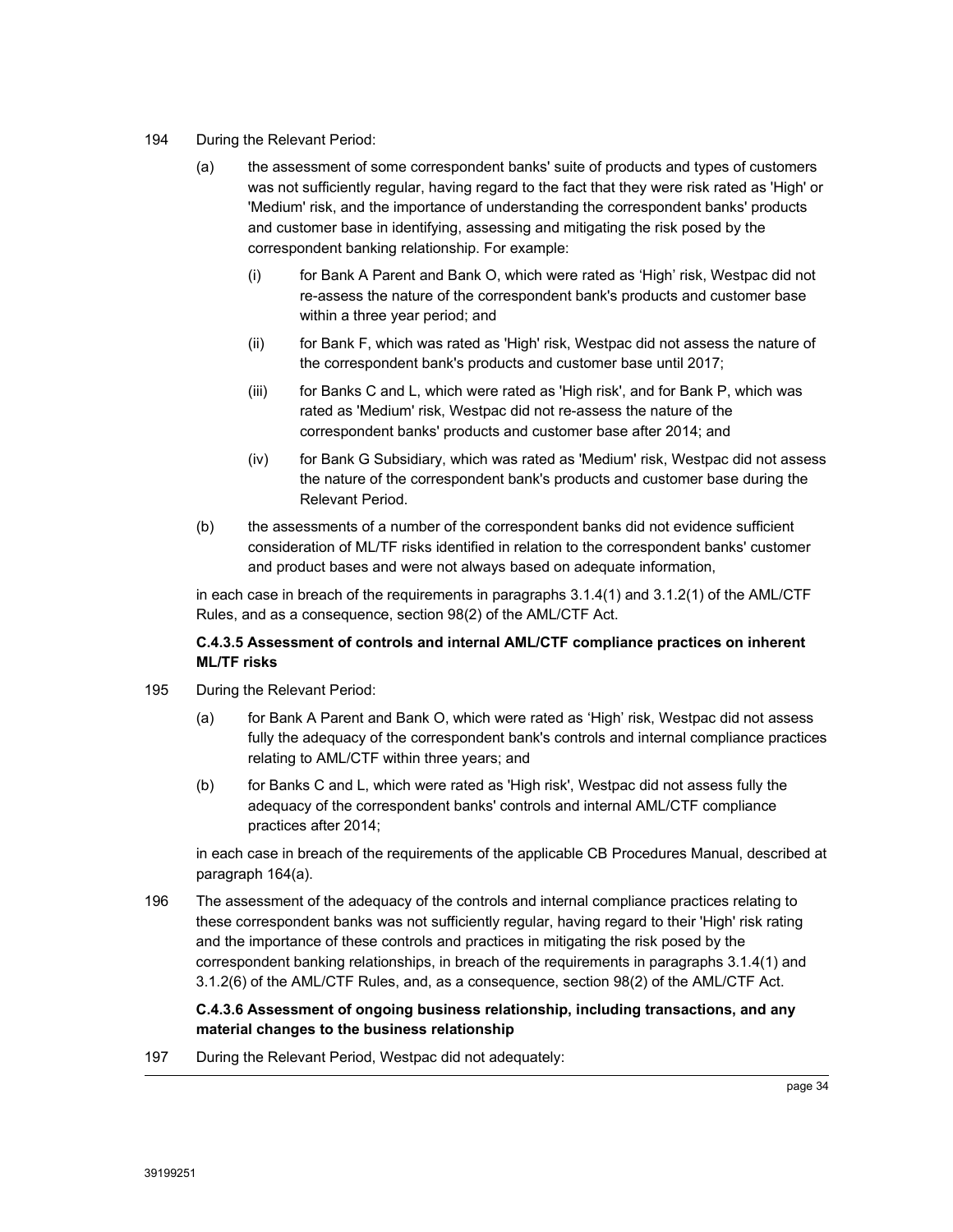194 During the Relevant Period:

(a) the assessment of some correspondent banks' suite of products and types of customers was not sufficiently regular, having regard to the fact that they were risk rated as 'High' or 'Medium' risk, and the importance of understanding the correspondent banks' products and customer base in identifying, assessing and mitigating the risk posed by the correspondent banking relationship. For example:

(i) for Bank A Parent and Bank O, which were rated as 'High' risk, Westpac did not re-assess the nature of the correspondent bank's products and customer base within a three year period; and

(ii) for Bank F, which was rated as 'High' risk, Westpac did not assess the nature of the correspondent bank's products and customer base until 2017;

(iii) for Banks C and L, which were rated as 'High risk', and for Bank P, which was rated as 'Medium' risk, Westpac did not re-assess the nature of the correspondent banks' products and customer base after 2014; and

(iv) for Bank G Subsidiary, which was rated as 'Medium' risk, Westpac did not assess the nature of the correspondent bank's products and customer base during the Relevant Period.

(b) the assessments of a number of the correspondent banks did not evidence sufficient consideration of ML/TF risks identified in relation to the correspondent banks' customer and product bases and were not always based on adequate information,

in each case in breach of the requirements in paragraphs 3.1.4(1) and 3.1.2(1) of the AML/CTF Rules, and as a consequence, section 98(2) of the AML/CTF Act.

**C.4.3.5 Assessment of controls and internal AML/CTF compliance practices on inherent ML/TF risks**

195 During the Relevant Period:

(a) for Bank A Parent and Bank O, which were rated as 'High' risk, Westpac did not assess fully the adequacy of the correspondent bank's controls and internal compliance practices relating to AML/CTF within three years; and

(b) for Banks C and L, which were rated as 'High risk', Westpac did not assess fully the adequacy of the correspondent banks' controls and internal AML/CTF compliance practices after 2014;

in each case in breach of the requirements of the applicable CB Procedures Manual, described at paragraph 164(a).

196 The assessment of the adequacy of the controls and internal compliance practices relating to these correspondent banks was not sufficiently regular, having regard to their 'High' risk rating and the importance of these controls and practices in mitigating the risk posed by the correspondent banking relationships, in breach of the requirements in paragraphs 3.1.4(1) and 3.1.2(6) of the AML/CTF Rules, and, as a consequence, section 98(2) of the AML/CTF Act.

**C.4.3.6 Assessment of ongoing business relationship, including transactions, and any material changes to the business relationship**

197 During the Relevant Period, Westpac did not adequately: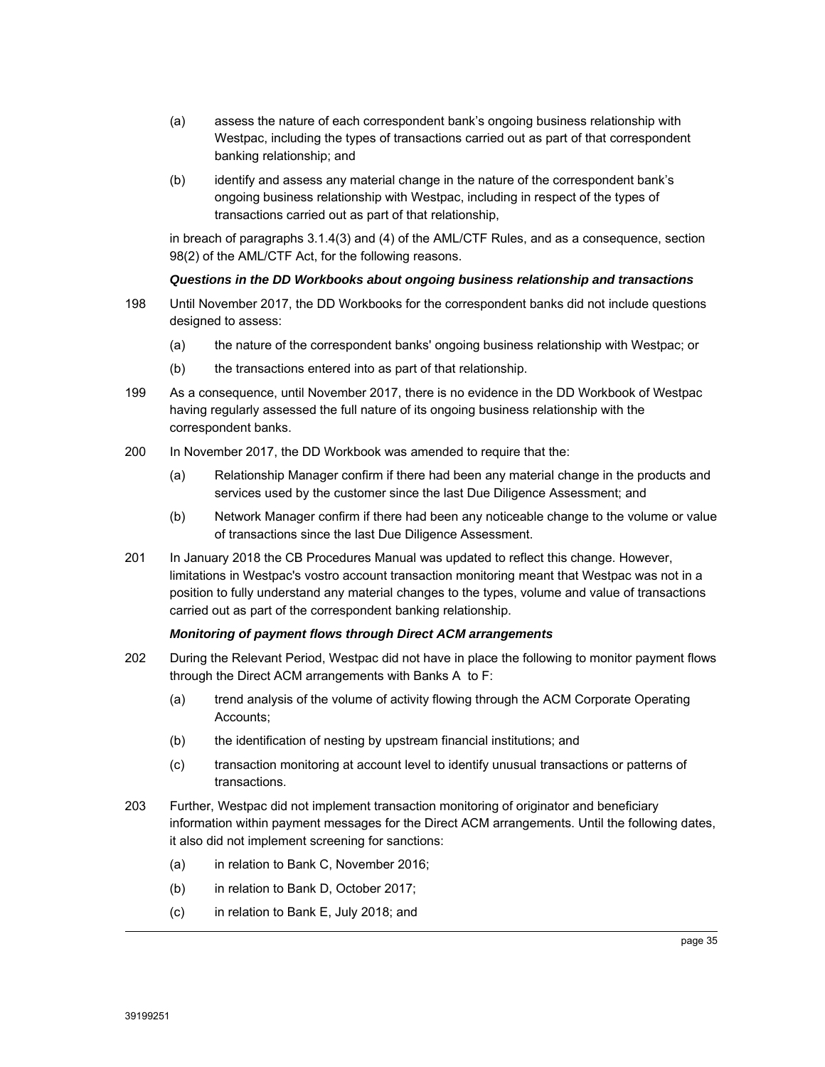(a) assess the nature of each correspondent bank's ongoing business relationship with Westpac, including the types of transactions carried out as part of that correspondent banking relationship; and

(b) identify and assess any material change in the nature of the correspondent bank's ongoing business relationship with Westpac, including in respect of the types of transactions carried out as part of that relationship,

in breach of paragraphs 3.1.4(3) and (4) of the AML/CTF Rules, and as a consequence, section 98(2) of the AML/CTF Act, for the following reasons.

***Questions in the DD Workbooks about ongoing business relationship and transactions***

198 Until November 2017, the DD Workbooks for the correspondent banks did not include questions designed to assess:

(a) the nature of the correspondent banks' ongoing business relationship with Westpac; or

(b) the transactions entered into as part of that relationship.

199 As a consequence, until November 2017, there is no evidence in the DD Workbook of Westpac having regularly assessed the full nature of its ongoing business relationship with the correspondent banks.

200 In November 2017, the DD Workbook was amended to require that the:

(a) Relationship Manager confirm if there had been any material change in the products and services used by the customer since the last Due Diligence Assessment; and

(b) Network Manager confirm if there had been any noticeable change to the volume or value of transactions since the last Due Diligence Assessment.

201 In January 2018 the CB Procedures Manual was updated to reflect this change. However, limitations in Westpac's vostro account transaction monitoring meant that Westpac was not in a position to fully understand any material changes to the types, volume and value of transactions carried out as part of the correspondent banking relationship.

***Monitoring of payment flows through Direct ACM arrangements***

202 During the Relevant Period, Westpac did not have in place the following to monitor payment flows through the Direct ACM arrangements with Banks A to F:

(a) trend analysis of the volume of activity flowing through the ACM Corporate Operating Accounts;

(b) the identification of nesting by upstream financial institutions; and

(c) transaction monitoring at account level to identify unusual transactions or patterns of transactions.

203 Further, Westpac did not implement transaction monitoring of originator and beneficiary information within payment messages for the Direct ACM arrangements. Until the following dates, it also did not implement screening for sanctions:

(a) in relation to Bank C, November 2016;

(b) in relation to Bank D, October 2017;

(c) in relation to Bank E, July 2018; and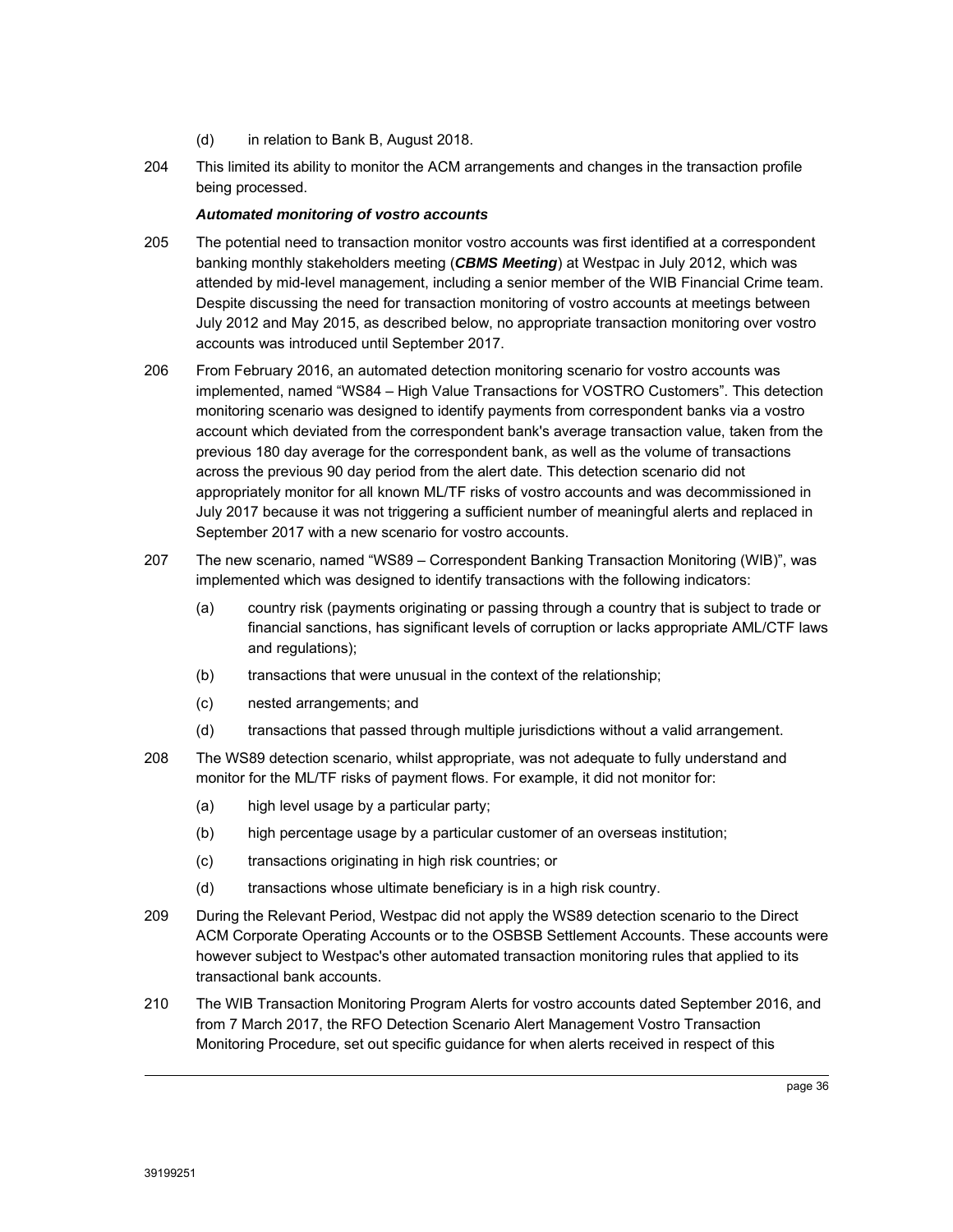(d) in relation to Bank B, August 2018.

204 This limited its ability to monitor the ACM arrangements and changes in the transaction profile being processed.

***Automated monitoring of vostro accounts***

205 The potential need to transaction monitor vostro accounts was first identified at a correspondent banking monthly stakeholders meeting (***CBMS Meeting***) at Westpac in July 2012, which was attended by mid-level management, including a senior member of the WIB Financial Crime team. Despite discussing the need for transaction monitoring of vostro accounts at meetings between July 2012 and May 2015, as described below, no appropriate transaction monitoring over vostro accounts was introduced until September 2017.

206 From February 2016, an automated detection monitoring scenario for vostro accounts was implemented, named "WS84 – High Value Transactions for VOSTRO Customers". This detection monitoring scenario was designed to identify payments from correspondent banks via a vostro account which deviated from the correspondent bank's average transaction value, taken from the previous 180 day average for the correspondent bank, as well as the volume of transactions across the previous 90 day period from the alert date. This detection scenario did not appropriately monitor for all known ML/TF risks of vostro accounts and was decommissioned in July 2017 because it was not triggering a sufficient number of meaningful alerts and replaced in September 2017 with a new scenario for vostro accounts.

207 The new scenario, named "WS89 – Correspondent Banking Transaction Monitoring (WIB)", was implemented which was designed to identify transactions with the following indicators:

(a) country risk (payments originating or passing through a country that is subject to trade or financial sanctions, has significant levels of corruption or lacks appropriate AML/CTF laws and regulations);

(b) transactions that were unusual in the context of the relationship;

(c) nested arrangements; and

(d) transactions that passed through multiple jurisdictions without a valid arrangement.

208 The WS89 detection scenario, whilst appropriate, was not adequate to fully understand and monitor for the ML/TF risks of payment flows. For example, it did not monitor for:

(a) high level usage by a particular party;

(b) high percentage usage by a particular customer of an overseas institution;

(c) transactions originating in high risk countries; or

(d) transactions whose ultimate beneficiary is in a high risk country.

209 During the Relevant Period, Westpac did not apply the WS89 detection scenario to the Direct ACM Corporate Operating Accounts or to the OSBSB Settlement Accounts. These accounts were however subject to Westpac's other automated transaction monitoring rules that applied to its transactional bank accounts.

210 The WIB Transaction Monitoring Program Alerts for vostro accounts dated September 2016, and from 7 March 2017, the RFO Detection Scenario Alert Management Vostro Transaction Monitoring Procedure, set out specific guidance for when alerts received in respect of this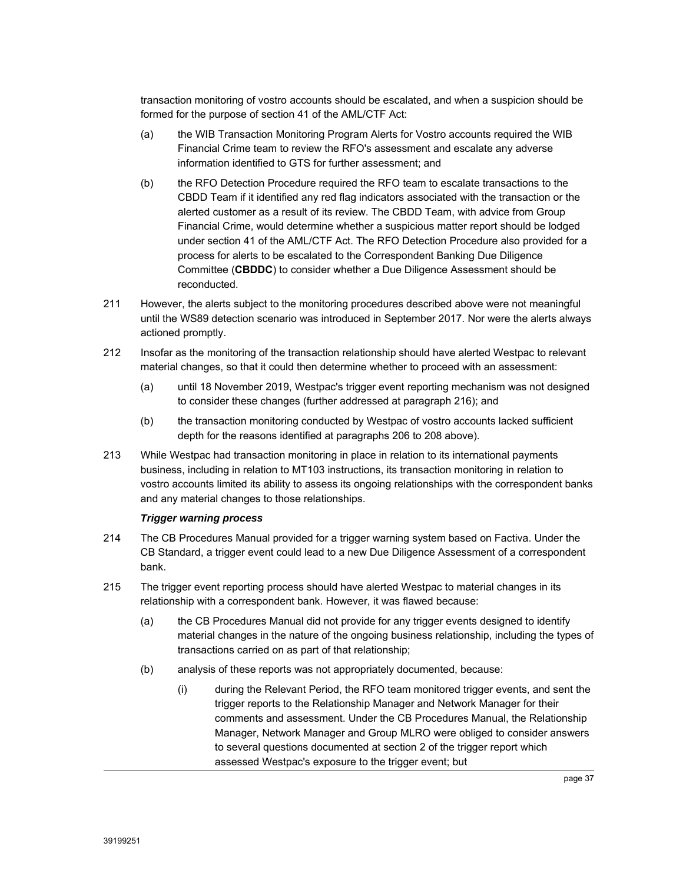transaction monitoring of vostro accounts should be escalated, and when a suspicion should be formed for the purpose of section 41 of the AML/CTF Act:

(a) the WIB Transaction Monitoring Program Alerts for Vostro accounts required the WIB Financial Crime team to review the RFO's assessment and escalate any adverse information identified to GTS for further assessment; and

(b) the RFO Detection Procedure required the RFO team to escalate transactions to the CBDD Team if it identified any red flag indicators associated with the transaction or the alerted customer as a result of its review. The CBDD Team, with advice from Group Financial Crime, would determine whether a suspicious matter report should be lodged under section 41 of the AML/CTF Act. The RFO Detection Procedure also provided for a process for alerts to be escalated to the Correspondent Banking Due Diligence Committee (**CBDDC**) to consider whether a Due Diligence Assessment should be reconducted.

211 However, the alerts subject to the monitoring procedures described above were not meaningful until the WS89 detection scenario was introduced in September 2017. Nor were the alerts always actioned promptly.

212 Insofar as the monitoring of the transaction relationship should have alerted Westpac to relevant material changes, so that it could then determine whether to proceed with an assessment:

(a) until 18 November 2019, Westpac's trigger event reporting mechanism was not designed to consider these changes (further addressed at paragraph 216); and

(b) the transaction monitoring conducted by Westpac of vostro accounts lacked sufficient depth for the reasons identified at paragraphs 206 to 208 above).

213 While Westpac had transaction monitoring in place in relation to its international payments business, including in relation to MT103 instructions, its transaction monitoring in relation to vostro accounts limited its ability to assess its ongoing relationships with the correspondent banks and any material changes to those relationships.

***Trigger warning process***

214 The CB Procedures Manual provided for a trigger warning system based on Factiva. Under the CB Standard, a trigger event could lead to a new Due Diligence Assessment of a correspondent bank.

215 The trigger event reporting process should have alerted Westpac to material changes in its relationship with a correspondent bank. However, it was flawed because:

(a) the CB Procedures Manual did not provide for any trigger events designed to identify material changes in the nature of the ongoing business relationship, including the types of transactions carried on as part of that relationship;

(b) analysis of these reports was not appropriately documented, because:

(i) during the Relevant Period, the RFO team monitored trigger events, and sent the trigger reports to the Relationship Manager and Network Manager for their comments and assessment. Under the CB Procedures Manual, the Relationship Manager, Network Manager and Group MLRO were obliged to consider answers to several questions documented at section 2 of the trigger report which assessed Westpac's exposure to the trigger event; but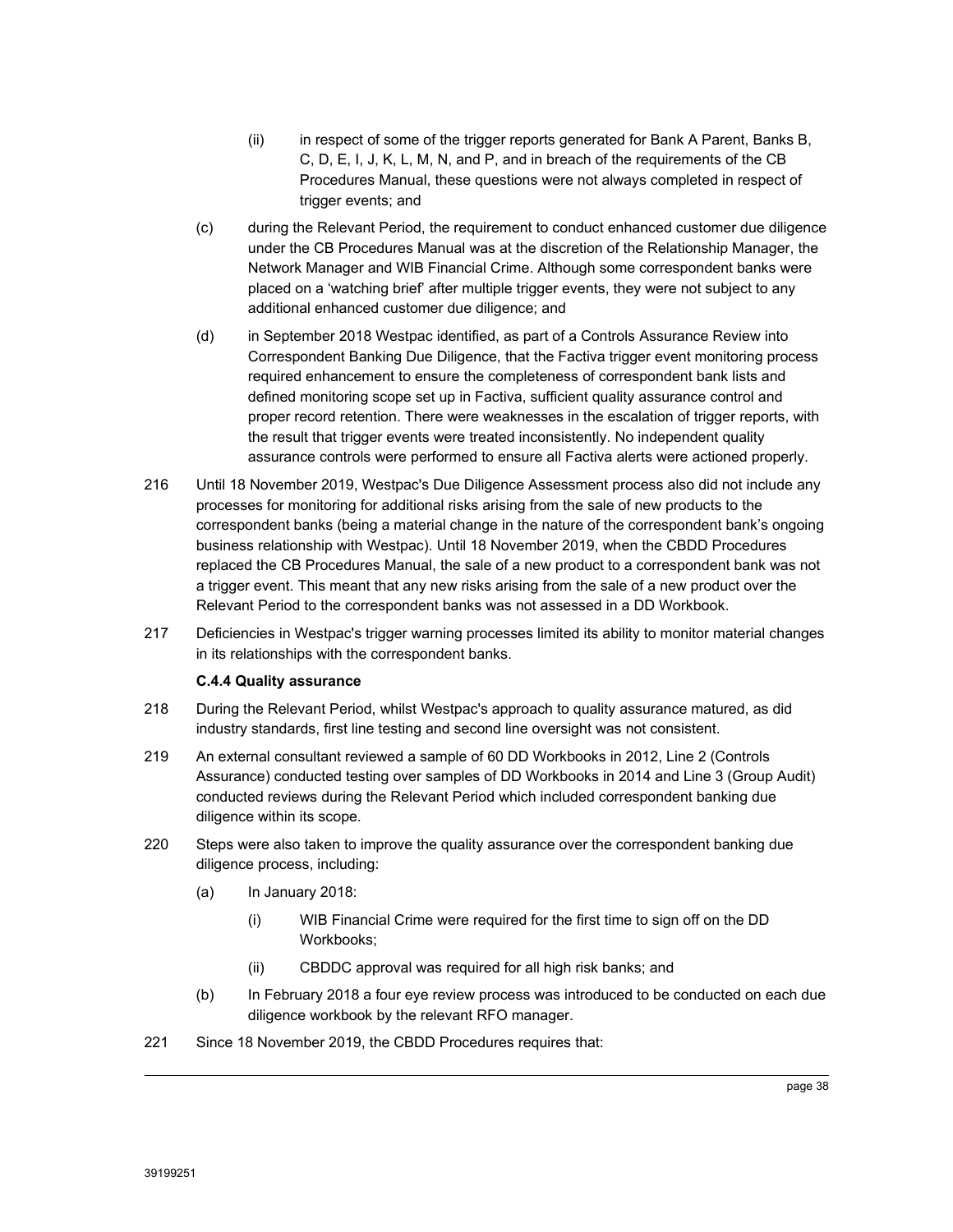(ii) in respect of some of the trigger reports generated for Bank A Parent, Banks B, C, D, E, I, J, K, L, M, N, and P, and in breach of the requirements of the CB Procedures Manual, these questions were not always completed in respect of trigger events; and

(c) during the Relevant Period, the requirement to conduct enhanced customer due diligence under the CB Procedures Manual was at the discretion of the Relationship Manager, the Network Manager and WIB Financial Crime. Although some correspondent banks were placed on a 'watching brief' after multiple trigger events, they were not subject to any additional enhanced customer due diligence; and

(d) in September 2018 Westpac identified, as part of a Controls Assurance Review into Correspondent Banking Due Diligence, that the Factiva trigger event monitoring process required enhancement to ensure the completeness of correspondent bank lists and defined monitoring scope set up in Factiva, sufficient quality assurance control and proper record retention. There were weaknesses in the escalation of trigger reports, with the result that trigger events were treated inconsistently. No independent quality assurance controls were performed to ensure all Factiva alerts were actioned properly.

216 Until 18 November 2019, Westpac's Due Diligence Assessment process also did not include any processes for monitoring for additional risks arising from the sale of new products to the correspondent banks (being a material change in the nature of the correspondent bank's ongoing business relationship with Westpac). Until 18 November 2019, when the CBDD Procedures replaced the CB Procedures Manual, the sale of a new product to a correspondent bank was not a trigger event. This meant that any new risks arising from the sale of a new product over the Relevant Period to the correspondent banks was not assessed in a DD Workbook.

217 Deficiencies in Westpac's trigger warning processes limited its ability to monitor material changes in its relationships with the correspondent banks.

**C.4.4 Quality assurance**

218 During the Relevant Period, whilst Westpac's approach to quality assurance matured, as did industry standards, first line testing and second line oversight was not consistent.

219 An external consultant reviewed a sample of 60 DD Workbooks in 2012, Line 2 (Controls Assurance) conducted testing over samples of DD Workbooks in 2014 and Line 3 (Group Audit) conducted reviews during the Relevant Period which included correspondent banking due diligence within its scope.

220 Steps were also taken to improve the quality assurance over the correspondent banking due diligence process, including:

(a) In January 2018:

(i) WIB Financial Crime were required for the first time to sign off on the DD Workbooks;

(ii) CBDDC approval was required for all high risk banks; and

(b) In February 2018 a four eye review process was introduced to be conducted on each due diligence workbook by the relevant RFO manager.

221 Since 18 November 2019, the CBDD Procedures requires that: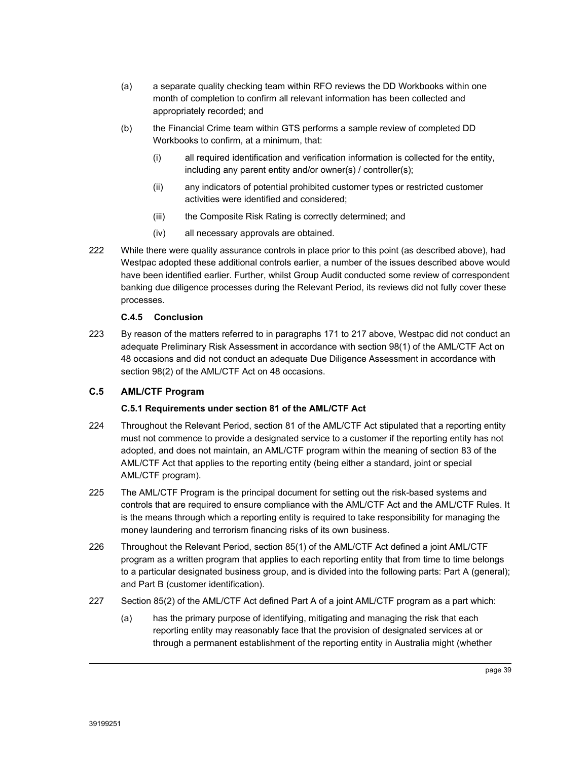(a) a separate quality checking team within RFO reviews the DD Workbooks within one month of completion to confirm all relevant information has been collected and appropriately recorded; and

(b) the Financial Crime team within GTS performs a sample review of completed DD Workbooks to confirm, at a minimum, that:

   (i) all required identification and verification information is collected for the entity, including any parent entity and/or owner(s) / controller(s);

   (ii) any indicators of potential prohibited customer types or restricted customer activities were identified and considered;

   (iii) the Composite Risk Rating is correctly determined; and

   (iv) all necessary approvals are obtained.

222 While there were quality assurance controls in place prior to this point (as described above), had Westpac adopted these additional controls earlier, a number of the issues described above would have been identified earlier. Further, whilst Group Audit conducted some review of correspondent banking due diligence processes during the Relevant Period, its reviews did not fully cover these processes.

#### C.4.5 Conclusion

223 By reason of the matters referred to in paragraphs 171 to 217 above, Westpac did not conduct an adequate Preliminary Risk Assessment in accordance with section 98(1) of the AML/CTF Act on 48 occasions and did not conduct an adequate Due Diligence Assessment in accordance with section 98(2) of the AML/CTF Act on 48 occasions.

### C.5 AML/CTF Program

#### C.5.1 Requirements under section 81 of the AML/CTF Act

224 Throughout the Relevant Period, section 81 of the AML/CTF Act stipulated that a reporting entity must not commence to provide a designated service to a customer if the reporting entity has not adopted, and does not maintain, an AML/CTF program within the meaning of section 83 of the AML/CTF Act that applies to the reporting entity (being either a standard, joint or special AML/CTF program).

225 The AML/CTF Program is the principal document for setting out the risk-based systems and controls that are required to ensure compliance with the AML/CTF Act and the AML/CTF Rules. It is the means through which a reporting entity is required to take responsibility for managing the money laundering and terrorism financing risks of its own business.

226 Throughout the Relevant Period, section 85(1) of the AML/CTF Act defined a joint AML/CTF program as a written program that applies to each reporting entity that from time to time belongs to a particular designated business group, and is divided into the following parts: Part A (general); and Part B (customer identification).

227 Section 85(2) of the AML/CTF Act defined Part A of a joint AML/CTF program as a part which:

(a) has the primary purpose of identifying, mitigating and managing the risk that each reporting entity may reasonably face that the provision of designated services at or through a permanent establishment of the reporting entity in Australia might (whether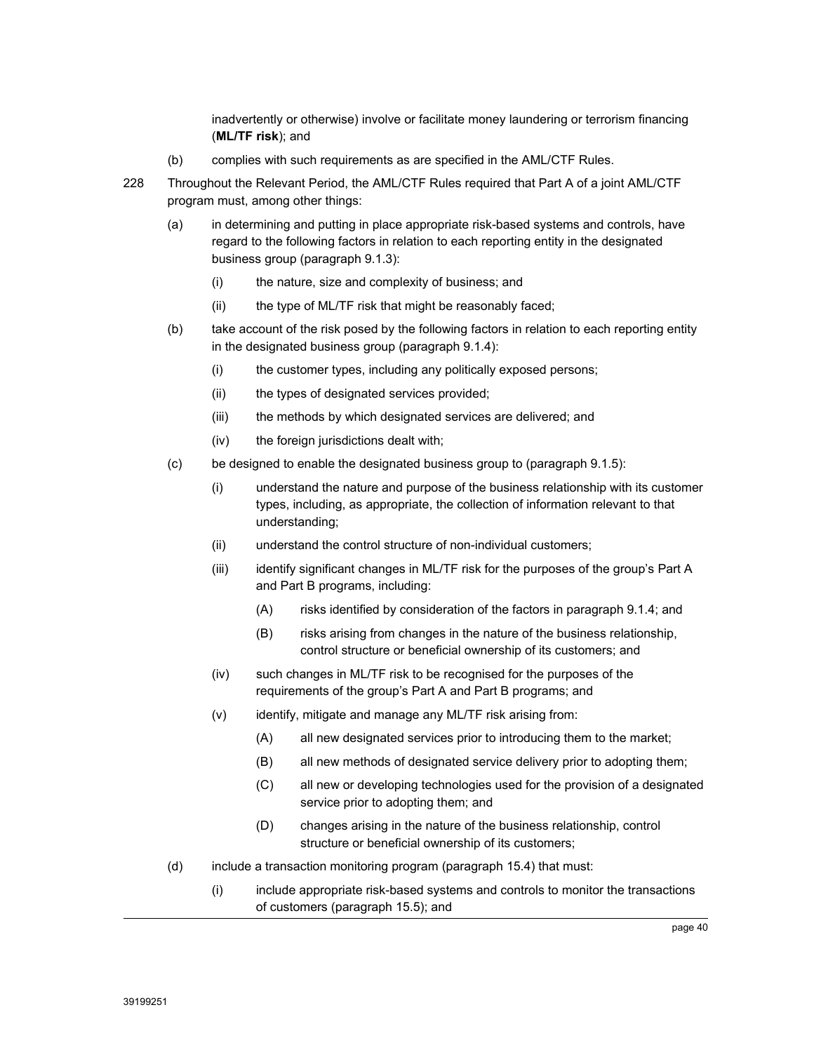inadvertently or otherwise) involve or facilitate money laundering or terrorism financing (**ML/TF risk**); and

(b) complies with such requirements as are specified in the AML/CTF Rules.

228 Throughout the Relevant Period, the AML/CTF Rules required that Part A of a joint AML/CTF program must, among other things:

(a) in determining and putting in place appropriate risk-based systems and controls, have regard to the following factors in relation to each reporting entity in the designated business group (paragraph 9.1.3):

   (i) the nature, size and complexity of business; and

   (ii) the type of ML/TF risk that might be reasonably faced;

(b) take account of the risk posed by the following factors in relation to each reporting entity in the designated business group (paragraph 9.1.4):

   (i) the customer types, including any politically exposed persons;

   (ii) the types of designated services provided;

   (iii) the methods by which designated services are delivered; and

   (iv) the foreign jurisdictions dealt with;

(c) be designed to enable the designated business group to (paragraph 9.1.5):

   (i) understand the nature and purpose of the business relationship with its customer types, including, as appropriate, the collection of information relevant to that understanding;

   (ii) understand the control structure of non-individual customers;

   (iii) identify significant changes in ML/TF risk for the purposes of the group's Part A and Part B programs, including:

      (A) risks identified by consideration of the factors in paragraph 9.1.4; and

      (B) risks arising from changes in the nature of the business relationship, control structure or beneficial ownership of its customers; and

   (iv) such changes in ML/TF risk to be recognised for the purposes of the requirements of the group's Part A and Part B programs; and

   (v) identify, mitigate and manage any ML/TF risk arising from:

      (A) all new designated services prior to introducing them to the market;

      (B) all new methods of designated service delivery prior to adopting them;

      (C) all new or developing technologies used for the provision of a designated service prior to adopting them; and

      (D) changes arising in the nature of the business relationship, control structure or beneficial ownership of its customers;

(d) include a transaction monitoring program (paragraph 15.4) that must:

   (i) include appropriate risk-based systems and controls to monitor the transactions of customers (paragraph 15.5); and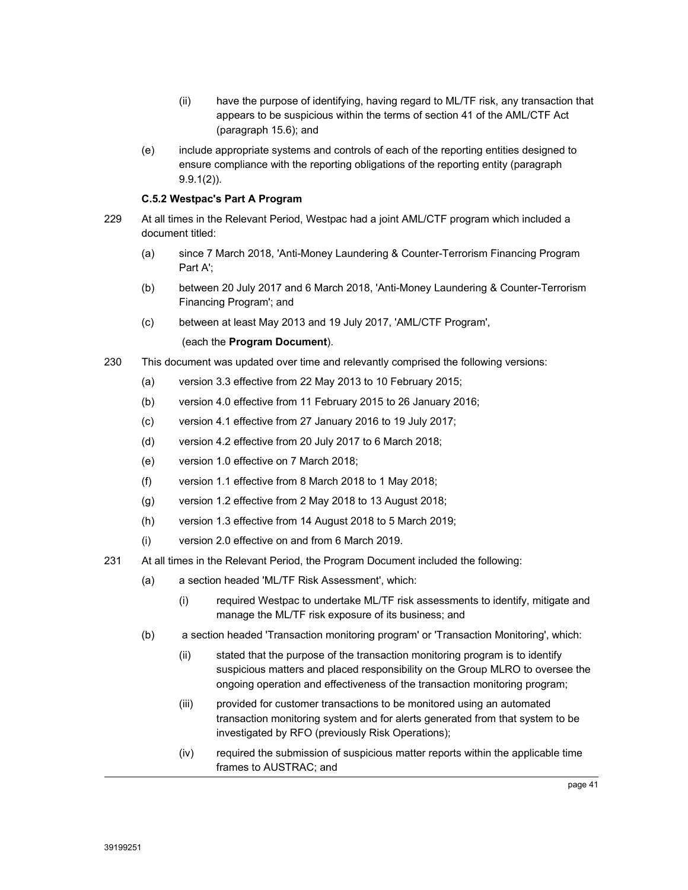(ii) have the purpose of identifying, having regard to ML/TF risk, any transaction that appears to be suspicious within the terms of section 41 of the AML/CTF Act (paragraph 15.6); and

(e) include appropriate systems and controls of each of the reporting entities designed to ensure compliance with the reporting obligations of the reporting entity (paragraph 9.9.1(2)).

**C.5.2 Westpac's Part A Program**

229 At all times in the Relevant Period, Westpac had a joint AML/CTF program which included a document titled:

(a) since 7 March 2018, 'Anti-Money Laundering & Counter-Terrorism Financing Program Part A';

(b) between 20 July 2017 and 6 March 2018, 'Anti-Money Laundering & Counter-Terrorism Financing Program'; and

(c) between at least May 2013 and 19 July 2017, 'AML/CTF Program',

(each the **Program Document**).

230 This document was updated over time and relevantly comprised the following versions:

(a) version 3.3 effective from 22 May 2013 to 10 February 2015;

(b) version 4.0 effective from 11 February 2015 to 26 January 2016;

(c) version 4.1 effective from 27 January 2016 to 19 July 2017;

(d) version 4.2 effective from 20 July 2017 to 6 March 2018;

(e) version 1.0 effective on 7 March 2018;

(f) version 1.1 effective from 8 March 2018 to 1 May 2018;

(g) version 1.2 effective from 2 May 2018 to 13 August 2018;

(h) version 1.3 effective from 14 August 2018 to 5 March 2019;

(i) version 2.0 effective on and from 6 March 2019.

231 At all times in the Relevant Period, the Program Document included the following:

(a) a section headed 'ML/TF Risk Assessment', which:

(i) required Westpac to undertake ML/TF risk assessments to identify, mitigate and manage the ML/TF risk exposure of its business; and

(b) a section headed 'Transaction monitoring program' or 'Transaction Monitoring', which:

(ii) stated that the purpose of the transaction monitoring program is to identify suspicious matters and placed responsibility on the Group MLRO to oversee the ongoing operation and effectiveness of the transaction monitoring program;

(iii) provided for customer transactions to be monitored using an automated transaction monitoring system and for alerts generated from that system to be investigated by RFO (previously Risk Operations);

(iv) required the submission of suspicious matter reports within the applicable time frames to AUSTRAC; and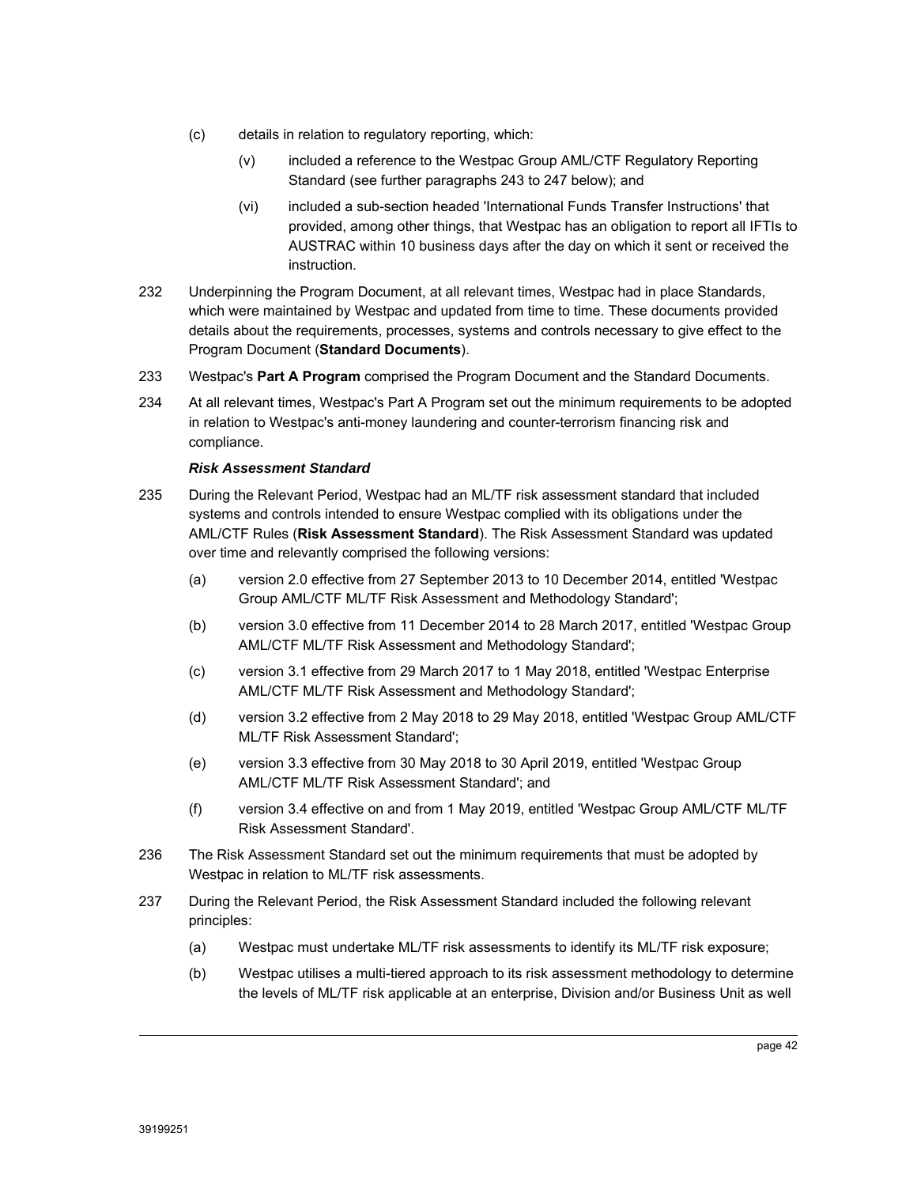(c) details in relation to regulatory reporting, which:

(v) included a reference to the Westpac Group AML/CTF Regulatory Reporting Standard (see further paragraphs 243 to 247 below); and

(vi) included a sub-section headed 'International Funds Transfer Instructions' that provided, among other things, that Westpac has an obligation to report all IFTIs to AUSTRAC within 10 business days after the day on which it sent or received the instruction.

232 Underpinning the Program Document, at all relevant times, Westpac had in place Standards, which were maintained by Westpac and updated from time to time. These documents provided details about the requirements, processes, systems and controls necessary to give effect to the Program Document (**Standard Documents**).

233 Westpac's **Part A Program** comprised the Program Document and the Standard Documents.

234 At all relevant times, Westpac's Part A Program set out the minimum requirements to be adopted in relation to Westpac's anti-money laundering and counter-terrorism financing risk and compliance.

***Risk Assessment Standard***

235 During the Relevant Period, Westpac had an ML/TF risk assessment standard that included systems and controls intended to ensure Westpac complied with its obligations under the AML/CTF Rules (**Risk Assessment Standard**). The Risk Assessment Standard was updated over time and relevantly comprised the following versions:

(a) version 2.0 effective from 27 September 2013 to 10 December 2014, entitled 'Westpac Group AML/CTF ML/TF Risk Assessment and Methodology Standard';

(b) version 3.0 effective from 11 December 2014 to 28 March 2017, entitled 'Westpac Group AML/CTF ML/TF Risk Assessment and Methodology Standard';

(c) version 3.1 effective from 29 March 2017 to 1 May 2018, entitled 'Westpac Enterprise AML/CTF ML/TF Risk Assessment and Methodology Standard';

(d) version 3.2 effective from 2 May 2018 to 29 May 2018, entitled 'Westpac Group AML/CTF ML/TF Risk Assessment Standard';

(e) version 3.3 effective from 30 May 2018 to 30 April 2019, entitled 'Westpac Group AML/CTF ML/TF Risk Assessment Standard'; and

(f) version 3.4 effective on and from 1 May 2019, entitled 'Westpac Group AML/CTF ML/TF Risk Assessment Standard'.

236 The Risk Assessment Standard set out the minimum requirements that must be adopted by Westpac in relation to ML/TF risk assessments.

237 During the Relevant Period, the Risk Assessment Standard included the following relevant principles:

(a) Westpac must undertake ML/TF risk assessments to identify its ML/TF risk exposure;

(b) Westpac utilises a multi-tiered approach to its risk assessment methodology to determine the levels of ML/TF risk applicable at an enterprise, Division and/or Business Unit as well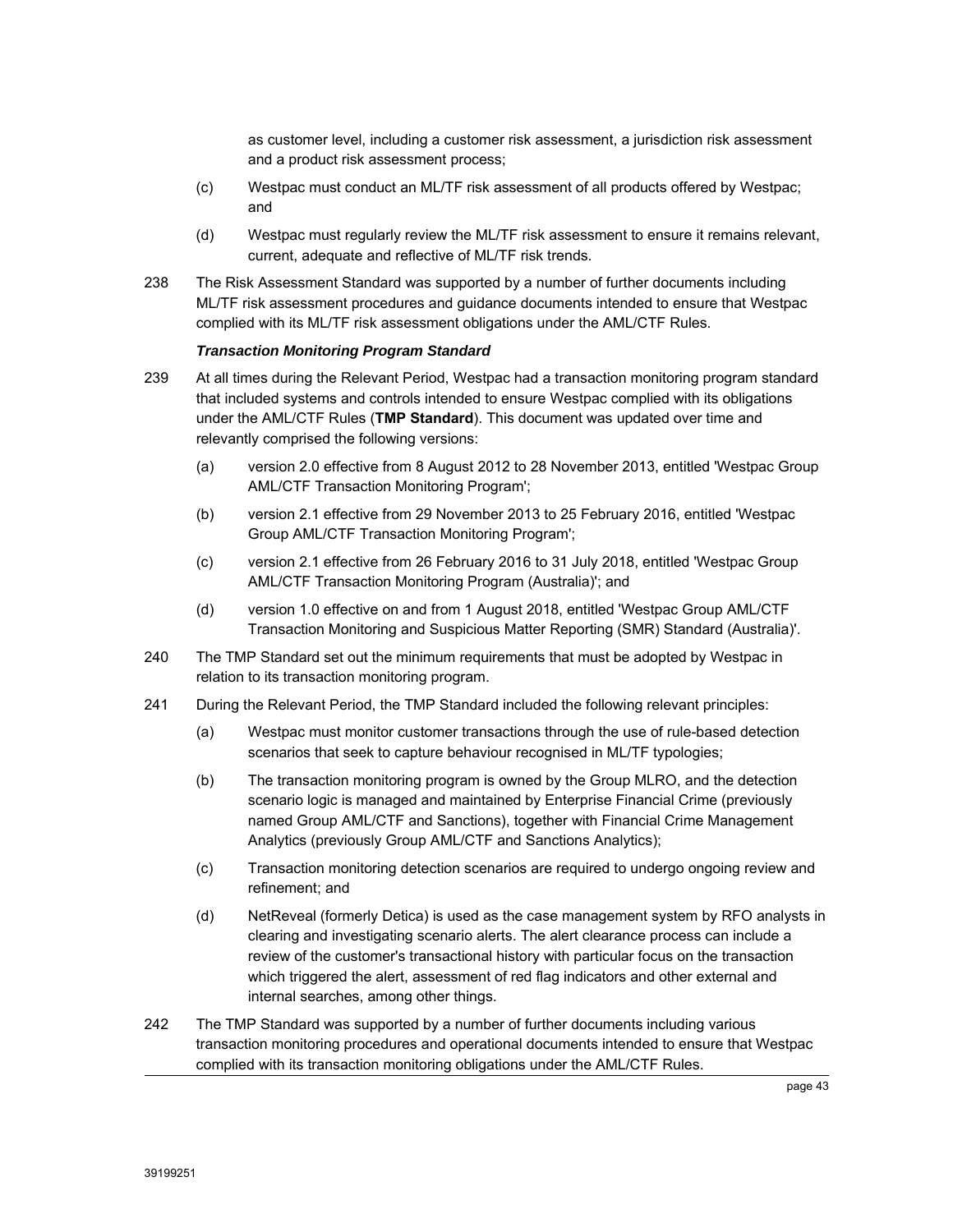as customer level, including a customer risk assessment, a jurisdiction risk assessment and a product risk assessment process;

(c) Westpac must conduct an ML/TF risk assessment of all products offered by Westpac; and

(d) Westpac must regularly review the ML/TF risk assessment to ensure it remains relevant, current, adequate and reflective of ML/TF risk trends.

238 The Risk Assessment Standard was supported by a number of further documents including ML/TF risk assessment procedures and guidance documents intended to ensure that Westpac complied with its ML/TF risk assessment obligations under the AML/CTF Rules.

***Transaction Monitoring Program Standard***

239 At all times during the Relevant Period, Westpac had a transaction monitoring program standard that included systems and controls intended to ensure Westpac complied with its obligations under the AML/CTF Rules (**TMP Standard**). This document was updated over time and relevantly comprised the following versions:

(a) version 2.0 effective from 8 August 2012 to 28 November 2013, entitled 'Westpac Group AML/CTF Transaction Monitoring Program';

(b) version 2.1 effective from 29 November 2013 to 25 February 2016, entitled 'Westpac Group AML/CTF Transaction Monitoring Program';

(c) version 2.1 effective from 26 February 2016 to 31 July 2018, entitled 'Westpac Group AML/CTF Transaction Monitoring Program (Australia)'; and

(d) version 1.0 effective on and from 1 August 2018, entitled 'Westpac Group AML/CTF Transaction Monitoring and Suspicious Matter Reporting (SMR) Standard (Australia)'.

240 The TMP Standard set out the minimum requirements that must be adopted by Westpac in relation to its transaction monitoring program.

241 During the Relevant Period, the TMP Standard included the following relevant principles:

(a) Westpac must monitor customer transactions through the use of rule-based detection scenarios that seek to capture behaviour recognised in ML/TF typologies;

(b) The transaction monitoring program is owned by the Group MLRO, and the detection scenario logic is managed and maintained by Enterprise Financial Crime (previously named Group AML/CTF and Sanctions), together with Financial Crime Management Analytics (previously Group AML/CTF and Sanctions Analytics);

(c) Transaction monitoring detection scenarios are required to undergo ongoing review and refinement; and

(d) NetReveal (formerly Detica) is used as the case management system by RFO analysts in clearing and investigating scenario alerts. The alert clearance process can include a review of the customer's transactional history with particular focus on the transaction which triggered the alert, assessment of red flag indicators and other external and internal searches, among other things.

242 The TMP Standard was supported by a number of further documents including various transaction monitoring procedures and operational documents intended to ensure that Westpac complied with its transaction monitoring obligations under the AML/CTF Rules.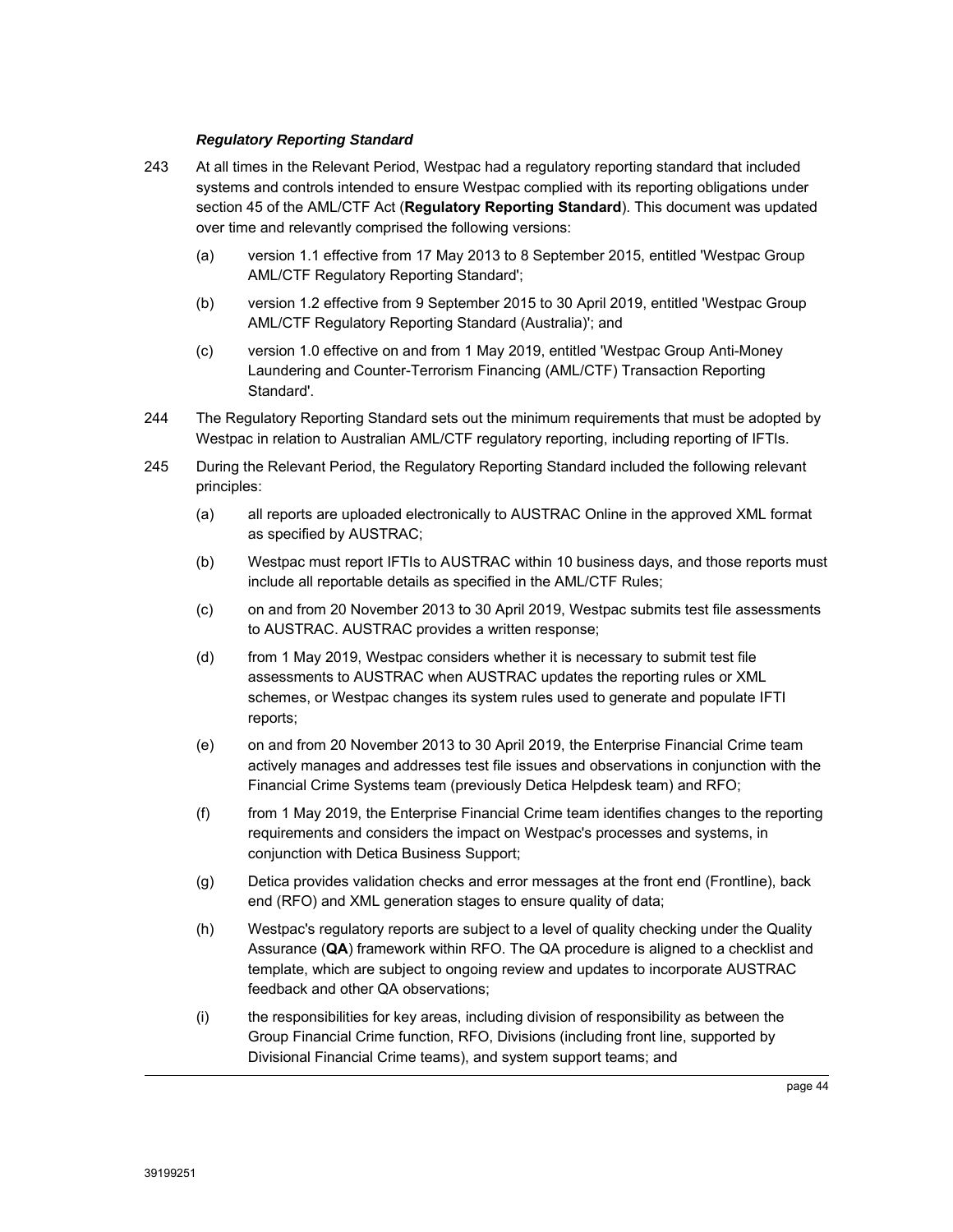***Regulatory Reporting Standard***

243 At all times in the Relevant Period, Westpac had a regulatory reporting standard that included systems and controls intended to ensure Westpac complied with its reporting obligations under section 45 of the AML/CTF Act (**Regulatory Reporting Standard**). This document was updated over time and relevantly comprised the following versions:

(a) version 1.1 effective from 17 May 2013 to 8 September 2015, entitled 'Westpac Group AML/CTF Regulatory Reporting Standard';

(b) version 1.2 effective from 9 September 2015 to 30 April 2019, entitled 'Westpac Group AML/CTF Regulatory Reporting Standard (Australia)'; and

(c) version 1.0 effective on and from 1 May 2019, entitled 'Westpac Group Anti-Money Laundering and Counter-Terrorism Financing (AML/CTF) Transaction Reporting Standard'.

244 The Regulatory Reporting Standard sets out the minimum requirements that must be adopted by Westpac in relation to Australian AML/CTF regulatory reporting, including reporting of IFTIs.

245 During the Relevant Period, the Regulatory Reporting Standard included the following relevant principles:

(a) all reports are uploaded electronically to AUSTRAC Online in the approved XML format as specified by AUSTRAC;

(b) Westpac must report IFTIs to AUSTRAC within 10 business days, and those reports must include all reportable details as specified in the AML/CTF Rules;

(c) on and from 20 November 2013 to 30 April 2019, Westpac submits test file assessments to AUSTRAC. AUSTRAC provides a written response;

(d) from 1 May 2019, Westpac considers whether it is necessary to submit test file assessments to AUSTRAC when AUSTRAC updates the reporting rules or XML schemes, or Westpac changes its system rules used to generate and populate IFTI reports;

(e) on and from 20 November 2013 to 30 April 2019, the Enterprise Financial Crime team actively manages and addresses test file issues and observations in conjunction with the Financial Crime Systems team (previously Detica Helpdesk team) and RFO;

(f) from 1 May 2019, the Enterprise Financial Crime team identifies changes to the reporting requirements and considers the impact on Westpac's processes and systems, in conjunction with Detica Business Support;

(g) Detica provides validation checks and error messages at the front end (Frontline), back end (RFO) and XML generation stages to ensure quality of data;

(h) Westpac's regulatory reports are subject to a level of quality checking under the Quality Assurance (**QA**) framework within RFO. The QA procedure is aligned to a checklist and template, which are subject to ongoing review and updates to incorporate AUSTRAC feedback and other QA observations;

(i) the responsibilities for key areas, including division of responsibility as between the Group Financial Crime function, RFO, Divisions (including front line, supported by Divisional Financial Crime teams), and system support teams; and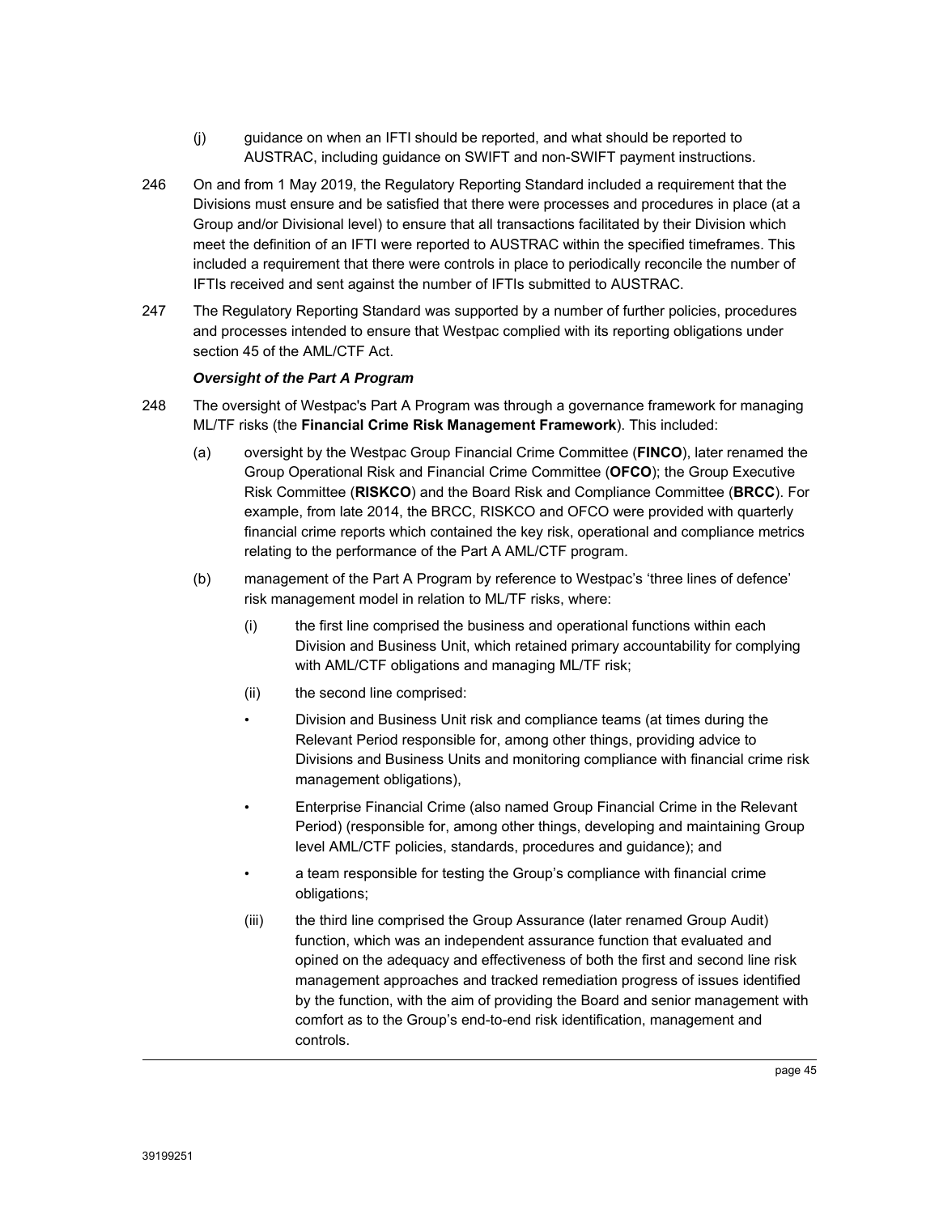(j) guidance on when an IFTI should be reported, and what should be reported to AUSTRAC, including guidance on SWIFT and non-SWIFT payment instructions.

246 On and from 1 May 2019, the Regulatory Reporting Standard included a requirement that the Divisions must ensure and be satisfied that there were processes and procedures in place (at a Group and/or Divisional level) to ensure that all transactions facilitated by their Division which meet the definition of an IFTI were reported to AUSTRAC within the specified timeframes. This included a requirement that there were controls in place to periodically reconcile the number of IFTIs received and sent against the number of IFTIs submitted to AUSTRAC.

247 The Regulatory Reporting Standard was supported by a number of further policies, procedures and processes intended to ensure that Westpac complied with its reporting obligations under section 45 of the AML/CTF Act.

***Oversight of the Part A Program***

248 The oversight of Westpac's Part A Program was through a governance framework for managing ML/TF risks (the **Financial Crime Risk Management Framework**). This included:

(a) oversight by the Westpac Group Financial Crime Committee (**FINCO**), later renamed the Group Operational Risk and Financial Crime Committee (**OFCO**); the Group Executive Risk Committee (**RISKCO**) and the Board Risk and Compliance Committee (**BRCC**). For example, from late 2014, the BRCC, RISKCO and OFCO were provided with quarterly financial crime reports which contained the key risk, operational and compliance metrics relating to the performance of the Part A AML/CTF program.

(b) management of the Part A Program by reference to Westpac's 'three lines of defence' risk management model in relation to ML/TF risks, where:

(i) the first line comprised the business and operational functions within each Division and Business Unit, which retained primary accountability for complying with AML/CTF obligations and managing ML/TF risk;

(ii) the second line comprised:

- Division and Business Unit risk and compliance teams (at times during the Relevant Period responsible for, among other things, providing advice to Divisions and Business Units and monitoring compliance with financial crime risk management obligations),
- Enterprise Financial Crime (also named Group Financial Crime in the Relevant Period) (responsible for, among other things, developing and maintaining Group level AML/CTF policies, standards, procedures and guidance); and
- a team responsible for testing the Group's compliance with financial crime obligations;

(iii) the third line comprised the Group Assurance (later renamed Group Audit) function, which was an independent assurance function that evaluated and opined on the adequacy and effectiveness of both the first and second line risk management approaches and tracked remediation progress of issues identified by the function, with the aim of providing the Board and senior management with comfort as to the Group's end-to-end risk identification, management and controls.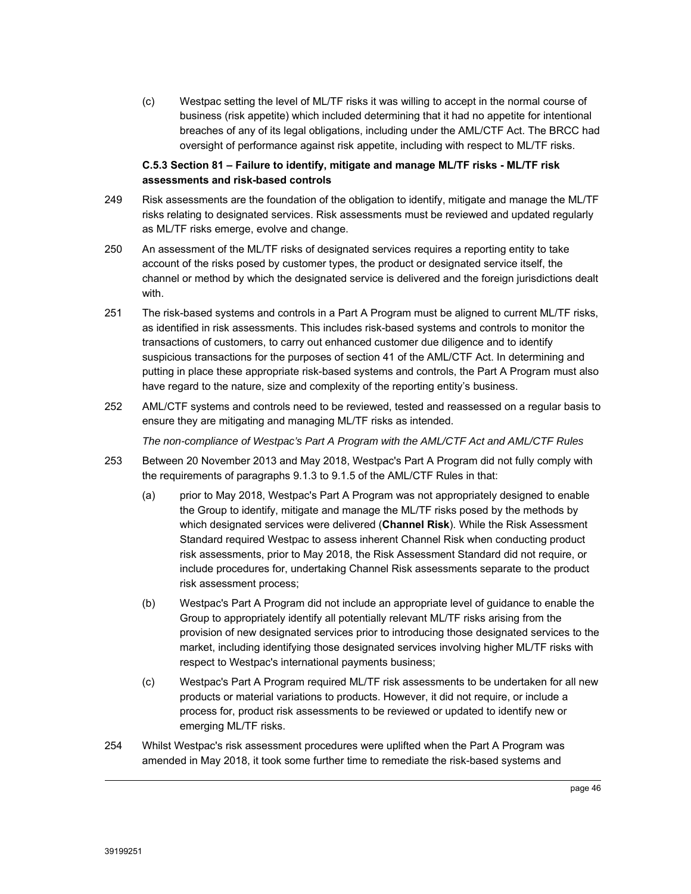(c) Westpac setting the level of ML/TF risks it was willing to accept in the normal course of business (risk appetite) which included determining that it had no appetite for intentional breaches of any of its legal obligations, including under the AML/CTF Act. The BRCC had oversight of performance against risk appetite, including with respect to ML/TF risks.

### C.5.3 Section 81 – Failure to identify, mitigate and manage ML/TF risks - ML/TF risk assessments and risk-based controls

249 Risk assessments are the foundation of the obligation to identify, mitigate and manage the ML/TF risks relating to designated services. Risk assessments must be reviewed and updated regularly as ML/TF risks emerge, evolve and change.

250 An assessment of the ML/TF risks of designated services requires a reporting entity to take account of the risks posed by customer types, the product or designated service itself, the channel or method by which the designated service is delivered and the foreign jurisdictions dealt with.

251 The risk-based systems and controls in a Part A Program must be aligned to current ML/TF risks, as identified in risk assessments. This includes risk-based systems and controls to monitor the transactions of customers, to carry out enhanced customer due diligence and to identify suspicious transactions for the purposes of section 41 of the AML/CTF Act. In determining and putting in place these appropriate risk-based systems and controls, the Part A Program must also have regard to the nature, size and complexity of the reporting entity's business.

252 AML/CTF systems and controls need to be reviewed, tested and reassessed on a regular basis to ensure they are mitigating and managing ML/TF risks as intended.

*The non-compliance of Westpac's Part A Program with the AML/CTF Act and AML/CTF Rules*

253 Between 20 November 2013 and May 2018, Westpac's Part A Program did not fully comply with the requirements of paragraphs 9.1.3 to 9.1.5 of the AML/CTF Rules in that:

(a) prior to May 2018, Westpac's Part A Program was not appropriately designed to enable the Group to identify, mitigate and manage the ML/TF risks posed by the methods by which designated services were delivered (**Channel Risk**). While the Risk Assessment Standard required Westpac to assess inherent Channel Risk when conducting product risk assessments, prior to May 2018, the Risk Assessment Standard did not require, or include procedures for, undertaking Channel Risk assessments separate to the product risk assessment process;

(b) Westpac's Part A Program did not include an appropriate level of guidance to enable the Group to appropriately identify all potentially relevant ML/TF risks arising from the provision of new designated services prior to introducing those designated services to the market, including identifying those designated services involving higher ML/TF risks with respect to Westpac's international payments business;

(c) Westpac's Part A Program required ML/TF risk assessments to be undertaken for all new products or material variations to products. However, it did not require, or include a process for, product risk assessments to be reviewed or updated to identify new or emerging ML/TF risks.

254 Whilst Westpac's risk assessment procedures were uplifted when the Part A Program was amended in May 2018, it took some further time to remediate the risk-based systems and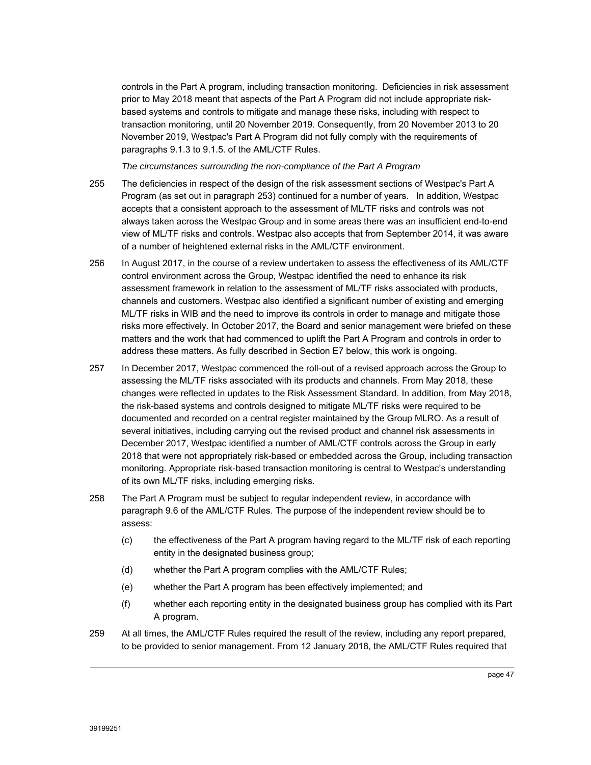controls in the Part A program, including transaction monitoring. Deficiencies in risk assessment prior to May 2018 meant that aspects of the Part A Program did not include appropriate risk-based systems and controls to mitigate and manage these risks, including with respect to transaction monitoring, until 20 November 2019. Consequently, from 20 November 2013 to 20 November 2019, Westpac's Part A Program did not fully comply with the requirements of paragraphs 9.1.3 to 9.1.5. of the AML/CTF Rules.

*The circumstances surrounding the non-compliance of the Part A Program*

255 The deficiencies in respect of the design of the risk assessment sections of Westpac's Part A Program (as set out in paragraph 253) continued for a number of years. In addition, Westpac accepts that a consistent approach to the assessment of ML/TF risks and controls was not always taken across the Westpac Group and in some areas there was an insufficient end-to-end view of ML/TF risks and controls. Westpac also accepts that from September 2014, it was aware of a number of heightened external risks in the AML/CTF environment.

256 In August 2017, in the course of a review undertaken to assess the effectiveness of its AML/CTF control environment across the Group, Westpac identified the need to enhance its risk assessment framework in relation to the assessment of ML/TF risks associated with products, channels and customers. Westpac also identified a significant number of existing and emerging ML/TF risks in WIB and the need to improve its controls in order to manage and mitigate those risks more effectively. In October 2017, the Board and senior management were briefed on these matters and the work that had commenced to uplift the Part A Program and controls in order to address these matters. As fully described in Section E7 below, this work is ongoing.

257 In December 2017, Westpac commenced the roll-out of a revised approach across the Group to assessing the ML/TF risks associated with its products and channels. From May 2018, these changes were reflected in updates to the Risk Assessment Standard. In addition, from May 2018, the risk-based systems and controls designed to mitigate ML/TF risks were required to be documented and recorded on a central register maintained by the Group MLRO. As a result of several initiatives, including carrying out the revised product and channel risk assessments in December 2017, Westpac identified a number of AML/CTF controls across the Group in early 2018 that were not appropriately risk-based or embedded across the Group, including transaction monitoring. Appropriate risk-based transaction monitoring is central to Westpac's understanding of its own ML/TF risks, including emerging risks.

258 The Part A Program must be subject to regular independent review, in accordance with paragraph 9.6 of the AML/CTF Rules. The purpose of the independent review should be to assess:

(c) the effectiveness of the Part A program having regard to the ML/TF risk of each reporting entity in the designated business group;

(d) whether the Part A program complies with the AML/CTF Rules;

(e) whether the Part A program has been effectively implemented; and

(f) whether each reporting entity in the designated business group has complied with its Part A program.

259 At all times, the AML/CTF Rules required the result of the review, including any report prepared, to be provided to senior management. From 12 January 2018, the AML/CTF Rules required that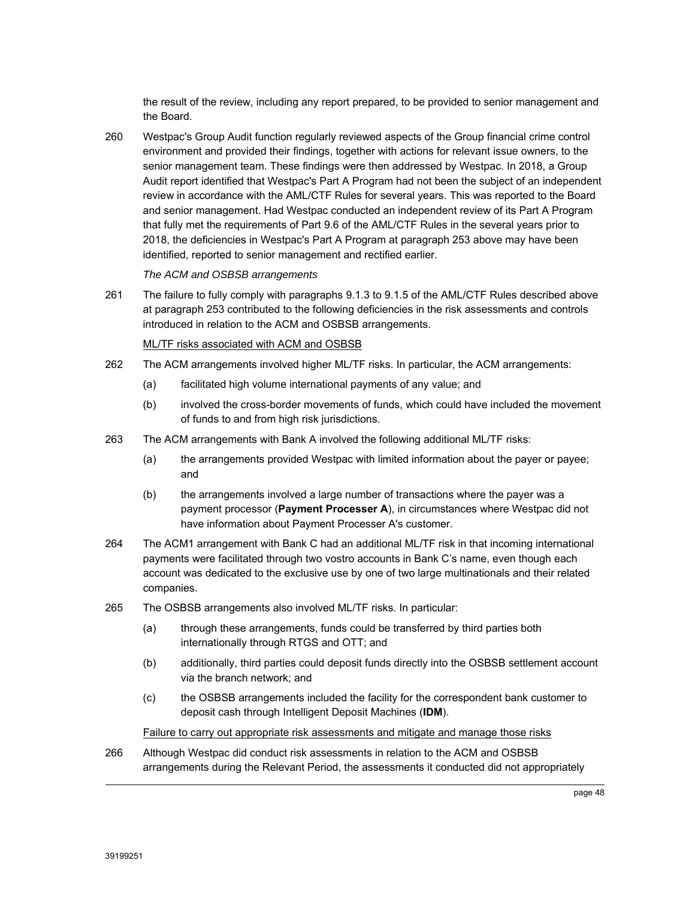the result of the review, including any report prepared, to be provided to senior management and the Board.

260 Westpac's Group Audit function regularly reviewed aspects of the Group financial crime control environment and provided their findings, together with actions for relevant issue owners, to the senior management team. These findings were then addressed by Westpac. In 2018, a Group Audit report identified that Westpac's Part A Program had not been the subject of an independent review in accordance with the AML/CTF Rules for several years. This was reported to the Board and senior management. Had Westpac conducted an independent review of its Part A Program that fully met the requirements of Part 9.6 of the AML/CTF Rules in the several years prior to 2018, the deficiencies in Westpac's Part A Program at paragraph 253 above may have been identified, reported to senior management and rectified earlier.

*The ACM and OSBSB arrangements*

261 The failure to fully comply with paragraphs 9.1.3 to 9.1.5 of the AML/CTF Rules described above at paragraph 253 contributed to the following deficiencies in the risk assessments and controls introduced in relation to the ACM and OSBSB arrangements.

<u>ML/TF risks associated with ACM and OSBSB</u>

262 The ACM arrangements involved higher ML/TF risks. In particular, the ACM arrangements:

(a) facilitated high volume international payments of any value; and

(b) involved the cross-border movements of funds, which could have included the movement of funds to and from high risk jurisdictions.

263 The ACM arrangements with Bank A involved the following additional ML/TF risks:

(a) the arrangements provided Westpac with limited information about the payer or payee; and

(b) the arrangements involved a large number of transactions where the payer was a payment processor (**Payment Processer A**), in circumstances where Westpac did not have information about Payment Processer A's customer.

264 The ACM1 arrangement with Bank C had an additional ML/TF risk in that incoming international payments were facilitated through two vostro accounts in Bank C's name, even though each account was dedicated to the exclusive use by one of two large multinationals and their related companies.

265 The OSBSB arrangements also involved ML/TF risks. In particular:

(a) through these arrangements, funds could be transferred by third parties both internationally through RTGS and OTT; and

(b) additionally, third parties could deposit funds directly into the OSBSB settlement account via the branch network; and

(c) the OSBSB arrangements included the facility for the correspondent bank customer to deposit cash through Intelligent Deposit Machines (**IDM**).

<u>Failure to carry out appropriate risk assessments and mitigate and manage those risks</u>

266 Although Westpac did conduct risk assessments in relation to the ACM and OSBSB arrangements during the Relevant Period, the assessments it conducted did not appropriately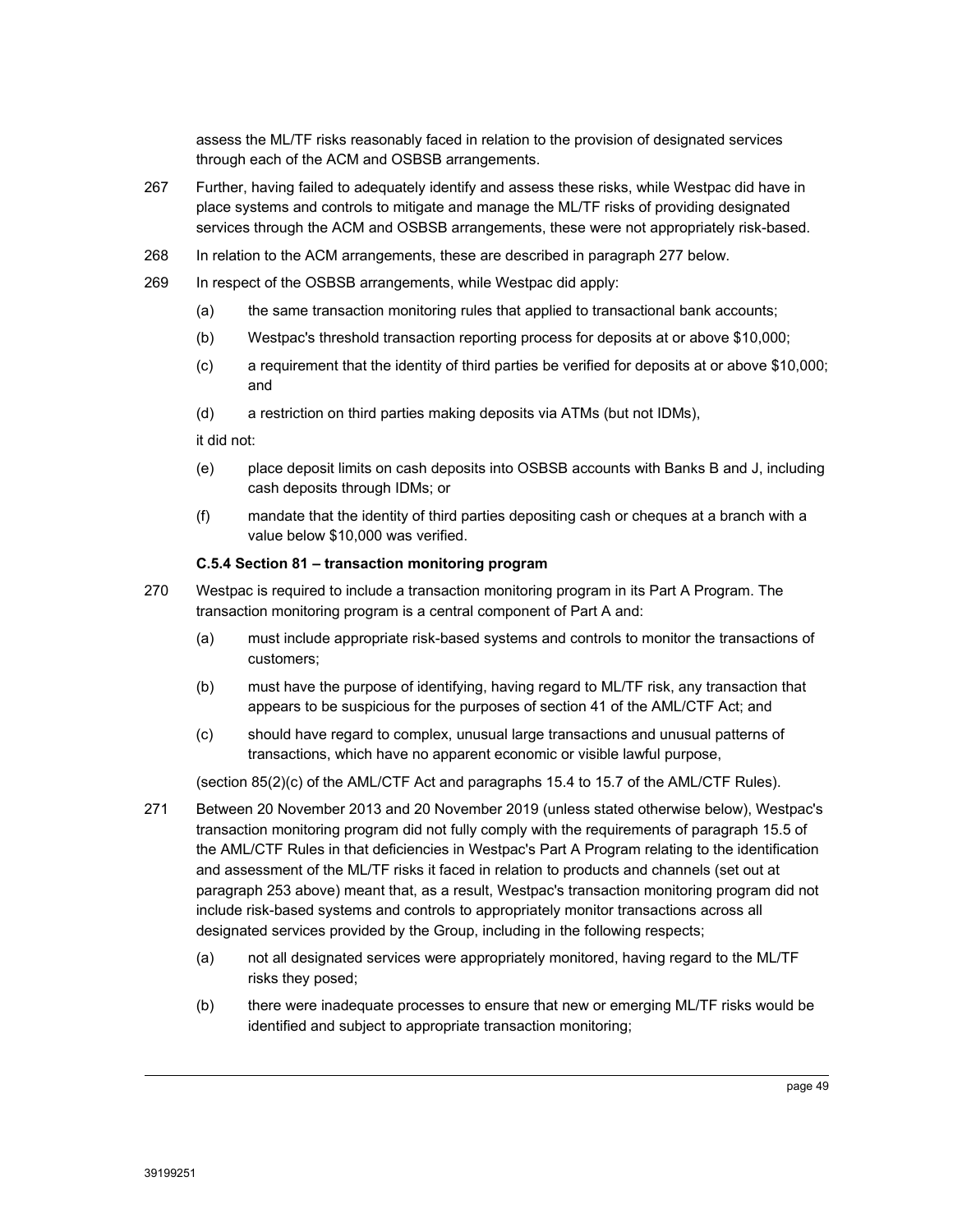assess the ML/TF risks reasonably faced in relation to the provision of designated services through each of the ACM and OSBSB arrangements.

267 Further, having failed to adequately identify and assess these risks, while Westpac did have in place systems and controls to mitigate and manage the ML/TF risks of providing designated services through the ACM and OSBSB arrangements, these were not appropriately risk-based.

268 In relation to the ACM arrangements, these are described in paragraph 277 below.

269 In respect of the OSBSB arrangements, while Westpac did apply:

(a) the same transaction monitoring rules that applied to transactional bank accounts;

(b) Westpac's threshold transaction reporting process for deposits at or above $10,000;

(c) a requirement that the identity of third parties be verified for deposits at or above $10,000; and

(d) a restriction on third parties making deposits via ATMs (but not IDMs),

it did not:

(e) place deposit limits on cash deposits into OSBSB accounts with Banks B and J, including cash deposits through IDMs; or

(f) mandate that the identity of third parties depositing cash or cheques at a branch with a value below $10,000 was verified.

**C.5.4 Section 81 – transaction monitoring program**

270 Westpac is required to include a transaction monitoring program in its Part A Program. The transaction monitoring program is a central component of Part A and:

(a) must include appropriate risk-based systems and controls to monitor the transactions of customers;

(b) must have the purpose of identifying, having regard to ML/TF risk, any transaction that appears to be suspicious for the purposes of section 41 of the AML/CTF Act; and

(c) should have regard to complex, unusual large transactions and unusual patterns of transactions, which have no apparent economic or visible lawful purpose,

(section 85(2)(c) of the AML/CTF Act and paragraphs 15.4 to 15.7 of the AML/CTF Rules).

271 Between 20 November 2013 and 20 November 2019 (unless stated otherwise below), Westpac's transaction monitoring program did not fully comply with the requirements of paragraph 15.5 of the AML/CTF Rules in that deficiencies in Westpac's Part A Program relating to the identification and assessment of the ML/TF risks it faced in relation to products and channels (set out at paragraph 253 above) meant that, as a result, Westpac's transaction monitoring program did not include risk-based systems and controls to appropriately monitor transactions across all designated services provided by the Group, including in the following respects;

(a) not all designated services were appropriately monitored, having regard to the ML/TF risks they posed;

(b) there were inadequate processes to ensure that new or emerging ML/TF risks would be identified and subject to appropriate transaction monitoring;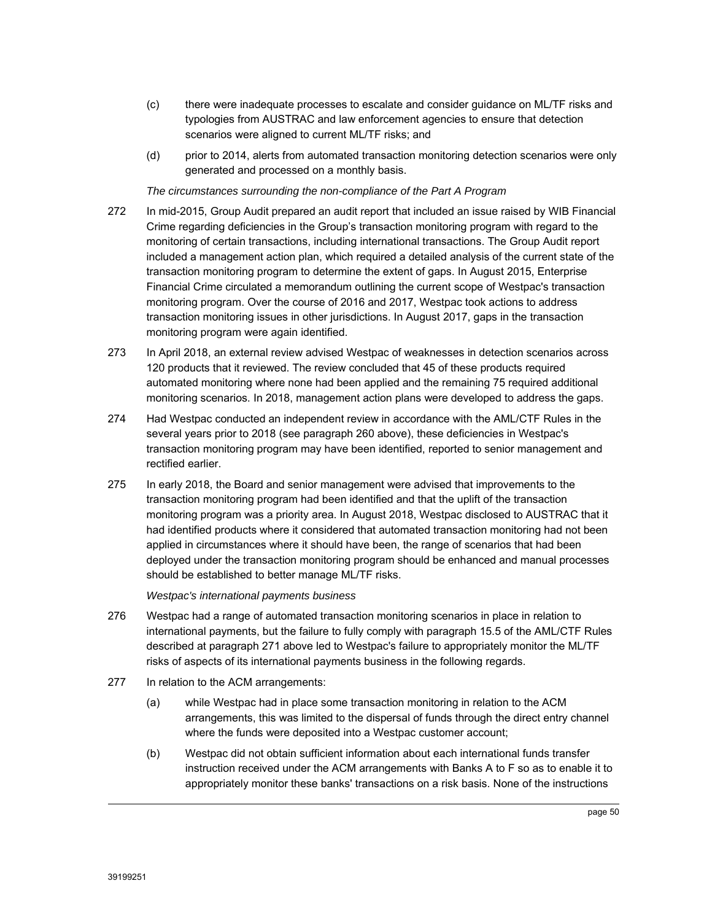(c) there were inadequate processes to escalate and consider guidance on ML/TF risks and typologies from AUSTRAC and law enforcement agencies to ensure that detection scenarios were aligned to current ML/TF risks; and

(d) prior to 2014, alerts from automated transaction monitoring detection scenarios were only generated and processed on a monthly basis.

*The circumstances surrounding the non-compliance of the Part A Program*

272 In mid-2015, Group Audit prepared an audit report that included an issue raised by WIB Financial Crime regarding deficiencies in the Group's transaction monitoring program with regard to the monitoring of certain transactions, including international transactions. The Group Audit report included a management action plan, which required a detailed analysis of the current state of the transaction monitoring program to determine the extent of gaps. In August 2015, Enterprise Financial Crime circulated a memorandum outlining the current scope of Westpac's transaction monitoring program. Over the course of 2016 and 2017, Westpac took actions to address transaction monitoring issues in other jurisdictions. In August 2017, gaps in the transaction monitoring program were again identified.

273 In April 2018, an external review advised Westpac of weaknesses in detection scenarios across 120 products that it reviewed. The review concluded that 45 of these products required automated monitoring where none had been applied and the remaining 75 required additional monitoring scenarios. In 2018, management action plans were developed to address the gaps.

274 Had Westpac conducted an independent review in accordance with the AML/CTF Rules in the several years prior to 2018 (see paragraph 260 above), these deficiencies in Westpac's transaction monitoring program may have been identified, reported to senior management and rectified earlier.

275 In early 2018, the Board and senior management were advised that improvements to the transaction monitoring program had been identified and that the uplift of the transaction monitoring program was a priority area. In August 2018, Westpac disclosed to AUSTRAC that it had identified products where it considered that automated transaction monitoring had not been applied in circumstances where it should have been, the range of scenarios that had been deployed under the transaction monitoring program should be enhanced and manual processes should be established to better manage ML/TF risks.

*Westpac's international payments business*

276 Westpac had a range of automated transaction monitoring scenarios in place in relation to international payments, but the failure to fully comply with paragraph 15.5 of the AML/CTF Rules described at paragraph 271 above led to Westpac's failure to appropriately monitor the ML/TF risks of aspects of its international payments business in the following regards.

277 In relation to the ACM arrangements:

(a) while Westpac had in place some transaction monitoring in relation to the ACM arrangements, this was limited to the dispersal of funds through the direct entry channel where the funds were deposited into a Westpac customer account;

(b) Westpac did not obtain sufficient information about each international funds transfer instruction received under the ACM arrangements with Banks A to F so as to enable it to appropriately monitor these banks' transactions on a risk basis. None of the instructions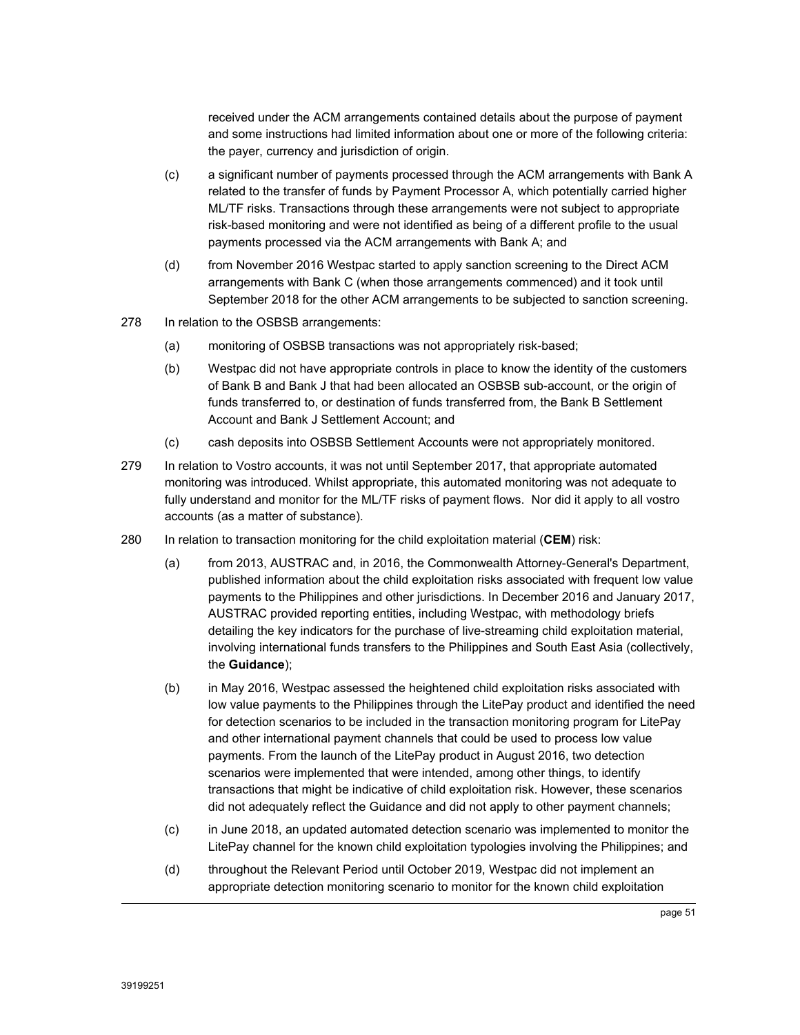received under the ACM arrangements contained details about the purpose of payment and some instructions had limited information about one or more of the following criteria: the payer, currency and jurisdiction of origin.

(c) a significant number of payments processed through the ACM arrangements with Bank A related to the transfer of funds by Payment Processor A, which potentially carried higher ML/TF risks. Transactions through these arrangements were not subject to appropriate risk-based monitoring and were not identified as being of a different profile to the usual payments processed via the ACM arrangements with Bank A; and

(d) from November 2016 Westpac started to apply sanction screening to the Direct ACM arrangements with Bank C (when those arrangements commenced) and it took until September 2018 for the other ACM arrangements to be subjected to sanction screening.

278 In relation to the OSBSB arrangements:

(a) monitoring of OSBSB transactions was not appropriately risk-based;

(b) Westpac did not have appropriate controls in place to know the identity of the customers of Bank B and Bank J that had been allocated an OSBSB sub-account, or the origin of funds transferred to, or destination of funds transferred from, the Bank B Settlement Account and Bank J Settlement Account; and

(c) cash deposits into OSBSB Settlement Accounts were not appropriately monitored.

279 In relation to Vostro accounts, it was not until September 2017, that appropriate automated monitoring was introduced. Whilst appropriate, this automated monitoring was not adequate to fully understand and monitor for the ML/TF risks of payment flows. Nor did it apply to all vostro accounts (as a matter of substance).

280 In relation to transaction monitoring for the child exploitation material (**CEM**) risk:

(a) from 2013, AUSTRAC and, in 2016, the Commonwealth Attorney-General's Department, published information about the child exploitation risks associated with frequent low value payments to the Philippines and other jurisdictions. In December 2016 and January 2017, AUSTRAC provided reporting entities, including Westpac, with methodology briefs detailing the key indicators for the purchase of live-streaming child exploitation material, involving international funds transfers to the Philippines and South East Asia (collectively, the **Guidance**);

(b) in May 2016, Westpac assessed the heightened child exploitation risks associated with low value payments to the Philippines through the LitePay product and identified the need for detection scenarios to be included in the transaction monitoring program for LitePay and other international payment channels that could be used to process low value payments. From the launch of the LitePay product in August 2016, two detection scenarios were implemented that were intended, among other things, to identify transactions that might be indicative of child exploitation risk. However, these scenarios did not adequately reflect the Guidance and did not apply to other payment channels;

(c) in June 2018, an updated automated detection scenario was implemented to monitor the LitePay channel for the known child exploitation typologies involving the Philippines; and

(d) throughout the Relevant Period until October 2019, Westpac did not implement an appropriate detection monitoring scenario to monitor for the known child exploitation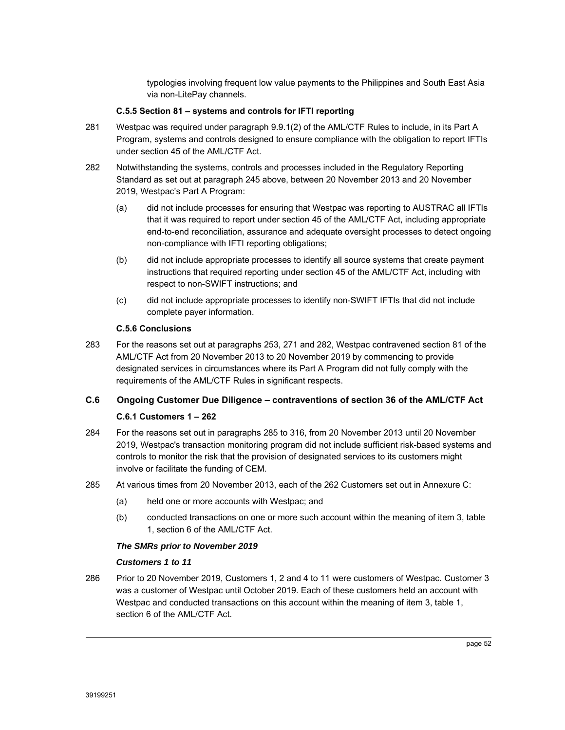typologies involving frequent low value payments to the Philippines and South East Asia via non-LitePay channels.

#### C.5.5 Section 81 – systems and controls for IFTI reporting

281 Westpac was required under paragraph 9.9.1(2) of the AML/CTF Rules to include, in its Part A Program, systems and controls designed to ensure compliance with the obligation to report IFTIs under section 45 of the AML/CTF Act.

282 Notwithstanding the systems, controls and processes included in the Regulatory Reporting Standard as set out at paragraph 245 above, between 20 November 2013 and 20 November 2019, Westpac's Part A Program:

(a) did not include processes for ensuring that Westpac was reporting to AUSTRAC all IFTIs that it was required to report under section 45 of the AML/CTF Act, including appropriate end-to-end reconciliation, assurance and adequate oversight processes to detect ongoing non-compliance with IFTI reporting obligations;

(b) did not include appropriate processes to identify all source systems that create payment instructions that required reporting under section 45 of the AML/CTF Act, including with respect to non-SWIFT instructions; and

(c) did not include appropriate processes to identify non-SWIFT IFTIs that did not include complete payer information.

#### C.5.6 Conclusions

283 For the reasons set out at paragraphs 253, 271 and 282, Westpac contravened section 81 of the AML/CTF Act from 20 November 2013 to 20 November 2019 by commencing to provide designated services in circumstances where its Part A Program did not fully comply with the requirements of the AML/CTF Rules in significant respects.

### C.6 Ongoing Customer Due Diligence – contraventions of section 36 of the AML/CTF Act

#### C.6.1 Customers 1 – 262

284 For the reasons set out in paragraphs 285 to 316, from 20 November 2013 until 20 November 2019, Westpac's transaction monitoring program did not include sufficient risk-based systems and controls to monitor the risk that the provision of designated services to its customers might involve or facilitate the funding of CEM.

285 At various times from 20 November 2013, each of the 262 Customers set out in Annexure C:

(a) held one or more accounts with Westpac; and

(b) conducted transactions on one or more such account within the meaning of item 3, table 1, section 6 of the AML/CTF Act.

***The SMRs prior to November 2019***

***Customers 1 to 11***

286 Prior to 20 November 2019, Customers 1, 2 and 4 to 11 were customers of Westpac. Customer 3 was a customer of Westpac until October 2019. Each of these customers held an account with Westpac and conducted transactions on this account within the meaning of item 3, table 1, section 6 of the AML/CTF Act.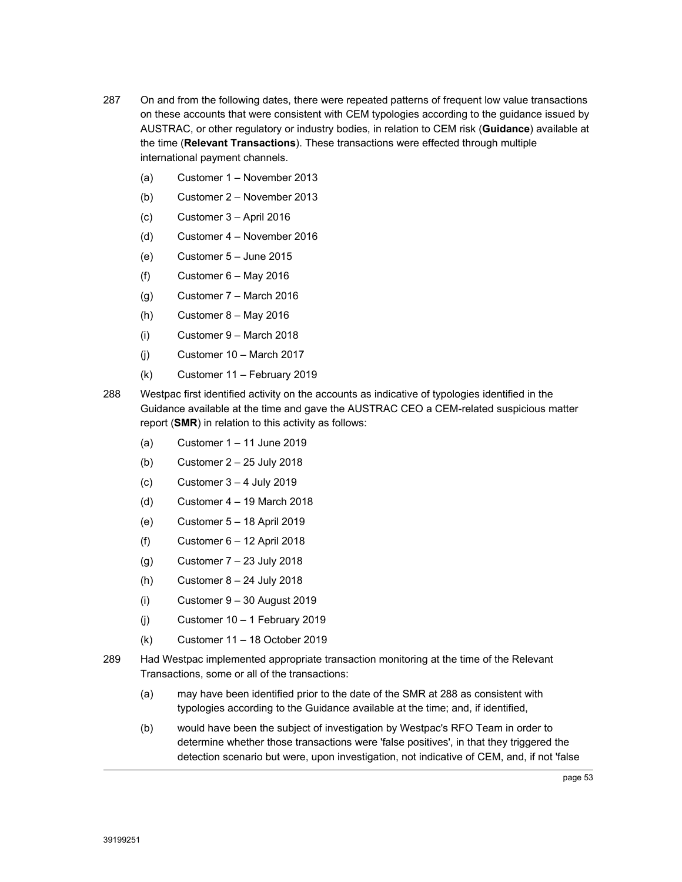287 On and from the following dates, there were repeated patterns of frequent low value transactions on these accounts that were consistent with CEM typologies according to the guidance issued by AUSTRAC, or other regulatory or industry bodies, in relation to CEM risk (**Guidance**) available at the time (**Relevant Transactions**). These transactions were effected through multiple international payment channels.

(a) Customer 1 – November 2013

(b) Customer 2 – November 2013

(c) Customer 3 – April 2016

(d) Customer 4 – November 2016

(e) Customer 5 – June 2015

(f) Customer 6 – May 2016

(g) Customer 7 – March 2016

(h) Customer 8 – May 2016

(i) Customer 9 – March 2018

(j) Customer 10 – March 2017

(k) Customer 11 – February 2019

288 Westpac first identified activity on the accounts as indicative of typologies identified in the Guidance available at the time and gave the AUSTRAC CEO a CEM-related suspicious matter report (**SMR**) in relation to this activity as follows:

(a) Customer 1 – 11 June 2019

(b) Customer 2 – 25 July 2018

(c) Customer 3 – 4 July 2019

(d) Customer 4 – 19 March 2018

(e) Customer 5 – 18 April 2019

(f) Customer 6 – 12 April 2018

(g) Customer 7 – 23 July 2018

(h) Customer 8 – 24 July 2018

(i) Customer 9 – 30 August 2019

(j) Customer 10 – 1 February 2019

(k) Customer 11 – 18 October 2019

289 Had Westpac implemented appropriate transaction monitoring at the time of the Relevant Transactions, some or all of the transactions:

(a) may have been identified prior to the date of the SMR at 288 as consistent with typologies according to the Guidance available at the time; and, if identified,

(b) would have been the subject of investigation by Westpac's RFO Team in order to determine whether those transactions were 'false positives', in that they triggered the detection scenario but were, upon investigation, not indicative of CEM, and, if not 'false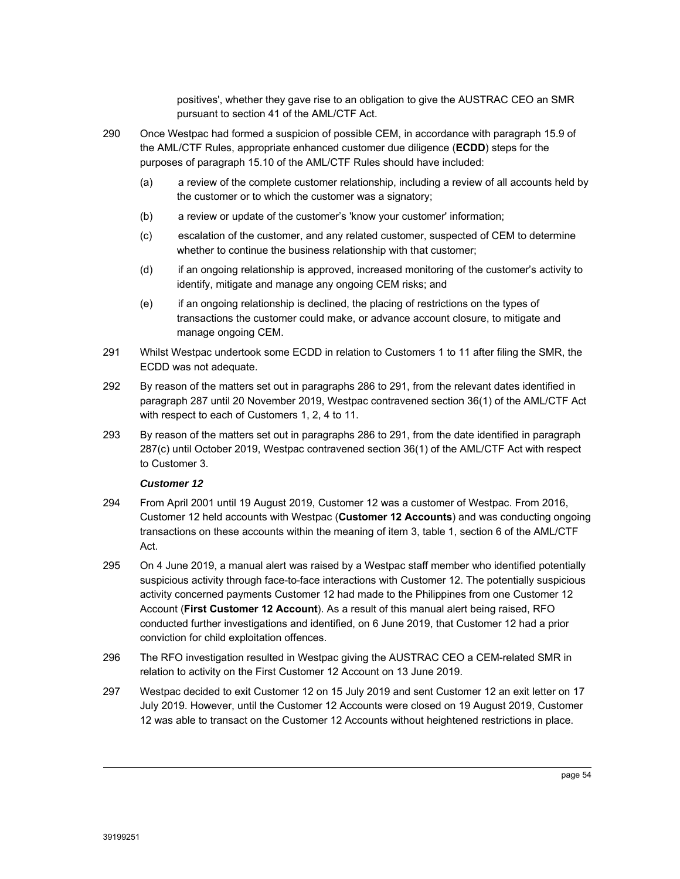positives', whether they gave rise to an obligation to give the AUSTRAC CEO an SMR pursuant to section 41 of the AML/CTF Act.

290 Once Westpac had formed a suspicion of possible CEM, in accordance with paragraph 15.9 of the AML/CTF Rules, appropriate enhanced customer due diligence (**ECDD**) steps for the purposes of paragraph 15.10 of the AML/CTF Rules should have included:

(a) a review of the complete customer relationship, including a review of all accounts held by the customer or to which the customer was a signatory;

(b) a review or update of the customer's 'know your customer' information;

(c) escalation of the customer, and any related customer, suspected of CEM to determine whether to continue the business relationship with that customer;

(d) if an ongoing relationship is approved, increased monitoring of the customer's activity to identify, mitigate and manage any ongoing CEM risks; and

(e) if an ongoing relationship is declined, the placing of restrictions on the types of transactions the customer could make, or advance account closure, to mitigate and manage ongoing CEM.

291 Whilst Westpac undertook some ECDD in relation to Customers 1 to 11 after filing the SMR, the ECDD was not adequate.

292 By reason of the matters set out in paragraphs 286 to 291, from the relevant dates identified in paragraph 287 until 20 November 2019, Westpac contravened section 36(1) of the AML/CTF Act with respect to each of Customers 1, 2, 4 to 11.

293 By reason of the matters set out in paragraphs 286 to 291, from the date identified in paragraph 287(c) until October 2019, Westpac contravened section 36(1) of the AML/CTF Act with respect to Customer 3.

***Customer 12***

294 From April 2001 until 19 August 2019, Customer 12 was a customer of Westpac. From 2016, Customer 12 held accounts with Westpac (**Customer 12 Accounts**) and was conducting ongoing transactions on these accounts within the meaning of item 3, table 1, section 6 of the AML/CTF Act.

295 On 4 June 2019, a manual alert was raised by a Westpac staff member who identified potentially suspicious activity through face-to-face interactions with Customer 12. The potentially suspicious activity concerned payments Customer 12 had made to the Philippines from one Customer 12 Account (**First Customer 12 Account**). As a result of this manual alert being raised, RFO conducted further investigations and identified, on 6 June 2019, that Customer 12 had a prior conviction for child exploitation offences.

296 The RFO investigation resulted in Westpac giving the AUSTRAC CEO a CEM-related SMR in relation to activity on the First Customer 12 Account on 13 June 2019.

297 Westpac decided to exit Customer 12 on 15 July 2019 and sent Customer 12 an exit letter on 17 July 2019. However, until the Customer 12 Accounts were closed on 19 August 2019, Customer 12 was able to transact on the Customer 12 Accounts without heightened restrictions in place.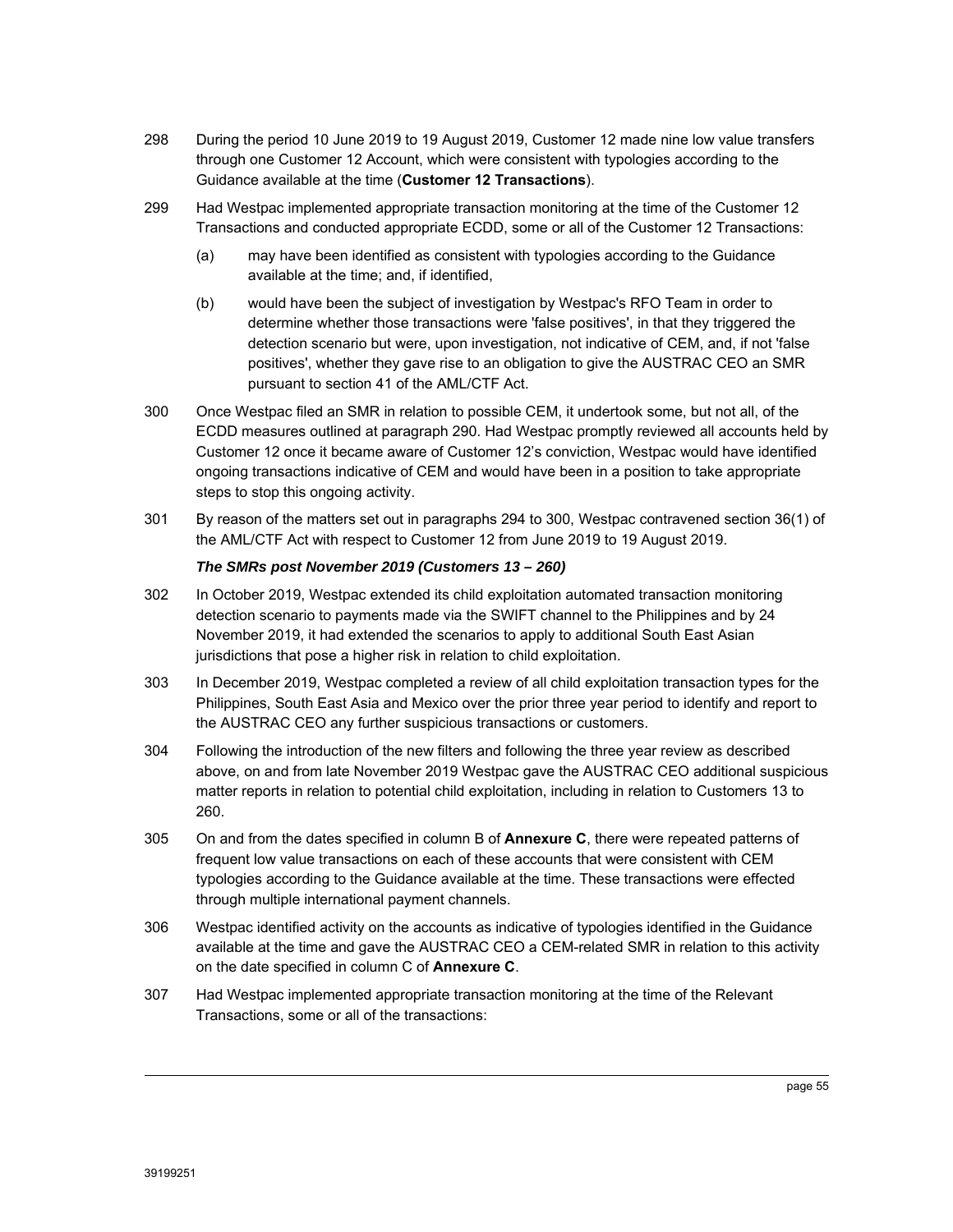298 During the period 10 June 2019 to 19 August 2019, Customer 12 made nine low value transfers through one Customer 12 Account, which were consistent with typologies according to the Guidance available at the time (**Customer 12 Transactions**).

299 Had Westpac implemented appropriate transaction monitoring at the time of the Customer 12 Transactions and conducted appropriate ECDD, some or all of the Customer 12 Transactions:

(a) may have been identified as consistent with typologies according to the Guidance available at the time; and, if identified,

(b) would have been the subject of investigation by Westpac's RFO Team in order to determine whether those transactions were 'false positives', in that they triggered the detection scenario but were, upon investigation, not indicative of CEM, and, if not 'false positives', whether they gave rise to an obligation to give the AUSTRAC CEO an SMR pursuant to section 41 of the AML/CTF Act.

300 Once Westpac filed an SMR in relation to possible CEM, it undertook some, but not all, of the ECDD measures outlined at paragraph 290. Had Westpac promptly reviewed all accounts held by Customer 12 once it became aware of Customer 12's conviction, Westpac would have identified ongoing transactions indicative of CEM and would have been in a position to take appropriate steps to stop this ongoing activity.

301 By reason of the matters set out in paragraphs 294 to 300, Westpac contravened section 36(1) of the AML/CTF Act with respect to Customer 12 from June 2019 to 19 August 2019.

***The SMRs post November 2019 (Customers 13 – 260)***

302 In October 2019, Westpac extended its child exploitation automated transaction monitoring detection scenario to payments made via the SWIFT channel to the Philippines and by 24 November 2019, it had extended the scenarios to apply to additional South East Asian jurisdictions that pose a higher risk in relation to child exploitation.

303 In December 2019, Westpac completed a review of all child exploitation transaction types for the Philippines, South East Asia and Mexico over the prior three year period to identify and report to the AUSTRAC CEO any further suspicious transactions or customers.

304 Following the introduction of the new filters and following the three year review as described above, on and from late November 2019 Westpac gave the AUSTRAC CEO additional suspicious matter reports in relation to potential child exploitation, including in relation to Customers 13 to 260.

305 On and from the dates specified in column B of **Annexure C**, there were repeated patterns of frequent low value transactions on each of these accounts that were consistent with CEM typologies according to the Guidance available at the time. These transactions were effected through multiple international payment channels.

306 Westpac identified activity on the accounts as indicative of typologies identified in the Guidance available at the time and gave the AUSTRAC CEO a CEM-related SMR in relation to this activity on the date specified in column C of **Annexure C**.

307 Had Westpac implemented appropriate transaction monitoring at the time of the Relevant Transactions, some or all of the transactions: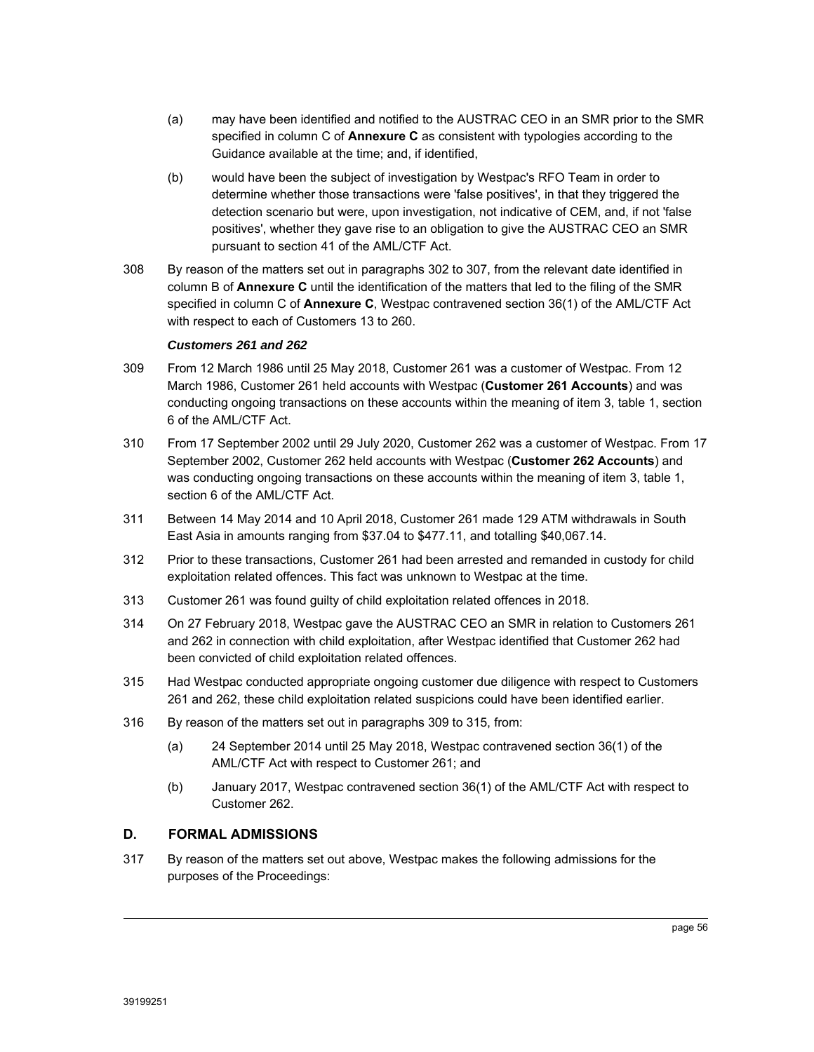(a) may have been identified and notified to the AUSTRAC CEO in an SMR prior to the SMR specified in column C of **Annexure C** as consistent with typologies according to the Guidance available at the time; and, if identified,

(b) would have been the subject of investigation by Westpac's RFO Team in order to determine whether those transactions were 'false positives', in that they triggered the detection scenario but were, upon investigation, not indicative of CEM, and, if not 'false positives', whether they gave rise to an obligation to give the AUSTRAC CEO an SMR pursuant to section 41 of the AML/CTF Act.

308 By reason of the matters set out in paragraphs 302 to 307, from the relevant date identified in column B of **Annexure C** until the identification of the matters that led to the filing of the SMR specified in column C of **Annexure C**, Westpac contravened section 36(1) of the AML/CTF Act with respect to each of Customers 13 to 260.

***Customers 261 and 262***

309 From 12 March 1986 until 25 May 2018, Customer 261 was a customer of Westpac. From 12 March 1986, Customer 261 held accounts with Westpac (**Customer 261 Accounts**) and was conducting ongoing transactions on these accounts within the meaning of item 3, table 1, section 6 of the AML/CTF Act.

310 From 17 September 2002 until 29 July 2020, Customer 262 was a customer of Westpac. From 17 September 2002, Customer 262 held accounts with Westpac (**Customer 262 Accounts**) and was conducting ongoing transactions on these accounts within the meaning of item 3, table 1, section 6 of the AML/CTF Act.

311 Between 14 May 2014 and 10 April 2018, Customer 261 made 129 ATM withdrawals in South East Asia in amounts ranging from $37.04 to $477.11, and totalling $40,067.14.

312 Prior to these transactions, Customer 261 had been arrested and remanded in custody for child exploitation related offences. This fact was unknown to Westpac at the time.

313 Customer 261 was found guilty of child exploitation related offences in 2018.

314 On 27 February 2018, Westpac gave the AUSTRAC CEO an SMR in relation to Customers 261 and 262 in connection with child exploitation, after Westpac identified that Customer 262 had been convicted of child exploitation related offences.

315 Had Westpac conducted appropriate ongoing customer due diligence with respect to Customers 261 and 262, these child exploitation related suspicions could have been identified earlier.

316 By reason of the matters set out in paragraphs 309 to 315, from:

(a) 24 September 2014 until 25 May 2018, Westpac contravened section 36(1) of the AML/CTF Act with respect to Customer 261; and

(b) January 2017, Westpac contravened section 36(1) of the AML/CTF Act with respect to Customer 262.

## D. FORMAL ADMISSIONS

317 By reason of the matters set out above, Westpac makes the following admissions for the purposes of the Proceedings: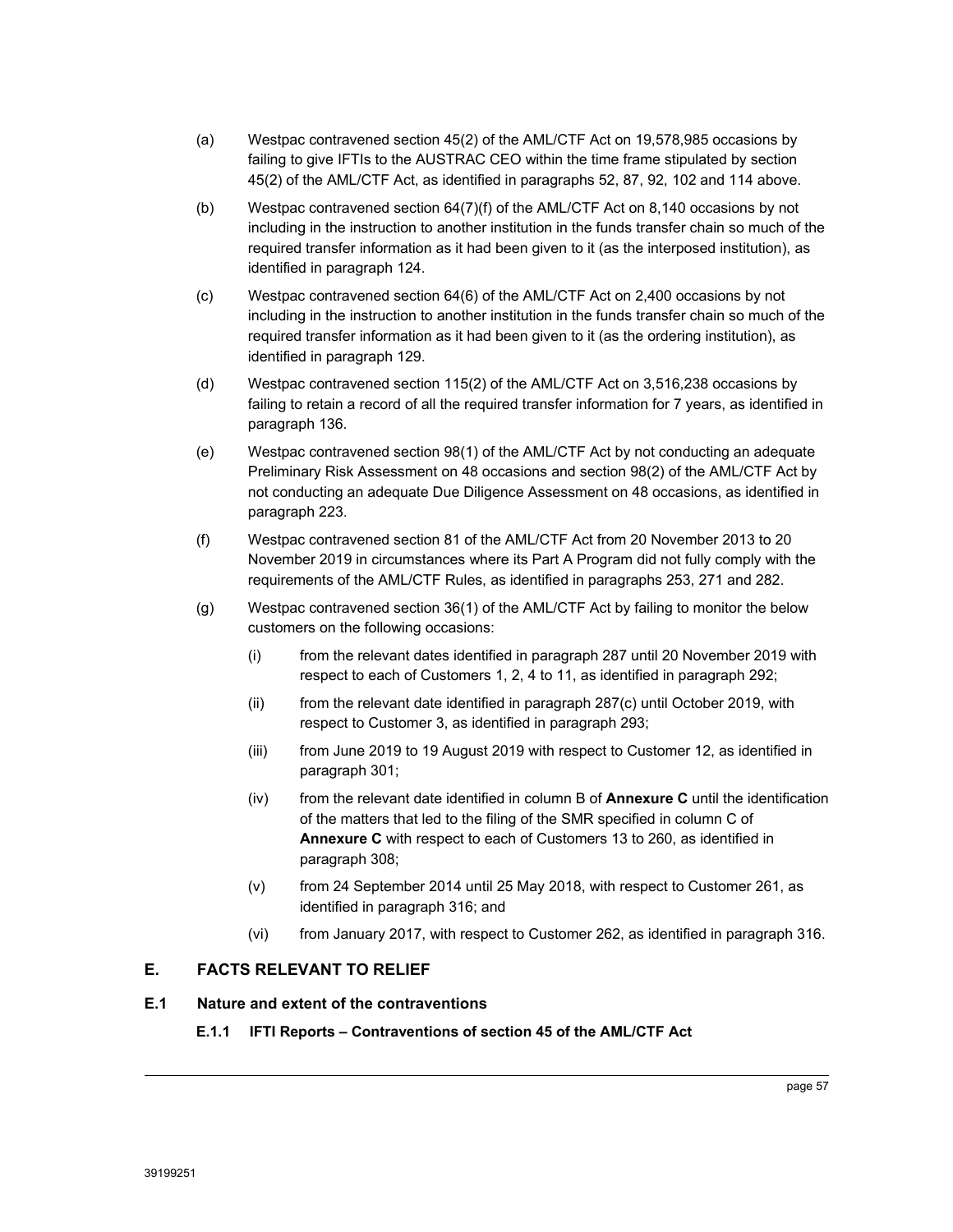(a) Westpac contravened section 45(2) of the AML/CTF Act on 19,578,985 occasions by failing to give IFTIs to the AUSTRAC CEO within the time frame stipulated by section 45(2) of the AML/CTF Act, as identified in paragraphs 52, 87, 92, 102 and 114 above.

(b) Westpac contravened section 64(7)(f) of the AML/CTF Act on 8,140 occasions by not including in the instruction to another institution in the funds transfer chain so much of the required transfer information as it had been given to it (as the interposed institution), as identified in paragraph 124.

(c) Westpac contravened section 64(6) of the AML/CTF Act on 2,400 occasions by not including in the instruction to another institution in the funds transfer chain so much of the required transfer information as it had been given to it (as the ordering institution), as identified in paragraph 129.

(d) Westpac contravened section 115(2) of the AML/CTF Act on 3,516,238 occasions by failing to retain a record of all the required transfer information for 7 years, as identified in paragraph 136.

(e) Westpac contravened section 98(1) of the AML/CTF Act by not conducting an adequate Preliminary Risk Assessment on 48 occasions and section 98(2) of the AML/CTF Act by not conducting an adequate Due Diligence Assessment on 48 occasions, as identified in paragraph 223.

(f) Westpac contravened section 81 of the AML/CTF Act from 20 November 2013 to 20 November 2019 in circumstances where its Part A Program did not fully comply with the requirements of the AML/CTF Rules, as identified in paragraphs 253, 271 and 282.

(g) Westpac contravened section 36(1) of the AML/CTF Act by failing to monitor the below customers on the following occasions:

  (i) from the relevant dates identified in paragraph 287 until 20 November 2019 with respect to each of Customers 1, 2, 4 to 11, as identified in paragraph 292;

  (ii) from the relevant date identified in paragraph 287(c) until October 2019, with respect to Customer 3, as identified in paragraph 293;

  (iii) from June 2019 to 19 August 2019 with respect to Customer 12, as identified in paragraph 301;

  (iv) from the relevant date identified in column B of **Annexure C** until the identification of the matters that led to the filing of the SMR specified in column C of **Annexure C** with respect to each of Customers 13 to 260, as identified in paragraph 308;

  (v) from 24 September 2014 until 25 May 2018, with respect to Customer 261, as identified in paragraph 316; and

  (vi) from January 2017, with respect to Customer 262, as identified in paragraph 316.

## E. FACTS RELEVANT TO RELIEF

### E.1 Nature and extent of the contraventions

#### E.1.1 IFTI Reports – Contraventions of section 45 of the AML/CTF Act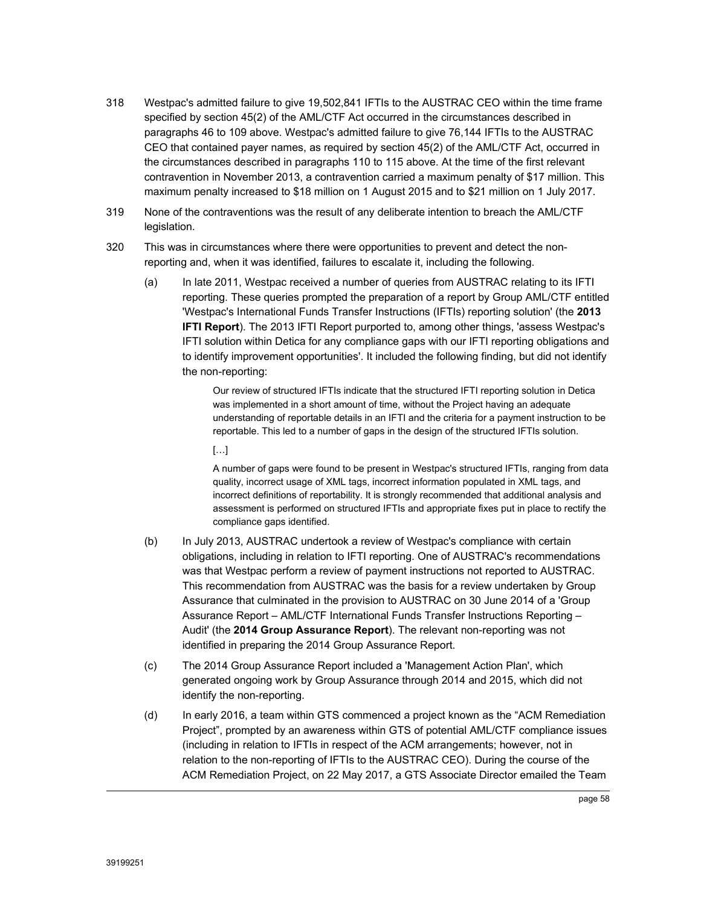318 Westpac's admitted failure to give 19,502,841 IFTIs to the AUSTRAC CEO within the time frame specified by section 45(2) of the AML/CTF Act occurred in the circumstances described in paragraphs 46 to 109 above. Westpac's admitted failure to give 76,144 IFTIs to the AUSTRAC CEO that contained payer names, as required by section 45(2) of the AML/CTF Act, occurred in the circumstances described in paragraphs 110 to 115 above. At the time of the first relevant contravention in November 2013, a contravention carried a maximum penalty of $17 million. This maximum penalty increased to $18 million on 1 August 2015 and to $21 million on 1 July 2017.

319 None of the contraventions was the result of any deliberate intention to breach the AML/CTF legislation.

320 This was in circumstances where there were opportunities to prevent and detect the non-reporting and, when it was identified, failures to escalate it, including the following.

(a) In late 2011, Westpac received a number of queries from AUSTRAC relating to its IFTI reporting. These queries prompted the preparation of a report by Group AML/CTF entitled 'Westpac's International Funds Transfer Instructions (IFTIs) reporting solution' (the **2013 IFTI Report**). The 2013 IFTI Report purported to, among other things, 'assess Westpac's IFTI solution within Detica for any compliance gaps with our IFTI reporting obligations and to identify improvement opportunities'. It included the following finding, but did not identify the non-reporting:

> Our review of structured IFTIs indicate that the structured IFTI reporting solution in Detica was implemented in a short amount of time, without the Project having an adequate understanding of reportable details in an IFTI and the criteria for a payment instruction to be reportable. This led to a number of gaps in the design of the structured IFTIs solution.
>
> […]
>
> A number of gaps were found to be present in Westpac's structured IFTIs, ranging from data quality, incorrect usage of XML tags, incorrect information populated in XML tags, and incorrect definitions of reportability. It is strongly recommended that additional analysis and assessment is performed on structured IFTIs and appropriate fixes put in place to rectify the compliance gaps identified.

(b) In July 2013, AUSTRAC undertook a review of Westpac's compliance with certain obligations, including in relation to IFTI reporting. One of AUSTRAC's recommendations was that Westpac perform a review of payment instructions not reported to AUSTRAC. This recommendation from AUSTRAC was the basis for a review undertaken by Group Assurance that culminated in the provision to AUSTRAC on 30 June 2014 of a 'Group Assurance Report – AML/CTF International Funds Transfer Instructions Reporting – Audit' (the **2014 Group Assurance Report**). The relevant non-reporting was not identified in preparing the 2014 Group Assurance Report.

(c) The 2014 Group Assurance Report included a 'Management Action Plan', which generated ongoing work by Group Assurance through 2014 and 2015, which did not identify the non-reporting.

(d) In early 2016, a team within GTS commenced a project known as the "ACM Remediation Project", prompted by an awareness within GTS of potential AML/CTF compliance issues (including in relation to IFTIs in respect of the ACM arrangements; however, not in relation to the non-reporting of IFTIs to the AUSTRAC CEO). During the course of the ACM Remediation Project, on 22 May 2017, a GTS Associate Director emailed the Team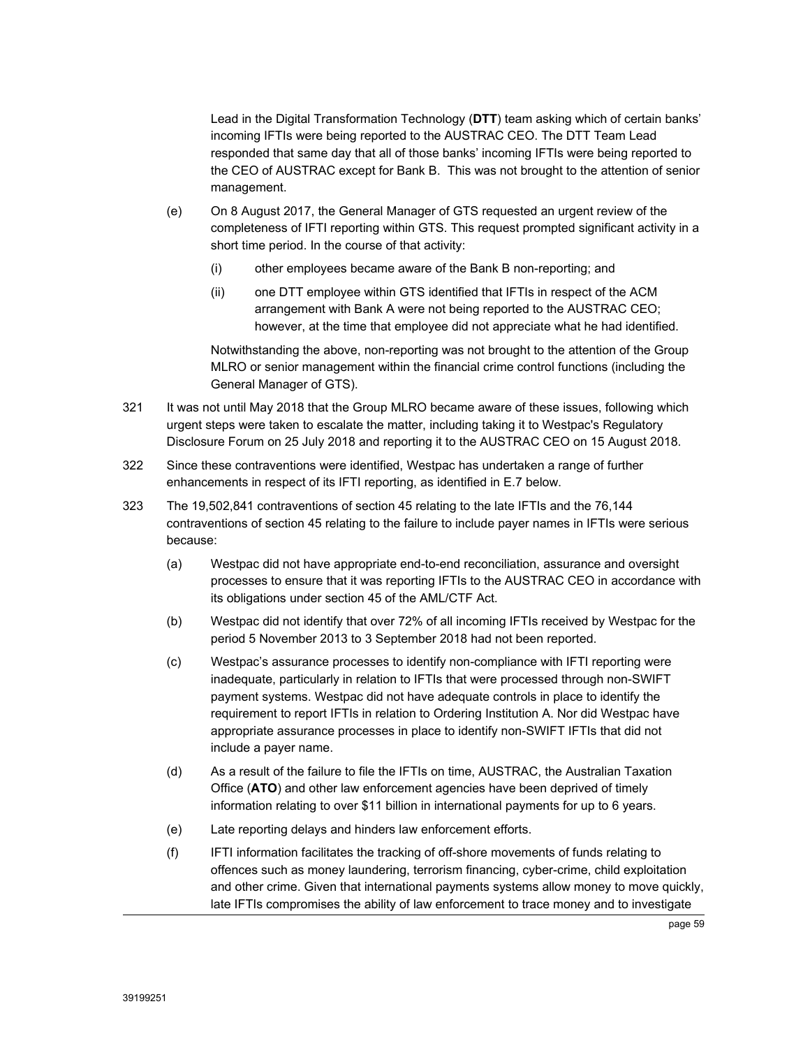Lead in the Digital Transformation Technology (**DTT**) team asking which of certain banks' incoming IFTIs were being reported to the AUSTRAC CEO. The DTT Team Lead responded that same day that all of those banks' incoming IFTIs were being reported to the CEO of AUSTRAC except for Bank B. This was not brought to the attention of senior management.

(e) On 8 August 2017, the General Manager of GTS requested an urgent review of the completeness of IFTI reporting within GTS. This request prompted significant activity in a short time period. In the course of that activity:

(i) other employees became aware of the Bank B non-reporting; and

(ii) one DTT employee within GTS identified that IFTIs in respect of the ACM arrangement with Bank A were not being reported to the AUSTRAC CEO; however, at the time that employee did not appreciate what he had identified.

Notwithstanding the above, non-reporting was not brought to the attention of the Group MLRO or senior management within the financial crime control functions (including the General Manager of GTS).

321 It was not until May 2018 that the Group MLRO became aware of these issues, following which urgent steps were taken to escalate the matter, including taking it to Westpac's Regulatory Disclosure Forum on 25 July 2018 and reporting it to the AUSTRAC CEO on 15 August 2018.

322 Since these contraventions were identified, Westpac has undertaken a range of further enhancements in respect of its IFTI reporting, as identified in E.7 below.

323 The 19,502,841 contraventions of section 45 relating to the late IFTIs and the 76,144 contraventions of section 45 relating to the failure to include payer names in IFTIs were serious because:

(a) Westpac did not have appropriate end-to-end reconciliation, assurance and oversight processes to ensure that it was reporting IFTIs to the AUSTRAC CEO in accordance with its obligations under section 45 of the AML/CTF Act.

(b) Westpac did not identify that over 72% of all incoming IFTIs received by Westpac for the period 5 November 2013 to 3 September 2018 had not been reported.

(c) Westpac's assurance processes to identify non-compliance with IFTI reporting were inadequate, particularly in relation to IFTIs that were processed through non-SWIFT payment systems. Westpac did not have adequate controls in place to identify the requirement to report IFTIs in relation to Ordering Institution A. Nor did Westpac have appropriate assurance processes in place to identify non-SWIFT IFTIs that did not include a payer name.

(d) As a result of the failure to file the IFTIs on time, AUSTRAC, the Australian Taxation Office (**ATO**) and other law enforcement agencies have been deprived of timely information relating to over $11 billion in international payments for up to 6 years.

(e) Late reporting delays and hinders law enforcement efforts.

(f) IFTI information facilitates the tracking of off-shore movements of funds relating to offences such as money laundering, terrorism financing, cyber-crime, child exploitation and other crime. Given that international payments systems allow money to move quickly, late IFTIs compromises the ability of law enforcement to trace money and to investigate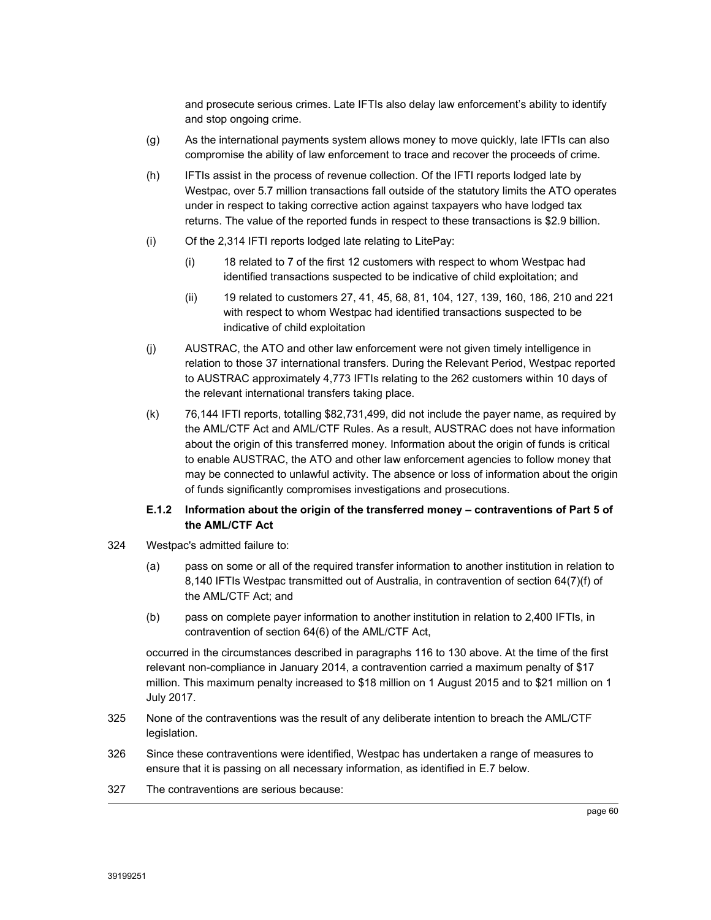and prosecute serious crimes. Late IFTIs also delay law enforcement's ability to identify and stop ongoing crime.

(g) As the international payments system allows money to move quickly, late IFTIs can also compromise the ability of law enforcement to trace and recover the proceeds of crime.

(h) IFTIs assist in the process of revenue collection. Of the IFTI reports lodged late by Westpac, over 5.7 million transactions fall outside of the statutory limits the ATO operates under in respect to taking corrective action against taxpayers who have lodged tax returns. The value of the reported funds in respect to these transactions is $2.9 billion.

(i) Of the 2,314 IFTI reports lodged late relating to LitePay:

(i) 18 related to 7 of the first 12 customers with respect to whom Westpac had identified transactions suspected to be indicative of child exploitation; and

(ii) 19 related to customers 27, 41, 45, 68, 81, 104, 127, 139, 160, 186, 210 and 221 with respect to whom Westpac had identified transactions suspected to be indicative of child exploitation

(j) AUSTRAC, the ATO and other law enforcement were not given timely intelligence in relation to those 37 international transfers. During the Relevant Period, Westpac reported to AUSTRAC approximately 4,773 IFTIs relating to the 262 customers within 10 days of the relevant international transfers taking place.

(k) 76,144 IFTI reports, totalling $82,731,499, did not include the payer name, as required by the AML/CTF Act and AML/CTF Rules. As a result, AUSTRAC does not have information about the origin of this transferred money. Information about the origin of funds is critical to enable AUSTRAC, the ATO and other law enforcement agencies to follow money that may be connected to unlawful activity. The absence or loss of information about the origin of funds significantly compromises investigations and prosecutions.

### E.1.2 Information about the origin of the transferred money – contraventions of Part 5 of the AML/CTF Act

324 Westpac's admitted failure to:

(a) pass on some or all of the required transfer information to another institution in relation to 8,140 IFTIs Westpac transmitted out of Australia, in contravention of section 64(7)(f) of the AML/CTF Act; and

(b) pass on complete payer information to another institution in relation to 2,400 IFTIs, in contravention of section 64(6) of the AML/CTF Act,

occurred in the circumstances described in paragraphs 116 to 130 above. At the time of the first relevant non-compliance in January 2014, a contravention carried a maximum penalty of $17 million. This maximum penalty increased to $18 million on 1 August 2015 and to $21 million on 1 July 2017.

325 None of the contraventions was the result of any deliberate intention to breach the AML/CTF legislation.

326 Since these contraventions were identified, Westpac has undertaken a range of measures to ensure that it is passing on all necessary information, as identified in E.7 below.

327 The contraventions are serious because: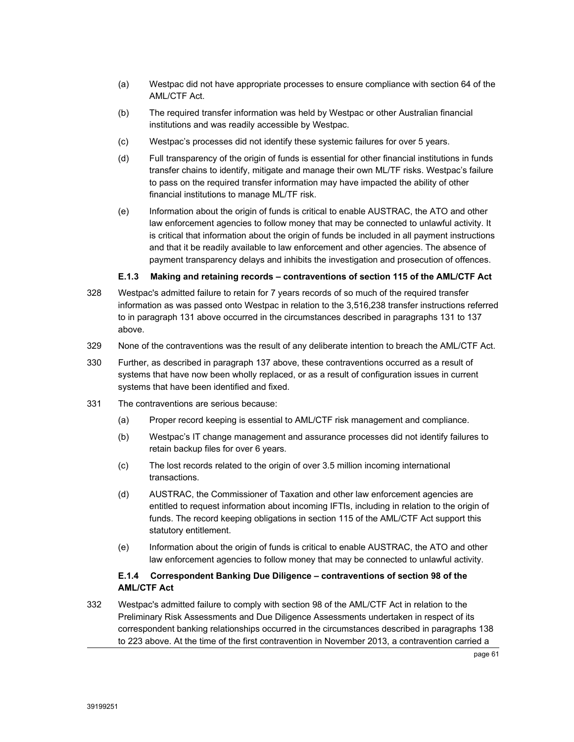(a) Westpac did not have appropriate processes to ensure compliance with section 64 of the AML/CTF Act.

(b) The required transfer information was held by Westpac or other Australian financial institutions and was readily accessible by Westpac.

(c) Westpac's processes did not identify these systemic failures for over 5 years.

(d) Full transparency of the origin of funds is essential for other financial institutions in funds transfer chains to identify, mitigate and manage their own ML/TF risks. Westpac's failure to pass on the required transfer information may have impacted the ability of other financial institutions to manage ML/TF risk.

(e) Information about the origin of funds is critical to enable AUSTRAC, the ATO and other law enforcement agencies to follow money that may be connected to unlawful activity. It is critical that information about the origin of funds be included in all payment instructions and that it be readily available to law enforcement and other agencies. The absence of payment transparency delays and inhibits the investigation and prosecution of offences.

#### E.1.3 Making and retaining records – contraventions of section 115 of the AML/CTF Act

328 Westpac's admitted failure to retain for 7 years records of so much of the required transfer information as was passed onto Westpac in relation to the 3,516,238 transfer instructions referred to in paragraph 131 above occurred in the circumstances described in paragraphs 131 to 137 above.

329 None of the contraventions was the result of any deliberate intention to breach the AML/CTF Act.

330 Further, as described in paragraph 137 above, these contraventions occurred as a result of systems that have now been wholly replaced, or as a result of configuration issues in current systems that have been identified and fixed.

331 The contraventions are serious because:

(a) Proper record keeping is essential to AML/CTF risk management and compliance.

(b) Westpac's IT change management and assurance processes did not identify failures to retain backup files for over 6 years.

(c) The lost records related to the origin of over 3.5 million incoming international transactions.

(d) AUSTRAC, the Commissioner of Taxation and other law enforcement agencies are entitled to request information about incoming IFTIs, including in relation to the origin of funds. The record keeping obligations in section 115 of the AML/CTF Act support this statutory entitlement.

(e) Information about the origin of funds is critical to enable AUSTRAC, the ATO and other law enforcement agencies to follow money that may be connected to unlawful activity.

#### E.1.4 Correspondent Banking Due Diligence – contraventions of section 98 of the AML/CTF Act

332 Westpac's admitted failure to comply with section 98 of the AML/CTF Act in relation to the Preliminary Risk Assessments and Due Diligence Assessments undertaken in respect of its correspondent banking relationships occurred in the circumstances described in paragraphs 138 to 223 above. At the time of the first contravention in November 2013, a contravention carried a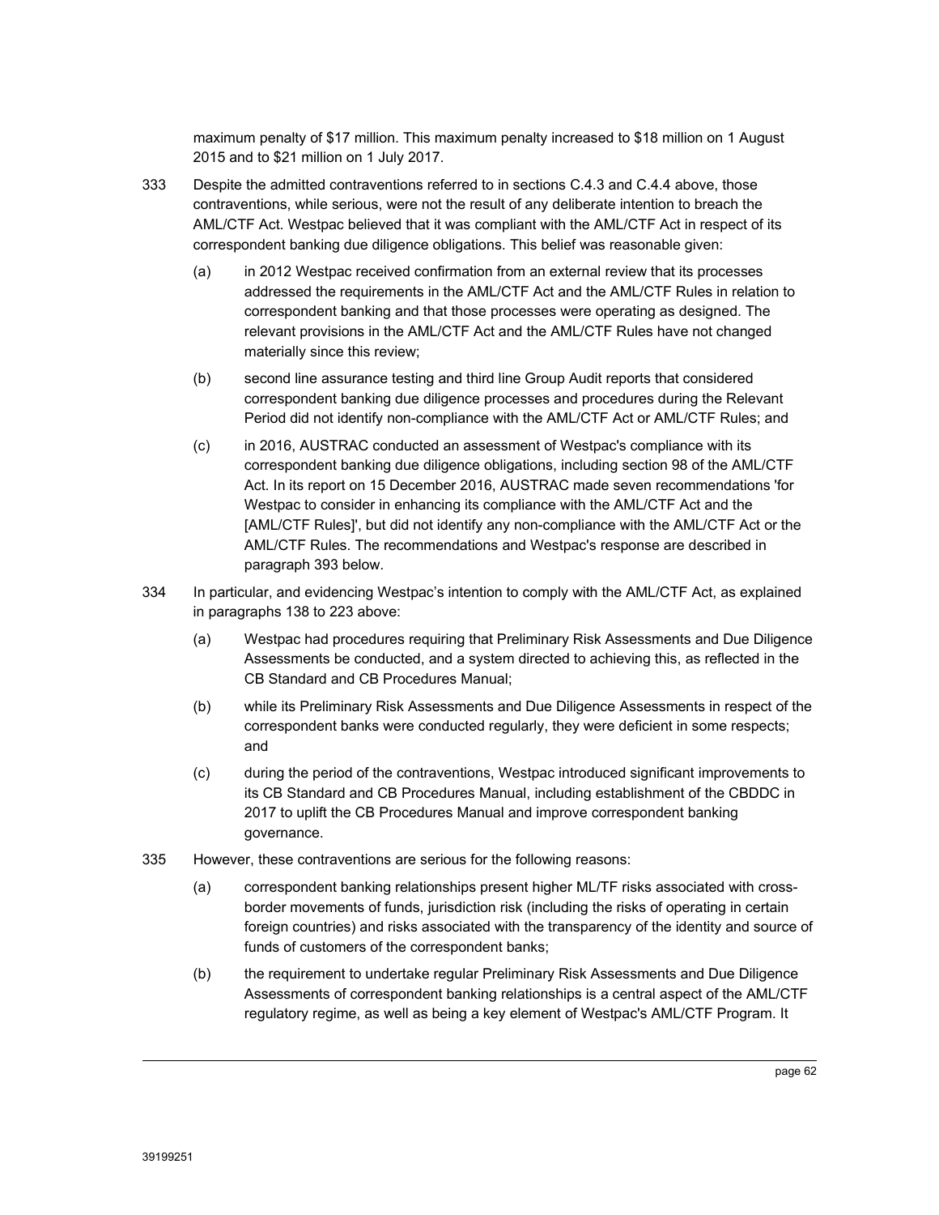maximum penalty of $17 million. This maximum penalty increased to $18 million on 1 August 2015 and to $21 million on 1 July 2017.

333 Despite the admitted contraventions referred to in sections C.4.3 and C.4.4 above, those contraventions, while serious, were not the result of any deliberate intention to breach the AML/CTF Act. Westpac believed that it was compliant with the AML/CTF Act in respect of its correspondent banking due diligence obligations. This belief was reasonable given:

(a) in 2012 Westpac received confirmation from an external review that its processes addressed the requirements in the AML/CTF Act and the AML/CTF Rules in relation to correspondent banking and that those processes were operating as designed. The relevant provisions in the AML/CTF Act and the AML/CTF Rules have not changed materially since this review;

(b) second line assurance testing and third line Group Audit reports that considered correspondent banking due diligence processes and procedures during the Relevant Period did not identify non-compliance with the AML/CTF Act or AML/CTF Rules; and

(c) in 2016, AUSTRAC conducted an assessment of Westpac's compliance with its correspondent banking due diligence obligations, including section 98 of the AML/CTF Act. In its report on 15 December 2016, AUSTRAC made seven recommendations 'for Westpac to consider in enhancing its compliance with the AML/CTF Act and the [AML/CTF Rules]', but did not identify any non-compliance with the AML/CTF Act or the AML/CTF Rules. The recommendations and Westpac's response are described in paragraph 393 below.

334 In particular, and evidencing Westpac's intention to comply with the AML/CTF Act, as explained in paragraphs 138 to 223 above:

(a) Westpac had procedures requiring that Preliminary Risk Assessments and Due Diligence Assessments be conducted, and a system directed to achieving this, as reflected in the CB Standard and CB Procedures Manual;

(b) while its Preliminary Risk Assessments and Due Diligence Assessments in respect of the correspondent banks were conducted regularly, they were deficient in some respects; and

(c) during the period of the contraventions, Westpac introduced significant improvements to its CB Standard and CB Procedures Manual, including establishment of the CBDDC in 2017 to uplift the CB Procedures Manual and improve correspondent banking governance.

335 However, these contraventions are serious for the following reasons:

(a) correspondent banking relationships present higher ML/TF risks associated with cross-border movements of funds, jurisdiction risk (including the risks of operating in certain foreign countries) and risks associated with the transparency of the identity and source of funds of customers of the correspondent banks;

(b) the requirement to undertake regular Preliminary Risk Assessments and Due Diligence Assessments of correspondent banking relationships is a central aspect of the AML/CTF regulatory regime, as well as being a key element of Westpac's AML/CTF Program. It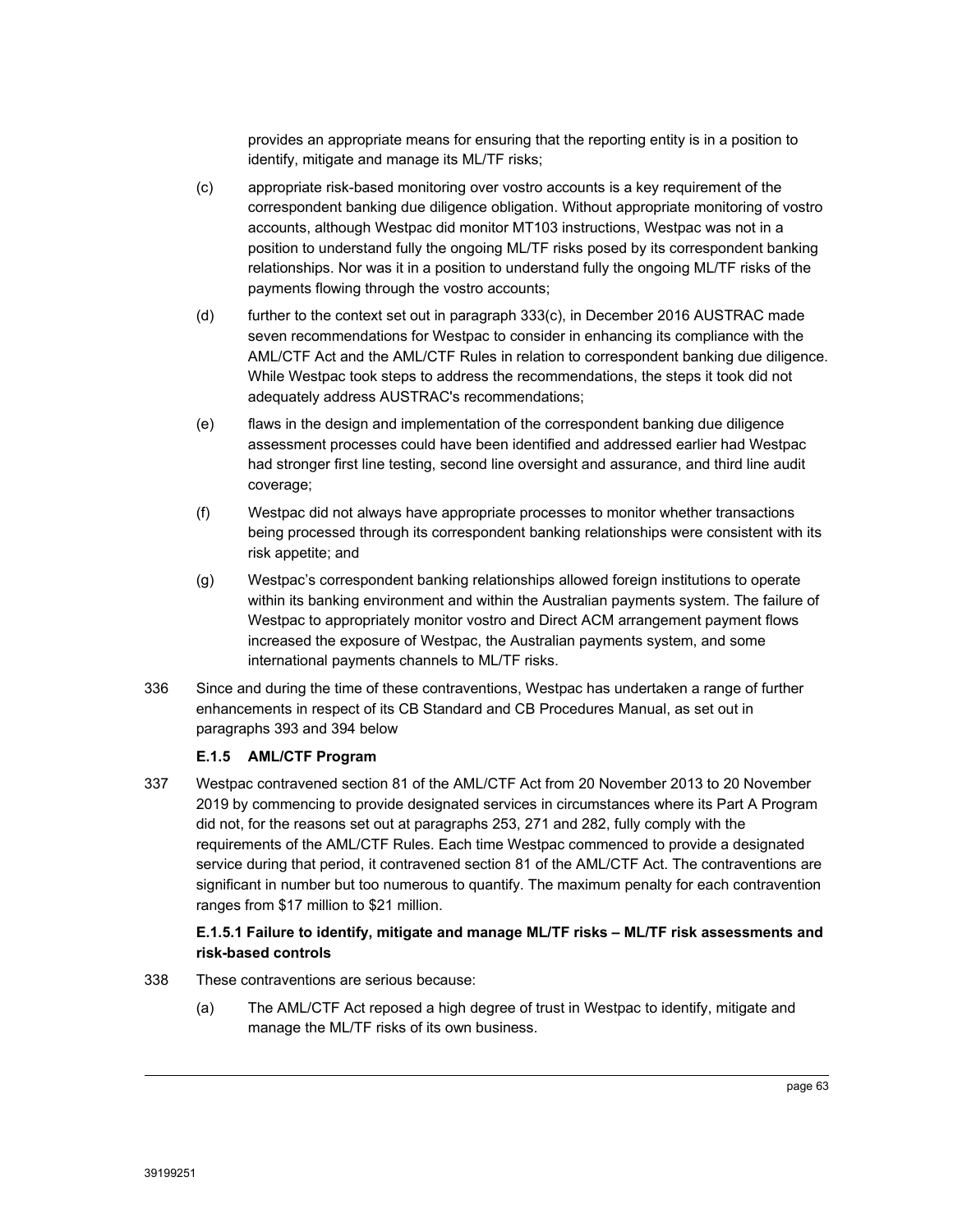provides an appropriate means for ensuring that the reporting entity is in a position to identify, mitigate and manage its ML/TF risks;

(c) appropriate risk-based monitoring over vostro accounts is a key requirement of the correspondent banking due diligence obligation. Without appropriate monitoring of vostro accounts, although Westpac did monitor MT103 instructions, Westpac was not in a position to understand fully the ongoing ML/TF risks posed by its correspondent banking relationships. Nor was it in a position to understand fully the ongoing ML/TF risks of the payments flowing through the vostro accounts;

(d) further to the context set out in paragraph 333(c), in December 2016 AUSTRAC made seven recommendations for Westpac to consider in enhancing its compliance with the AML/CTF Act and the AML/CTF Rules in relation to correspondent banking due diligence. While Westpac took steps to address the recommendations, the steps it took did not adequately address AUSTRAC's recommendations;

(e) flaws in the design and implementation of the correspondent banking due diligence assessment processes could have been identified and addressed earlier had Westpac had stronger first line testing, second line oversight and assurance, and third line audit coverage;

(f) Westpac did not always have appropriate processes to monitor whether transactions being processed through its correspondent banking relationships were consistent with its risk appetite; and

(g) Westpac's correspondent banking relationships allowed foreign institutions to operate within its banking environment and within the Australian payments system. The failure of Westpac to appropriately monitor vostro and Direct ACM arrangement payment flows increased the exposure of Westpac, the Australian payments system, and some international payments channels to ML/TF risks.

336 Since and during the time of these contraventions, Westpac has undertaken a range of further enhancements in respect of its CB Standard and CB Procedures Manual, as set out in paragraphs 393 and 394 below

#### E.1.5 AML/CTF Program

337 Westpac contravened section 81 of the AML/CTF Act from 20 November 2013 to 20 November 2019 by commencing to provide designated services in circumstances where its Part A Program did not, for the reasons set out at paragraphs 253, 271 and 282, fully comply with the requirements of the AML/CTF Rules. Each time Westpac commenced to provide a designated service during that period, it contravened section 81 of the AML/CTF Act. The contraventions are significant in number but too numerous to quantify. The maximum penalty for each contravention ranges from $17 million to $21 million.

##### E.1.5.1 Failure to identify, mitigate and manage ML/TF risks – ML/TF risk assessments and risk-based controls

338 These contraventions are serious because:

(a) The AML/CTF Act reposed a high degree of trust in Westpac to identify, mitigate and manage the ML/TF risks of its own business.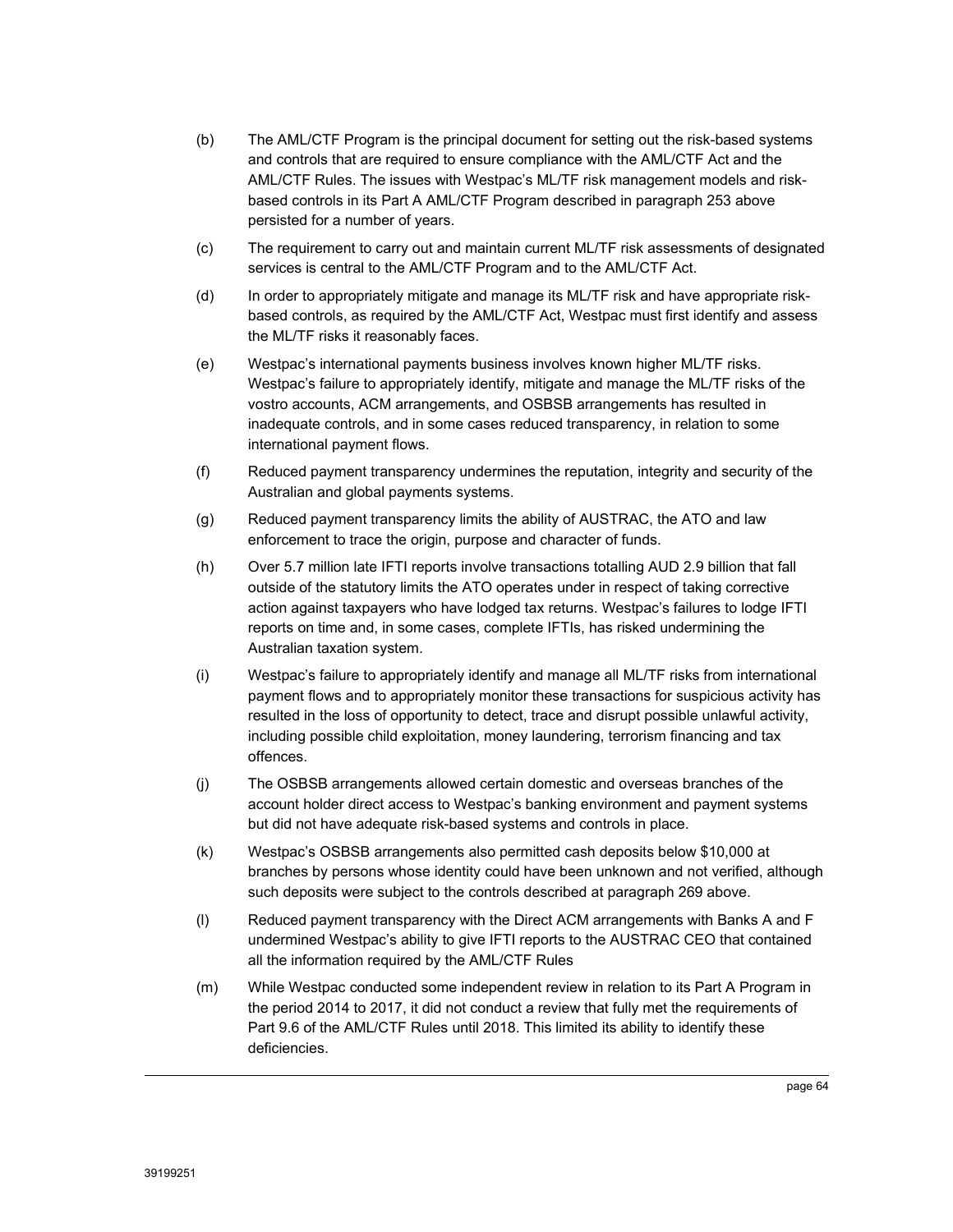(b) The AML/CTF Program is the principal document for setting out the risk-based systems and controls that are required to ensure compliance with the AML/CTF Act and the AML/CTF Rules. The issues with Westpac's ML/TF risk management models and risk-based controls in its Part A AML/CTF Program described in paragraph 253 above persisted for a number of years.

(c) The requirement to carry out and maintain current ML/TF risk assessments of designated services is central to the AML/CTF Program and to the AML/CTF Act.

(d) In order to appropriately mitigate and manage its ML/TF risk and have appropriate risk-based controls, as required by the AML/CTF Act, Westpac must first identify and assess the ML/TF risks it reasonably faces.

(e) Westpac's international payments business involves known higher ML/TF risks. Westpac's failure to appropriately identify, mitigate and manage the ML/TF risks of the vostro accounts, ACM arrangements, and OSBSB arrangements has resulted in inadequate controls, and in some cases reduced transparency, in relation to some international payment flows.

(f) Reduced payment transparency undermines the reputation, integrity and security of the Australian and global payments systems.

(g) Reduced payment transparency limits the ability of AUSTRAC, the ATO and law enforcement to trace the origin, purpose and character of funds.

(h) Over 5.7 million late IFTI reports involve transactions totalling AUD 2.9 billion that fall outside of the statutory limits the ATO operates under in respect of taking corrective action against taxpayers who have lodged tax returns. Westpac's failures to lodge IFTI reports on time and, in some cases, complete IFTIs, has risked undermining the Australian taxation system.

(i) Westpac's failure to appropriately identify and manage all ML/TF risks from international payment flows and to appropriately monitor these transactions for suspicious activity has resulted in the loss of opportunity to detect, trace and disrupt possible unlawful activity, including possible child exploitation, money laundering, terrorism financing and tax offences.

(j) The OSBSB arrangements allowed certain domestic and overseas branches of the account holder direct access to Westpac's banking environment and payment systems but did not have adequate risk-based systems and controls in place.

(k) Westpac's OSBSB arrangements also permitted cash deposits below $10,000 at branches by persons whose identity could have been unknown and not verified, although such deposits were subject to the controls described at paragraph 269 above.

(l) Reduced payment transparency with the Direct ACM arrangements with Banks A and F undermined Westpac's ability to give IFTI reports to the AUSTRAC CEO that contained all the information required by the AML/CTF Rules

(m) While Westpac conducted some independent review in relation to its Part A Program in the period 2014 to 2017, it did not conduct a review that fully met the requirements of Part 9.6 of the AML/CTF Rules until 2018. This limited its ability to identify these deficiencies.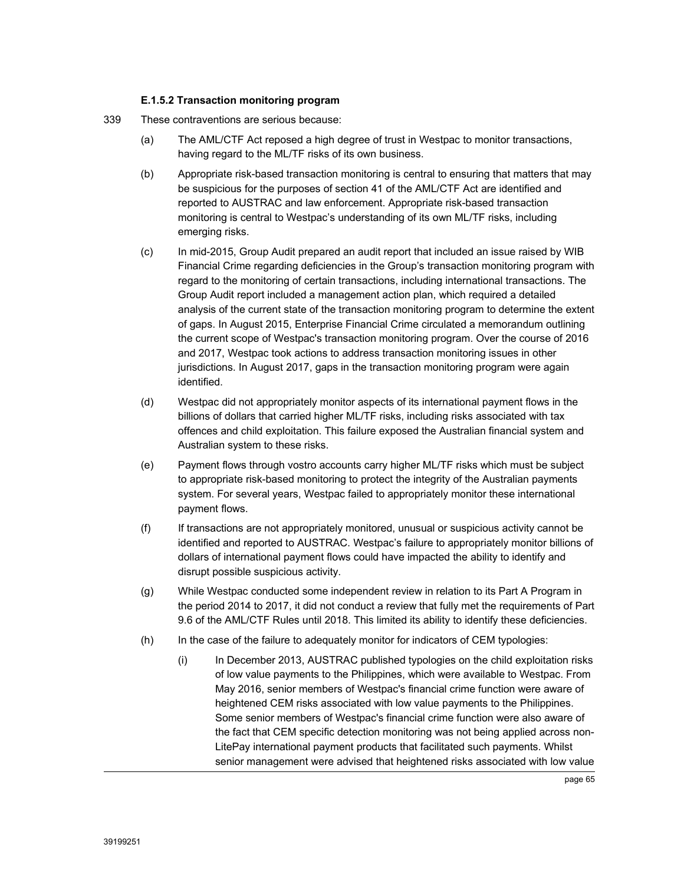#### E.1.5.2 Transaction monitoring program

339 These contraventions are serious because:

(a) The AML/CTF Act reposed a high degree of trust in Westpac to monitor transactions, having regard to the ML/TF risks of its own business.

(b) Appropriate risk-based transaction monitoring is central to ensuring that matters that may be suspicious for the purposes of section 41 of the AML/CTF Act are identified and reported to AUSTRAC and law enforcement. Appropriate risk-based transaction monitoring is central to Westpac's understanding of its own ML/TF risks, including emerging risks.

(c) In mid-2015, Group Audit prepared an audit report that included an issue raised by WIB Financial Crime regarding deficiencies in the Group's transaction monitoring program with regard to the monitoring of certain transactions, including international transactions. The Group Audit report included a management action plan, which required a detailed analysis of the current state of the transaction monitoring program to determine the extent of gaps. In August 2015, Enterprise Financial Crime circulated a memorandum outlining the current scope of Westpac's transaction monitoring program. Over the course of 2016 and 2017, Westpac took actions to address transaction monitoring issues in other jurisdictions. In August 2017, gaps in the transaction monitoring program were again identified.

(d) Westpac did not appropriately monitor aspects of its international payment flows in the billions of dollars that carried higher ML/TF risks, including risks associated with tax offences and child exploitation. This failure exposed the Australian financial system and Australian system to these risks.

(e) Payment flows through vostro accounts carry higher ML/TF risks which must be subject to appropriate risk-based monitoring to protect the integrity of the Australian payments system. For several years, Westpac failed to appropriately monitor these international payment flows.

(f) If transactions are not appropriately monitored, unusual or suspicious activity cannot be identified and reported to AUSTRAC. Westpac's failure to appropriately monitor billions of dollars of international payment flows could have impacted the ability to identify and disrupt possible suspicious activity.

(g) While Westpac conducted some independent review in relation to its Part A Program in the period 2014 to 2017, it did not conduct a review that fully met the requirements of Part 9.6 of the AML/CTF Rules until 2018. This limited its ability to identify these deficiencies.

(h) In the case of the failure to adequately monitor for indicators of CEM typologies:

   (i) In December 2013, AUSTRAC published typologies on the child exploitation risks of low value payments to the Philippines, which were available to Westpac. From May 2016, senior members of Westpac's financial crime function were aware of heightened CEM risks associated with low value payments to the Philippines. Some senior members of Westpac's financial crime function were also aware of the fact that CEM specific detection monitoring was not being applied across non-LitePay international payment products that facilitated such payments. Whilst senior management were advised that heightened risks associated with low value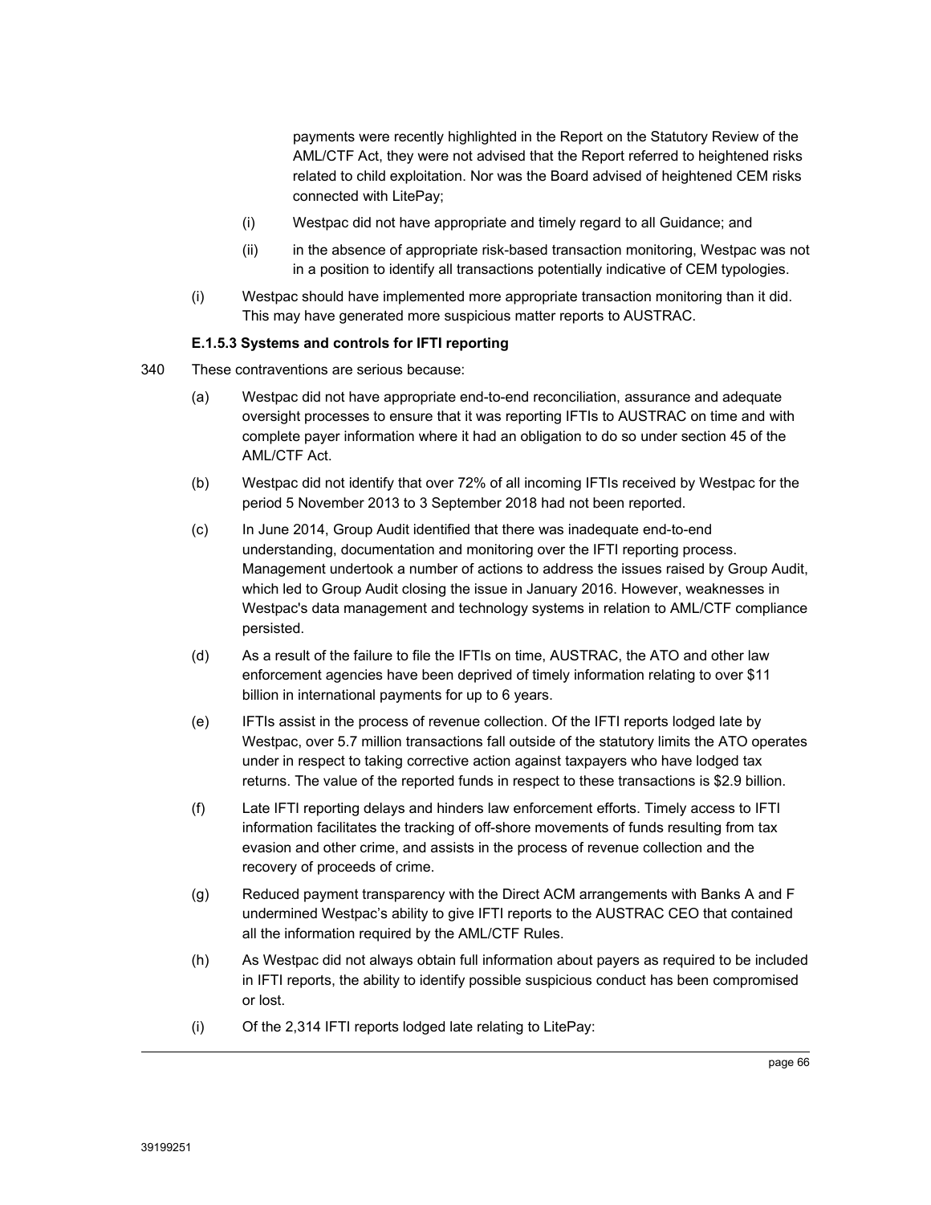payments were recently highlighted in the Report on the Statutory Review of the AML/CTF Act, they were not advised that the Report referred to heightened risks related to child exploitation. Nor was the Board advised of heightened CEM risks connected with LitePay;

(i) Westpac did not have appropriate and timely regard to all Guidance; and

(ii) in the absence of appropriate risk-based transaction monitoring, Westpac was not in a position to identify all transactions potentially indicative of CEM typologies.

(i) Westpac should have implemented more appropriate transaction monitoring than it did. This may have generated more suspicious matter reports to AUSTRAC.

**E.1.5.3 Systems and controls for IFTI reporting**

340 These contraventions are serious because:

(a) Westpac did not have appropriate end-to-end reconciliation, assurance and adequate oversight processes to ensure that it was reporting IFTIs to AUSTRAC on time and with complete payer information where it had an obligation to do so under section 45 of the AML/CTF Act.

(b) Westpac did not identify that over 72% of all incoming IFTIs received by Westpac for the period 5 November 2013 to 3 September 2018 had not been reported.

(c) In June 2014, Group Audit identified that there was inadequate end-to-end understanding, documentation and monitoring over the IFTI reporting process. Management undertook a number of actions to address the issues raised by Group Audit, which led to Group Audit closing the issue in January 2016. However, weaknesses in Westpac's data management and technology systems in relation to AML/CTF compliance persisted.

(d) As a result of the failure to file the IFTIs on time, AUSTRAC, the ATO and other law enforcement agencies have been deprived of timely information relating to over $11 billion in international payments for up to 6 years.

(e) IFTIs assist in the process of revenue collection. Of the IFTI reports lodged late by Westpac, over 5.7 million transactions fall outside of the statutory limits the ATO operates under in respect to taking corrective action against taxpayers who have lodged tax returns. The value of the reported funds in respect to these transactions is $2.9 billion.

(f) Late IFTI reporting delays and hinders law enforcement efforts. Timely access to IFTI information facilitates the tracking of off-shore movements of funds resulting from tax evasion and other crime, and assists in the process of revenue collection and the recovery of proceeds of crime.

(g) Reduced payment transparency with the Direct ACM arrangements with Banks A and F undermined Westpac's ability to give IFTI reports to the AUSTRAC CEO that contained all the information required by the AML/CTF Rules.

(h) As Westpac did not always obtain full information about payers as required to be included in IFTI reports, the ability to identify possible suspicious conduct has been compromised or lost.

(i) Of the 2,314 IFTI reports lodged late relating to LitePay: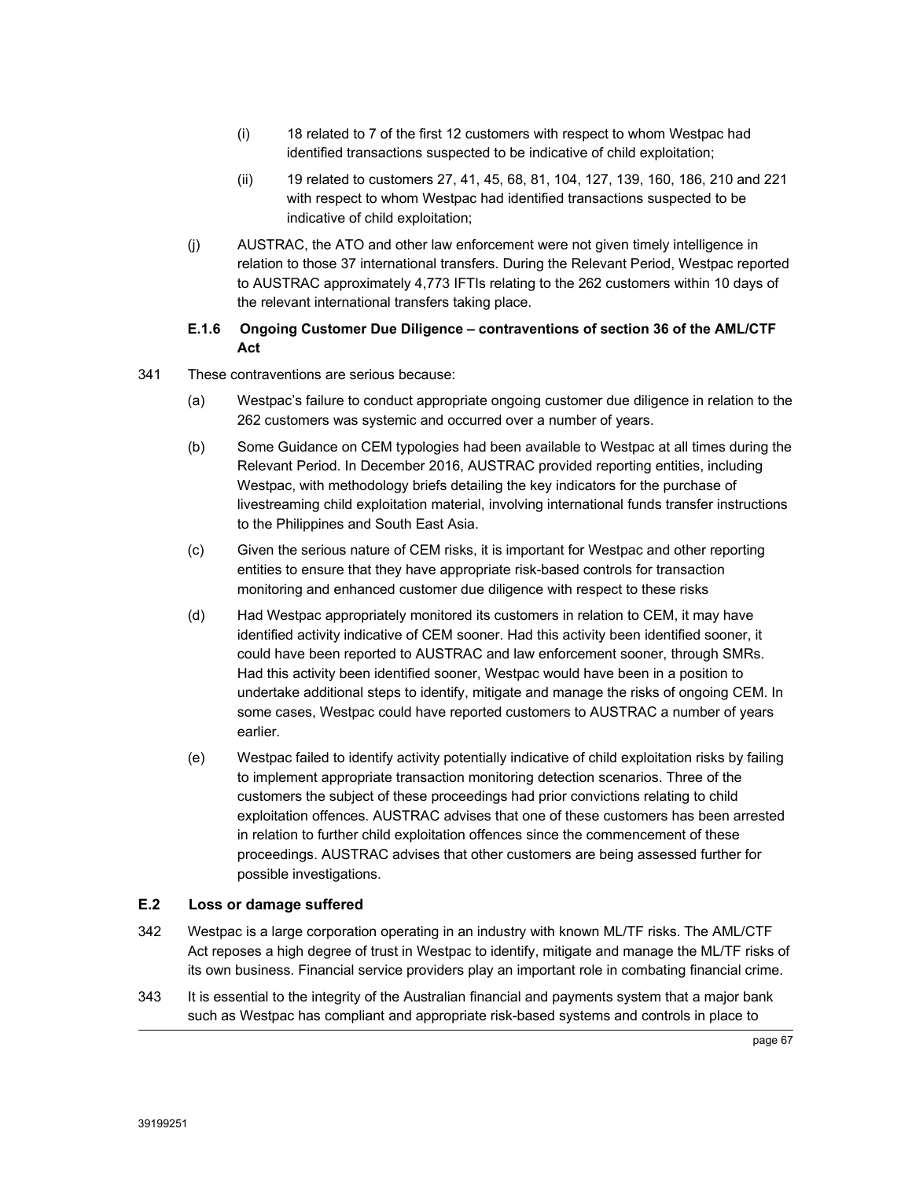(i) 18 related to 7 of the first 12 customers with respect to whom Westpac had identified transactions suspected to be indicative of child exploitation;

(ii) 19 related to customers 27, 41, 45, 68, 81, 104, 127, 139, 160, 186, 210 and 221 with respect to whom Westpac had identified transactions suspected to be indicative of child exploitation;

(j) AUSTRAC, the ATO and other law enforcement were not given timely intelligence in relation to those 37 international transfers. During the Relevant Period, Westpac reported to AUSTRAC approximately 4,773 IFTIs relating to the 262 customers within 10 days of the relevant international transfers taking place.

#### E.1.6 Ongoing Customer Due Diligence – contraventions of section 36 of the AML/CTF Act

341 These contraventions are serious because:

(a) Westpac's failure to conduct appropriate ongoing customer due diligence in relation to the 262 customers was systemic and occurred over a number of years.

(b) Some Guidance on CEM typologies had been available to Westpac at all times during the Relevant Period. In December 2016, AUSTRAC provided reporting entities, including Westpac, with methodology briefs detailing the key indicators for the purchase of livestreaming child exploitation material, involving international funds transfer instructions to the Philippines and South East Asia.

(c) Given the serious nature of CEM risks, it is important for Westpac and other reporting entities to ensure that they have appropriate risk-based controls for transaction monitoring and enhanced customer due diligence with respect to these risks

(d) Had Westpac appropriately monitored its customers in relation to CEM, it may have identified activity indicative of CEM sooner. Had this activity been identified sooner, it could have been reported to AUSTRAC and law enforcement sooner, through SMRs. Had this activity been identified sooner, Westpac would have been in a position to undertake additional steps to identify, mitigate and manage the risks of ongoing CEM. In some cases, Westpac could have reported customers to AUSTRAC a number of years earlier.

(e) Westpac failed to identify activity potentially indicative of child exploitation risks by failing to implement appropriate transaction monitoring detection scenarios. Three of the customers the subject of these proceedings had prior convictions relating to child exploitation offences. AUSTRAC advises that one of these customers has been arrested in relation to further child exploitation offences since the commencement of these proceedings. AUSTRAC advises that other customers are being assessed further for possible investigations.

### E.2 Loss or damage suffered

342 Westpac is a large corporation operating in an industry with known ML/TF risks. The AML/CTF Act reposes a high degree of trust in Westpac to identify, mitigate and manage the ML/TF risks of its own business. Financial service providers play an important role in combating financial crime.

343 It is essential to the integrity of the Australian financial and payments system that a major bank such as Westpac has compliant and appropriate risk-based systems and controls in place to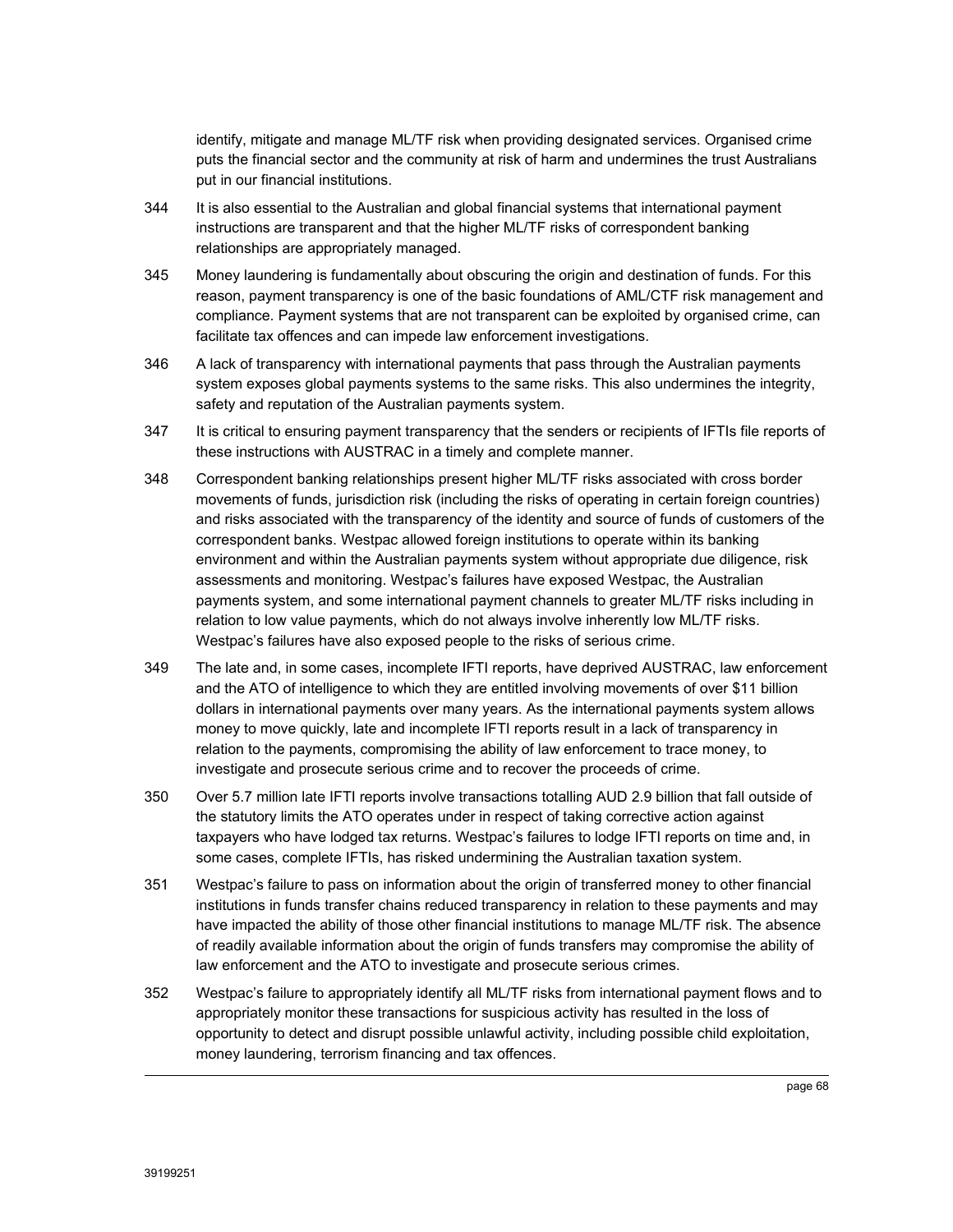identify, mitigate and manage ML/TF risk when providing designated services. Organised crime puts the financial sector and the community at risk of harm and undermines the trust Australians put in our financial institutions.

344 It is also essential to the Australian and global financial systems that international payment instructions are transparent and that the higher ML/TF risks of correspondent banking relationships are appropriately managed.

345 Money laundering is fundamentally about obscuring the origin and destination of funds. For this reason, payment transparency is one of the basic foundations of AML/CTF risk management and compliance. Payment systems that are not transparent can be exploited by organised crime, can facilitate tax offences and can impede law enforcement investigations.

346 A lack of transparency with international payments that pass through the Australian payments system exposes global payments systems to the same risks. This also undermines the integrity, safety and reputation of the Australian payments system.

347 It is critical to ensuring payment transparency that the senders or recipients of IFTIs file reports of these instructions with AUSTRAC in a timely and complete manner.

348 Correspondent banking relationships present higher ML/TF risks associated with cross border movements of funds, jurisdiction risk (including the risks of operating in certain foreign countries) and risks associated with the transparency of the identity and source of funds of customers of the correspondent banks. Westpac allowed foreign institutions to operate within its banking environment and within the Australian payments system without appropriate due diligence, risk assessments and monitoring. Westpac's failures have exposed Westpac, the Australian payments system, and some international payment channels to greater ML/TF risks including in relation to low value payments, which do not always involve inherently low ML/TF risks. Westpac's failures have also exposed people to the risks of serious crime.

349 The late and, in some cases, incomplete IFTI reports, have deprived AUSTRAC, law enforcement and the ATO of intelligence to which they are entitled involving movements of over $11 billion dollars in international payments over many years. As the international payments system allows money to move quickly, late and incomplete IFTI reports result in a lack of transparency in relation to the payments, compromising the ability of law enforcement to trace money, to investigate and prosecute serious crime and to recover the proceeds of crime.

350 Over 5.7 million late IFTI reports involve transactions totalling AUD 2.9 billion that fall outside of the statutory limits the ATO operates under in respect of taking corrective action against taxpayers who have lodged tax returns. Westpac's failures to lodge IFTI reports on time and, in some cases, complete IFTIs, has risked undermining the Australian taxation system.

351 Westpac's failure to pass on information about the origin of transferred money to other financial institutions in funds transfer chains reduced transparency in relation to these payments and may have impacted the ability of those other financial institutions to manage ML/TF risk. The absence of readily available information about the origin of funds transfers may compromise the ability of law enforcement and the ATO to investigate and prosecute serious crimes.

352 Westpac's failure to appropriately identify all ML/TF risks from international payment flows and to appropriately monitor these transactions for suspicious activity has resulted in the loss of opportunity to detect and disrupt possible unlawful activity, including possible child exploitation, money laundering, terrorism financing and tax offences.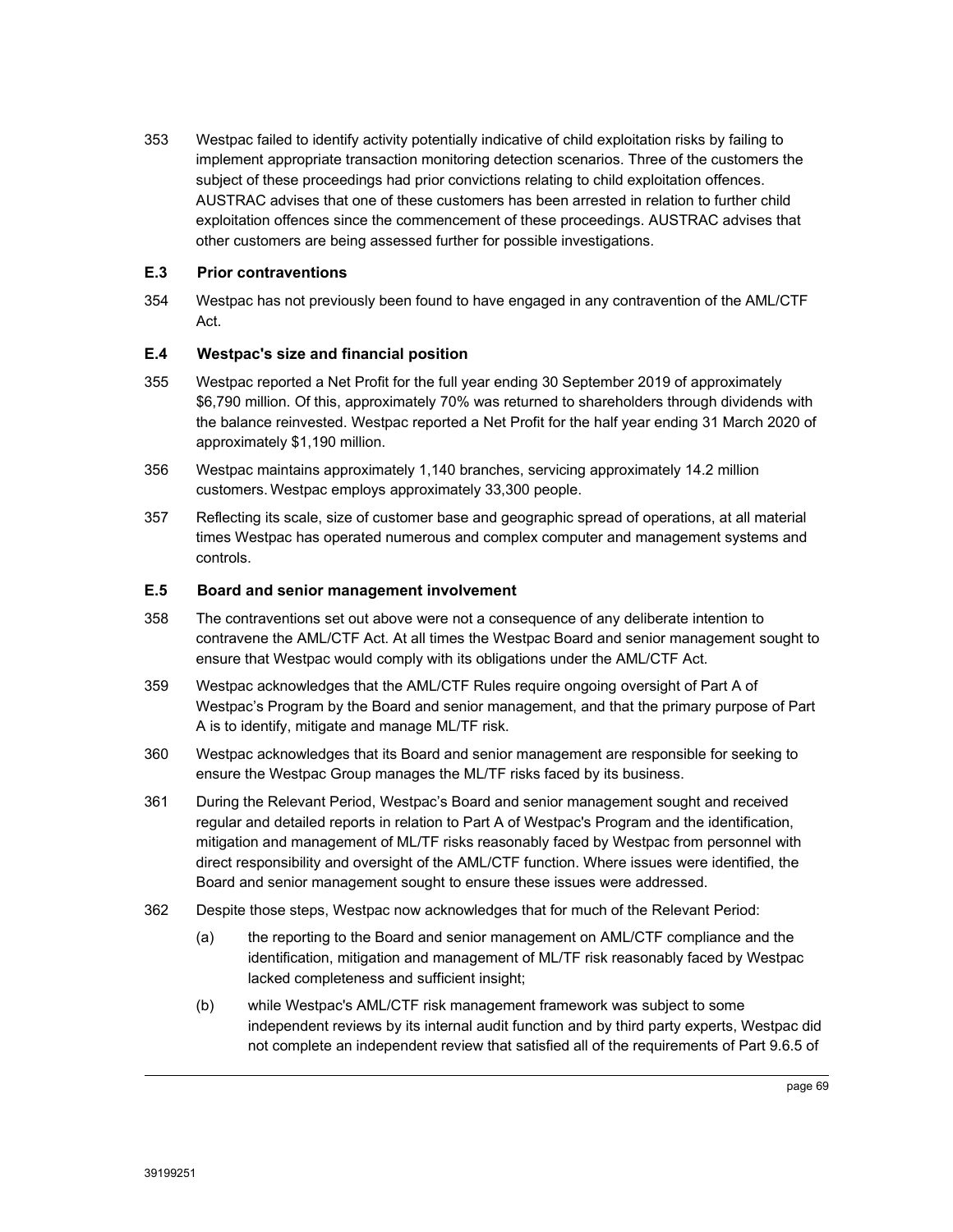353 Westpac failed to identify activity potentially indicative of child exploitation risks by failing to implement appropriate transaction monitoring detection scenarios. Three of the customers the subject of these proceedings had prior convictions relating to child exploitation offences. AUSTRAC advises that one of these customers has been arrested in relation to further child exploitation offences since the commencement of these proceedings. AUSTRAC advises that other customers are being assessed further for possible investigations.

### E.3 Prior contraventions

354 Westpac has not previously been found to have engaged in any contravention of the AML/CTF Act.

### E.4 Westpac's size and financial position

355 Westpac reported a Net Profit for the full year ending 30 September 2019 of approximately $6,790 million. Of this, approximately 70% was returned to shareholders through dividends with the balance reinvested. Westpac reported a Net Profit for the half year ending 31 March 2020 of approximately $1,190 million.

356 Westpac maintains approximately 1,140 branches, servicing approximately 14.2 million customers. Westpac employs approximately 33,300 people.

357 Reflecting its scale, size of customer base and geographic spread of operations, at all material times Westpac has operated numerous and complex computer and management systems and controls.

### E.5 Board and senior management involvement

358 The contraventions set out above were not a consequence of any deliberate intention to contravene the AML/CTF Act. At all times the Westpac Board and senior management sought to ensure that Westpac would comply with its obligations under the AML/CTF Act.

359 Westpac acknowledges that the AML/CTF Rules require ongoing oversight of Part A of Westpac's Program by the Board and senior management, and that the primary purpose of Part A is to identify, mitigate and manage ML/TF risk.

360 Westpac acknowledges that its Board and senior management are responsible for seeking to ensure the Westpac Group manages the ML/TF risks faced by its business.

361 During the Relevant Period, Westpac's Board and senior management sought and received regular and detailed reports in relation to Part A of Westpac's Program and the identification, mitigation and management of ML/TF risks reasonably faced by Westpac from personnel with direct responsibility and oversight of the AML/CTF function. Where issues were identified, the Board and senior management sought to ensure these issues were addressed.

362 Despite those steps, Westpac now acknowledges that for much of the Relevant Period:

(a) the reporting to the Board and senior management on AML/CTF compliance and the identification, mitigation and management of ML/TF risk reasonably faced by Westpac lacked completeness and sufficient insight;

(b) while Westpac's AML/CTF risk management framework was subject to some independent reviews by its internal audit function and by third party experts, Westpac did not complete an independent review that satisfied all of the requirements of Part 9.6.5 of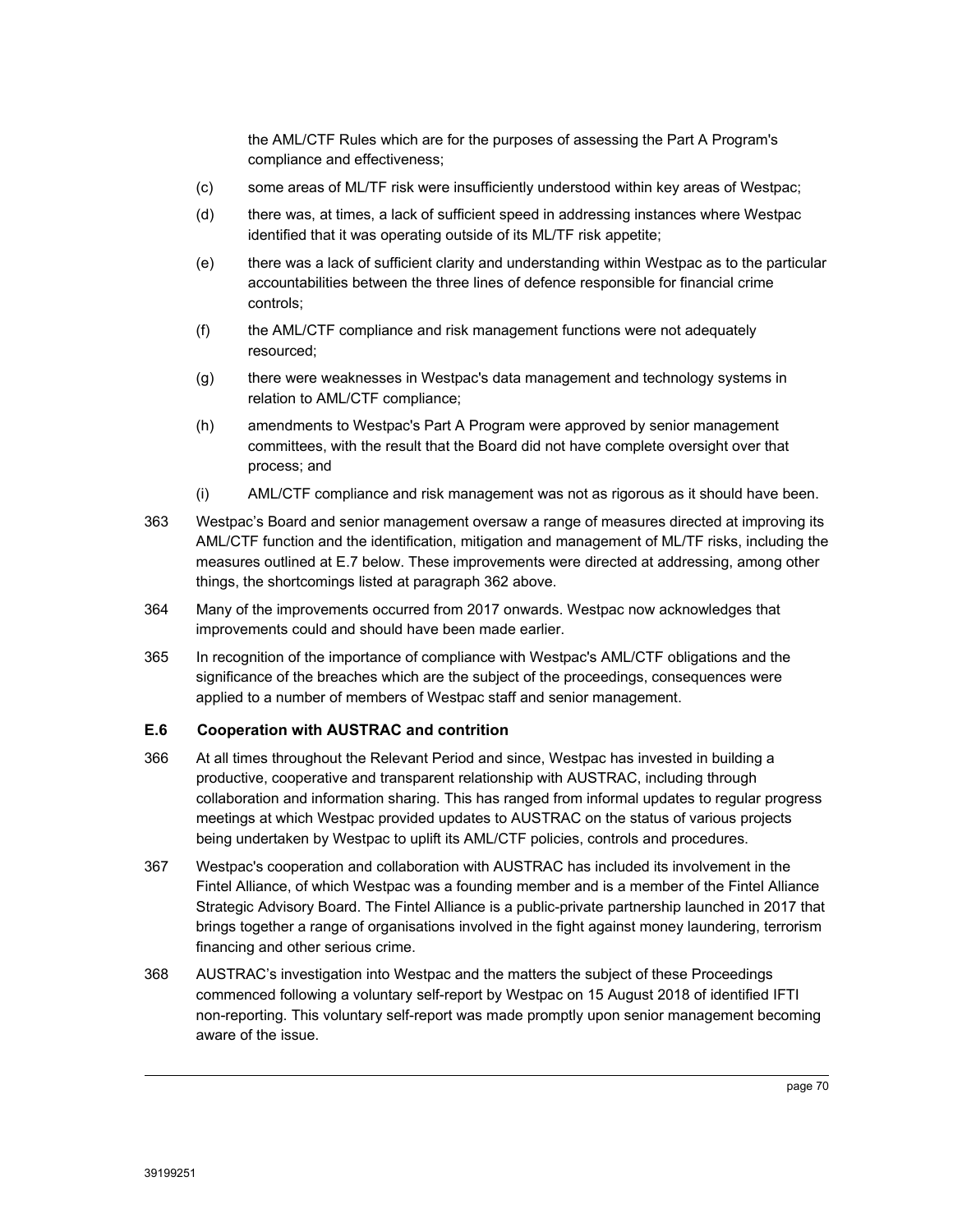the AML/CTF Rules which are for the purposes of assessing the Part A Program's compliance and effectiveness;

(c) some areas of ML/TF risk were insufficiently understood within key areas of Westpac;

(d) there was, at times, a lack of sufficient speed in addressing instances where Westpac identified that it was operating outside of its ML/TF risk appetite;

(e) there was a lack of sufficient clarity and understanding within Westpac as to the particular accountabilities between the three lines of defence responsible for financial crime controls;

(f) the AML/CTF compliance and risk management functions were not adequately resourced;

(g) there were weaknesses in Westpac's data management and technology systems in relation to AML/CTF compliance;

(h) amendments to Westpac's Part A Program were approved by senior management committees, with the result that the Board did not have complete oversight over that process; and

(i) AML/CTF compliance and risk management was not as rigorous as it should have been.

363 Westpac's Board and senior management oversaw a range of measures directed at improving its AML/CTF function and the identification, mitigation and management of ML/TF risks, including the measures outlined at E.7 below. These improvements were directed at addressing, among other things, the shortcomings listed at paragraph 362 above.

364 Many of the improvements occurred from 2017 onwards. Westpac now acknowledges that improvements could and should have been made earlier.

365 In recognition of the importance of compliance with Westpac's AML/CTF obligations and the significance of the breaches which are the subject of the proceedings, consequences were applied to a number of members of Westpac staff and senior management.

### E.6 Cooperation with AUSTRAC and contrition

366 At all times throughout the Relevant Period and since, Westpac has invested in building a productive, cooperative and transparent relationship with AUSTRAC, including through collaboration and information sharing. This has ranged from informal updates to regular progress meetings at which Westpac provided updates to AUSTRAC on the status of various projects being undertaken by Westpac to uplift its AML/CTF policies, controls and procedures.

367 Westpac's cooperation and collaboration with AUSTRAC has included its involvement in the Fintel Alliance, of which Westpac was a founding member and is a member of the Fintel Alliance Strategic Advisory Board. The Fintel Alliance is a public-private partnership launched in 2017 that brings together a range of organisations involved in the fight against money laundering, terrorism financing and other serious crime.

368 AUSTRAC's investigation into Westpac and the matters the subject of these Proceedings commenced following a voluntary self-report by Westpac on 15 August 2018 of identified IFTI non-reporting. This voluntary self-report was made promptly upon senior management becoming aware of the issue.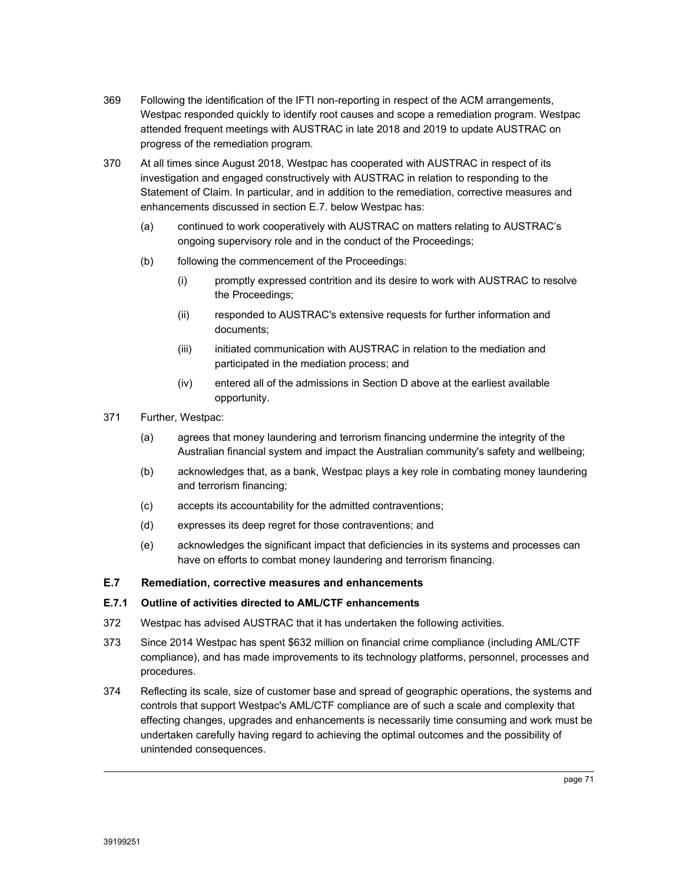369 Following the identification of the IFTI non-reporting in respect of the ACM arrangements, Westpac responded quickly to identify root causes and scope a remediation program. Westpac attended frequent meetings with AUSTRAC in late 2018 and 2019 to update AUSTRAC on progress of the remediation program.

370 At all times since August 2018, Westpac has cooperated with AUSTRAC in respect of its investigation and engaged constructively with AUSTRAC in relation to responding to the Statement of Claim. In particular, and in addition to the remediation, corrective measures and enhancements discussed in section E.7. below Westpac has:

- (a) continued to work cooperatively with AUSTRAC on matters relating to AUSTRAC's ongoing supervisory role and in the conduct of the Proceedings;
- (b) following the commencement of the Proceedings:
  - (i) promptly expressed contrition and its desire to work with AUSTRAC to resolve the Proceedings;
  - (ii) responded to AUSTRAC's extensive requests for further information and documents;
  - (iii) initiated communication with AUSTRAC in relation to the mediation and participated in the mediation process; and
  - (iv) entered all of the admissions in Section D above at the earliest available opportunity.

371 Further, Westpac:

- (a) agrees that money laundering and terrorism financing undermine the integrity of the Australian financial system and impact the Australian community's safety and wellbeing;
- (b) acknowledges that, as a bank, Westpac plays a key role in combating money laundering and terrorism financing;
- (c) accepts its accountability for the admitted contraventions;
- (d) expresses its deep regret for those contraventions; and
- (e) acknowledges the significant impact that deficiencies in its systems and processes can have on efforts to combat money laundering and terrorism financing.

## E.7 Remediation, corrective measures and enhancements

### E.7.1 Outline of activities directed to AML/CTF enhancements

372 Westpac has advised AUSTRAC that it has undertaken the following activities.

373 Since 2014 Westpac has spent $632 million on financial crime compliance (including AML/CTF compliance), and has made improvements to its technology platforms, personnel, processes and procedures.

374 Reflecting its scale, size of customer base and spread of geographic operations, the systems and controls that support Westpac's AML/CTF compliance are of such a scale and complexity that effecting changes, upgrades and enhancements is necessarily time consuming and work must be undertaken carefully having regard to achieving the optimal outcomes and the possibility of unintended consequences.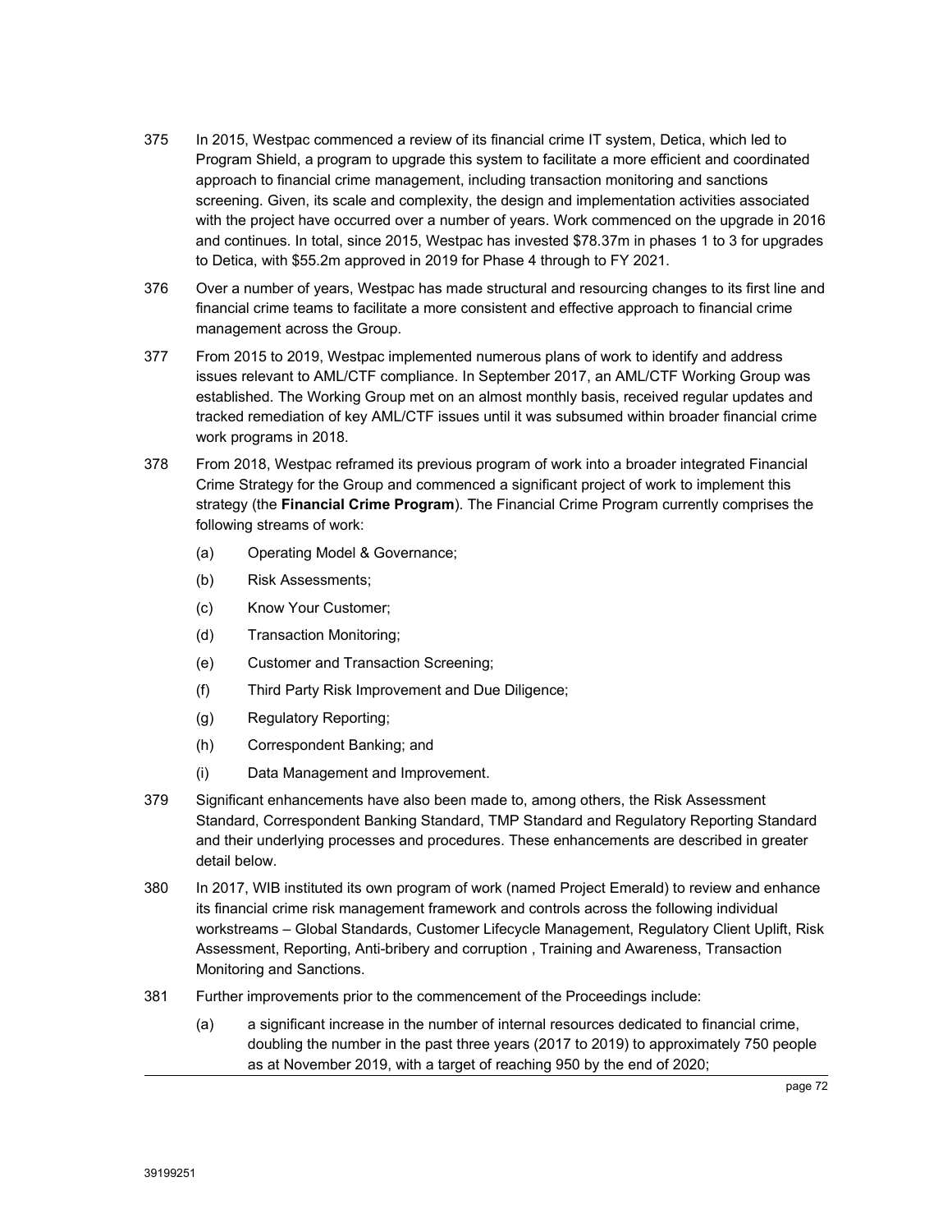375 In 2015, Westpac commenced a review of its financial crime IT system, Detica, which led to Program Shield, a program to upgrade this system to facilitate a more efficient and coordinated approach to financial crime management, including transaction monitoring and sanctions screening. Given, its scale and complexity, the design and implementation activities associated with the project have occurred over a number of years. Work commenced on the upgrade in 2016 and continues. In total, since 2015, Westpac has invested $78.37m in phases 1 to 3 for upgrades to Detica, with $55.2m approved in 2019 for Phase 4 through to FY 2021.

376 Over a number of years, Westpac has made structural and resourcing changes to its first line and financial crime teams to facilitate a more consistent and effective approach to financial crime management across the Group.

377 From 2015 to 2019, Westpac implemented numerous plans of work to identify and address issues relevant to AML/CTF compliance. In September 2017, an AML/CTF Working Group was established. The Working Group met on an almost monthly basis, received regular updates and tracked remediation of key AML/CTF issues until it was subsumed within broader financial crime work programs in 2018.

378 From 2018, Westpac reframed its previous program of work into a broader integrated Financial Crime Strategy for the Group and commenced a significant project of work to implement this strategy (the **Financial Crime Program**). The Financial Crime Program currently comprises the following streams of work:

(a) Operating Model & Governance;

(b) Risk Assessments;

(c) Know Your Customer;

(d) Transaction Monitoring;

(e) Customer and Transaction Screening;

(f) Third Party Risk Improvement and Due Diligence;

(g) Regulatory Reporting;

(h) Correspondent Banking; and

(i) Data Management and Improvement.

379 Significant enhancements have also been made to, among others, the Risk Assessment Standard, Correspondent Banking Standard, TMP Standard and Regulatory Reporting Standard and their underlying processes and procedures. These enhancements are described in greater detail below.

380 In 2017, WIB instituted its own program of work (named Project Emerald) to review and enhance its financial crime risk management framework and controls across the following individual workstreams – Global Standards, Customer Lifecycle Management, Regulatory Client Uplift, Risk Assessment, Reporting, Anti-bribery and corruption , Training and Awareness, Transaction Monitoring and Sanctions.

381 Further improvements prior to the commencement of the Proceedings include:

(a) a significant increase in the number of internal resources dedicated to financial crime, doubling the number in the past three years (2017 to 2019) to approximately 750 people as at November 2019, with a target of reaching 950 by the end of 2020;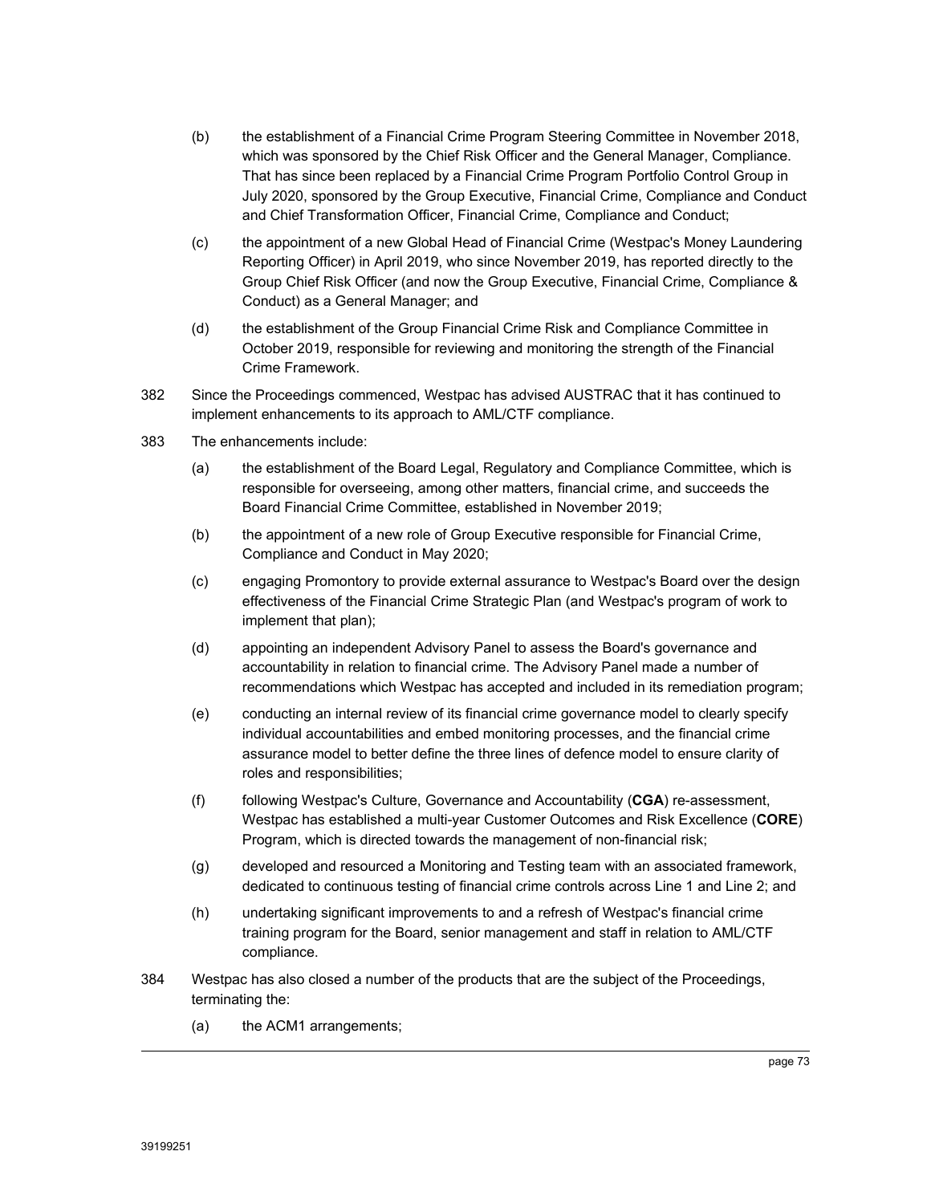(b) the establishment of a Financial Crime Program Steering Committee in November 2018, which was sponsored by the Chief Risk Officer and the General Manager, Compliance. That has since been replaced by a Financial Crime Program Portfolio Control Group in July 2020, sponsored by the Group Executive, Financial Crime, Compliance and Conduct and Chief Transformation Officer, Financial Crime, Compliance and Conduct;

(c) the appointment of a new Global Head of Financial Crime (Westpac's Money Laundering Reporting Officer) in April 2019, who since November 2019, has reported directly to the Group Chief Risk Officer (and now the Group Executive, Financial Crime, Compliance & Conduct) as a General Manager; and

(d) the establishment of the Group Financial Crime Risk and Compliance Committee in October 2019, responsible for reviewing and monitoring the strength of the Financial Crime Framework.

382 Since the Proceedings commenced, Westpac has advised AUSTRAC that it has continued to implement enhancements to its approach to AML/CTF compliance.

383 The enhancements include:

(a) the establishment of the Board Legal, Regulatory and Compliance Committee, which is responsible for overseeing, among other matters, financial crime, and succeeds the Board Financial Crime Committee, established in November 2019;

(b) the appointment of a new role of Group Executive responsible for Financial Crime, Compliance and Conduct in May 2020;

(c) engaging Promontory to provide external assurance to Westpac's Board over the design effectiveness of the Financial Crime Strategic Plan (and Westpac's program of work to implement that plan);

(d) appointing an independent Advisory Panel to assess the Board's governance and accountability in relation to financial crime. The Advisory Panel made a number of recommendations which Westpac has accepted and included in its remediation program;

(e) conducting an internal review of its financial crime governance model to clearly specify individual accountabilities and embed monitoring processes, and the financial crime assurance model to better define the three lines of defence model to ensure clarity of roles and responsibilities;

(f) following Westpac's Culture, Governance and Accountability (**CGA**) re-assessment, Westpac has established a multi-year Customer Outcomes and Risk Excellence (**CORE**) Program, which is directed towards the management of non-financial risk;

(g) developed and resourced a Monitoring and Testing team with an associated framework, dedicated to continuous testing of financial crime controls across Line 1 and Line 2; and

(h) undertaking significant improvements to and a refresh of Westpac's financial crime training program for the Board, senior management and staff in relation to AML/CTF compliance.

384 Westpac has also closed a number of the products that are the subject of the Proceedings, terminating the:

(a) the ACM1 arrangements;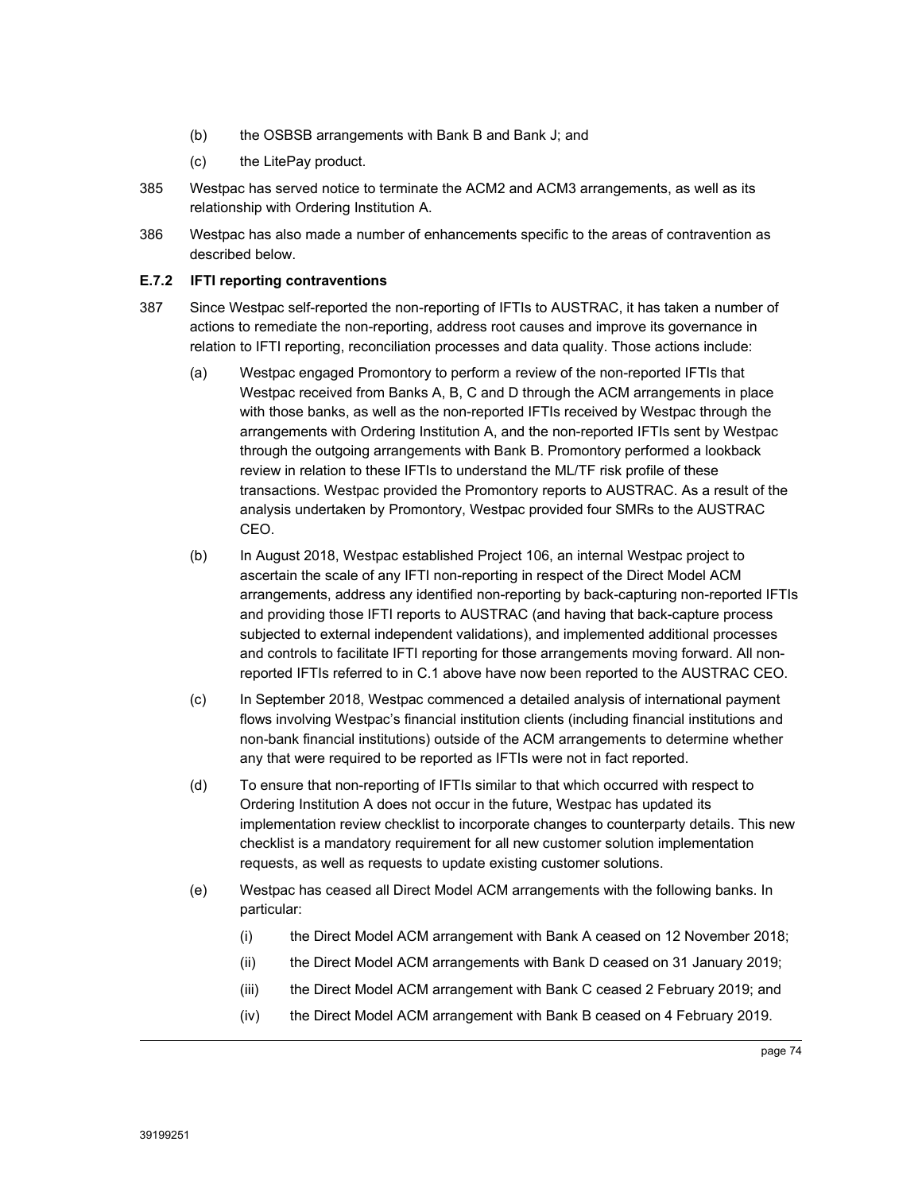(b) the OSBSB arrangements with Bank B and Bank J; and

(c) the LitePay product.

385 Westpac has served notice to terminate the ACM2 and ACM3 arrangements, as well as its relationship with Ordering Institution A.

386 Westpac has also made a number of enhancements specific to the areas of contravention as described below.

### E.7.2 IFTI reporting contraventions

387 Since Westpac self-reported the non-reporting of IFTIs to AUSTRAC, it has taken a number of actions to remediate the non-reporting, address root causes and improve its governance in relation to IFTI reporting, reconciliation processes and data quality. Those actions include:

(a) Westpac engaged Promontory to perform a review of the non-reported IFTIs that Westpac received from Banks A, B, C and D through the ACM arrangements in place with those banks, as well as the non-reported IFTIs received by Westpac through the arrangements with Ordering Institution A, and the non-reported IFTIs sent by Westpac through the outgoing arrangements with Bank B. Promontory performed a lookback review in relation to these IFTIs to understand the ML/TF risk profile of these transactions. Westpac provided the Promontory reports to AUSTRAC. As a result of the analysis undertaken by Promontory, Westpac provided four SMRs to the AUSTRAC CEO.

(b) In August 2018, Westpac established Project 106, an internal Westpac project to ascertain the scale of any IFTI non-reporting in respect of the Direct Model ACM arrangements, address any identified non-reporting by back-capturing non-reported IFTIs and providing those IFTI reports to AUSTRAC (and having that back-capture process subjected to external independent validations), and implemented additional processes and controls to facilitate IFTI reporting for those arrangements moving forward. All non-reported IFTIs referred to in C.1 above have now been reported to the AUSTRAC CEO.

(c) In September 2018, Westpac commenced a detailed analysis of international payment flows involving Westpac's financial institution clients (including financial institutions and non-bank financial institutions) outside of the ACM arrangements to determine whether any that were required to be reported as IFTIs were not in fact reported.

(d) To ensure that non-reporting of IFTIs similar to that which occurred with respect to Ordering Institution A does not occur in the future, Westpac has updated its implementation review checklist to incorporate changes to counterparty details. This new checklist is a mandatory requirement for all new customer solution implementation requests, as well as requests to update existing customer solutions.

(e) Westpac has ceased all Direct Model ACM arrangements with the following banks. In particular:

   (i) the Direct Model ACM arrangement with Bank A ceased on 12 November 2018;

   (ii) the Direct Model ACM arrangements with Bank D ceased on 31 January 2019;

   (iii) the Direct Model ACM arrangement with Bank C ceased 2 February 2019; and

   (iv) the Direct Model ACM arrangement with Bank B ceased on 4 February 2019.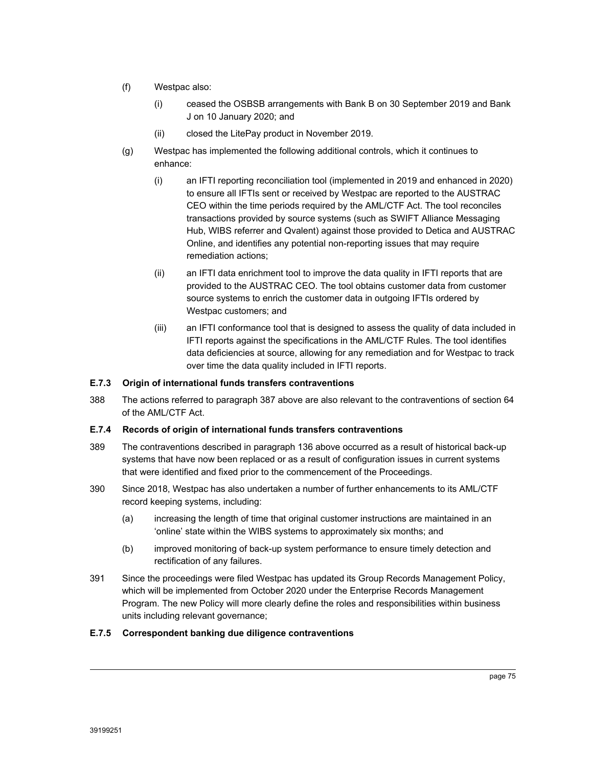(f) Westpac also:

   (i) ceased the OSBSB arrangements with Bank B on 30 September 2019 and Bank J on 10 January 2020; and

   (ii) closed the LitePay product in November 2019.

(g) Westpac has implemented the following additional controls, which it continues to enhance:

   (i) an IFTI reporting reconciliation tool (implemented in 2019 and enhanced in 2020) to ensure all IFTIs sent or received by Westpac are reported to the AUSTRAC CEO within the time periods required by the AML/CTF Act. The tool reconciles transactions provided by source systems (such as SWIFT Alliance Messaging Hub, WIBS referrer and Qvalent) against those provided to Detica and AUSTRAC Online, and identifies any potential non-reporting issues that may require remediation actions;

   (ii) an IFTI data enrichment tool to improve the data quality in IFTI reports that are provided to the AUSTRAC CEO. The tool obtains customer data from customer source systems to enrich the customer data in outgoing IFTIs ordered by Westpac customers; and

   (iii) an IFTI conformance tool that is designed to assess the quality of data included in IFTI reports against the specifications in the AML/CTF Rules. The tool identifies data deficiencies at source, allowing for any remediation and for Westpac to track over time the data quality included in IFTI reports.

#### E.7.3 Origin of international funds transfers contraventions

388 The actions referred to paragraph 387 above are also relevant to the contraventions of section 64 of the AML/CTF Act.

#### E.7.4 Records of origin of international funds transfers contraventions

389 The contraventions described in paragraph 136 above occurred as a result of historical back-up systems that have now been replaced or as a result of configuration issues in current systems that were identified and fixed prior to the commencement of the Proceedings.

390 Since 2018, Westpac has also undertaken a number of further enhancements to its AML/CTF record keeping systems, including:

   (a) increasing the length of time that original customer instructions are maintained in an 'online' state within the WIBS systems to approximately six months; and

   (b) improved monitoring of back-up system performance to ensure timely detection and rectification of any failures.

391 Since the proceedings were filed Westpac has updated its Group Records Management Policy, which will be implemented from October 2020 under the Enterprise Records Management Program. The new Policy will more clearly define the roles and responsibilities within business units including relevant governance;

#### E.7.5 Correspondent banking due diligence contraventions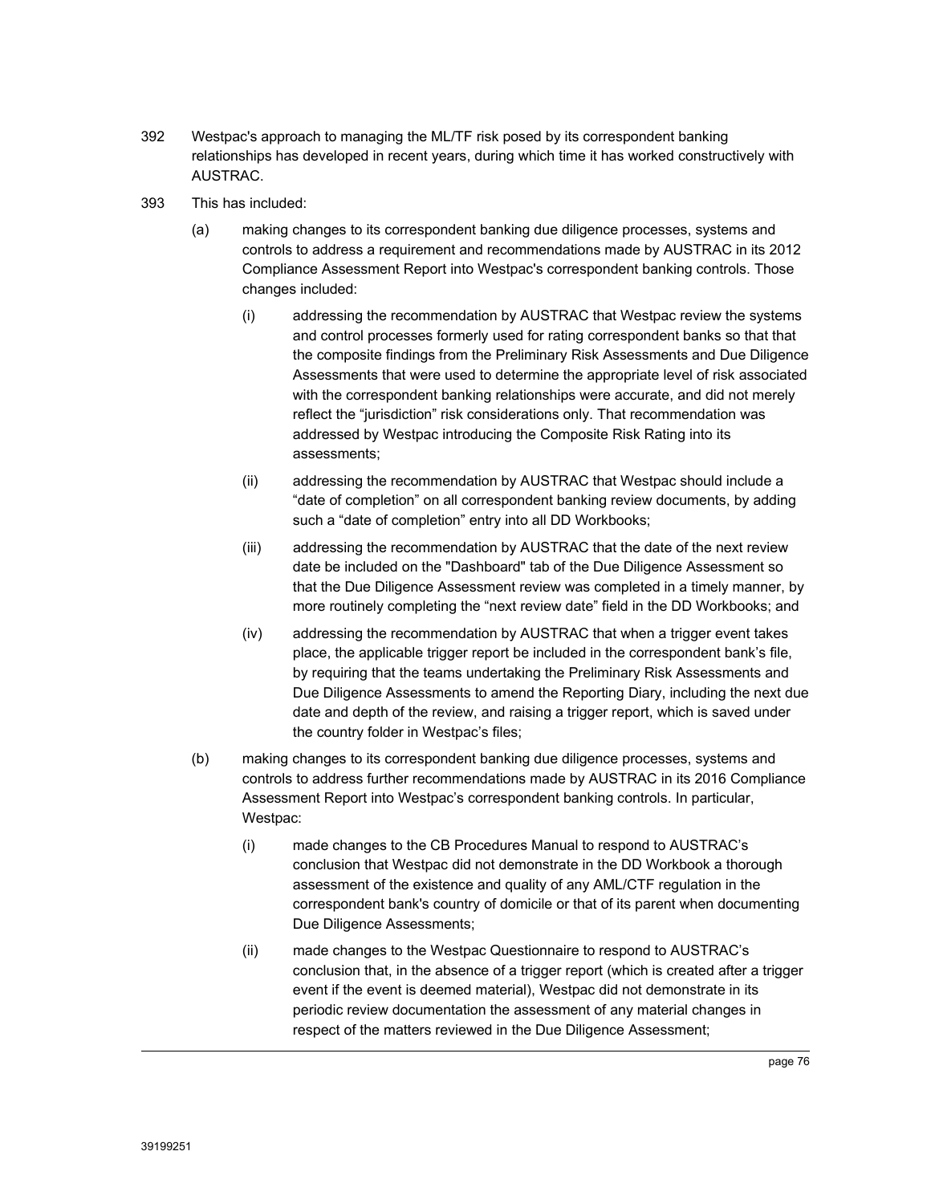392 Westpac's approach to managing the ML/TF risk posed by its correspondent banking relationships has developed in recent years, during which time it has worked constructively with AUSTRAC.

393 This has included:

(a) making changes to its correspondent banking due diligence processes, systems and controls to address a requirement and recommendations made by AUSTRAC in its 2012 Compliance Assessment Report into Westpac's correspondent banking controls. Those changes included:

(i) addressing the recommendation by AUSTRAC that Westpac review the systems and control processes formerly used for rating correspondent banks so that that the composite findings from the Preliminary Risk Assessments and Due Diligence Assessments that were used to determine the appropriate level of risk associated with the correspondent banking relationships were accurate, and did not merely reflect the "jurisdiction" risk considerations only. That recommendation was addressed by Westpac introducing the Composite Risk Rating into its assessments;

(ii) addressing the recommendation by AUSTRAC that Westpac should include a "date of completion" on all correspondent banking review documents, by adding such a "date of completion" entry into all DD Workbooks;

(iii) addressing the recommendation by AUSTRAC that the date of the next review date be included on the "Dashboard" tab of the Due Diligence Assessment so that the Due Diligence Assessment review was completed in a timely manner, by more routinely completing the "next review date" field in the DD Workbooks; and

(iv) addressing the recommendation by AUSTRAC that when a trigger event takes place, the applicable trigger report be included in the correspondent bank's file, by requiring that the teams undertaking the Preliminary Risk Assessments and Due Diligence Assessments to amend the Reporting Diary, including the next due date and depth of the review, and raising a trigger report, which is saved under the country folder in Westpac's files;

(b) making changes to its correspondent banking due diligence processes, systems and controls to address further recommendations made by AUSTRAC in its 2016 Compliance Assessment Report into Westpac's correspondent banking controls. In particular, Westpac:

(i) made changes to the CB Procedures Manual to respond to AUSTRAC's conclusion that Westpac did not demonstrate in the DD Workbook a thorough assessment of the existence and quality of any AML/CTF regulation in the correspondent bank's country of domicile or that of its parent when documenting Due Diligence Assessments;

(ii) made changes to the Westpac Questionnaire to respond to AUSTRAC's conclusion that, in the absence of a trigger report (which is created after a trigger event if the event is deemed material), Westpac did not demonstrate in its periodic review documentation the assessment of any material changes in respect of the matters reviewed in the Due Diligence Assessment;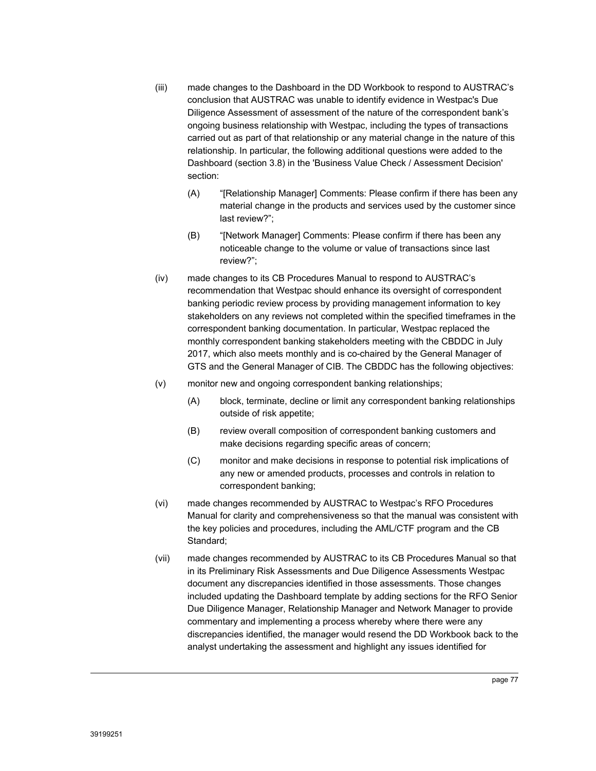(iii) made changes to the Dashboard in the DD Workbook to respond to AUSTRAC's conclusion that AUSTRAC was unable to identify evidence in Westpac's Due Diligence Assessment of assessment of the nature of the correspondent bank's ongoing business relationship with Westpac, including the types of transactions carried out as part of that relationship or any material change in the nature of this relationship. In particular, the following additional questions were added to the Dashboard (section 3.8) in the 'Business Value Check / Assessment Decision' section:

  (A) "[Relationship Manager] Comments: Please confirm if there has been any material change in the products and services used by the customer since last review?";

  (B) "[Network Manager] Comments: Please confirm if there has been any noticeable change to the volume or value of transactions since last review?";

(iv) made changes to its CB Procedures Manual to respond to AUSTRAC's recommendation that Westpac should enhance its oversight of correspondent banking periodic review process by providing management information to key stakeholders on any reviews not completed within the specified timeframes in the correspondent banking documentation. In particular, Westpac replaced the monthly correspondent banking stakeholders meeting with the CBDDC in July 2017, which also meets monthly and is co-chaired by the General Manager of GTS and the General Manager of CIB. The CBDDC has the following objectives:

(v) monitor new and ongoing correspondent banking relationships;

  (A) block, terminate, decline or limit any correspondent banking relationships outside of risk appetite;

  (B) review overall composition of correspondent banking customers and make decisions regarding specific areas of concern;

  (C) monitor and make decisions in response to potential risk implications of any new or amended products, processes and controls in relation to correspondent banking;

(vi) made changes recommended by AUSTRAC to Westpac's RFO Procedures Manual for clarity and comprehensiveness so that the manual was consistent with the key policies and procedures, including the AML/CTF program and the CB Standard;

(vii) made changes recommended by AUSTRAC to its CB Procedures Manual so that in its Preliminary Risk Assessments and Due Diligence Assessments Westpac document any discrepancies identified in those assessments. Those changes included updating the Dashboard template by adding sections for the RFO Senior Due Diligence Manager, Relationship Manager and Network Manager to provide commentary and implementing a process whereby where there were any discrepancies identified, the manager would resend the DD Workbook back to the analyst undertaking the assessment and highlight any issues identified for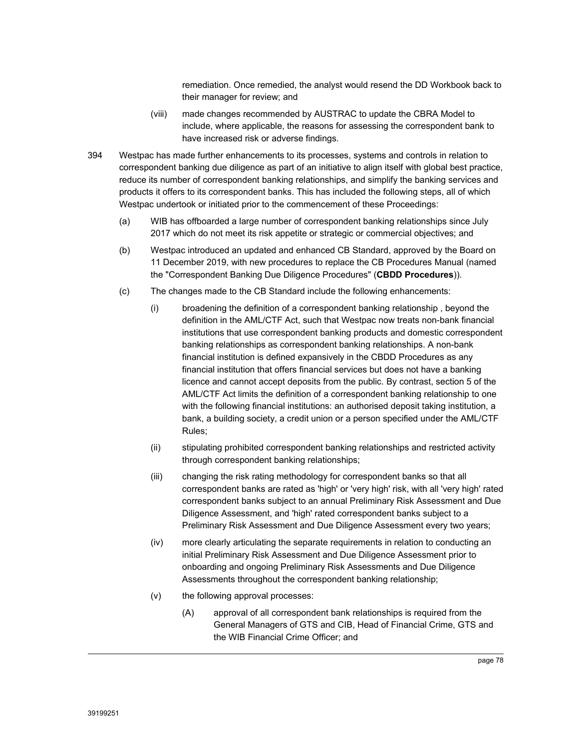remediation. Once remedied, the analyst would resend the DD Workbook back to their manager for review; and

(viii) made changes recommended by AUSTRAC to update the CBRA Model to include, where applicable, the reasons for assessing the correspondent bank to have increased risk or adverse findings.

394 Westpac has made further enhancements to its processes, systems and controls in relation to correspondent banking due diligence as part of an initiative to align itself with global best practice, reduce its number of correspondent banking relationships, and simplify the banking services and products it offers to its correspondent banks. This has included the following steps, all of which Westpac undertook or initiated prior to the commencement of these Proceedings:

(a) WIB has offboarded a large number of correspondent banking relationships since July 2017 which do not meet its risk appetite or strategic or commercial objectives; and

(b) Westpac introduced an updated and enhanced CB Standard, approved by the Board on 11 December 2019, with new procedures to replace the CB Procedures Manual (named the "Correspondent Banking Due Diligence Procedures" (**CBDD Procedures**)).

(c) The changes made to the CB Standard include the following enhancements:

(i) broadening the definition of a correspondent banking relationship , beyond the definition in the AML/CTF Act, such that Westpac now treats non-bank financial institutions that use correspondent banking products and domestic correspondent banking relationships as correspondent banking relationships. A non-bank financial institution is defined expansively in the CBDD Procedures as any financial institution that offers financial services but does not have a banking licence and cannot accept deposits from the public. By contrast, section 5 of the AML/CTF Act limits the definition of a correspondent banking relationship to one with the following financial institutions: an authorised deposit taking institution, a bank, a building society, a credit union or a person specified under the AML/CTF Rules;

(ii) stipulating prohibited correspondent banking relationships and restricted activity through correspondent banking relationships;

(iii) changing the risk rating methodology for correspondent banks so that all correspondent banks are rated as 'high' or 'very high' risk, with all 'very high' rated correspondent banks subject to an annual Preliminary Risk Assessment and Due Diligence Assessment, and 'high' rated correspondent banks subject to a Preliminary Risk Assessment and Due Diligence Assessment every two years;

(iv) more clearly articulating the separate requirements in relation to conducting an initial Preliminary Risk Assessment and Due Diligence Assessment prior to onboarding and ongoing Preliminary Risk Assessments and Due Diligence Assessments throughout the correspondent banking relationship;

(v) the following approval processes:

(A) approval of all correspondent bank relationships is required from the General Managers of GTS and CIB, Head of Financial Crime, GTS and the WIB Financial Crime Officer; and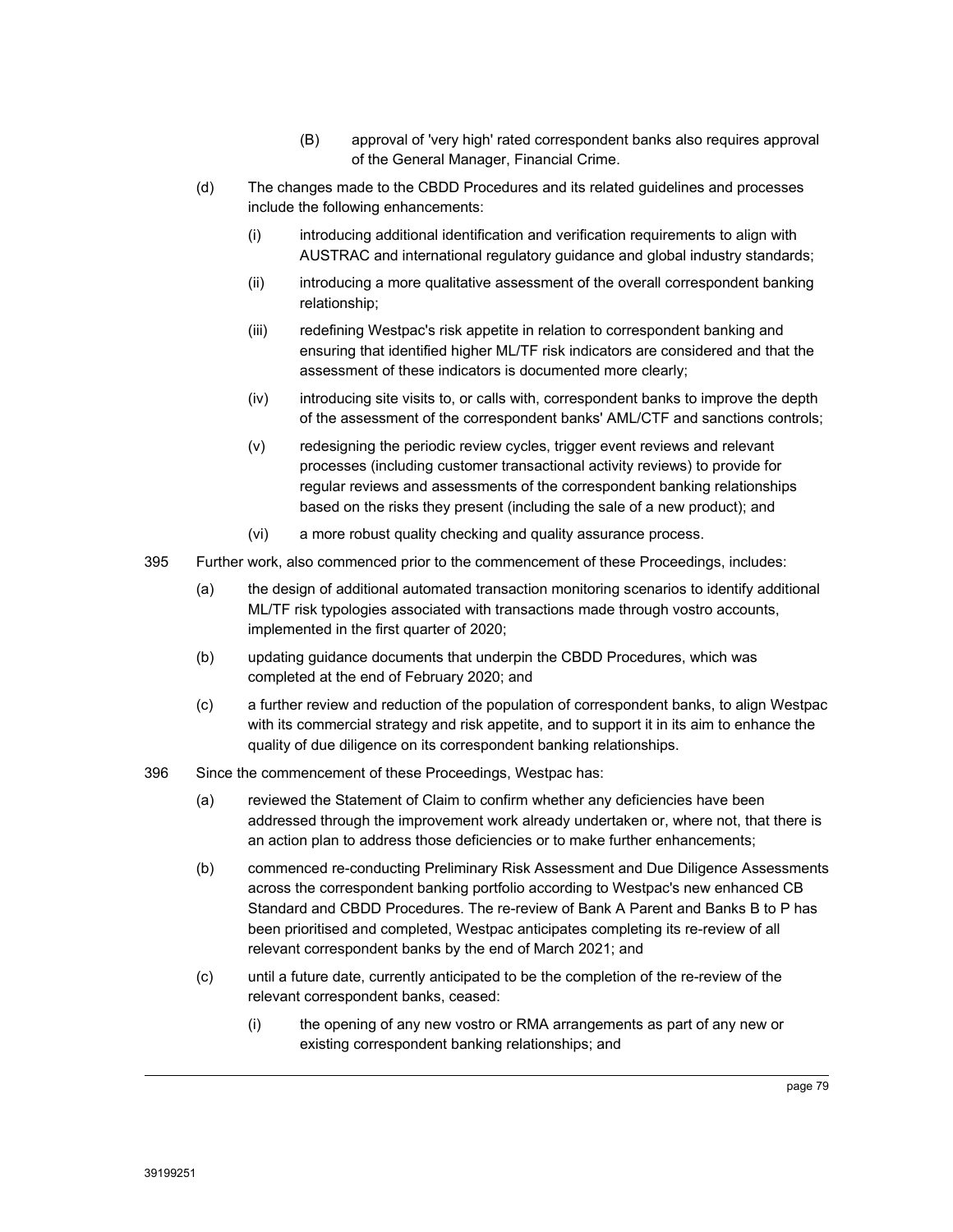(B) approval of 'very high' rated correspondent banks also requires approval of the General Manager, Financial Crime.

(d) The changes made to the CBDD Procedures and its related guidelines and processes include the following enhancements:

(i) introducing additional identification and verification requirements to align with AUSTRAC and international regulatory guidance and global industry standards;

(ii) introducing a more qualitative assessment of the overall correspondent banking relationship;

(iii) redefining Westpac's risk appetite in relation to correspondent banking and ensuring that identified higher ML/TF risk indicators are considered and that the assessment of these indicators is documented more clearly;

(iv) introducing site visits to, or calls with, correspondent banks to improve the depth of the assessment of the correspondent banks' AML/CTF and sanctions controls;

(v) redesigning the periodic review cycles, trigger event reviews and relevant processes (including customer transactional activity reviews) to provide for regular reviews and assessments of the correspondent banking relationships based on the risks they present (including the sale of a new product); and

(vi) a more robust quality checking and quality assurance process.

395 Further work, also commenced prior to the commencement of these Proceedings, includes:

(a) the design of additional automated transaction monitoring scenarios to identify additional ML/TF risk typologies associated with transactions made through vostro accounts, implemented in the first quarter of 2020;

(b) updating guidance documents that underpin the CBDD Procedures, which was completed at the end of February 2020; and

(c) a further review and reduction of the population of correspondent banks, to align Westpac with its commercial strategy and risk appetite, and to support it in its aim to enhance the quality of due diligence on its correspondent banking relationships.

396 Since the commencement of these Proceedings, Westpac has:

(a) reviewed the Statement of Claim to confirm whether any deficiencies have been addressed through the improvement work already undertaken or, where not, that there is an action plan to address those deficiencies or to make further enhancements;

(b) commenced re-conducting Preliminary Risk Assessment and Due Diligence Assessments across the correspondent banking portfolio according to Westpac's new enhanced CB Standard and CBDD Procedures. The re-review of Bank A Parent and Banks B to P has been prioritised and completed, Westpac anticipates completing its re-review of all relevant correspondent banks by the end of March 2021; and

(c) until a future date, currently anticipated to be the completion of the re-review of the relevant correspondent banks, ceased:

(i) the opening of any new vostro or RMA arrangements as part of any new or existing correspondent banking relationships; and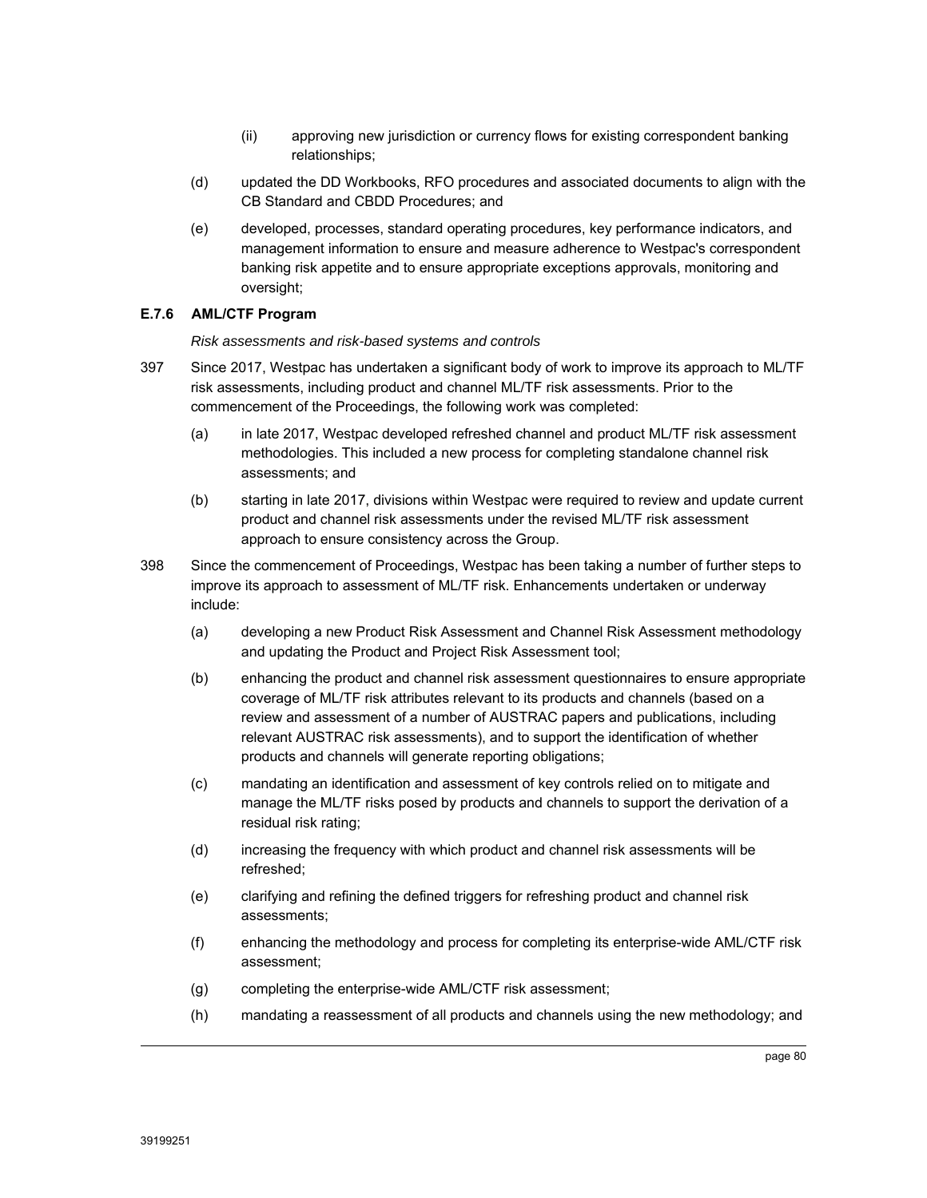(ii) approving new jurisdiction or currency flows for existing correspondent banking relationships;

(d) updated the DD Workbooks, RFO procedures and associated documents to align with the CB Standard and CBDD Procedures; and

(e) developed, processes, standard operating procedures, key performance indicators, and management information to ensure and measure adherence to Westpac's correspondent banking risk appetite and to ensure appropriate exceptions approvals, monitoring and oversight;

### E.7.6 AML/CTF Program

*Risk assessments and risk-based systems and controls*

397 Since 2017, Westpac has undertaken a significant body of work to improve its approach to ML/TF risk assessments, including product and channel ML/TF risk assessments. Prior to the commencement of the Proceedings, the following work was completed:

(a) in late 2017, Westpac developed refreshed channel and product ML/TF risk assessment methodologies. This included a new process for completing standalone channel risk assessments; and

(b) starting in late 2017, divisions within Westpac were required to review and update current product and channel risk assessments under the revised ML/TF risk assessment approach to ensure consistency across the Group.

398 Since the commencement of Proceedings, Westpac has been taking a number of further steps to improve its approach to assessment of ML/TF risk. Enhancements undertaken or underway include:

(a) developing a new Product Risk Assessment and Channel Risk Assessment methodology and updating the Product and Project Risk Assessment tool;

(b) enhancing the product and channel risk assessment questionnaires to ensure appropriate coverage of ML/TF risk attributes relevant to its products and channels (based on a review and assessment of a number of AUSTRAC papers and publications, including relevant AUSTRAC risk assessments), and to support the identification of whether products and channels will generate reporting obligations;

(c) mandating an identification and assessment of key controls relied on to mitigate and manage the ML/TF risks posed by products and channels to support the derivation of a residual risk rating;

(d) increasing the frequency with which product and channel risk assessments will be refreshed;

(e) clarifying and refining the defined triggers for refreshing product and channel risk assessments;

(f) enhancing the methodology and process for completing its enterprise-wide AML/CTF risk assessment;

(g) completing the enterprise-wide AML/CTF risk assessment;

(h) mandating a reassessment of all products and channels using the new methodology; and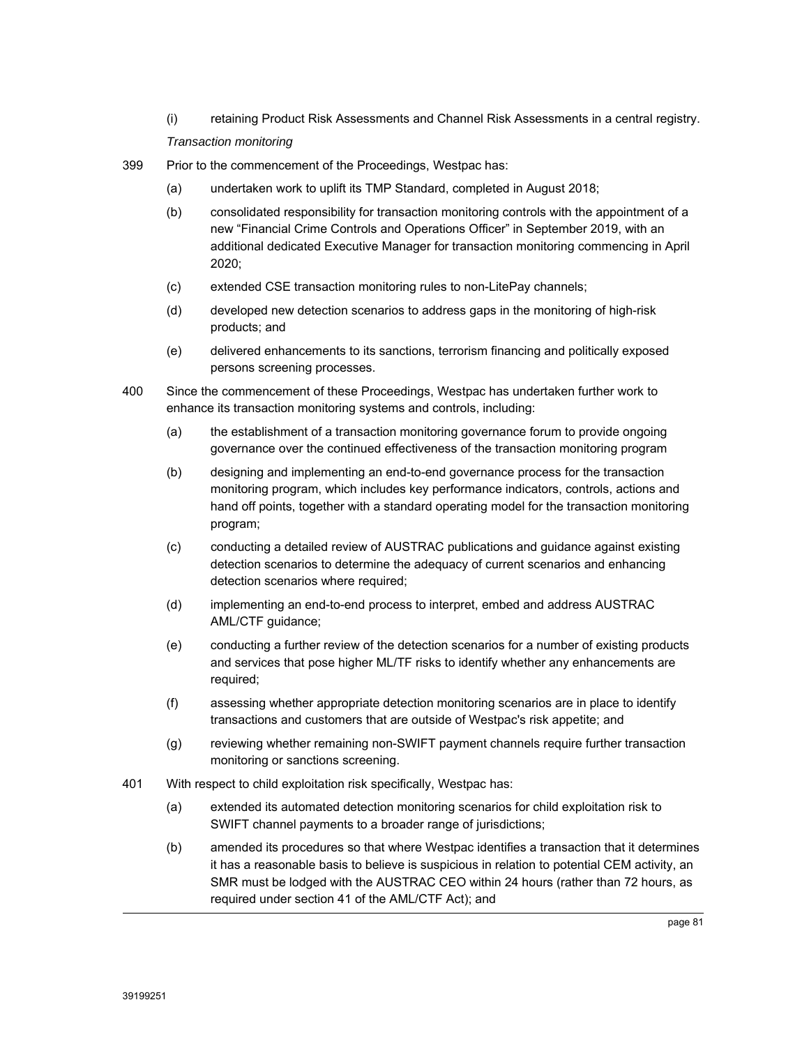(i) retaining Product Risk Assessments and Channel Risk Assessments in a central registry.

*Transaction monitoring*

399 Prior to the commencement of the Proceedings, Westpac has:

(a) undertaken work to uplift its TMP Standard, completed in August 2018;

(b) consolidated responsibility for transaction monitoring controls with the appointment of a new "Financial Crime Controls and Operations Officer" in September 2019, with an additional dedicated Executive Manager for transaction monitoring commencing in April 2020;

(c) extended CSE transaction monitoring rules to non-LitePay channels;

(d) developed new detection scenarios to address gaps in the monitoring of high-risk products; and

(e) delivered enhancements to its sanctions, terrorism financing and politically exposed persons screening processes.

400 Since the commencement of these Proceedings, Westpac has undertaken further work to enhance its transaction monitoring systems and controls, including:

(a) the establishment of a transaction monitoring governance forum to provide ongoing governance over the continued effectiveness of the transaction monitoring program

(b) designing and implementing an end-to-end governance process for the transaction monitoring program, which includes key performance indicators, controls, actions and hand off points, together with a standard operating model for the transaction monitoring program;

(c) conducting a detailed review of AUSTRAC publications and guidance against existing detection scenarios to determine the adequacy of current scenarios and enhancing detection scenarios where required;

(d) implementing an end-to-end process to interpret, embed and address AUSTRAC AML/CTF guidance;

(e) conducting a further review of the detection scenarios for a number of existing products and services that pose higher ML/TF risks to identify whether any enhancements are required;

(f) assessing whether appropriate detection monitoring scenarios are in place to identify transactions and customers that are outside of Westpac's risk appetite; and

(g) reviewing whether remaining non-SWIFT payment channels require further transaction monitoring or sanctions screening.

401 With respect to child exploitation risk specifically, Westpac has:

(a) extended its automated detection monitoring scenarios for child exploitation risk to SWIFT channel payments to a broader range of jurisdictions;

(b) amended its procedures so that where Westpac identifies a transaction that it determines it has a reasonable basis to believe is suspicious in relation to potential CEM activity, an SMR must be lodged with the AUSTRAC CEO within 24 hours (rather than 72 hours, as required under section 41 of the AML/CTF Act); and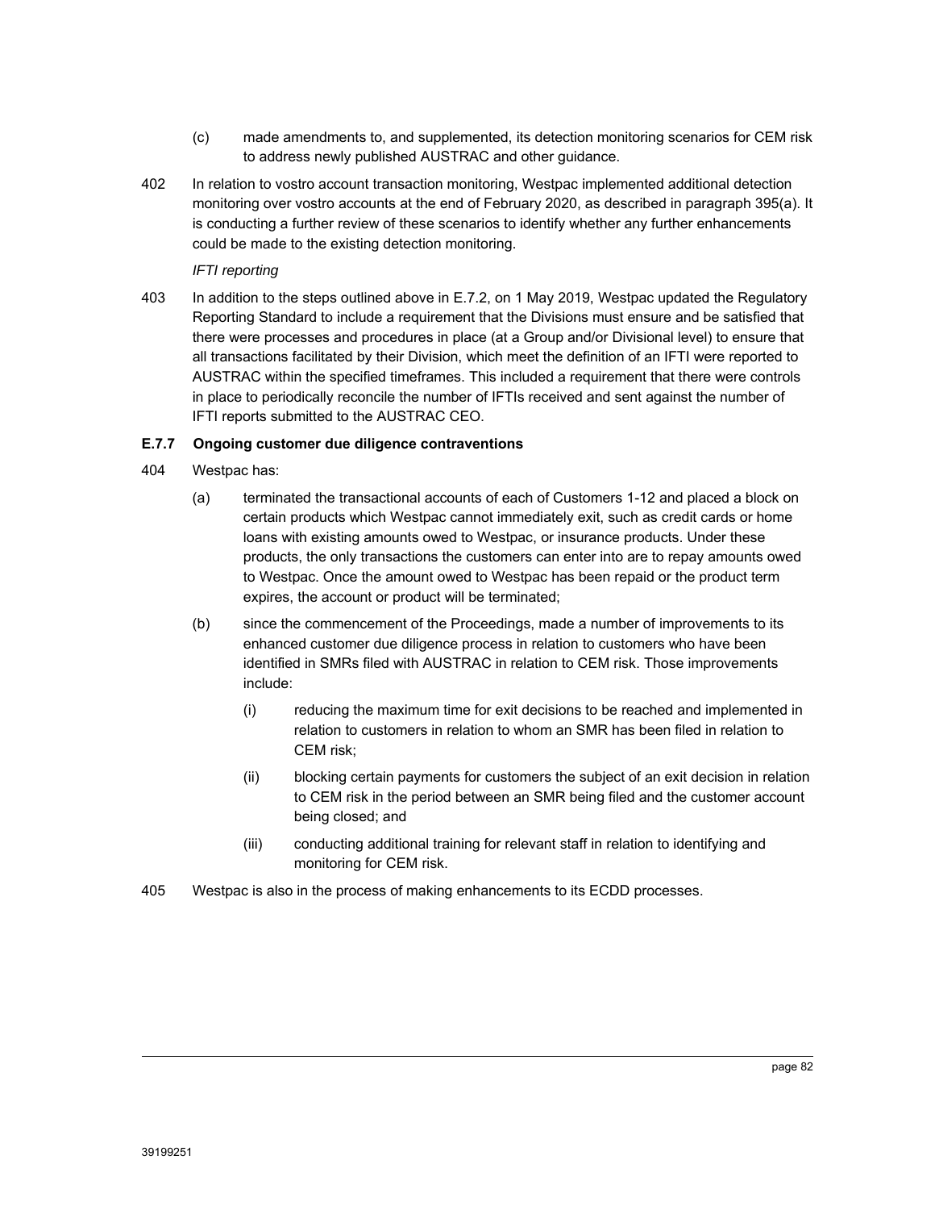(c) made amendments to, and supplemented, its detection monitoring scenarios for CEM risk to address newly published AUSTRAC and other guidance.

402 In relation to vostro account transaction monitoring, Westpac implemented additional detection monitoring over vostro accounts at the end of February 2020, as described in paragraph 395(a). It is conducting a further review of these scenarios to identify whether any further enhancements could be made to the existing detection monitoring.

*IFTI reporting*

403 In addition to the steps outlined above in E.7.2, on 1 May 2019, Westpac updated the Regulatory Reporting Standard to include a requirement that the Divisions must ensure and be satisfied that there were processes and procedures in place (at a Group and/or Divisional level) to ensure that all transactions facilitated by their Division, which meet the definition of an IFTI were reported to AUSTRAC within the specified timeframes. This included a requirement that there were controls in place to periodically reconcile the number of IFTIs received and sent against the number of IFTI reports submitted to the AUSTRAC CEO.

### E.7.7 Ongoing customer due diligence contraventions

404 Westpac has:

(a) terminated the transactional accounts of each of Customers 1-12 and placed a block on certain products which Westpac cannot immediately exit, such as credit cards or home loans with existing amounts owed to Westpac, or insurance products. Under these products, the only transactions the customers can enter into are to repay amounts owed to Westpac. Once the amount owed to Westpac has been repaid or the product term expires, the account or product will be terminated;

(b) since the commencement of the Proceedings, made a number of improvements to its enhanced customer due diligence process in relation to customers who have been identified in SMRs filed with AUSTRAC in relation to CEM risk. Those improvements include:

(i) reducing the maximum time for exit decisions to be reached and implemented in relation to customers in relation to whom an SMR has been filed in relation to CEM risk;

(ii) blocking certain payments for customers the subject of an exit decision in relation to CEM risk in the period between an SMR being filed and the customer account being closed; and

(iii) conducting additional training for relevant staff in relation to identifying and monitoring for CEM risk.

405 Westpac is also in the process of making enhancements to its ECDD processes.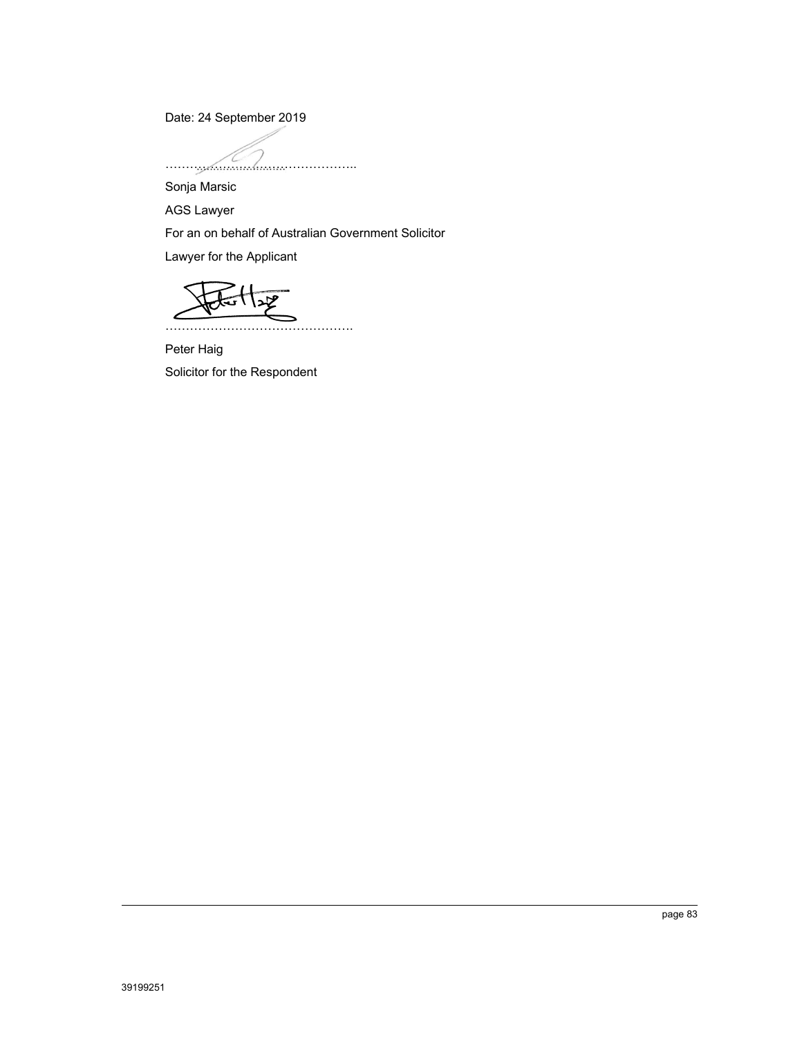Date: 24 September 2019

………………………………………..

Sonja Marsic

AGS Lawyer

For an on behalf of Australian Government Solicitor

Lawyer for the Applicant

……………………………………….

Peter Haig

Solicitor for the Respondent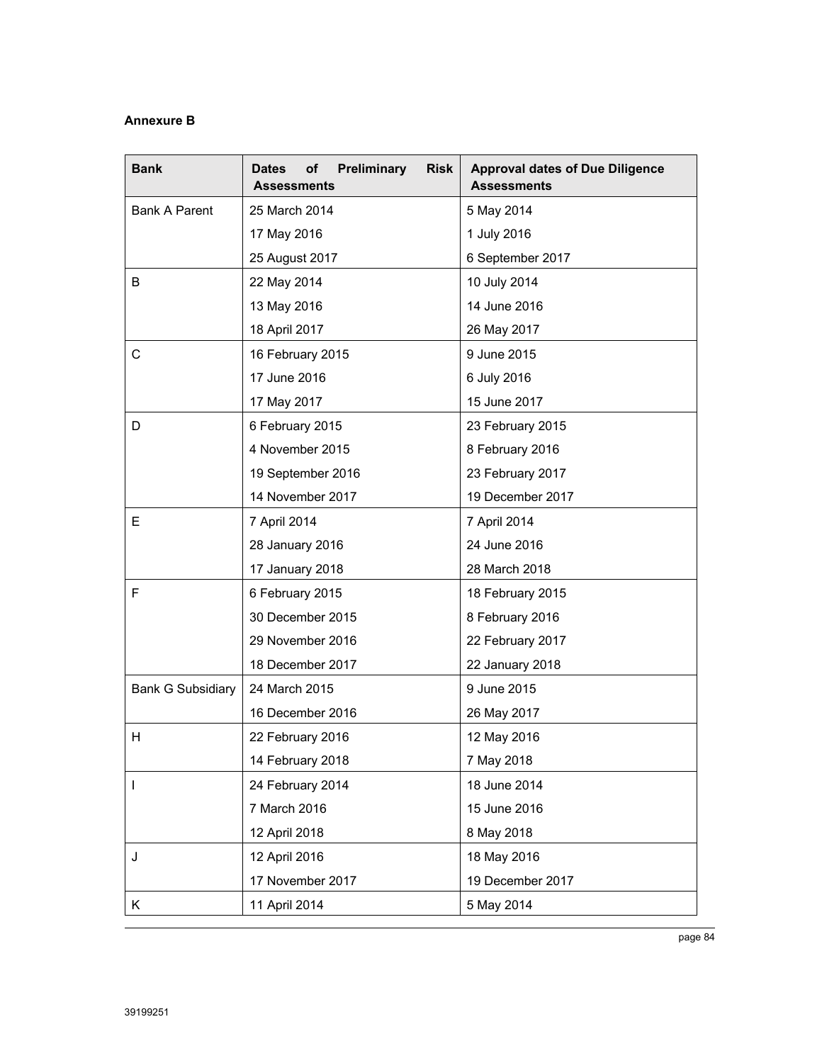**Annexure B**

| Bank | Dates of Preliminary Risk Assessments | Approval dates of Due Diligence Assessments |
|---|---|---|
| Bank A Parent | 25 March 2014 | 5 May 2014 |
| | 17 May 2016 | 1 July 2016 |
| | 25 August 2017 | 6 September 2017 |
| B | 22 May 2014 | 10 July 2014 |
| | 13 May 2016 | 14 June 2016 |
| | 18 April 2017 | 26 May 2017 |
| C | 16 February 2015 | 9 June 2015 |
| | 17 June 2016 | 6 July 2016 |
| | 17 May 2017 | 15 June 2017 |
| D | 6 February 2015 | 23 February 2015 |
| | 4 November 2015 | 8 February 2016 |
| | 19 September 2016 | 23 February 2017 |
| | 14 November 2017 | 19 December 2017 |
| E | 7 April 2014 | 7 April 2014 |
| | 28 January 2016 | 24 June 2016 |
| | 17 January 2018 | 28 March 2018 |
| F | 6 February 2015 | 18 February 2015 |
| | 30 December 2015 | 8 February 2016 |
| | 29 November 2016 | 22 February 2017 |
| | 18 December 2017 | 22 January 2018 |
| Bank G Subsidiary | 24 March 2015 | 9 June 2015 |
| | 16 December 2016 | 26 May 2017 |
| H | 22 February 2016 | 12 May 2016 |
| | 14 February 2018 | 7 May 2018 |
| I | 24 February 2014 | 18 June 2014 |
| | 7 March 2016 | 15 June 2016 |
| | 12 April 2018 | 8 May 2018 |
| J | 12 April 2016 | 18 May 2016 |
| | 17 November 2017 | 19 December 2017 |
| K | 11 April 2014 | 5 May 2014 |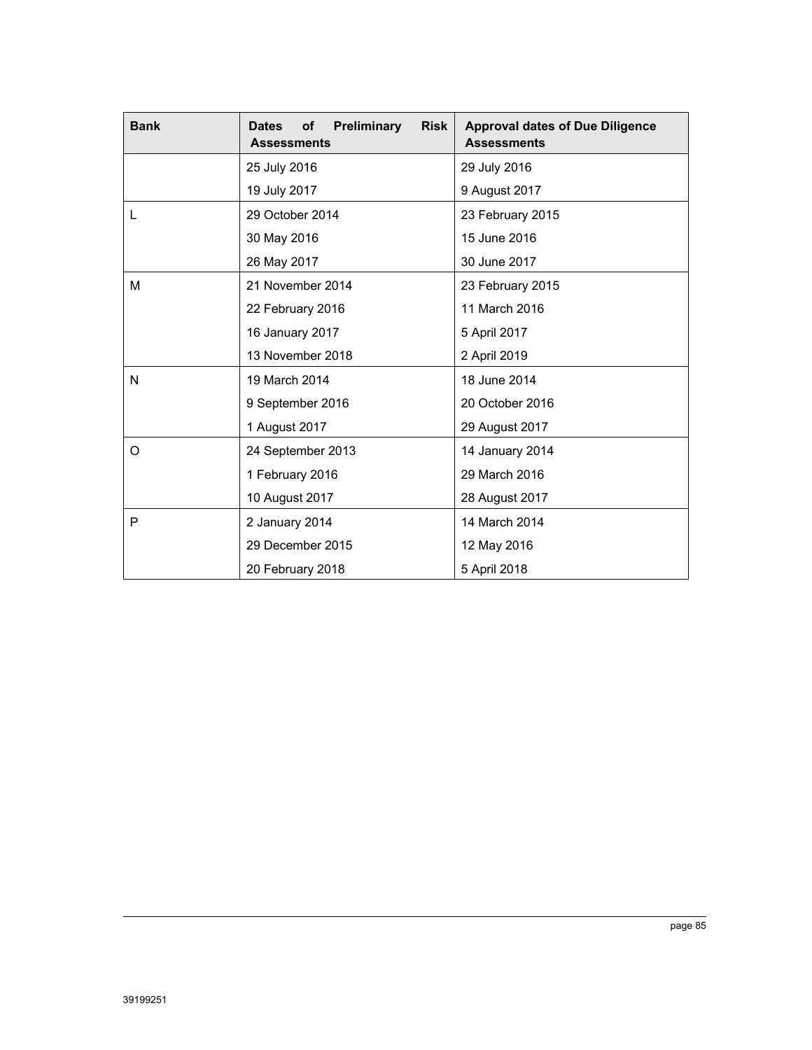| Bank | Dates of Preliminary Risk Assessments | Approval dates of Due Diligence Assessments |
|---|---|---|
| | 25 July 2016 | 29 July 2016 |
| | 19 July 2017 | 9 August 2017 |
| L | 29 October 2014 | 23 February 2015 |
| | 30 May 2016 | 15 June 2016 |
| | 26 May 2017 | 30 June 2017 |
| M | 21 November 2014 | 23 February 2015 |
| | 22 February 2016 | 11 March 2016 |
| | 16 January 2017 | 5 April 2017 |
| | 13 November 2018 | 2 April 2019 |
| N | 19 March 2014 | 18 June 2014 |
| | 9 September 2016 | 20 October 2016 |
| | 1 August 2017 | 29 August 2017 |
| O | 24 September 2013 | 14 January 2014 |
| | 1 February 2016 | 29 March 2016 |
| | 10 August 2017 | 28 August 2017 |
| P | 2 January 2014 | 14 March 2014 |
| | 29 December 2015 | 12 May 2016 |
| | 20 February 2018 | 5 April 2018 |

39199251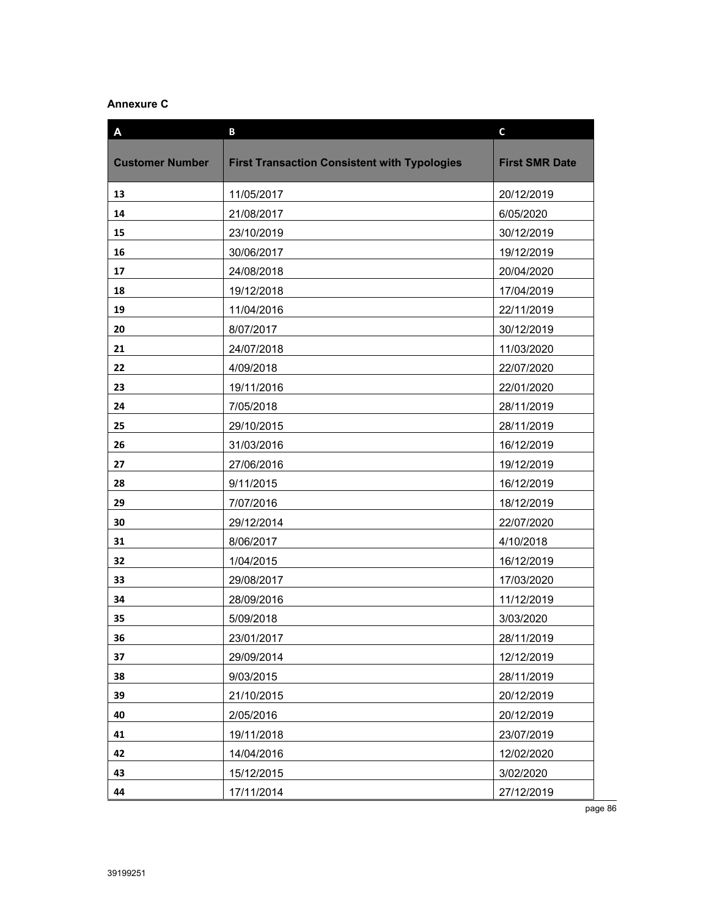**Annexure C**

| A | B | C |
|---|---|---|
| **Customer Number** | **First Transaction Consistent with Typologies** | **First SMR Date** |
| 13 | 11/05/2017 | 20/12/2019 |
| 14 | 21/08/2017 | 6/05/2020 |
| 15 | 23/10/2019 | 30/12/2019 |
| 16 | 30/06/2017 | 19/12/2019 |
| 17 | 24/08/2018 | 20/04/2020 |
| 18 | 19/12/2018 | 17/04/2019 |
| 19 | 11/04/2016 | 22/11/2019 |
| 20 | 8/07/2017 | 30/12/2019 |
| 21 | 24/07/2018 | 11/03/2020 |
| 22 | 4/09/2018 | 22/07/2020 |
| 23 | 19/11/2016 | 22/01/2020 |
| 24 | 7/05/2018 | 28/11/2019 |
| 25 | 29/10/2015 | 28/11/2019 |
| 26 | 31/03/2016 | 16/12/2019 |
| 27 | 27/06/2016 | 19/12/2019 |
| 28 | 9/11/2015 | 16/12/2019 |
| 29 | 7/07/2016 | 18/12/2019 |
| 30 | 29/12/2014 | 22/07/2020 |
| 31 | 8/06/2017 | 4/10/2018 |
| 32 | 1/04/2015 | 16/12/2019 |
| 33 | 29/08/2017 | 17/03/2020 |
| 34 | 28/09/2016 | 11/12/2019 |
| 35 | 5/09/2018 | 3/03/2020 |
| 36 | 23/01/2017 | 28/11/2019 |
| 37 | 29/09/2014 | 12/12/2019 |
| 38 | 9/03/2015 | 28/11/2019 |
| 39 | 21/10/2015 | 20/12/2019 |
| 40 | 2/05/2016 | 20/12/2019 |
| 41 | 19/11/2018 | 23/07/2019 |
| 42 | 14/04/2016 | 12/02/2020 |
| 43 | 15/12/2015 | 3/02/2020 |
| 44 | 17/11/2014 | 27/12/2019 |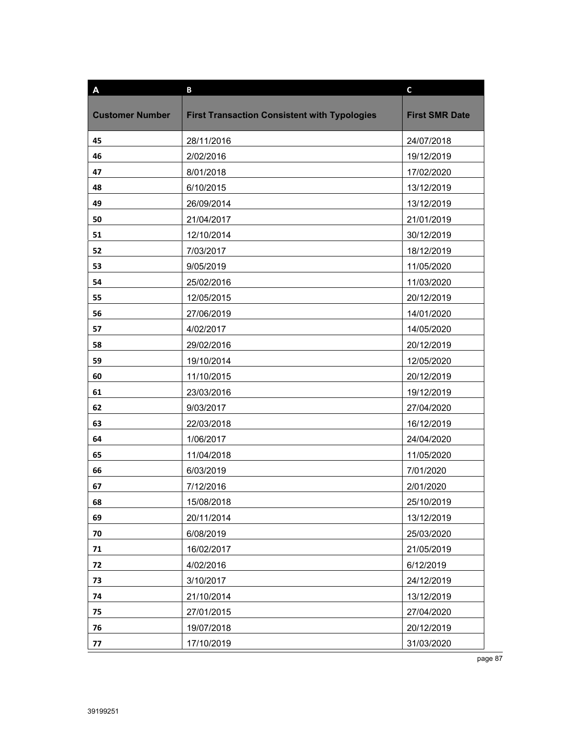| A | B | C |
|---|---|---|
| **Customer Number** | **First Transaction Consistent with Typologies** | **First SMR Date** |
| 45 | 28/11/2016 | 24/07/2018 |
| 46 | 2/02/2016 | 19/12/2019 |
| 47 | 8/01/2018 | 17/02/2020 |
| 48 | 6/10/2015 | 13/12/2019 |
| 49 | 26/09/2014 | 13/12/2019 |
| 50 | 21/04/2017 | 21/01/2019 |
| 51 | 12/10/2014 | 30/12/2019 |
| 52 | 7/03/2017 | 18/12/2019 |
| 53 | 9/05/2019 | 11/05/2020 |
| 54 | 25/02/2016 | 11/03/2020 |
| 55 | 12/05/2015 | 20/12/2019 |
| 56 | 27/06/2019 | 14/01/2020 |
| 57 | 4/02/2017 | 14/05/2020 |
| 58 | 29/02/2016 | 20/12/2019 |
| 59 | 19/10/2014 | 12/05/2020 |
| 60 | 11/10/2015 | 20/12/2019 |
| 61 | 23/03/2016 | 19/12/2019 |
| 62 | 9/03/2017 | 27/04/2020 |
| 63 | 22/03/2018 | 16/12/2019 |
| 64 | 1/06/2017 | 24/04/2020 |
| 65 | 11/04/2018 | 11/05/2020 |
| 66 | 6/03/2019 | 7/01/2020 |
| 67 | 7/12/2016 | 2/01/2020 |
| 68 | 15/08/2018 | 25/10/2019 |
| 69 | 20/11/2014 | 13/12/2019 |
| 70 | 6/08/2019 | 25/03/2020 |
| 71 | 16/02/2017 | 21/05/2019 |
| 72 | 4/02/2016 | 6/12/2019 |
| 73 | 3/10/2017 | 24/12/2019 |
| 74 | 21/10/2014 | 13/12/2019 |
| 75 | 27/01/2015 | 27/04/2020 |
| 76 | 19/07/2018 | 20/12/2019 |
| 77 | 17/10/2019 | 31/03/2020 |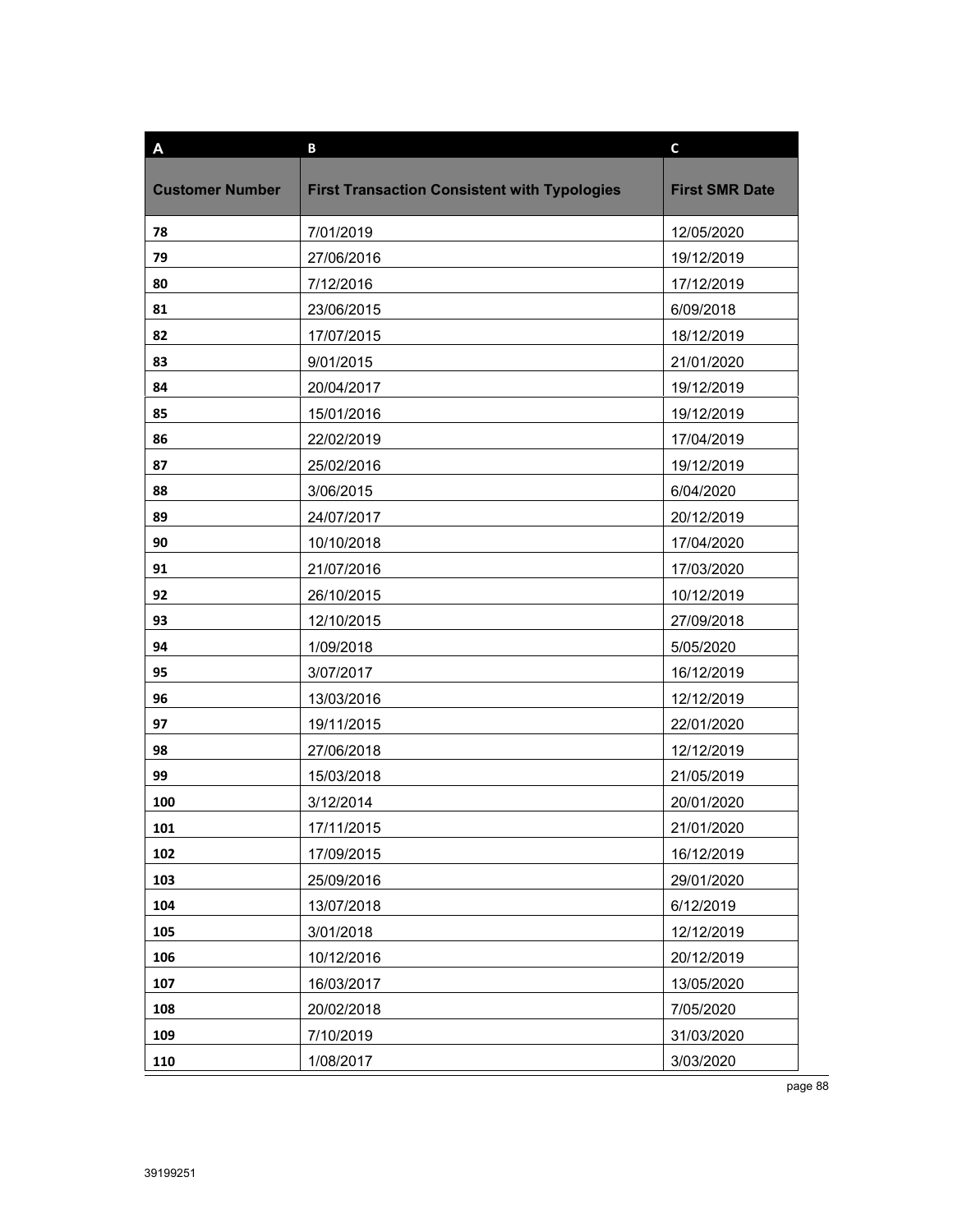| A | B | C |
|---|---|---|
| **Customer Number** | **First Transaction Consistent with Typologies** | **First SMR Date** |
| **78** | 7/01/2019 | 12/05/2020 |
| **79** | 27/06/2016 | 19/12/2019 |
| **80** | 7/12/2016 | 17/12/2019 |
| **81** | 23/06/2015 | 6/09/2018 |
| **82** | 17/07/2015 | 18/12/2019 |
| **83** | 9/01/2015 | 21/01/2020 |
| **84** | 20/04/2017 | 19/12/2019 |
| **85** | 15/01/2016 | 19/12/2019 |
| **86** | 22/02/2019 | 17/04/2019 |
| **87** | 25/02/2016 | 19/12/2019 |
| **88** | 3/06/2015 | 6/04/2020 |
| **89** | 24/07/2017 | 20/12/2019 |
| **90** | 10/10/2018 | 17/04/2020 |
| **91** | 21/07/2016 | 17/03/2020 |
| **92** | 26/10/2015 | 10/12/2019 |
| **93** | 12/10/2015 | 27/09/2018 |
| **94** | 1/09/2018 | 5/05/2020 |
| **95** | 3/07/2017 | 16/12/2019 |
| **96** | 13/03/2016 | 12/12/2019 |
| **97** | 19/11/2015 | 22/01/2020 |
| **98** | 27/06/2018 | 12/12/2019 |
| **99** | 15/03/2018 | 21/05/2019 |
| **100** | 3/12/2014 | 20/01/2020 |
| **101** | 17/11/2015 | 21/01/2020 |
| **102** | 17/09/2015 | 16/12/2019 |
| **103** | 25/09/2016 | 29/01/2020 |
| **104** | 13/07/2018 | 6/12/2019 |
| **105** | 3/01/2018 | 12/12/2019 |
| **106** | 10/12/2016 | 20/12/2019 |
| **107** | 16/03/2017 | 13/05/2020 |
| **108** | 20/02/2018 | 7/05/2020 |
| **109** | 7/10/2019 | 31/03/2020 |
| **110** | 1/08/2017 | 3/03/2020 |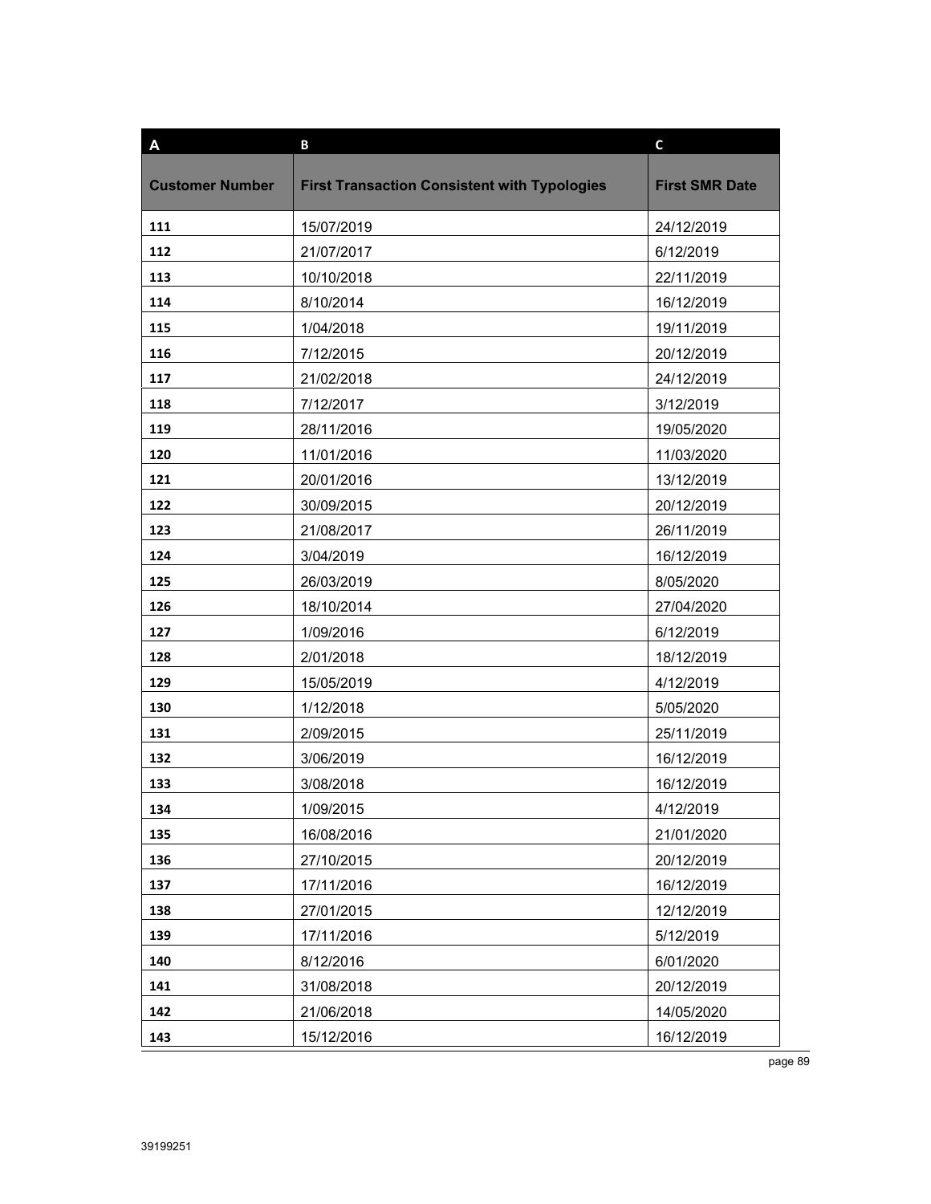| A | B | C |
|---|---|---|
| **Customer Number** | **First Transaction Consistent with Typologies** | **First SMR Date** |
| **111** | 15/07/2019 | 24/12/2019 |
| **112** | 21/07/2017 | 6/12/2019 |
| **113** | 10/10/2018 | 22/11/2019 |
| **114** | 8/10/2014 | 16/12/2019 |
| **115** | 1/04/2018 | 19/11/2019 |
| **116** | 7/12/2015 | 20/12/2019 |
| **117** | 21/02/2018 | 24/12/2019 |
| **118** | 7/12/2017 | 3/12/2019 |
| **119** | 28/11/2016 | 19/05/2020 |
| **120** | 11/01/2016 | 11/03/2020 |
| **121** | 20/01/2016 | 13/12/2019 |
| **122** | 30/09/2015 | 20/12/2019 |
| **123** | 21/08/2017 | 26/11/2019 |
| **124** | 3/04/2019 | 16/12/2019 |
| **125** | 26/03/2019 | 8/05/2020 |
| **126** | 18/10/2014 | 27/04/2020 |
| **127** | 1/09/2016 | 6/12/2019 |
| **128** | 2/01/2018 | 18/12/2019 |
| **129** | 15/05/2019 | 4/12/2019 |
| **130** | 1/12/2018 | 5/05/2020 |
| **131** | 2/09/2015 | 25/11/2019 |
| **132** | 3/06/2019 | 16/12/2019 |
| **133** | 3/08/2018 | 16/12/2019 |
| **134** | 1/09/2015 | 4/12/2019 |
| **135** | 16/08/2016 | 21/01/2020 |
| **136** | 27/10/2015 | 20/12/2019 |
| **137** | 17/11/2016 | 16/12/2019 |
| **138** | 27/01/2015 | 12/12/2019 |
| **139** | 17/11/2016 | 5/12/2019 |
| **140** | 8/12/2016 | 6/01/2020 |
| **141** | 31/08/2018 | 20/12/2019 |
| **142** | 21/06/2018 | 14/05/2020 |
| **143** | 15/12/2016 | 16/12/2019 |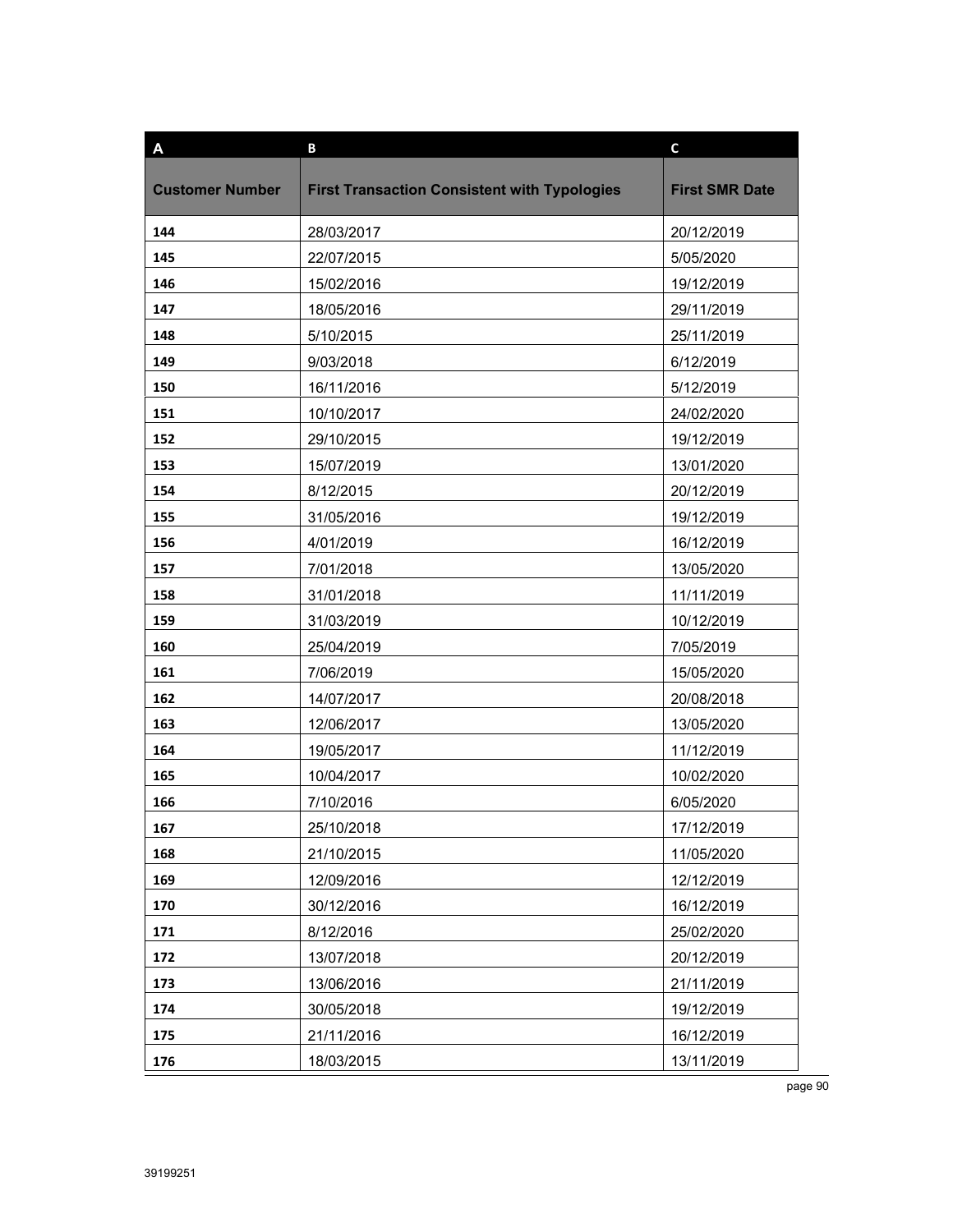| A | B | C |
| --- | --- | --- |
| **Customer Number** | **First Transaction Consistent with Typologies** | **First SMR Date** |
| **144** | 28/03/2017 | 20/12/2019 |
| **145** | 22/07/2015 | 5/05/2020 |
| **146** | 15/02/2016 | 19/12/2019 |
| **147** | 18/05/2016 | 29/11/2019 |
| **148** | 5/10/2015 | 25/11/2019 |
| **149** | 9/03/2018 | 6/12/2019 |
| **150** | 16/11/2016 | 5/12/2019 |
| **151** | 10/10/2017 | 24/02/2020 |
| **152** | 29/10/2015 | 19/12/2019 |
| **153** | 15/07/2019 | 13/01/2020 |
| **154** | 8/12/2015 | 20/12/2019 |
| **155** | 31/05/2016 | 19/12/2019 |
| **156** | 4/01/2019 | 16/12/2019 |
| **157** | 7/01/2018 | 13/05/2020 |
| **158** | 31/01/2018 | 11/11/2019 |
| **159** | 31/03/2019 | 10/12/2019 |
| **160** | 25/04/2019 | 7/05/2019 |
| **161** | 7/06/2019 | 15/05/2020 |
| **162** | 14/07/2017 | 20/08/2018 |
| **163** | 12/06/2017 | 13/05/2020 |
| **164** | 19/05/2017 | 11/12/2019 |
| **165** | 10/04/2017 | 10/02/2020 |
| **166** | 7/10/2016 | 6/05/2020 |
| **167** | 25/10/2018 | 17/12/2019 |
| **168** | 21/10/2015 | 11/05/2020 |
| **169** | 12/09/2016 | 12/12/2019 |
| **170** | 30/12/2016 | 16/12/2019 |
| **171** | 8/12/2016 | 25/02/2020 |
| **172** | 13/07/2018 | 20/12/2019 |
| **173** | 13/06/2016 | 21/11/2019 |
| **174** | 30/05/2018 | 19/12/2019 |
| **175** | 21/11/2016 | 16/12/2019 |
| **176** | 18/03/2015 | 13/11/2019 |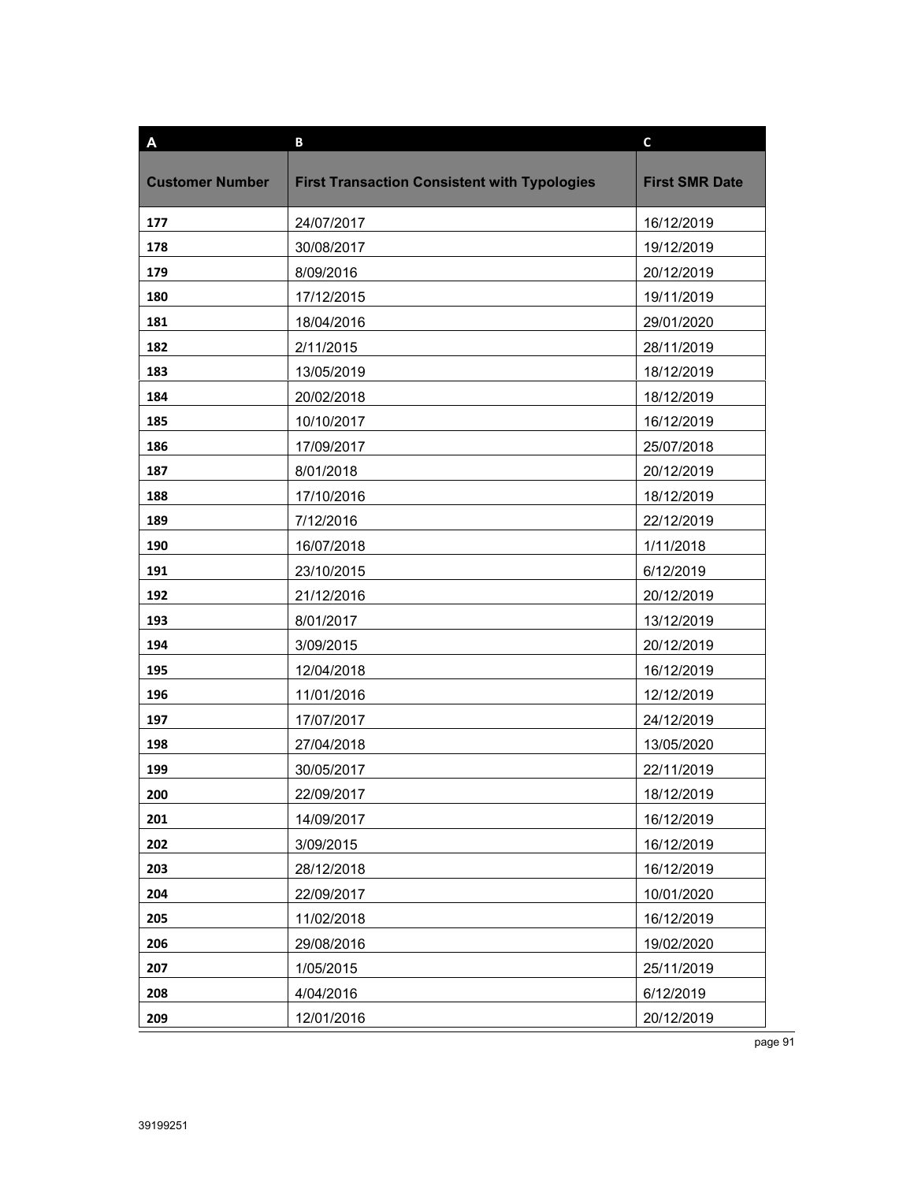| A | B | C |
|---|---|---|
| **Customer Number** | **First Transaction Consistent with Typologies** | **First SMR Date** |
| 177 | 24/07/2017 | 16/12/2019 |
| 178 | 30/08/2017 | 19/12/2019 |
| 179 | 8/09/2016 | 20/12/2019 |
| 180 | 17/12/2015 | 19/11/2019 |
| 181 | 18/04/2016 | 29/01/2020 |
| 182 | 2/11/2015 | 28/11/2019 |
| 183 | 13/05/2019 | 18/12/2019 |
| 184 | 20/02/2018 | 18/12/2019 |
| 185 | 10/10/2017 | 16/12/2019 |
| 186 | 17/09/2017 | 25/07/2018 |
| 187 | 8/01/2018 | 20/12/2019 |
| 188 | 17/10/2016 | 18/12/2019 |
| 189 | 7/12/2016 | 22/12/2019 |
| 190 | 16/07/2018 | 1/11/2018 |
| 191 | 23/10/2015 | 6/12/2019 |
| 192 | 21/12/2016 | 20/12/2019 |
| 193 | 8/01/2017 | 13/12/2019 |
| 194 | 3/09/2015 | 20/12/2019 |
| 195 | 12/04/2018 | 16/12/2019 |
| 196 | 11/01/2016 | 12/12/2019 |
| 197 | 17/07/2017 | 24/12/2019 |
| 198 | 27/04/2018 | 13/05/2020 |
| 199 | 30/05/2017 | 22/11/2019 |
| 200 | 22/09/2017 | 18/12/2019 |
| 201 | 14/09/2017 | 16/12/2019 |
| 202 | 3/09/2015 | 16/12/2019 |
| 203 | 28/12/2018 | 16/12/2019 |
| 204 | 22/09/2017 | 10/01/2020 |
| 205 | 11/02/2018 | 16/12/2019 |
| 206 | 29/08/2016 | 19/02/2020 |
| 207 | 1/05/2015 | 25/11/2019 |
| 208 | 4/04/2016 | 6/12/2019 |
| 209 | 12/01/2016 | 20/12/2019 |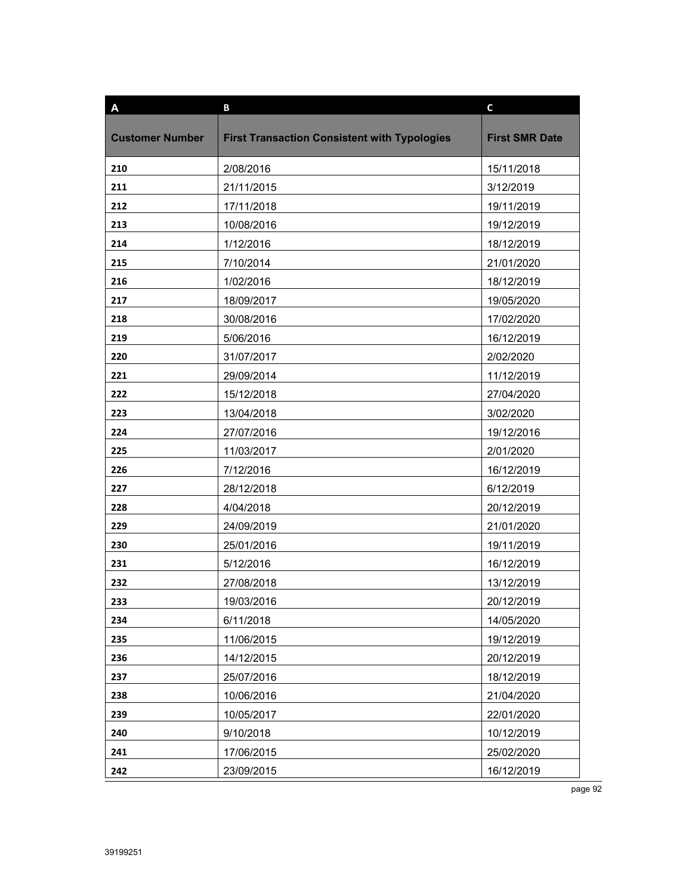| A | B | C |
|---|---|---|
| **Customer Number** | **First Transaction Consistent with Typologies** | **First SMR Date** |
| **210** | 2/08/2016 | 15/11/2018 |
| **211** | 21/11/2015 | 3/12/2019 |
| **212** | 17/11/2018 | 19/11/2019 |
| **213** | 10/08/2016 | 19/12/2019 |
| **214** | 1/12/2016 | 18/12/2019 |
| **215** | 7/10/2014 | 21/01/2020 |
| **216** | 1/02/2016 | 18/12/2019 |
| **217** | 18/09/2017 | 19/05/2020 |
| **218** | 30/08/2016 | 17/02/2020 |
| **219** | 5/06/2016 | 16/12/2019 |
| **220** | 31/07/2017 | 2/02/2020 |
| **221** | 29/09/2014 | 11/12/2019 |
| **222** | 15/12/2018 | 27/04/2020 |
| **223** | 13/04/2018 | 3/02/2020 |
| **224** | 27/07/2016 | 19/12/2016 |
| **225** | 11/03/2017 | 2/01/2020 |
| **226** | 7/12/2016 | 16/12/2019 |
| **227** | 28/12/2018 | 6/12/2019 |
| **228** | 4/04/2018 | 20/12/2019 |
| **229** | 24/09/2019 | 21/01/2020 |
| **230** | 25/01/2016 | 19/11/2019 |
| **231** | 5/12/2016 | 16/12/2019 |
| **232** | 27/08/2018 | 13/12/2019 |
| **233** | 19/03/2016 | 20/12/2019 |
| **234** | 6/11/2018 | 14/05/2020 |
| **235** | 11/06/2015 | 19/12/2019 |
| **236** | 14/12/2015 | 20/12/2019 |
| **237** | 25/07/2016 | 18/12/2019 |
| **238** | 10/06/2016 | 21/04/2020 |
| **239** | 10/05/2017 | 22/01/2020 |
| **240** | 9/10/2018 | 10/12/2019 |
| **241** | 17/06/2015 | 25/02/2020 |
| **242** | 23/09/2015 | 16/12/2019 |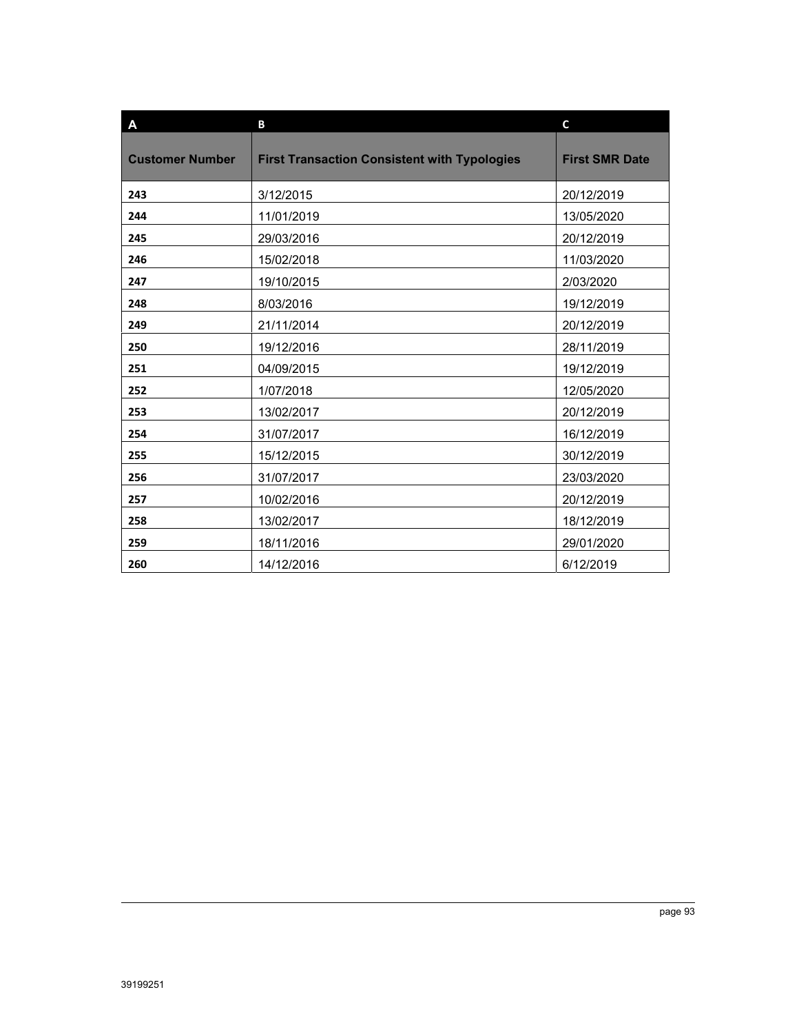| A | B | C |
|---|---|---|
| **Customer Number** | **First Transaction Consistent with Typologies** | **First SMR Date** |
| **243** | 3/12/2015 | 20/12/2019 |
| **244** | 11/01/2019 | 13/05/2020 |
| **245** | 29/03/2016 | 20/12/2019 |
| **246** | 15/02/2018 | 11/03/2020 |
| **247** | 19/10/2015 | 2/03/2020 |
| **248** | 8/03/2016 | 19/12/2019 |
| **249** | 21/11/2014 | 20/12/2019 |
| **250** | 19/12/2016 | 28/11/2019 |
| **251** | 04/09/2015 | 19/12/2019 |
| **252** | 1/07/2018 | 12/05/2020 |
| **253** | 13/02/2017 | 20/12/2019 |
| **254** | 31/07/2017 | 16/12/2019 |
| **255** | 15/12/2015 | 30/12/2019 |
| **256** | 31/07/2017 | 23/03/2020 |
| **257** | 10/02/2016 | 20/12/2019 |
| **258** | 13/02/2017 | 18/12/2019 |
| **259** | 18/11/2016 | 29/01/2020 |
| **260** | 14/12/2016 | 6/12/2019 |

39199251